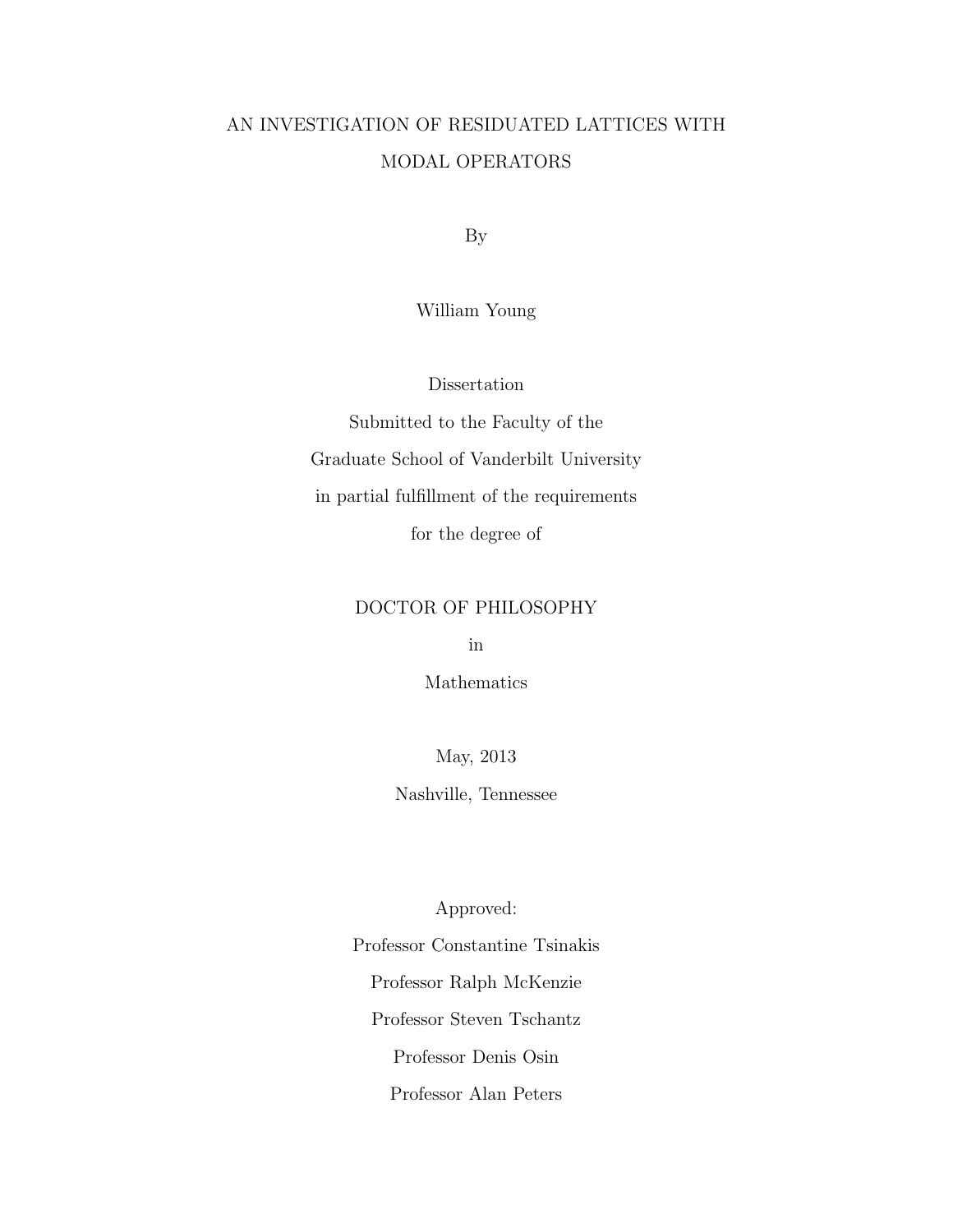# AN INVESTIGATION OF RESIDUATED LATTICES WITH MODAL OPERATORS

By

William Young

Dissertation

Submitted to the Faculty of the

Graduate School of Vanderbilt University

in partial fulfillment of the requirements

for the degree of

DOCTOR OF PHILOSOPHY

in

Mathematics

May, 2013

Nashville, Tennessee

Approved:

Professor Constantine Tsinakis

Professor Ralph McKenzie

Professor Steven Tschantz

Professor Denis Osin

Professor Alan Peters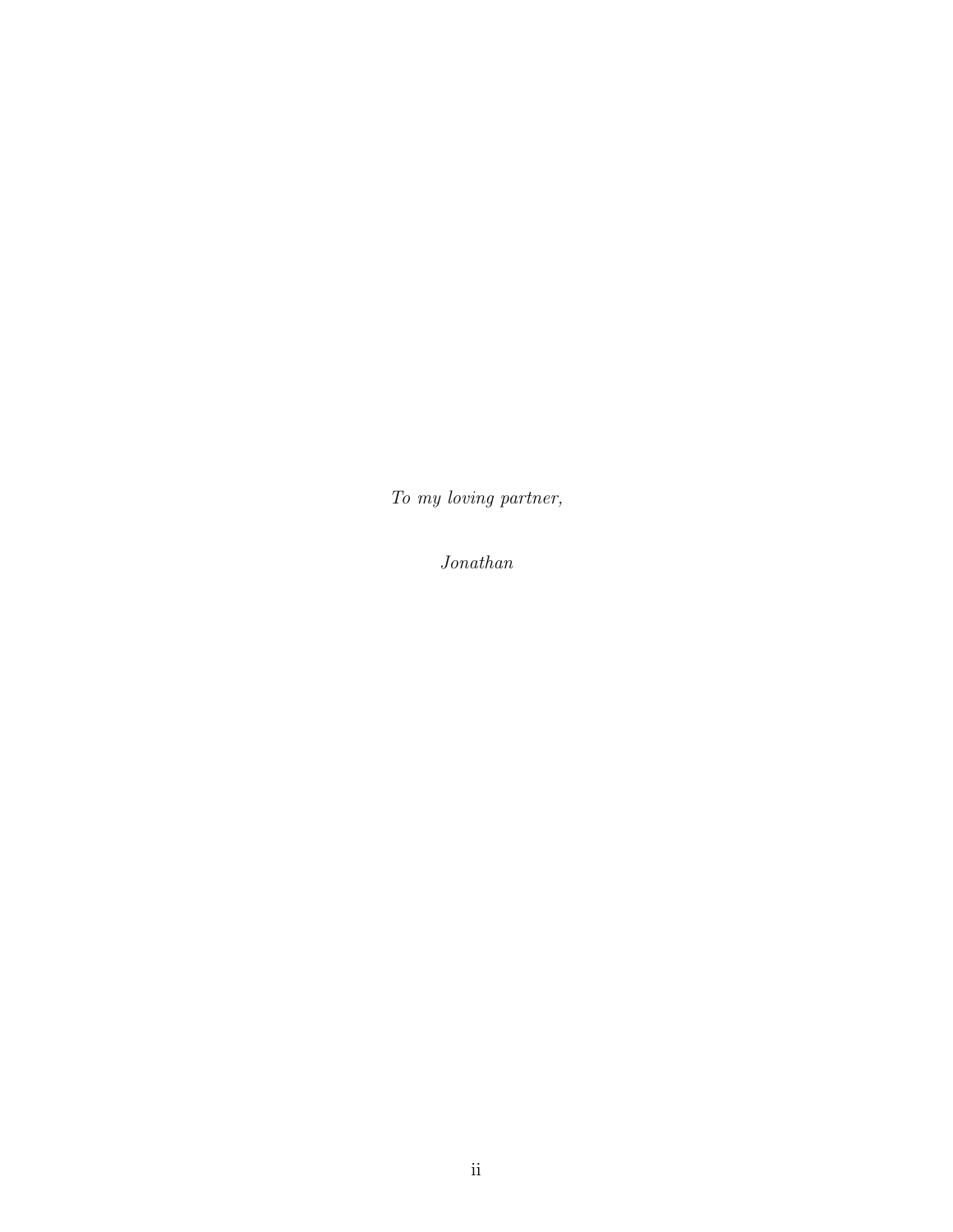*To my loving partner,*

*Jonathan*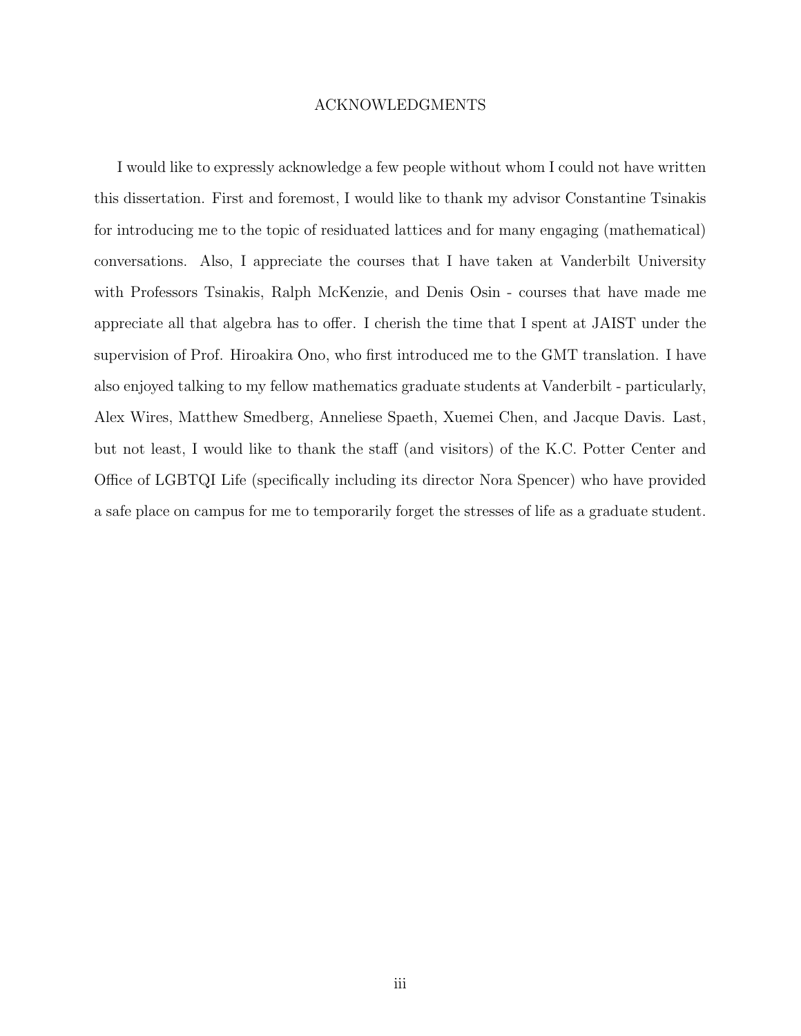# ACKNOWLEDGMENTS

I would like to expressly acknowledge a few people without whom I could not have written this dissertation. First and foremost, I would like to thank my advisor Constantine Tsinakis for introducing me to the topic of residuated lattices and for many engaging (mathematical) conversations. Also, I appreciate the courses that I have taken at Vanderbilt University with Professors Tsinakis, Ralph McKenzie, and Denis Osin - courses that have made me appreciate all that algebra has to offer. I cherish the time that I spent at JAIST under the supervision of Prof. Hiroakira Ono, who first introduced me to the GMT translation. I have also enjoyed talking to my fellow mathematics graduate students at Vanderbilt - particularly, Alex Wires, Matthew Smedberg, Anneliese Spaeth, Xuemei Chen, and Jacque Davis. Last, but not least, I would like to thank the staff (and visitors) of the K.C. Potter Center and Office of LGBTQI Life (specifically including its director Nora Spencer) who have provided a safe place on campus for me to temporarily forget the stresses of life as a graduate student.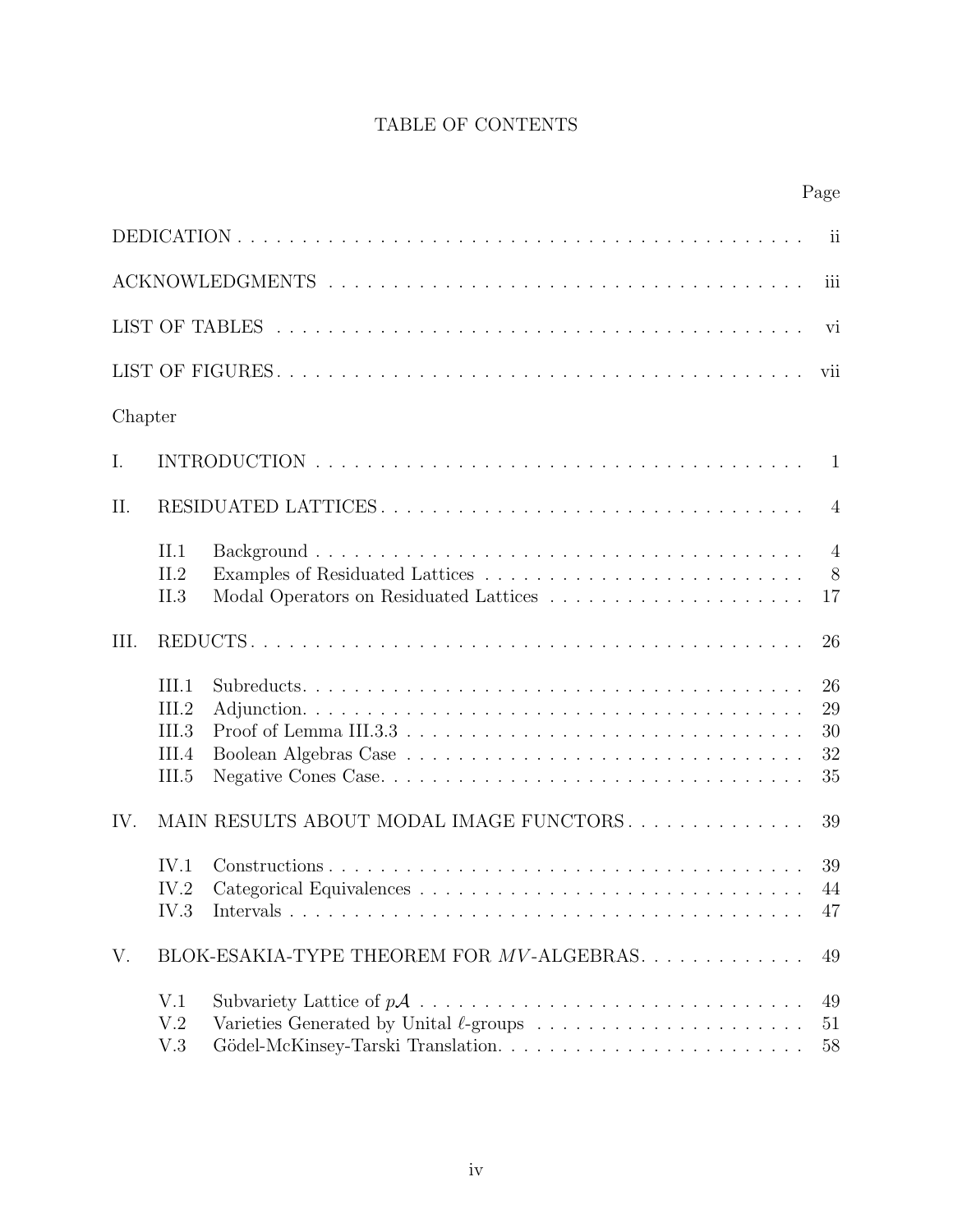# TABLE OF CONTENTS

| | | Page |
|---|---|---|
| DEDICATION | | ii |
| ACKNOWLEDGMENTS | | iii |
| LIST OF TABLES | | vi |
| LIST OF FIGURES | | vii |
| Chapter | | |
| I. | INTRODUCTION | 1 |
| II. | RESIDUATED LATTICES | 4 |
| | II.1 Background | 4 |
| | II.2 Examples of Residuated Lattices | 8 |
| | II.3 Modal Operators on Residuated Lattices | 17 |
| III. | REDUCTS | 26 |
| | III.1 Subreducts. | 26 |
| | III.2 Adjunction. | 29 |
| | III.3 Proof of Lemma III.3.3 | 30 |
| | III.4 Boolean Algebras Case | 32 |
| | III.5 Negative Cones Case. | 35 |
| IV. | MAIN RESULTS ABOUT MODAL IMAGE FUNCTORS | 39 |
| | IV.1 Constructions | 39 |
| | IV.2 Categorical Equivalences | 44 |
| | IV.3 Intervals | 47 |
| V. | BLOK-ESAKIA-TYPE THEOREM FOR $MV$-ALGEBRAS | 49 |
| | V.1 Subvariety Lattice of $p\mathcal{A}$ | 49 |
| | V.2 Varieties Generated by Unital $\ell$-groups | 51 |
| | V.3 Gödel-McKinsey-Tarski Translation. | 58 |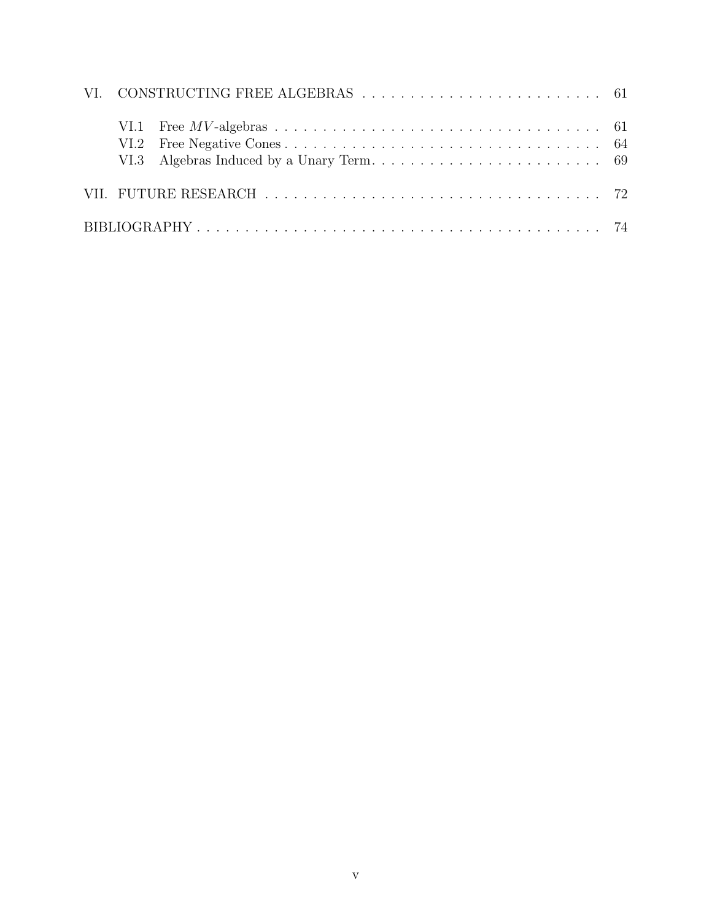VI. CONSTRUCTING FREE ALGEBRAS . . . . . . . . . . . . . . . . . . . . . . . . . . 61

VI.1 Free $MV$-algebras . . . . . . . . . . . . . . . . . . . . . . . . . . . . . . . . . . 61
VI.2 Free Negative Cones . . . . . . . . . . . . . . . . . . . . . . . . . . . . . . . . . 64
VI.3 Algebras Induced by a Unary Term . . . . . . . . . . . . . . . . . . . . . . . . . 69

VII. FUTURE RESEARCH . . . . . . . . . . . . . . . . . . . . . . . . . . . . . . . . . . 72

BIBLIOGRAPHY . . . . . . . . . . . . . . . . . . . . . . . . . . . . . . . . . . . . . . . 74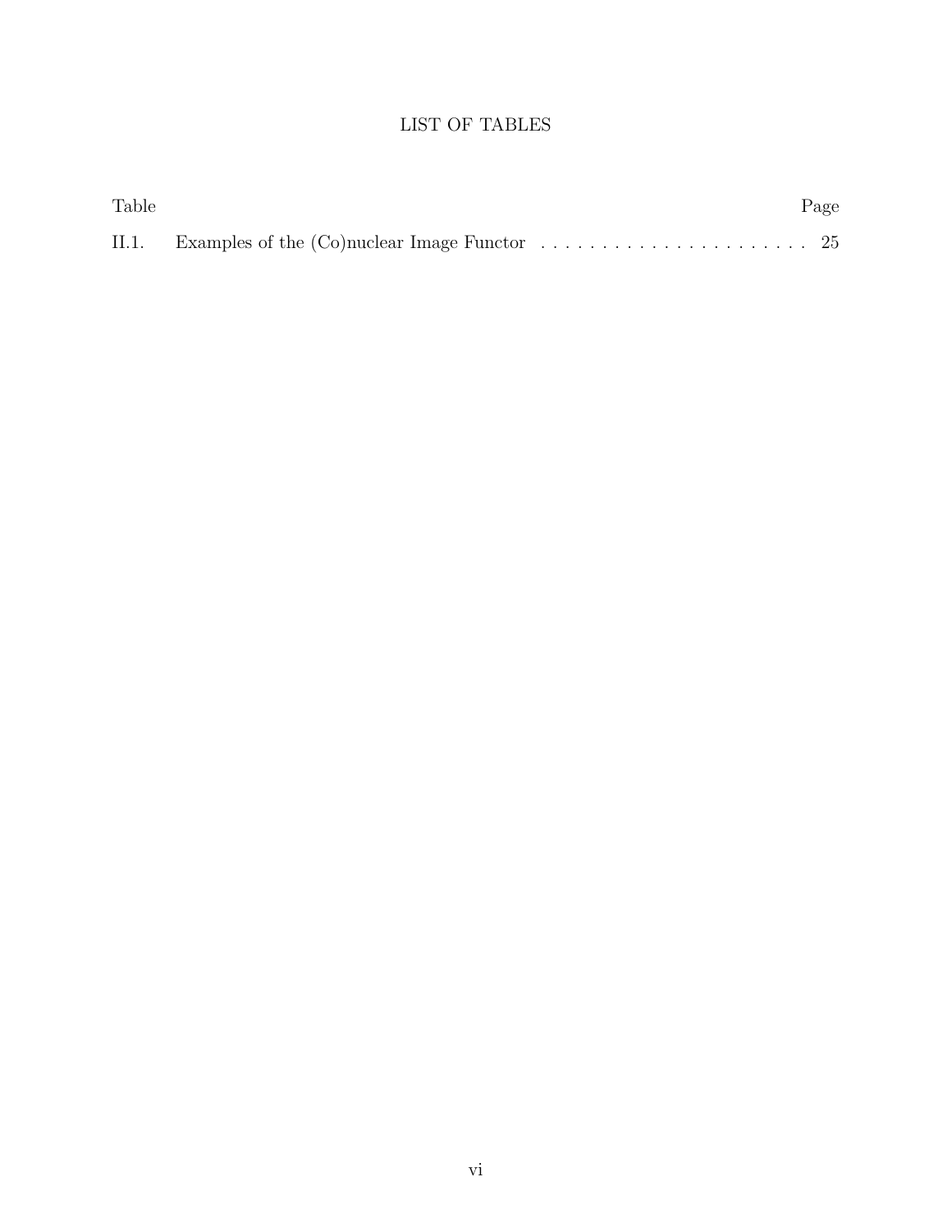# LIST OF TABLES

| Table | | Page |
|---|---|---|
| II.1. | Examples of the (Co)nuclear Image Functor | 25 |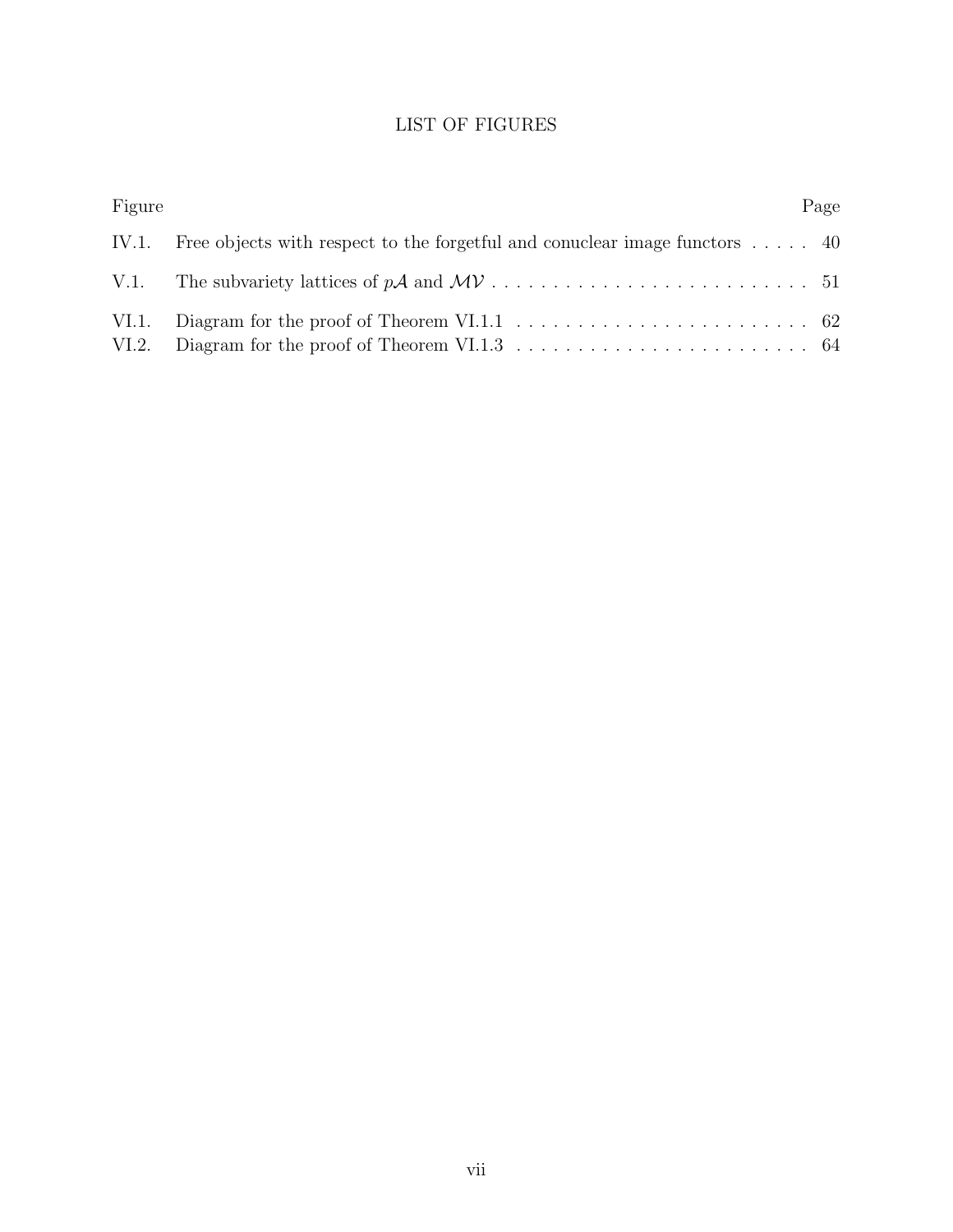# LIST OF FIGURES

| Figure | | Page |
|---|---|---|
| IV.1. | Free objects with respect to the forgetful and conuclear image functors | 40 |
| V.1. | The subvariety lattices of $p\mathcal{A}$ and $\mathcal{MV}$ | 51 |
| VI.1. | Diagram for the proof of Theorem VI.1.1 | 62 |
| VI.2. | Diagram for the proof of Theorem VI.1.3 | 64 |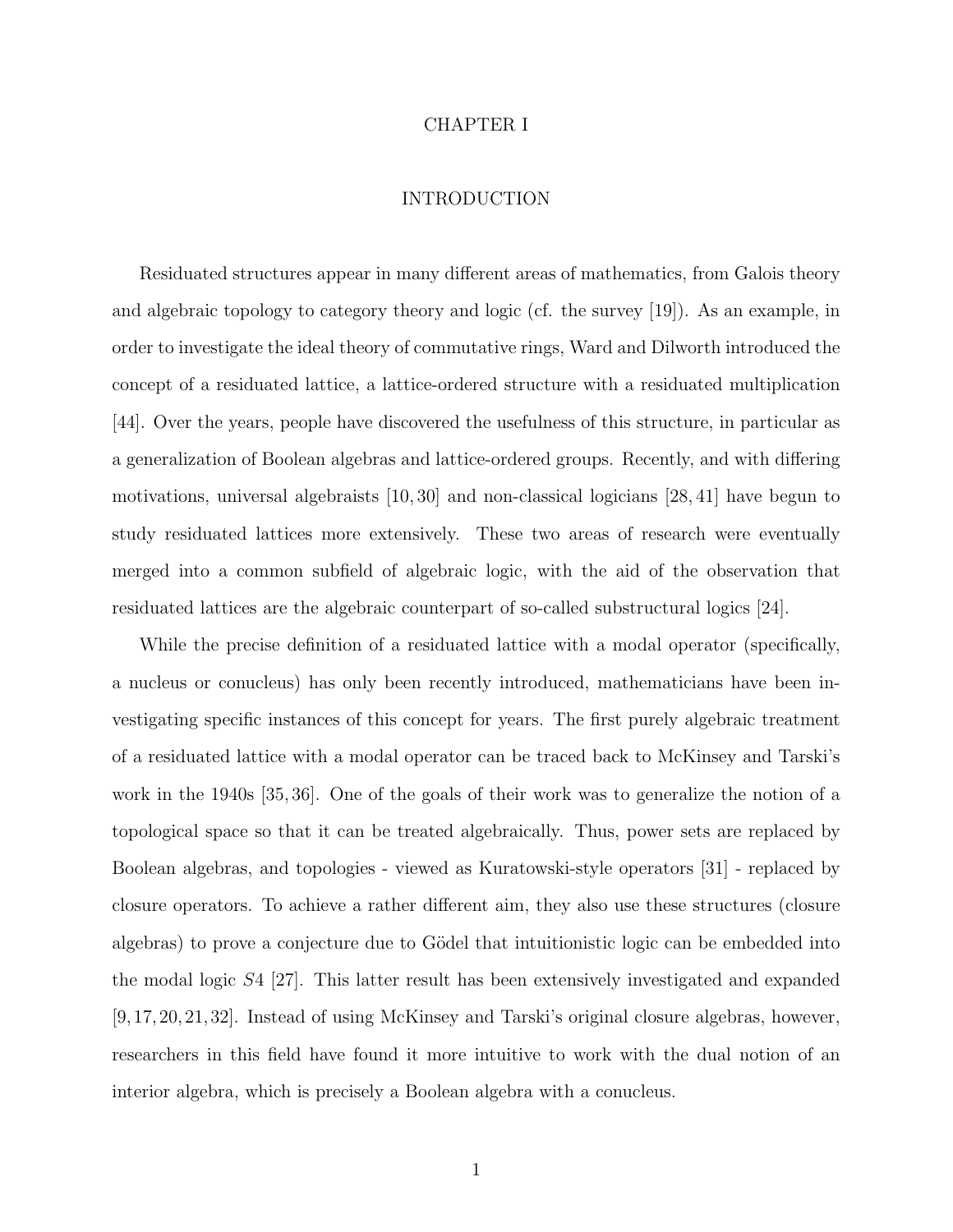# CHAPTER I

## INTRODUCTION

Residuated structures appear in many different areas of mathematics, from Galois theory and algebraic topology to category theory and logic (cf. the survey [19]). As an example, in order to investigate the ideal theory of commutative rings, Ward and Dilworth introduced the concept of a residuated lattice, a lattice-ordered structure with a residuated multiplication [44]. Over the years, people have discovered the usefulness of this structure, in particular as a generalization of Boolean algebras and lattice-ordered groups. Recently, and with differing motivations, universal algebraists [10, 30] and non-classical logicians [28, 41] have begun to study residuated lattices more extensively. These two areas of research were eventually merged into a common subfield of algebraic logic, with the aid of the observation that residuated lattices are the algebraic counterpart of so-called substructural logics [24].

While the precise definition of a residuated lattice with a modal operator (specifically, a nucleus or conucleus) has only been recently introduced, mathematicians have been investigating specific instances of this concept for years. The first purely algebraic treatment of a residuated lattice with a modal operator can be traced back to McKinsey and Tarski's work in the 1940s [35, 36]. One of the goals of their work was to generalize the notion of a topological space so that it can be treated algebraically. Thus, power sets are replaced by Boolean algebras, and topologies - viewed as Kuratowski-style operators [31] - replaced by closure operators. To achieve a rather different aim, they also use these structures (closure algebras) to prove a conjecture due to Gödel that intuitionistic logic can be embedded into the modal logic $S4$ [27]. This latter result has been extensively investigated and expanded [9, 17, 20, 21, 32]. Instead of using McKinsey and Tarski's original closure algebras, however, researchers in this field have found it more intuitive to work with the dual notion of an interior algebra, which is precisely a Boolean algebra with a conucleus.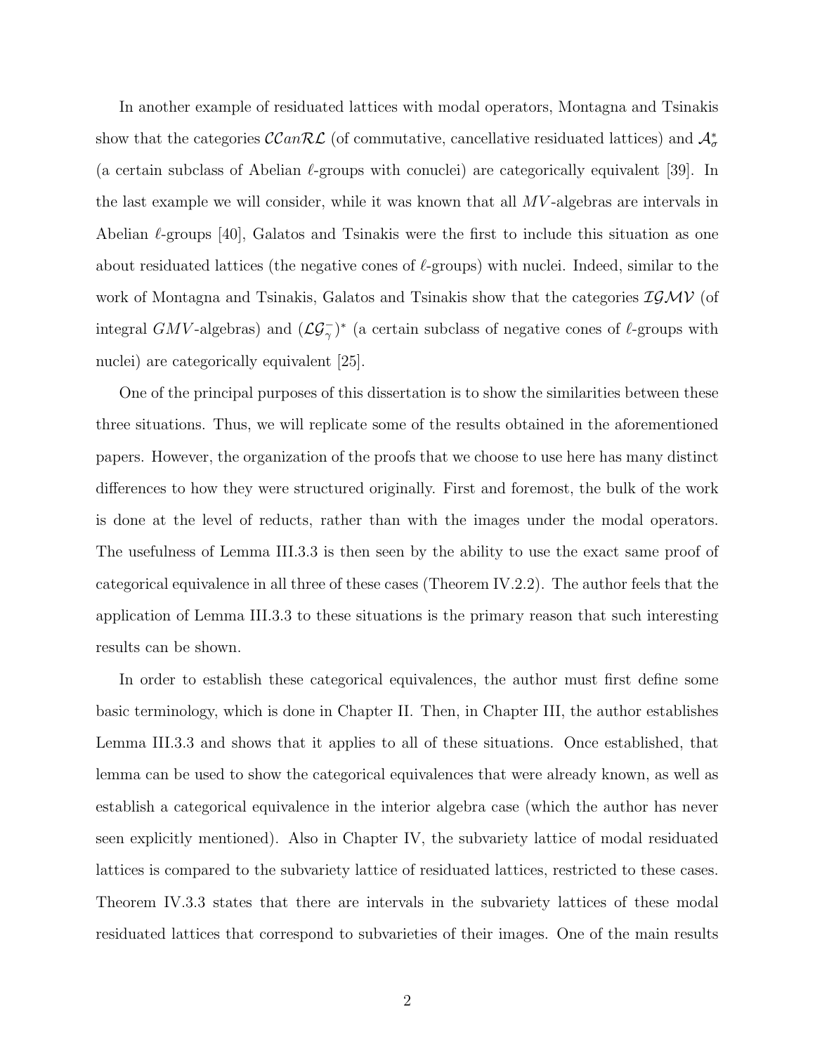In another example of residuated lattices with modal operators, Montagna and Tsinakis show that the categories $\mathcal{CC}an\mathcal{RL}$ (of commutative, cancellative residuated lattices) and $\mathcal{A}^*_\sigma$ (a certain subclass of Abelian $\ell$-groups with conuclei) are categorically equivalent [39]. In the last example we will consider, while it was known that all $MV$-algebras are intervals in Abelian $\ell$-groups [40], Galatos and Tsinakis were the first to include this situation as one about residuated lattices (the negative cones of $\ell$-groups) with nuclei. Indeed, similar to the work of Montagna and Tsinakis, Galatos and Tsinakis show that the categories $\mathcal{IGMV}$ (of integral $GMV$-algebras) and $(\mathcal{LG}^-_\gamma)^*$ (a certain subclass of negative cones of $\ell$-groups with nuclei) are categorically equivalent [25].

One of the principal purposes of this dissertation is to show the similarities between these three situations. Thus, we will replicate some of the results obtained in the aforementioned papers. However, the organization of the proofs that we choose to use here has many distinct differences to how they were structured originally. First and foremost, the bulk of the work is done at the level of reducts, rather than with the images under the modal operators. The usefulness of Lemma III.3.3 is then seen by the ability to use the exact same proof of categorical equivalence in all three of these cases (Theorem IV.2.2). The author feels that the application of Lemma III.3.3 to these situations is the primary reason that such interesting results can be shown.

In order to establish these categorical equivalences, the author must first define some basic terminology, which is done in Chapter II. Then, in Chapter III, the author establishes Lemma III.3.3 and shows that it applies to all of these situations. Once established, that lemma can be used to show the categorical equivalences that were already known, as well as establish a categorical equivalence in the interior algebra case (which the author has never seen explicitly mentioned). Also in Chapter IV, the subvariety lattice of modal residuated lattices is compared to the subvariety lattice of residuated lattices, restricted to these cases. Theorem IV.3.3 states that there are intervals in the subvariety lattices of these modal residuated lattices that correspond to subvarieties of their images. One of the main results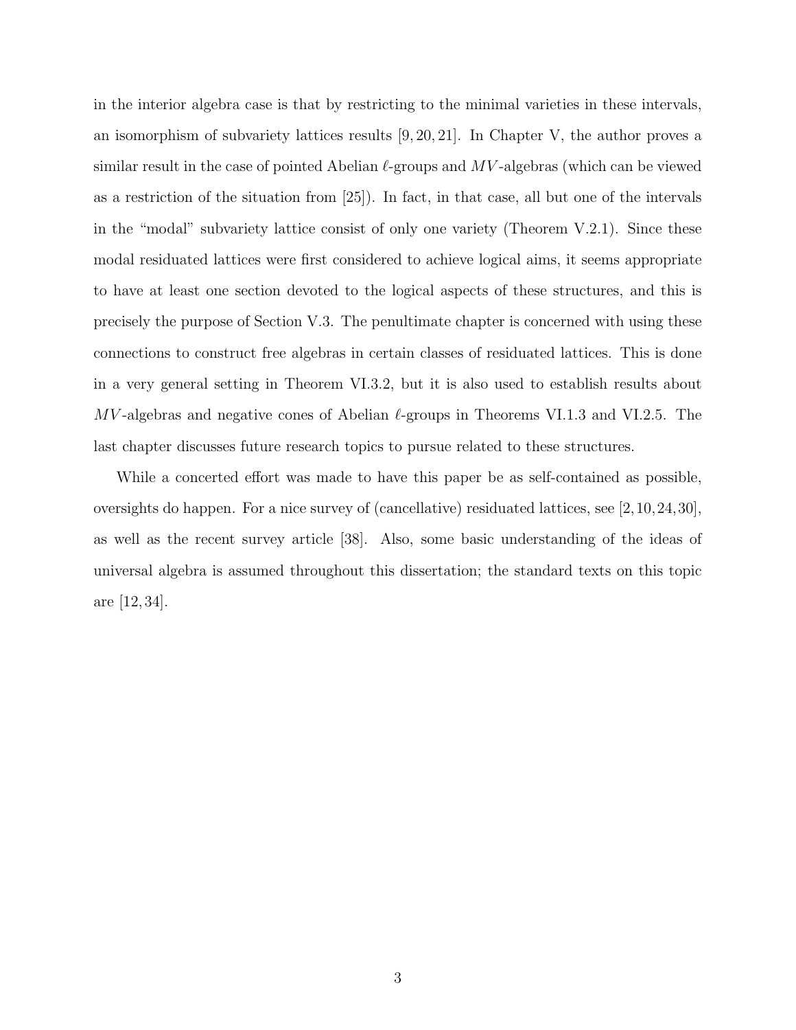in the interior algebra case is that by restricting to the minimal varieties in these intervals, an isomorphism of subvariety lattices results [9, 20, 21]. In Chapter V, the author proves a similar result in the case of pointed Abelian $\ell$-groups and $MV$-algebras (which can be viewed as a restriction of the situation from [25]). In fact, in that case, all but one of the intervals in the "modal" subvariety lattice consist of only one variety (Theorem V.2.1). Since these modal residuated lattices were first considered to achieve logical aims, it seems appropriate to have at least one section devoted to the logical aspects of these structures, and this is precisely the purpose of Section V.3. The penultimate chapter is concerned with using these connections to construct free algebras in certain classes of residuated lattices. This is done in a very general setting in Theorem VI.3.2, but it is also used to establish results about $MV$-algebras and negative cones of Abelian $\ell$-groups in Theorems VI.1.3 and VI.2.5. The last chapter discusses future research topics to pursue related to these structures.

While a concerted effort was made to have this paper be as self-contained as possible, oversights do happen. For a nice survey of (cancellative) residuated lattices, see [2, 10, 24, 30], as well as the recent survey article [38]. Also, some basic understanding of the ideas of universal algebra is assumed throughout this dissertation; the standard texts on this topic are [12, 34].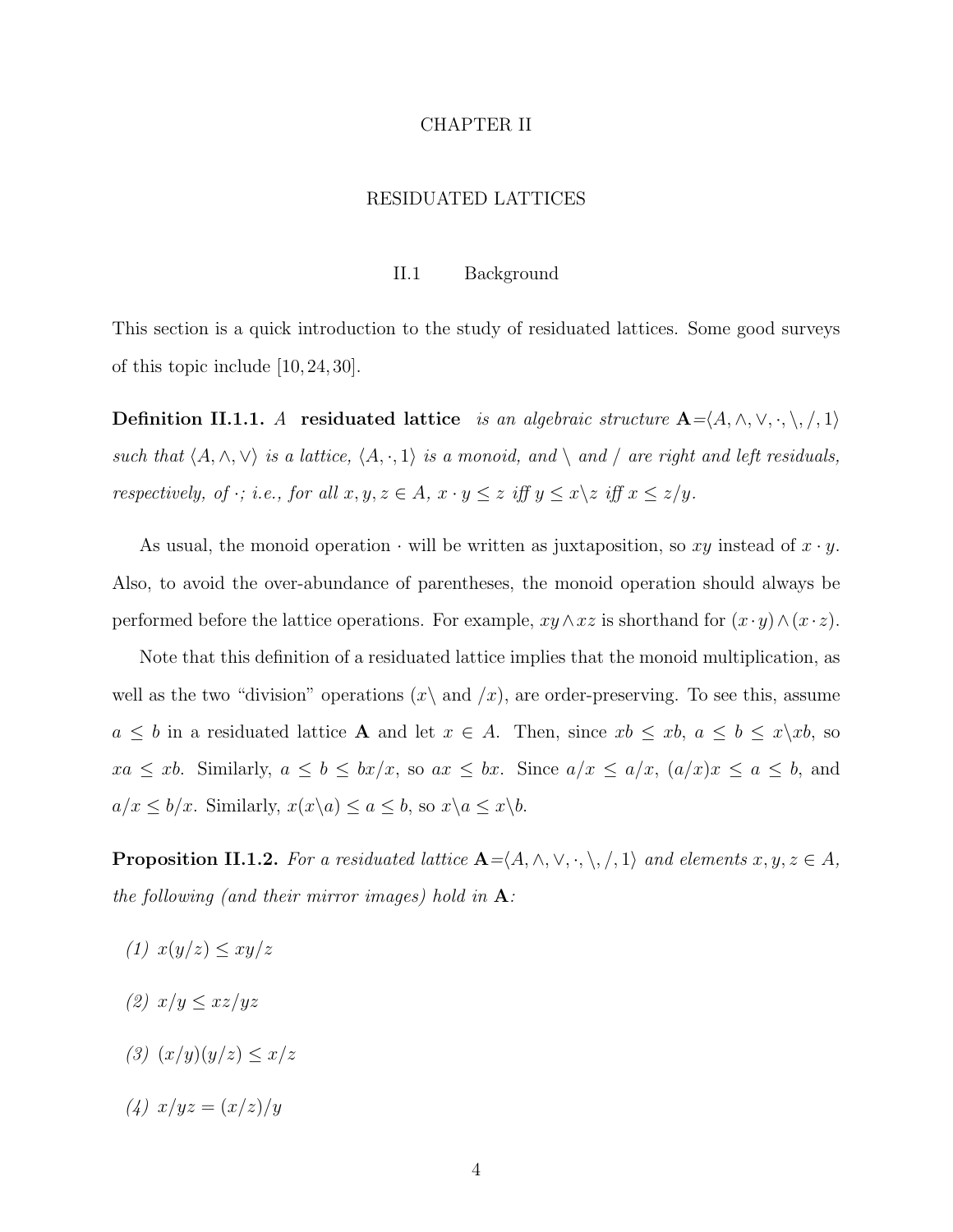# CHAPTER II

# RESIDUATED LATTICES

## II.1 Background

This section is a quick introduction to the study of residuated lattices. Some good surveys of this topic include [10, 24, 30].

**Definition II.1.1.** *A* **residuated lattice** *is an algebraic structure* $\mathbf{A} = \langle A, \wedge, \vee, \cdot, \backslash, /, 1\rangle$ *such that* $\langle A, \wedge, \vee\rangle$ *is a lattice,* $\langle A, \cdot, 1\rangle$ *is a monoid, and* $\backslash$ *and* $/$ *are right and left residuals, respectively, of* $\cdot$*; i.e., for all* $x, y, z \in A$*,* $x \cdot y \leq z$ *iff* $y \leq x\backslash z$ *iff* $x \leq z/y$*.*

As usual, the monoid operation $\cdot$ will be written as juxtaposition, so $xy$ instead of $x \cdot y$. Also, to avoid the over-abundance of parentheses, the monoid operation should always be performed before the lattice operations. For example, $xy \wedge xz$ is shorthand for $(x \cdot y) \wedge (x \cdot z)$.

Note that this definition of a residuated lattice implies that the monoid multiplication, as well as the two "division" operations ($x\backslash$ and $/x$), are order-preserving. To see this, assume $a \leq b$ in a residuated lattice $\mathbf{A}$ and let $x \in A$. Then, since $xb \leq xb$, $a \leq b \leq x\backslash xb$, so $xa \leq xb$. Similarly, $a \leq b \leq bx/x$, so $ax \leq bx$. Since $a/x \leq a/x$, $(a/x)x \leq a \leq b$, and $a/x \leq b/x$. Similarly, $x(x\backslash a) \leq a \leq b$, so $x\backslash a \leq x\backslash b$.

**Proposition II.1.2.** *For a residuated lattice* $\mathbf{A} = \langle A, \wedge, \vee, \cdot, \backslash, /, 1\rangle$ *and elements* $x, y, z \in A$*, the following (and their mirror images) hold in* $\mathbf{A}$*:*

*(1)* $x(y/z) \leq xy/z$

*(2)* $x/y \leq xz/yz$

*(3)* $(x/y)(y/z) \leq x/z$

*(4)* $x/yz = (x/z)/y$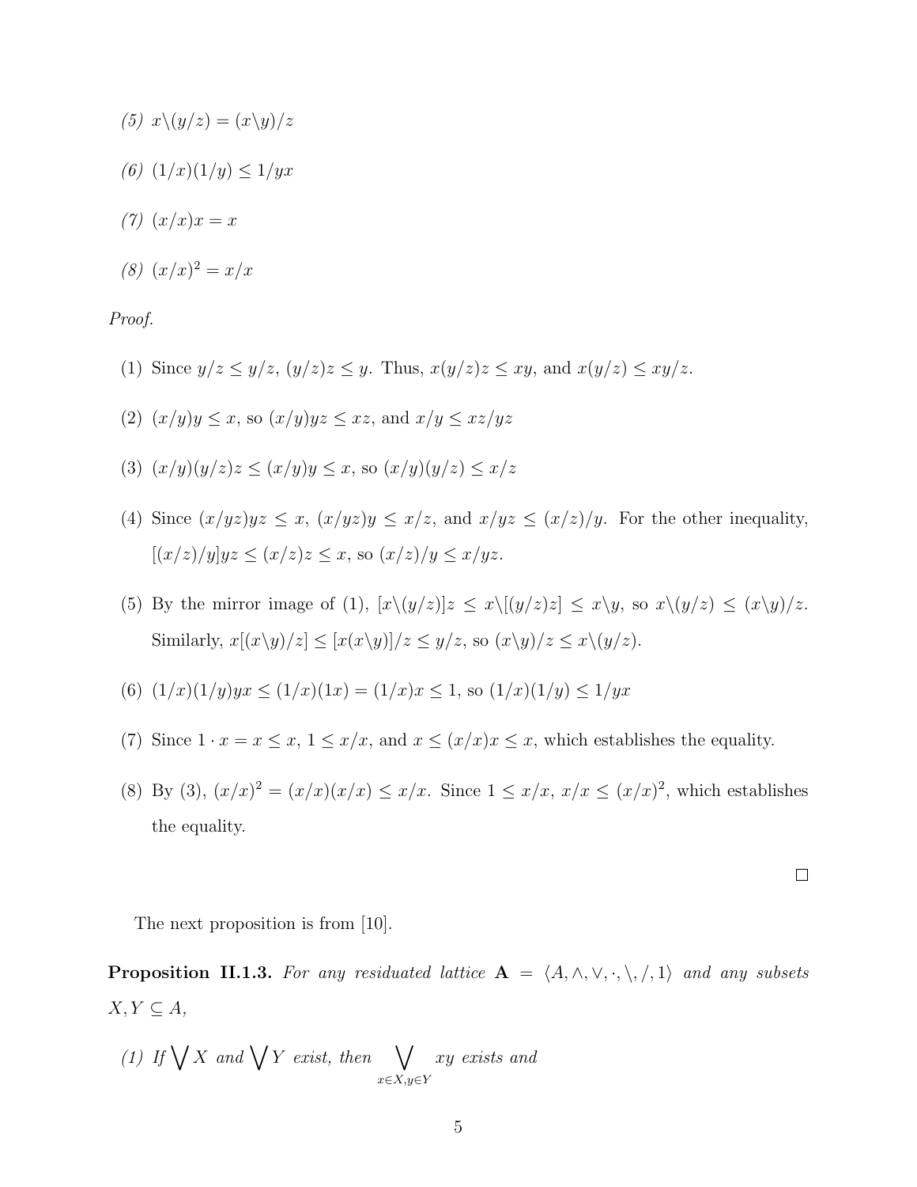*(5)* $x\backslash(y/z) = (x\backslash y)/z$

*(6)* $(1/x)(1/y) \leq 1/yx$

*(7)* $(x/x)x = x$

*(8)* $(x/x)^2 = x/x$

*Proof.*

(1) Since $y/z \leq y/z$, $(y/z)z \leq y$. Thus, $x(y/z)z \leq xy$, and $x(y/z) \leq xy/z$.

(2) $(x/y)y \leq x$, so $(x/y)yz \leq xz$, and $x/y \leq xz/yz$

(3) $(x/y)(y/z)z \leq (x/y)y \leq x$, so $(x/y)(y/z) \leq x/z$

(4) Since $(x/yz)yz \leq x$, $(x/yz)y \leq x/z$, and $x/yz \leq (x/z)/y$. For the other inequality, $[(x/z)/y]yz \leq (x/z)z \leq x$, so $(x/z)/y \leq x/yz$.

(5) By the mirror image of (1), $[x\backslash(y/z)]z \leq x\backslash[(y/z)z] \leq x\backslash y$, so $x\backslash(y/z) \leq (x\backslash y)/z$. Similarly, $x[(x\backslash y)/z] \leq [x(x\backslash y)]/z \leq y/z$, so $(x\backslash y)/z \leq x\backslash(y/z)$.

(6) $(1/x)(1/y)yx \leq (1/x)(1x) = (1/x)x \leq 1$, so $(1/x)(1/y) \leq 1/yx$

(7) Since $1 \cdot x = x \leq x$, $1 \leq x/x$, and $x \leq (x/x)x \leq x$, which establishes the equality.

(8) By (3), $(x/x)^2 = (x/x)(x/x) \leq x/x$. Since $1 \leq x/x$, $x/x \leq (x/x)^2$, which establishes the equality.

□

The next proposition is from [10].

**Proposition II.1.3.** *For any residuated lattice* $\mathbf{A} = \langle A, \wedge, \vee, \cdot, \backslash, /, 1\rangle$ *and any subsets* $X, Y \subseteq A$,

*(1) If* $\bigvee X$ *and* $\bigvee Y$ *exist, then* $\bigvee_{x \in X, y \in Y} xy$ *exists and*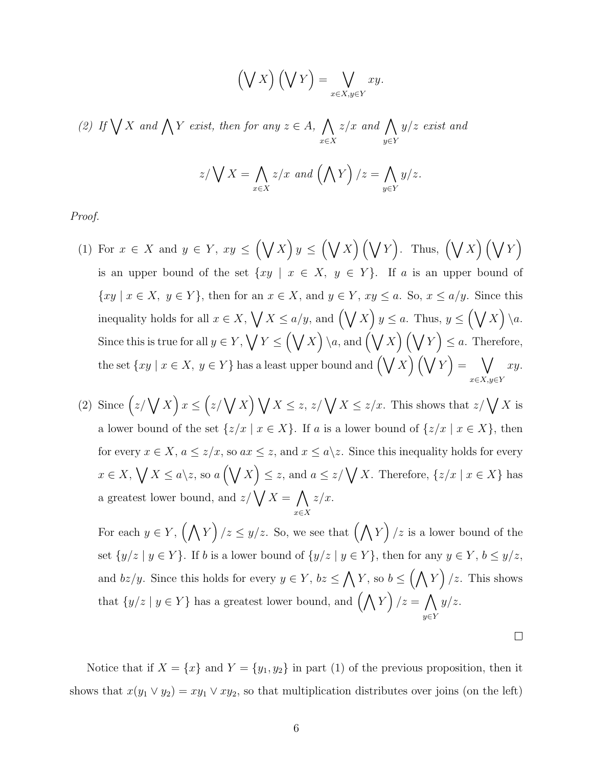$$\left(\bigvee X\right)\left(\bigvee Y\right) = \bigvee_{x\in X, y\in Y} xy.$$

*(2) If $\bigvee X$ and $\bigwedge Y$ exist, then for any $z \in A$, $\bigwedge_{x\in X} z/x$ and $\bigwedge_{y\in Y} y/z$ exist and*

$$z/\bigvee X = \bigwedge_{x\in X} z/x \text{ and } \left(\bigwedge Y\right)/z = \bigwedge_{y\in Y} y/z.$$

*Proof.*

(1) For $x \in X$ and $y \in Y$, $xy \leq \left(\bigvee X\right) y \leq \left(\bigvee X\right)\left(\bigvee Y\right)$. Thus, $\left(\bigvee X\right)\left(\bigvee Y\right)$ is an upper bound of the set $\{xy \mid x \in X,\ y \in Y\}$. If $a$ is an upper bound of $\{xy \mid x \in X,\ y \in Y\}$, then for an $x \in X$, and $y \in Y$, $xy \leq a$. So, $x \leq a/y$. Since this inequality holds for all $x \in X$, $\bigvee X \leq a/y$, and $\left(\bigvee X\right) y \leq a$. Thus, $y \leq \left(\bigvee X\right)\backslash a$. Since this is true for all $y \in Y$, $\bigvee Y \leq \left(\bigvee X\right)\backslash a$, and $\left(\bigvee X\right)\left(\bigvee Y\right) \leq a$. Therefore, the set $\{xy \mid x \in X,\ y \in Y\}$ has a least upper bound and $\left(\bigvee X\right)\left(\bigvee Y\right) = \bigvee_{x\in X, y\in Y} xy$.

(2) Since $\left(z/\bigvee X\right) x \leq \left(z/\bigvee X\right)\bigvee X \leq z$, $z/\bigvee X \leq z/x$. This shows that $z/\bigvee X$ is a lower bound of the set $\{z/x \mid x \in X\}$. If $a$ is a lower bound of $\{z/x \mid x \in X\}$, then for every $x \in X$, $a \leq z/x$, so $ax \leq z$, and $x \leq a\backslash z$. Since this inequality holds for every $x \in X$, $\bigvee X \leq a\backslash z$, so $a\left(\bigvee X\right) \leq z$, and $a \leq z/\bigvee X$. Therefore, $\{z/x \mid x \in X\}$ has a greatest lower bound, and $z/\bigvee X = \bigwedge_{x\in X} z/x$.

For each $y \in Y$, $\left(\bigwedge Y\right)/z \leq y/z$. So, we see that $\left(\bigwedge Y\right)/z$ is a lower bound of the set $\{y/z \mid y \in Y\}$. If $b$ is a lower bound of $\{y/z \mid y \in Y\}$, then for any $y \in Y$, $b \leq y/z$, and $bz/y$. Since this holds for every $y \in Y$, $bz \leq \bigwedge Y$, so $b \leq \left(\bigwedge Y\right)/z$. This shows that $\{y/z \mid y \in Y\}$ has a greatest lower bound, and $\left(\bigwedge Y\right)/z = \bigwedge_{y\in Y} y/z$.

□

Notice that if $X = \{x\}$ and $Y = \{y_1, y_2\}$ in part (1) of the previous proposition, then it shows that $x(y_1 \vee y_2) = xy_1 \vee xy_2$, so that multiplication distributes over joins (on the left)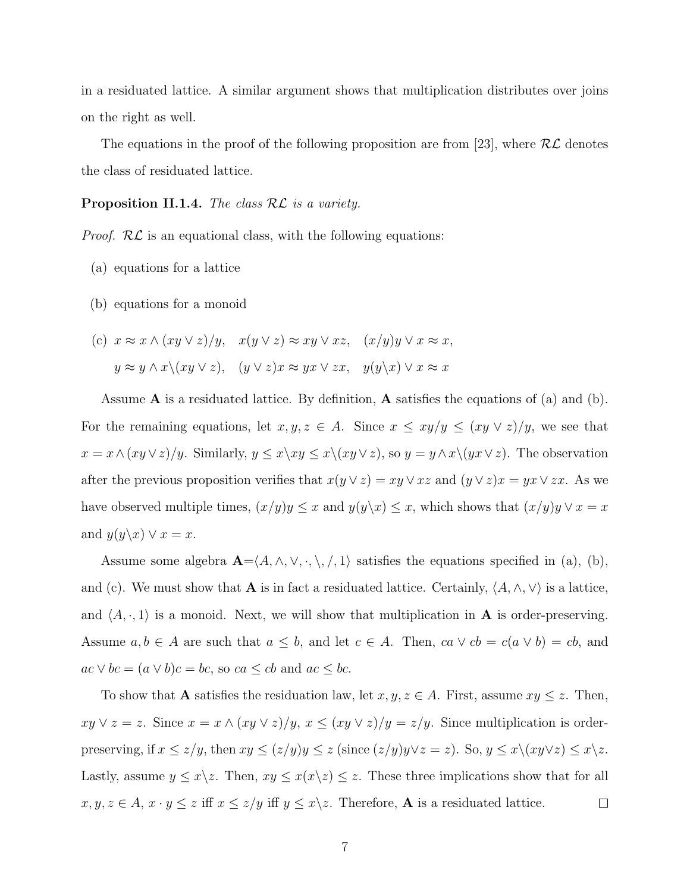in a residuated lattice. A similar argument shows that multiplication distributes over joins on the right as well.

The equations in the proof of the following proposition are from [23], where $\mathcal{RL}$ denotes the class of residuated lattice.

**Proposition II.1.4.** *The class $\mathcal{RL}$ is a variety.*

*Proof.* $\mathcal{RL}$ is an equational class, with the following equations:

(a) equations for a lattice

(b) equations for a monoid

(c) $x \approx x \wedge (xy \vee z)/y, \quad x(y \vee z) \approx xy \vee xz, \quad (x/y)y \vee x \approx x,$
$y \approx y \wedge x\backslash(xy \vee z), \quad (y \vee z)x \approx yx \vee zx, \quad y(y\backslash x) \vee x \approx x$

Assume $\mathbf{A}$ is a residuated lattice. By definition, $\mathbf{A}$ satisfies the equations of (a) and (b). For the remaining equations, let $x, y, z \in A$. Since $x \leq xy/y \leq (xy \vee z)/y$, we see that $x = x \wedge (xy \vee z)/y$. Similarly, $y \leq x\backslash xy \leq x\backslash(xy \vee z)$, so $y = y \wedge x\backslash(yx \vee z)$. The observation after the previous proposition verifies that $x(y \vee z) = xy \vee xz$ and $(y \vee z)x = yx \vee zx$. As we have observed multiple times, $(x/y)y \leq x$ and $y(y\backslash x) \leq x$, which shows that $(x/y)y \vee x = x$ and $y(y\backslash x) \vee x = x$.

Assume some algebra $\mathbf{A}$=$\langle A, \wedge, \vee, \cdot, \backslash, /, 1\rangle$ satisfies the equations specified in (a), (b), and (c). We must show that $\mathbf{A}$ is in fact a residuated lattice. Certainly, $\langle A, \wedge, \vee\rangle$ is a lattice, and $\langle A, \cdot, 1\rangle$ is a monoid. Next, we will show that multiplication in $\mathbf{A}$ is order-preserving. Assume $a, b \in A$ are such that $a \leq b$, and let $c \in A$. Then, $ca \vee cb = c(a \vee b) = cb$, and $ac \vee bc = (a \vee b)c = bc$, so $ca \leq cb$ and $ac \leq bc$.

To show that $\mathbf{A}$ satisfies the residuation law, let $x, y, z \in A$. First, assume $xy \leq z$. Then, $xy \vee z = z$. Since $x = x \wedge (xy \vee z)/y$, $x \leq (xy \vee z)/y = z/y$. Since multiplication is order-preserving, if $x \leq z/y$, then $xy \leq (z/y)y \leq z$ (since $(z/y)y \vee z = z$). So, $y \leq x\backslash(xy \vee z) \leq x\backslash z$. Lastly, assume $y \leq x\backslash z$. Then, $xy \leq x(x\backslash z) \leq z$. These three implications show that for all $x, y, z \in A$, $x \cdot y \leq z$ iff $x \leq z/y$ iff $y \leq x\backslash z$. Therefore, $\mathbf{A}$ is a residuated lattice. $\square$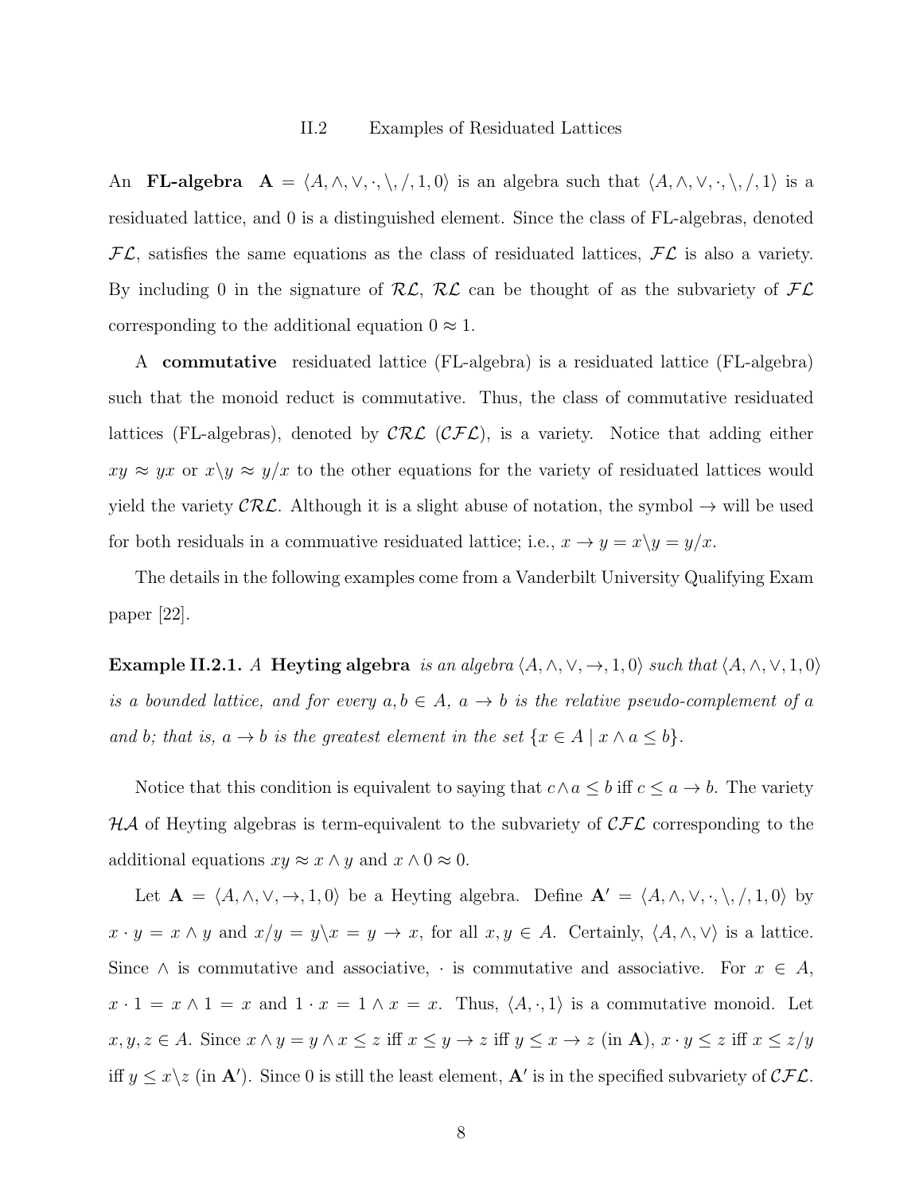## II.2 Examples of Residuated Lattices

An **FL-algebra** $\mathbf{A} = \langle A, \wedge, \vee, \cdot, \backslash, /, 1, 0 \rangle$ is an algebra such that $\langle A, \wedge, \vee, \cdot, \backslash, /, 1 \rangle$ is a residuated lattice, and 0 is a distinguished element. Since the class of FL-algebras, denoted $\mathcal{FL}$, satisfies the same equations as the class of residuated lattices, $\mathcal{FL}$ is also a variety. By including 0 in the signature of $\mathcal{RL}$, $\mathcal{RL}$ can be thought of as the subvariety of $\mathcal{FL}$ corresponding to the additional equation $0 \approx 1$.

A **commutative** residuated lattice (FL-algebra) is a residuated lattice (FL-algebra) such that the monoid reduct is commutative. Thus, the class of commutative residuated lattices (FL-algebras), denoted by $\mathcal{CRL}$ ($\mathcal{CFL}$), is a variety. Notice that adding either $xy \approx yx$ or $x \backslash y \approx y/x$ to the other equations for the variety of residuated lattices would yield the variety $\mathcal{CRL}$. Although it is a slight abuse of notation, the symbol $\rightarrow$ will be used for both residuals in a commuative residuated lattice; i.e., $x \rightarrow y = x \backslash y = y/x$.

The details in the following examples come from a Vanderbilt University Qualifying Exam paper [22].

**Example II.2.1.** *A* **Heyting algebra** *is an algebra* $\langle A, \wedge, \vee, \rightarrow, 1, 0 \rangle$ *such that* $\langle A, \wedge, \vee, 1, 0 \rangle$ *is a bounded lattice, and for every* $a, b \in A$*,* $a \rightarrow b$ *is the relative pseudo-complement of* $a$ *and* $b$*; that is,* $a \rightarrow b$ *is the greatest element in the set* $\{x \in A \mid x \wedge a \leq b\}$*.*

Notice that this condition is equivalent to saying that $c \wedge a \leq b$ iff $c \leq a \rightarrow b$. The variety $\mathcal{HA}$ of Heyting algebras is term-equivalent to the subvariety of $\mathcal{CFL}$ corresponding to the additional equations $xy \approx x \wedge y$ and $x \wedge 0 \approx 0$.

Let $\mathbf{A} = \langle A, \wedge, \vee, \rightarrow, 1, 0 \rangle$ be a Heyting algebra. Define $\mathbf{A}' = \langle A, \wedge, \vee, \cdot, \backslash, /, 1, 0 \rangle$ by $x \cdot y = x \wedge y$ and $x/y = y \backslash x = y \rightarrow x$, for all $x, y \in A$. Certainly, $\langle A, \wedge, \vee \rangle$ is a lattice. Since $\wedge$ is commutative and associative, $\cdot$ is commutative and associative. For $x \in A$, $x \cdot 1 = x \wedge 1 = x$ and $1 \cdot x = 1 \wedge x = x$. Thus, $\langle A, \cdot, 1 \rangle$ is a commutative monoid. Let $x, y, z \in A$. Since $x \wedge y = y \wedge x \leq z$ iff $x \leq y \rightarrow z$ iff $y \leq x \rightarrow z$ (in $\mathbf{A}$), $x \cdot y \leq z$ iff $x \leq z/y$ iff $y \leq x \backslash z$ (in $\mathbf{A}'$). Since 0 is still the least element, $\mathbf{A}'$ is in the specified subvariety of $\mathcal{CFL}$.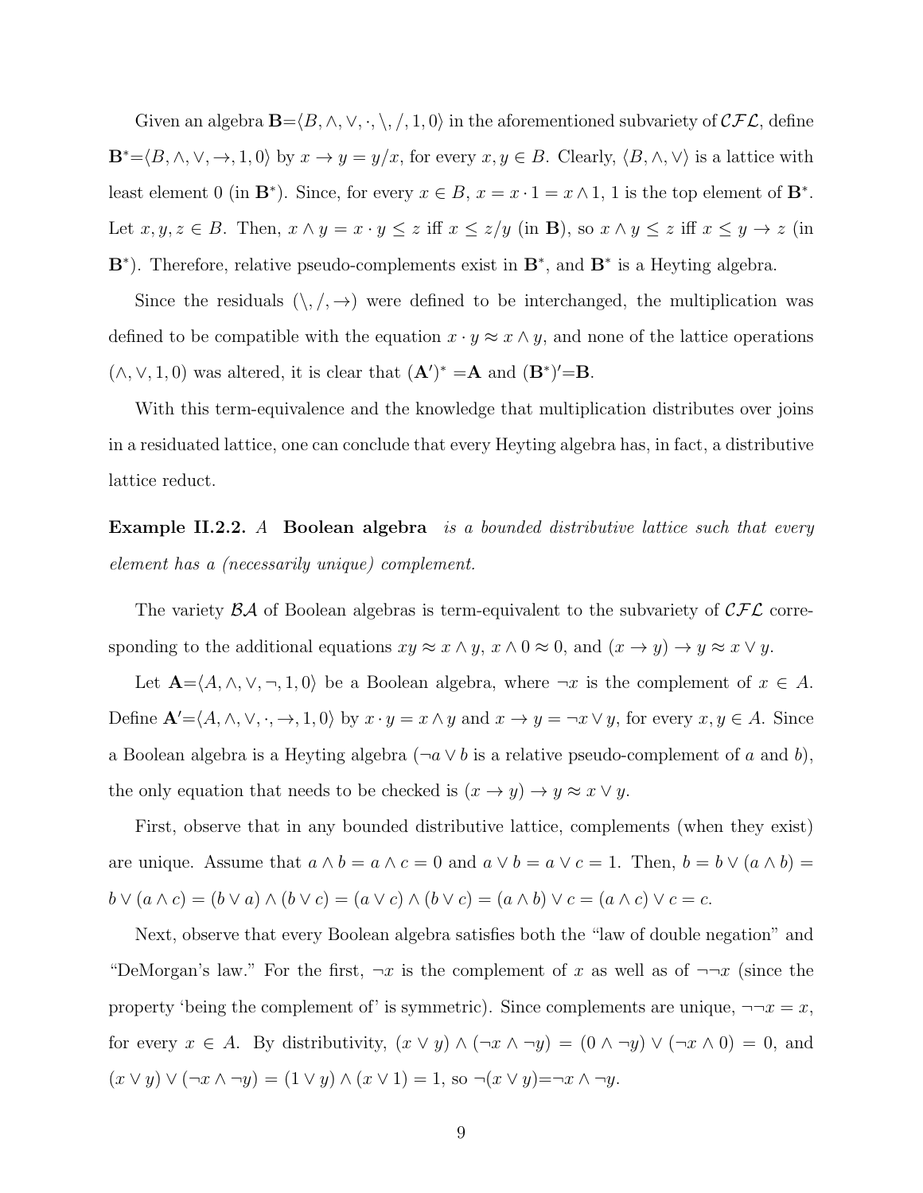Given an algebra $\mathbf{B}=\langle B, \wedge, \vee, \cdot, \backslash, /, 1, 0\rangle$ in the aforementioned subvariety of $\mathcal{CFL}$, define $\mathbf{B}^*=\langle B, \wedge, \vee, \rightarrow, 1, 0\rangle$ by $x \rightarrow y = y/x$, for every $x, y \in B$. Clearly, $\langle B, \wedge, \vee\rangle$ is a lattice with least element 0 (in $\mathbf{B}^*$). Since, for every $x \in B$, $x = x \cdot 1 = x \wedge 1$, 1 is the top element of $\mathbf{B}^*$. Let $x, y, z \in B$. Then, $x \wedge y = x \cdot y \leq z$ iff $x \leq z/y$ (in $\mathbf{B}$), so $x \wedge y \leq z$ iff $x \leq y \rightarrow z$ (in $\mathbf{B}^*$). Therefore, relative pseudo-complements exist in $\mathbf{B}^*$, and $\mathbf{B}^*$ is a Heyting algebra.

Since the residuals $(\backslash, /, \rightarrow)$ were defined to be interchanged, the multiplication was defined to be compatible with the equation $x \cdot y \approx x \wedge y$, and none of the lattice operations $(\wedge, \vee, 1, 0)$ was altered, it is clear that $(\mathbf{A}')^* = \mathbf{A}$ and $(\mathbf{B}^*)' = \mathbf{B}$.

With this term-equivalence and the knowledge that multiplication distributes over joins in a residuated lattice, one can conclude that every Heyting algebra has, in fact, a distributive lattice reduct.

**Example II.2.2.** *A* **Boolean algebra** *is a bounded distributive lattice such that every element has a (necessarily unique) complement.*

The variety $\mathcal{BA}$ of Boolean algebras is term-equivalent to the subvariety of $\mathcal{CFL}$ corresponding to the additional equations $xy \approx x \wedge y$, $x \wedge 0 \approx 0$, and $(x \rightarrow y) \rightarrow y \approx x \vee y$.

Let $\mathbf{A}=\langle A, \wedge, \vee, \neg, 1, 0\rangle$ be a Boolean algebra, where $\neg x$ is the complement of $x \in A$. Define $\mathbf{A}'=\langle A, \wedge, \vee, \cdot, \rightarrow, 1, 0\rangle$ by $x \cdot y = x \wedge y$ and $x \rightarrow y = \neg x \vee y$, for every $x, y \in A$. Since a Boolean algebra is a Heyting algebra ($\neg a \vee b$ is a relative pseudo-complement of $a$ and $b$), the only equation that needs to be checked is $(x \rightarrow y) \rightarrow y \approx x \vee y$.

First, observe that in any bounded distributive lattice, complements (when they exist) are unique. Assume that $a \wedge b = a \wedge c = 0$ and $a \vee b = a \vee c = 1$. Then, $b = b \vee (a \wedge b) = b \vee (a \wedge c) = (b \vee a) \wedge (b \vee c) = (a \vee c) \wedge (b \vee c) = (a \wedge b) \vee c = (a \wedge c) \vee c = c$.

Next, observe that every Boolean algebra satisfies both the "law of double negation" and "DeMorgan's law." For the first, $\neg x$ is the complement of $x$ as well as of $\neg\neg x$ (since the property 'being the complement of' is symmetric). Since complements are unique, $\neg\neg x = x$, for every $x \in A$. By distributivity, $(x \vee y) \wedge (\neg x \wedge \neg y) = (0 \wedge \neg y) \vee (\neg x \wedge 0) = 0$, and $(x \vee y) \vee (\neg x \wedge \neg y) = (1 \vee y) \wedge (x \vee 1) = 1$, so $\neg(x \vee y) = \neg x \wedge \neg y$.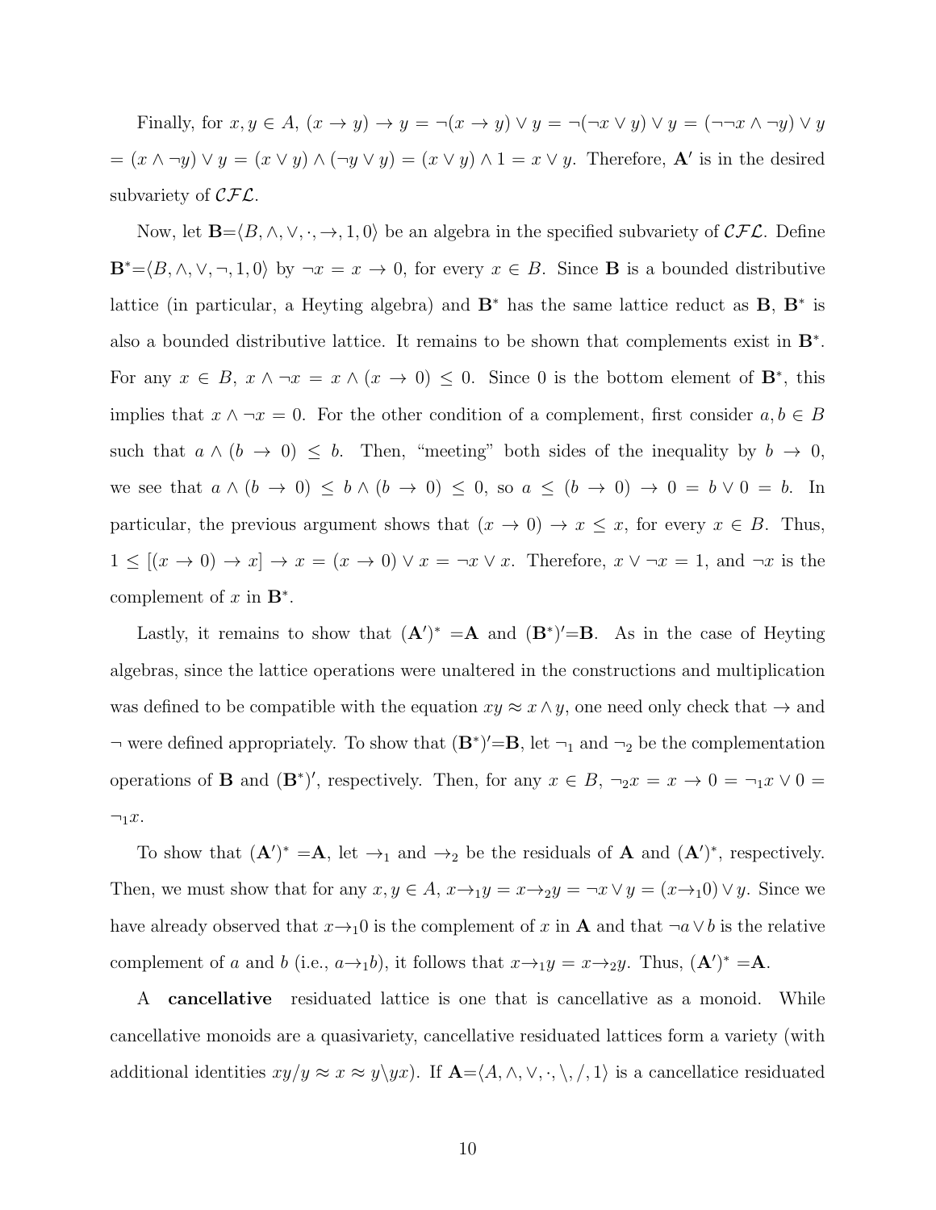Finally, for $x, y \in A$, $(x \to y) \to y = \neg(x \to y) \vee y = \neg(\neg x \vee y) \vee y = (\neg\neg x \wedge \neg y) \vee y$ $= (x \wedge \neg y) \vee y = (x \vee y) \wedge (\neg y \vee y) = (x \vee y) \wedge 1 = x \vee y$. Therefore, $\mathbf{A}'$ is in the desired subvariety of $\mathcal{CFL}$.

Now, let $\mathbf{B}$=$\langle B, \wedge, \vee, \cdot, \to, 1, 0\rangle$ be an algebra in the specified subvariety of $\mathcal{CFL}$. Define $\mathbf{B}^*$=$\langle B, \wedge, \vee, \neg, 1, 0\rangle$ by $\neg x = x \to 0$, for every $x \in B$. Since $\mathbf{B}$ is a bounded distributive lattice (in particular, a Heyting algebra) and $\mathbf{B}^*$ has the same lattice reduct as $\mathbf{B}$, $\mathbf{B}^*$ is also a bounded distributive lattice. It remains to be shown that complements exist in $\mathbf{B}^*$. For any $x \in B$, $x \wedge \neg x = x \wedge (x \to 0) \leq 0$. Since 0 is the bottom element of $\mathbf{B}^*$, this implies that $x \wedge \neg x = 0$. For the other condition of a complement, first consider $a, b \in B$ such that $a \wedge (b \to 0) \leq b$. Then, "meeting" both sides of the inequality by $b \to 0$, we see that $a \wedge (b \to 0) \leq b \wedge (b \to 0) \leq 0$, so $a \leq (b \to 0) \to 0 = b \vee 0 = b$. In particular, the previous argument shows that $(x \to 0) \to x \leq x$, for every $x \in B$. Thus, $1 \leq [(x \to 0) \to x] \to x = (x \to 0) \vee x = \neg x \vee x$. Therefore, $x \vee \neg x = 1$, and $\neg x$ is the complement of $x$ in $\mathbf{B}^*$.

Lastly, it remains to show that $(\mathbf{A}')^* = \mathbf{A}$ and $(\mathbf{B}^*)' = \mathbf{B}$. As in the case of Heyting algebras, since the lattice operations were unaltered in the constructions and multiplication was defined to be compatible with the equation $xy \approx x \wedge y$, one need only check that $\to$ and $\neg$ were defined appropriately. To show that $(\mathbf{B}^*)' = \mathbf{B}$, let $\neg_1$ and $\neg_2$ be the complementation operations of $\mathbf{B}$ and $(\mathbf{B}^*)'$, respectively. Then, for any $x \in B$, $\neg_2 x = x \to 0 = \neg_1 x \vee 0 = \neg_1 x$.

To show that $(\mathbf{A}')^* = \mathbf{A}$, let $\to_1$ and $\to_2$ be the residuals of $\mathbf{A}$ and $(\mathbf{A}')^*$, respectively. Then, we must show that for any $x, y \in A$, $x \to_1 y = x \to_2 y = \neg x \vee y = (x \to_1 0) \vee y$. Since we have already observed that $x \to_1 0$ is the complement of $x$ in $\mathbf{A}$ and that $\neg a \vee b$ is the relative complement of $a$ and $b$ (i.e., $a \to_1 b$), it follows that $x \to_1 y = x \to_2 y$. Thus, $(\mathbf{A}')^* = \mathbf{A}$.

A **cancellative** residuated lattice is one that is cancellative as a monoid. While cancellative monoids are a quasivariety, cancellative residuated lattices form a variety (with additional identities $xy/y \approx x \approx y\backslash yx$). If $\mathbf{A}$=$\langle A, \wedge, \vee, \cdot, \backslash, /, 1\rangle$ is a cancellatice residuated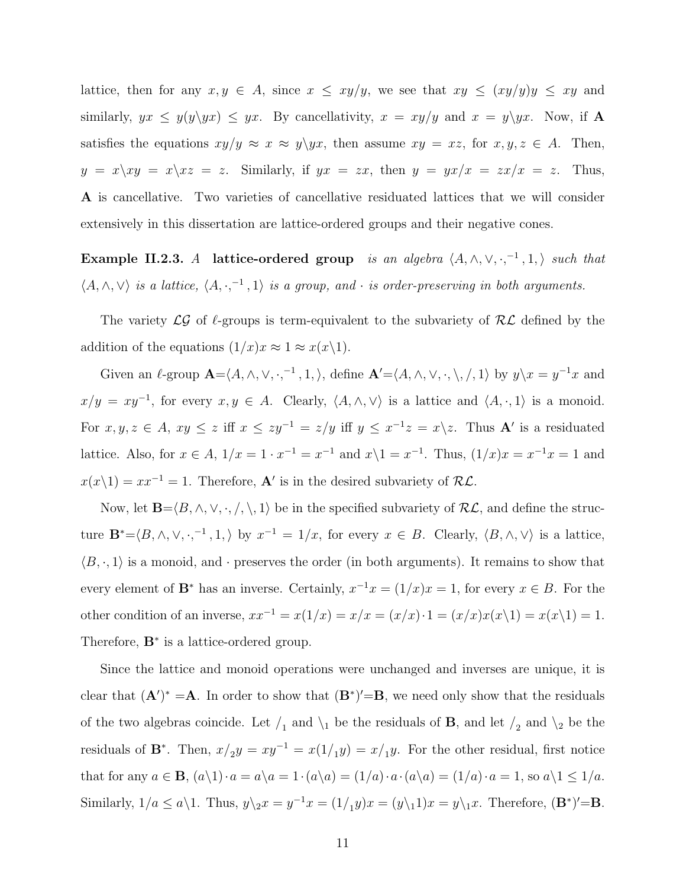lattice, then for any $x, y \in A$, since $x \leq xy/y$, we see that $xy \leq (xy/y)y \leq xy$ and similarly, $yx \leq y(y\backslash yx) \leq yx$. By cancellativity, $x = xy/y$ and $x = y\backslash yx$. Now, if $\mathbf{A}$ satisfies the equations $xy/y \approx x \approx y\backslash yx$, then assume $xy = xz$, for $x, y, z \in A$. Then, $y = x\backslash xy = x\backslash xz = z$. Similarly, if $yx = zx$, then $y = yx/x = zx/x = z$. Thus, $\mathbf{A}$ is cancellative. Two varieties of cancellative residuated lattices that we will consider extensively in this dissertation are lattice-ordered groups and their negative cones.

**Example II.2.3.** *A* **lattice-ordered group** *is an algebra* $\langle A, \wedge, \vee, \cdot, ^{-1}, 1, \rangle$ *such that* $\langle A, \wedge, \vee\rangle$ *is a lattice,* $\langle A, \cdot, ^{-1}, 1\rangle$ *is a group, and* $\cdot$ *is order-preserving in both arguments.*

The variety $\mathcal{LG}$ of $\ell$-groups is term-equivalent to the subvariety of $\mathcal{RL}$ defined by the addition of the equations $(1/x)x \approx 1 \approx x(x\backslash 1)$.

Given an $\ell$-group $\mathbf{A}$=$\langle A, \wedge, \vee, \cdot, ^{-1}, 1, \rangle$, define $\mathbf{A}'$=$\langle A, \wedge, \vee, \cdot, \backslash, /, 1\rangle$ by $y\backslash x = y^{-1}x$ and $x/y = xy^{-1}$, for every $x, y \in A$. Clearly, $\langle A, \wedge, \vee\rangle$ is a lattice and $\langle A, \cdot, 1\rangle$ is a monoid. For $x, y, z \in A$, $xy \leq z$ iff $x \leq zy^{-1} = z/y$ iff $y \leq x^{-1}z = x\backslash z$. Thus $\mathbf{A}'$ is a residuated lattice. Also, for $x \in A$, $1/x = 1 \cdot x^{-1} = x^{-1}$ and $x\backslash 1 = x^{-1}$. Thus, $(1/x)x = x^{-1}x = 1$ and $x(x\backslash 1) = xx^{-1} = 1$. Therefore, $\mathbf{A}'$ is in the desired subvariety of $\mathcal{RL}$.

Now, let $\mathbf{B}$=$\langle B, \wedge, \vee, \cdot, /, \backslash, 1\rangle$ be in the specified subvariety of $\mathcal{RL}$, and define the structure $\mathbf{B}^*$=$\langle B, \wedge, \vee, \cdot, ^{-1}, 1, \rangle$ by $x^{-1} = 1/x$, for every $x \in B$. Clearly, $\langle B, \wedge, \vee\rangle$ is a lattice, $\langle B, \cdot, 1\rangle$ is a monoid, and $\cdot$ preserves the order (in both arguments). It remains to show that every element of $\mathbf{B}^*$ has an inverse. Certainly, $x^{-1}x = (1/x)x = 1$, for every $x \in B$. For the other condition of an inverse, $xx^{-1} = x(1/x) = x/x = (x/x)\cdot 1 = (x/x)x(x\backslash 1) = x(x\backslash 1) = 1$. Therefore, $\mathbf{B}^*$ is a lattice-ordered group.

Since the lattice and monoid operations were unchanged and inverses are unique, it is clear that $(\mathbf{A}')^* = \mathbf{A}$. In order to show that $(\mathbf{B}^*)'$=$\mathbf{B}$, we need only show that the residuals of the two algebras coincide. Let $/_1$ and $\backslash_1$ be the residuals of $\mathbf{B}$, and let $/_2$ and $\backslash_2$ be the residuals of $\mathbf{B}^*$. Then, $x/_2 y = xy^{-1} = x(1/_1 y) = x/_1 y$. For the other residual, first notice that for any $a \in \mathbf{B}$, $(a\backslash 1)\cdot a = a\backslash a = 1 \cdot (a\backslash a) = (1/a)\cdot a \cdot (a\backslash a) = (1/a)\cdot a = 1$, so $a\backslash 1 \leq 1/a$. Similarly, $1/a \leq a\backslash 1$. Thus, $y\backslash_2 x = y^{-1}x = (1/_1 y)x = (y\backslash_1 1)x = y\backslash_1 x$. Therefore, $(\mathbf{B}^*)'$=$\mathbf{B}$.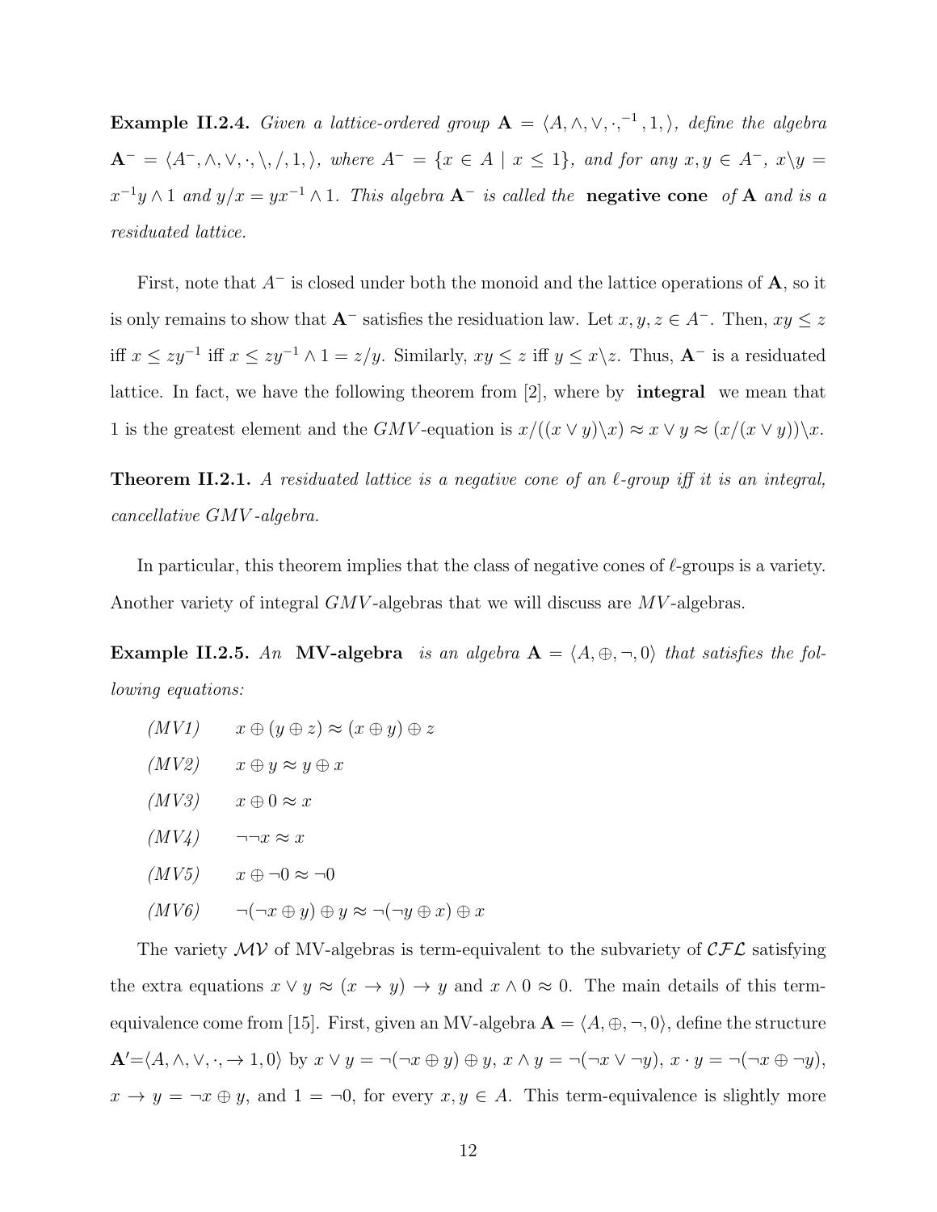**Example II.2.4.** *Given a lattice-ordered group $\mathbf{A} = \langle A, \wedge, \vee, \cdot, ^{-1}, 1, \rangle$, define the algebra $\mathbf{A}^- = \langle A^-, \wedge, \vee, \cdot, \backslash, /, 1, \rangle$, where $A^- = \{x \in A \mid x \leq 1\}$, and for any $x, y \in A^-$, $x\backslash y = x^{-1}y \wedge 1$ and $y/x = yx^{-1} \wedge 1$. This algebra $\mathbf{A}^-$ is called the* **negative cone** *of $\mathbf{A}$ and is a residuated lattice.*

First, note that $A^-$ is closed under both the monoid and the lattice operations of $\mathbf{A}$, so it is only remains to show that $\mathbf{A}^-$ satisfies the residuation law. Let $x, y, z \in A^-$. Then, $xy \leq z$ iff $x \leq zy^{-1}$ iff $x \leq zy^{-1} \wedge 1 = z/y$. Similarly, $xy \leq z$ iff $y \leq x\backslash z$. Thus, $\mathbf{A}^-$ is a residuated lattice. In fact, we have the following theorem from [2], where by **integral** we mean that 1 is the greatest element and the $GMV$-equation is $x/((x \vee y)\backslash x) \approx x \vee y \approx (x/(x \vee y))\backslash x$.

**Theorem II.2.1.** *A residuated lattice is a negative cone of an $\ell$-group iff it is an integral, cancellative $GMV$-algebra.*

In particular, this theorem implies that the class of negative cones of $\ell$-groups is a variety. Another variety of integral $GMV$-algebras that we will discuss are $MV$-algebras.

**Example II.2.5.** *An* **MV-algebra** *is an algebra $\mathbf{A} = \langle A, \oplus, \neg, 0\rangle$ that satisfies the following equations:*

- *(MV1)* $\quad x \oplus (y \oplus z) \approx (x \oplus y) \oplus z$
- *(MV2)* $\quad x \oplus y \approx y \oplus x$
- *(MV3)* $\quad x \oplus 0 \approx x$
- *(MV4)* $\quad \neg\neg x \approx x$
- *(MV5)* $\quad x \oplus \neg 0 \approx \neg 0$
- *(MV6)* $\quad \neg(\neg x \oplus y) \oplus y \approx \neg(\neg y \oplus x) \oplus x$

The variety $\mathcal{MV}$ of MV-algebras is term-equivalent to the subvariety of $\mathcal{CFL}$ satisfying the extra equations $x \vee y \approx (x \to y) \to y$ and $x \wedge 0 \approx 0$. The main details of this term-equivalence come from [15]. First, given an MV-algebra $\mathbf{A} = \langle A, \oplus, \neg, 0\rangle$, define the structure $\mathbf{A}'=\langle A, \wedge, \vee, \cdot, \to 1, 0\rangle$ by $x \vee y = \neg(\neg x \oplus y) \oplus y$, $x \wedge y = \neg(\neg x \vee \neg y)$, $x \cdot y = \neg(\neg x \oplus \neg y)$, $x \to y = \neg x \oplus y$, and $1 = \neg 0$, for every $x, y \in A$. This term-equivalence is slightly more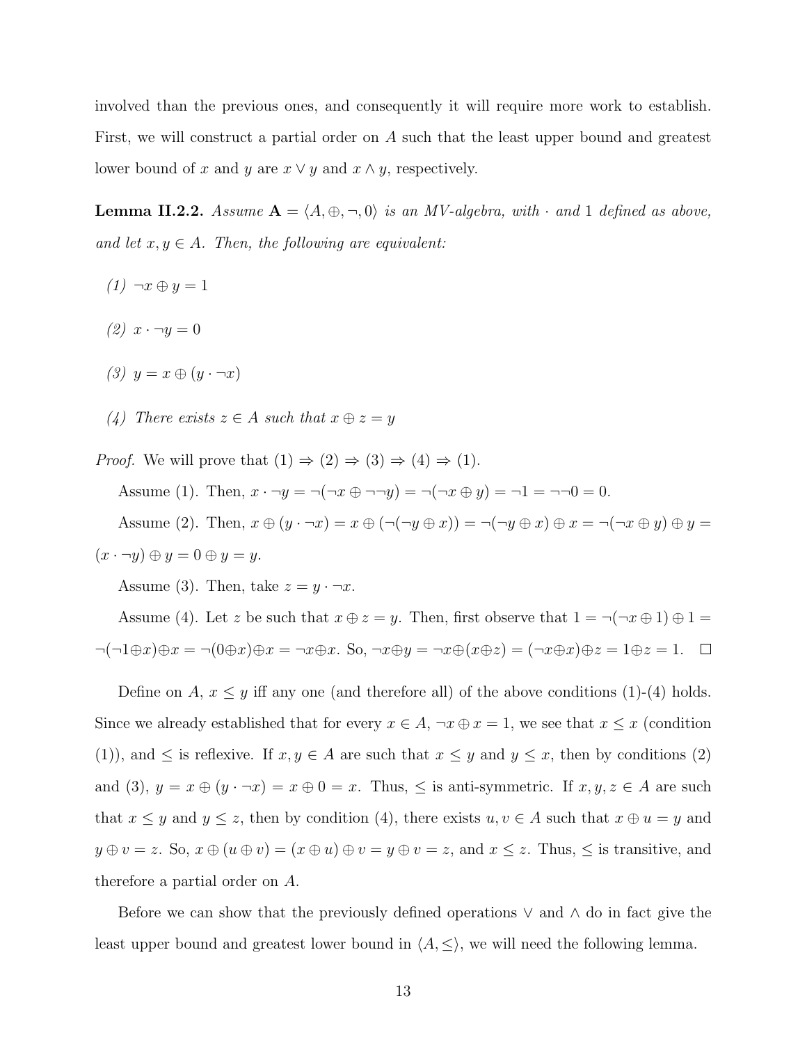involved than the previous ones, and consequently it will require more work to establish. First, we will construct a partial order on $A$ such that the least upper bound and greatest lower bound of $x$ and $y$ are $x \vee y$ and $x \wedge y$, respectively.

**Lemma II.2.2.** *Assume $\mathbf{A} = \langle A, \oplus, \neg, 0\rangle$ is an MV-algebra, with $\cdot$ and $1$ defined as above, and let $x, y \in A$. Then, the following are equivalent:*

*(1)* $\neg x \oplus y = 1$

*(2)* $x \cdot \neg y = 0$

*(3)* $y = x \oplus (y \cdot \neg x)$

*(4) There exists $z \in A$ such that $x \oplus z = y$*

*Proof.* We will prove that (1) $\Rightarrow$ (2) $\Rightarrow$ (3) $\Rightarrow$ (4) $\Rightarrow$ (1).

Assume (1). Then, $x \cdot \neg y = \neg(\neg x \oplus \neg\neg y) = \neg(\neg x \oplus y) = \neg 1 = \neg\neg 0 = 0$.

Assume (2). Then, $x \oplus (y \cdot \neg x) = x \oplus (\neg(\neg y \oplus x)) = \neg(\neg y \oplus x) \oplus x = \neg(\neg x \oplus y) \oplus y = (x \cdot \neg y) \oplus y = 0 \oplus y = y$.

Assume (3). Then, take $z = y \cdot \neg x$.

Assume (4). Let $z$ be such that $x \oplus z = y$. Then, first observe that $1 = \neg(\neg x \oplus 1) \oplus 1 = \neg(\neg 1 \oplus x) \oplus x = \neg(0 \oplus x) \oplus x = \neg x \oplus x$. So, $\neg x \oplus y = \neg x \oplus (x \oplus z) = (\neg x \oplus x) \oplus z = 1 \oplus z = 1$. $\square$

Define on $A$, $x \leq y$ iff any one (and therefore all) of the above conditions (1)-(4) holds. Since we already established that for every $x \in A$, $\neg x \oplus x = 1$, we see that $x \leq x$ (condition (1)), and $\leq$ is reflexive. If $x, y \in A$ are such that $x \leq y$ and $y \leq x$, then by conditions (2) and (3), $y = x \oplus (y \cdot \neg x) = x \oplus 0 = x$. Thus, $\leq$ is anti-symmetric. If $x, y, z \in A$ are such that $x \leq y$ and $y \leq z$, then by condition (4), there exists $u, v \in A$ such that $x \oplus u = y$ and $y \oplus v = z$. So, $x \oplus (u \oplus v) = (x \oplus u) \oplus v = y \oplus v = z$, and $x \leq z$. Thus, $\leq$ is transitive, and therefore a partial order on $A$.

Before we can show that the previously defined operations $\vee$ and $\wedge$ do in fact give the least upper bound and greatest lower bound in $\langle A, \leq\rangle$, we will need the following lemma.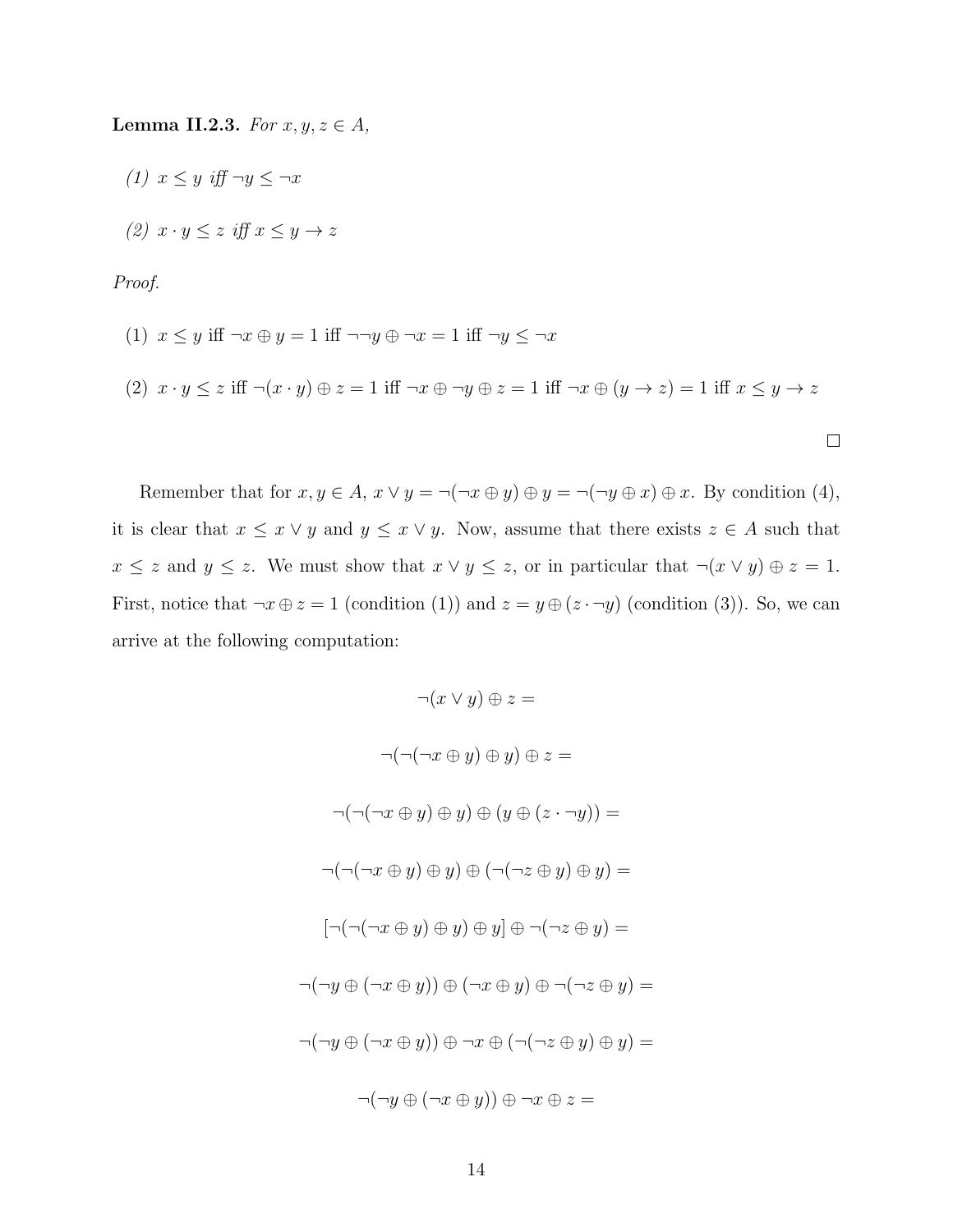**Lemma II.2.3.** *For $x, y, z \in A$,*

*(1) $x \leq y$ iff $\neg y \leq \neg x$*

*(2) $x \cdot y \leq z$ iff $x \leq y \to z$*

*Proof.*

(1) $x \leq y$ iff $\neg x \oplus y = 1$ iff $\neg\neg y \oplus \neg x = 1$ iff $\neg y \leq \neg x$

(2) $x \cdot y \leq z$ iff $\neg(x \cdot y) \oplus z = 1$ iff $\neg x \oplus \neg y \oplus z = 1$ iff $\neg x \oplus (y \to z) = 1$ iff $x \leq y \to z$

□

Remember that for $x, y \in A$, $x \vee y = \neg(\neg x \oplus y) \oplus y = \neg(\neg y \oplus x) \oplus x$. By condition (4), it is clear that $x \leq x \vee y$ and $y \leq x \vee y$. Now, assume that there exists $z \in A$ such that $x \leq z$ and $y \leq z$. We must show that $x \vee y \leq z$, or in particular that $\neg(x \vee y) \oplus z = 1$. First, notice that $\neg x \oplus z = 1$ (condition (1)) and $z = y \oplus (z \cdot \neg y)$ (condition (3)). So, we can arrive at the following computation:

$$\neg(x \vee y) \oplus z =$$

$$\neg(\neg(\neg x \oplus y) \oplus y) \oplus z =$$

$$\neg(\neg(\neg x \oplus y) \oplus y) \oplus (y \oplus (z \cdot \neg y)) =$$

$$\neg(\neg(\neg x \oplus y) \oplus y) \oplus (\neg(\neg z \oplus y) \oplus y) =$$

$$[\neg(\neg(\neg x \oplus y) \oplus y) \oplus y] \oplus \neg(\neg z \oplus y) =$$

$$\neg(\neg y \oplus (\neg x \oplus y)) \oplus (\neg x \oplus y) \oplus \neg(\neg z \oplus y) =$$

$$\neg(\neg y \oplus (\neg x \oplus y)) \oplus \neg x \oplus (\neg(\neg z \oplus y) \oplus y) =$$

$$\neg(\neg y \oplus (\neg x \oplus y)) \oplus \neg x \oplus z =$$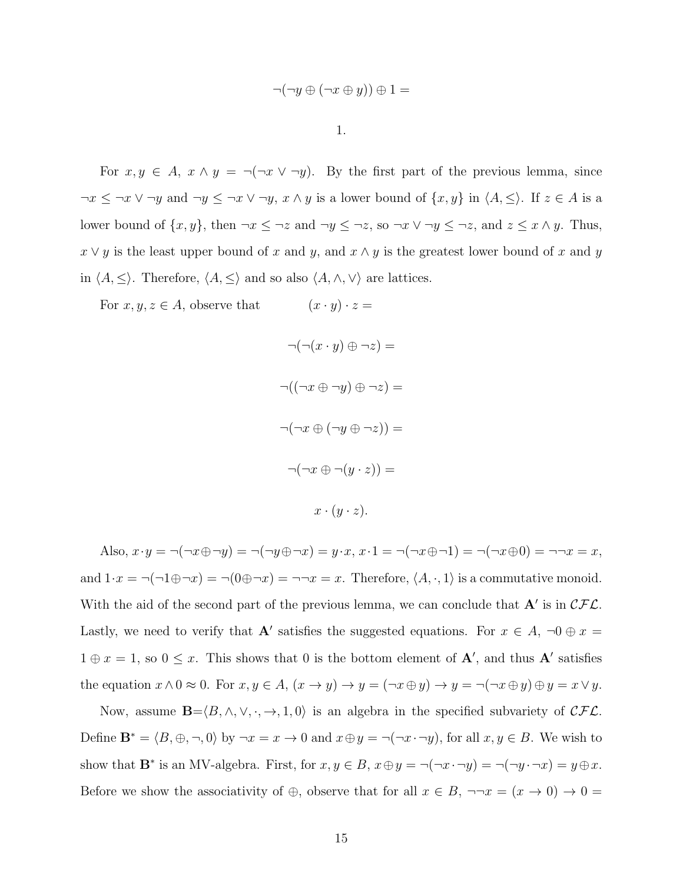$$\neg(\neg y \oplus (\neg x \oplus y)) \oplus 1 =$$

$$1.$$

For $x, y \in A$, $x \wedge y = \neg(\neg x \vee \neg y)$. By the first part of the previous lemma, since $\neg x \leq \neg x \vee \neg y$ and $\neg y \leq \neg x \vee \neg y$, $x \wedge y$ is a lower bound of $\{x, y\}$ in $\langle A, \leq \rangle$. If $z \in A$ is a lower bound of $\{x, y\}$, then $\neg x \leq \neg z$ and $\neg y \leq \neg z$, so $\neg x \vee \neg y \leq \neg z$, and $z \leq x \wedge y$. Thus, $x \vee y$ is the least upper bound of $x$ and $y$, and $x \wedge y$ is the greatest lower bound of $x$ and $y$ in $\langle A, \leq \rangle$. Therefore, $\langle A, \leq \rangle$ and so also $\langle A, \wedge, \vee \rangle$ are lattices.

For $x, y, z \in A$, observe that $\qquad (x \cdot y) \cdot z =$

$$\neg(\neg(x \cdot y) \oplus \neg z) =$$

$$\neg((\neg x \oplus \neg y) \oplus \neg z) =$$

$$\neg(\neg x \oplus (\neg y \oplus \neg z)) =$$

$$\neg(\neg x \oplus \neg(y \cdot z)) =$$

$$x \cdot (y \cdot z).$$

Also, $x \cdot y = \neg(\neg x \oplus \neg y) = \neg(\neg y \oplus \neg x) = y \cdot x$, $x \cdot 1 = \neg(\neg x \oplus \neg 1) = \neg(\neg x \oplus 0) = \neg\neg x = x$, and $1 \cdot x = \neg(\neg 1 \oplus \neg x) = \neg(0 \oplus \neg x) = \neg\neg x = x$. Therefore, $\langle A, \cdot, 1 \rangle$ is a commutative monoid. With the aid of the second part of the previous lemma, we can conclude that $\mathbf{A}'$ is in $\mathcal{CFL}$. Lastly, we need to verify that $\mathbf{A}'$ satisfies the suggested equations. For $x \in A$, $\neg 0 \oplus x = 1 \oplus x = 1$, so $0 \leq x$. This shows that 0 is the bottom element of $\mathbf{A}'$, and thus $\mathbf{A}'$ satisfies the equation $x \wedge 0 \approx 0$. For $x, y \in A$, $(x \to y) \to y = (\neg x \oplus y) \to y = \neg(\neg x \oplus y) \oplus y = x \vee y$.

Now, assume $\mathbf{B}$=$\langle B, \wedge, \vee, \cdot, \to, 1, 0 \rangle$ is an algebra in the specified subvariety of $\mathcal{CFL}$. Define $\mathbf{B}^* = \langle B, \oplus, \neg, 0 \rangle$ by $\neg x = x \to 0$ and $x \oplus y = \neg(\neg x \cdot \neg y)$, for all $x, y \in B$. We wish to show that $\mathbf{B}^*$ is an MV-algebra. First, for $x, y \in B$, $x \oplus y = \neg(\neg x \cdot \neg y) = \neg(\neg y \cdot \neg x) = y \oplus x$. Before we show the associativity of $\oplus$, observe that for all $x \in B$, $\neg\neg x = (x \to 0) \to 0 =$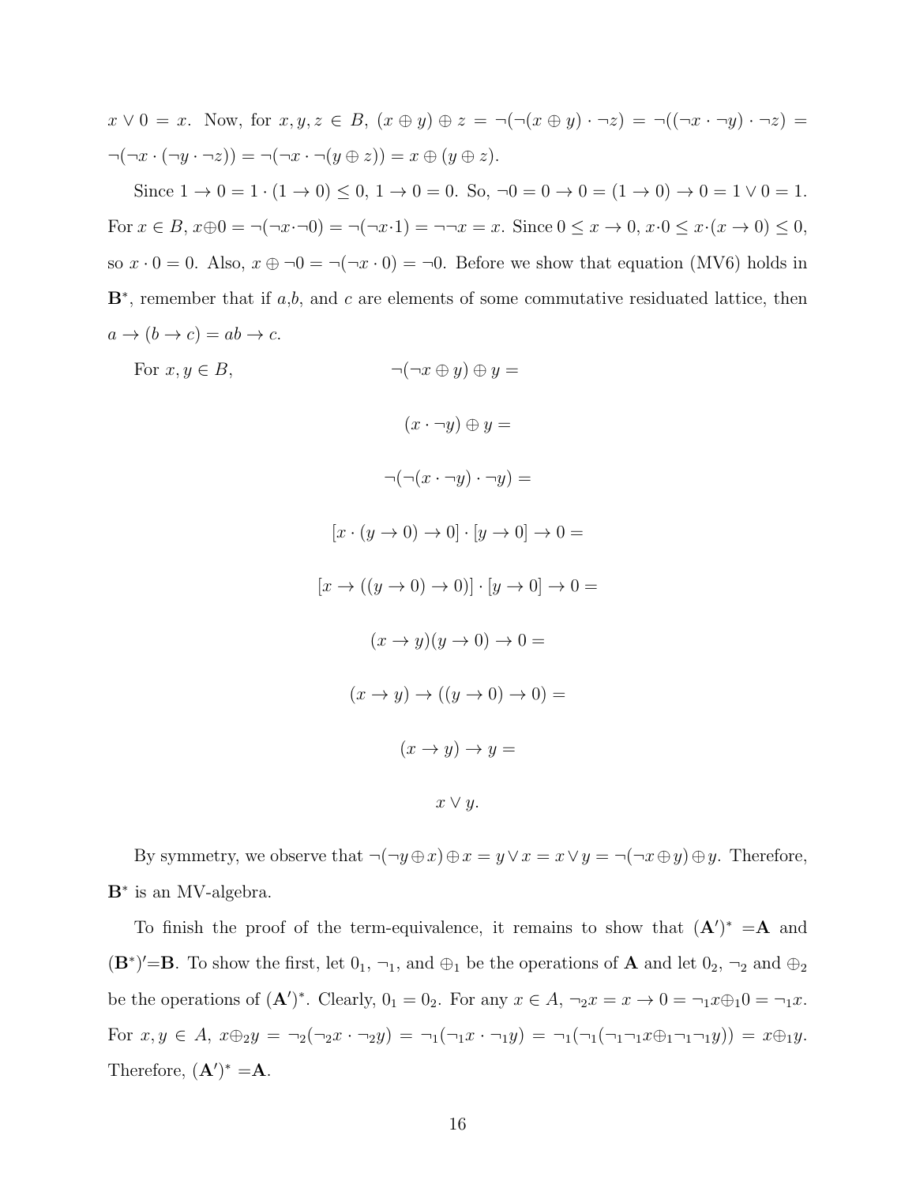$x \vee 0 = x$. Now, for $x, y, z \in B$, $(x \oplus y) \oplus z = \neg(\neg(x \oplus y) \cdot \neg z) = \neg((\neg x \cdot \neg y) \cdot \neg z) = \neg(\neg x \cdot (\neg y \cdot \neg z)) = \neg(\neg x \cdot \neg(y \oplus z)) = x \oplus (y \oplus z)$.

Since $1 \to 0 = 1 \cdot (1 \to 0) \leq 0$, $1 \to 0 = 0$. So, $\neg 0 = 0 \to 0 = (1 \to 0) \to 0 = 1 \vee 0 = 1$. For $x \in B$, $x \oplus 0 = \neg(\neg x \cdot \neg 0) = \neg(\neg x \cdot 1) = \neg\neg x = x$. Since $0 \leq x \to 0$, $x \cdot 0 \leq x \cdot (x \to 0) \leq 0$, so $x \cdot 0 = 0$. Also, $x \oplus \neg 0 = \neg(\neg x \cdot 0) = \neg 0$. Before we show that equation (MV6) holds in $\mathbf{B}^*$, remember that if $a$,$b$, and $c$ are elements of some commutative residuated lattice, then $a \to (b \to c) = ab \to c$.

For $x, y \in B$,

$$\neg(\neg x \oplus y) \oplus y =$$

$$(x \cdot \neg y) \oplus y =$$

$$\neg(\neg(x \cdot \neg y) \cdot \neg y) =$$

$$[x \cdot (y \to 0) \to 0] \cdot [y \to 0] \to 0 =$$

$$[x \to ((y \to 0) \to 0)] \cdot [y \to 0] \to 0 =$$

$$(x \to y)(y \to 0) \to 0 =$$

$$(x \to y) \to ((y \to 0) \to 0) =$$

$$(x \to y) \to y =$$

$$x \vee y.$$

By symmetry, we observe that $\neg(\neg y \oplus x) \oplus x = y \vee x = x \vee y = \neg(\neg x \oplus y) \oplus y$. Therefore, $\mathbf{B}^*$ is an MV-algebra.

To finish the proof of the term-equivalence, it remains to show that $(\mathbf{A}')^* = \mathbf{A}$ and $(\mathbf{B}^*)' = \mathbf{B}$. To show the first, let $0_1$, $\neg_1$, and $\oplus_1$ be the operations of $\mathbf{A}$ and let $0_2$, $\neg_2$ and $\oplus_2$ be the operations of $(\mathbf{A}')^*$. Clearly, $0_1 = 0_2$. For any $x \in A$, $\neg_2 x = x \to 0 = \neg_1 x \oplus_1 0 = \neg_1 x$. For $x, y \in A$, $x \oplus_2 y = \neg_2(\neg_2 x \cdot \neg_2 y) = \neg_1(\neg_1 x \cdot \neg_1 y) = \neg_1(\neg_1(\neg_1 \neg_1 x \oplus_1 \neg_1 \neg_1 y)) = x \oplus_1 y$. Therefore, $(\mathbf{A}')^* = \mathbf{A}$.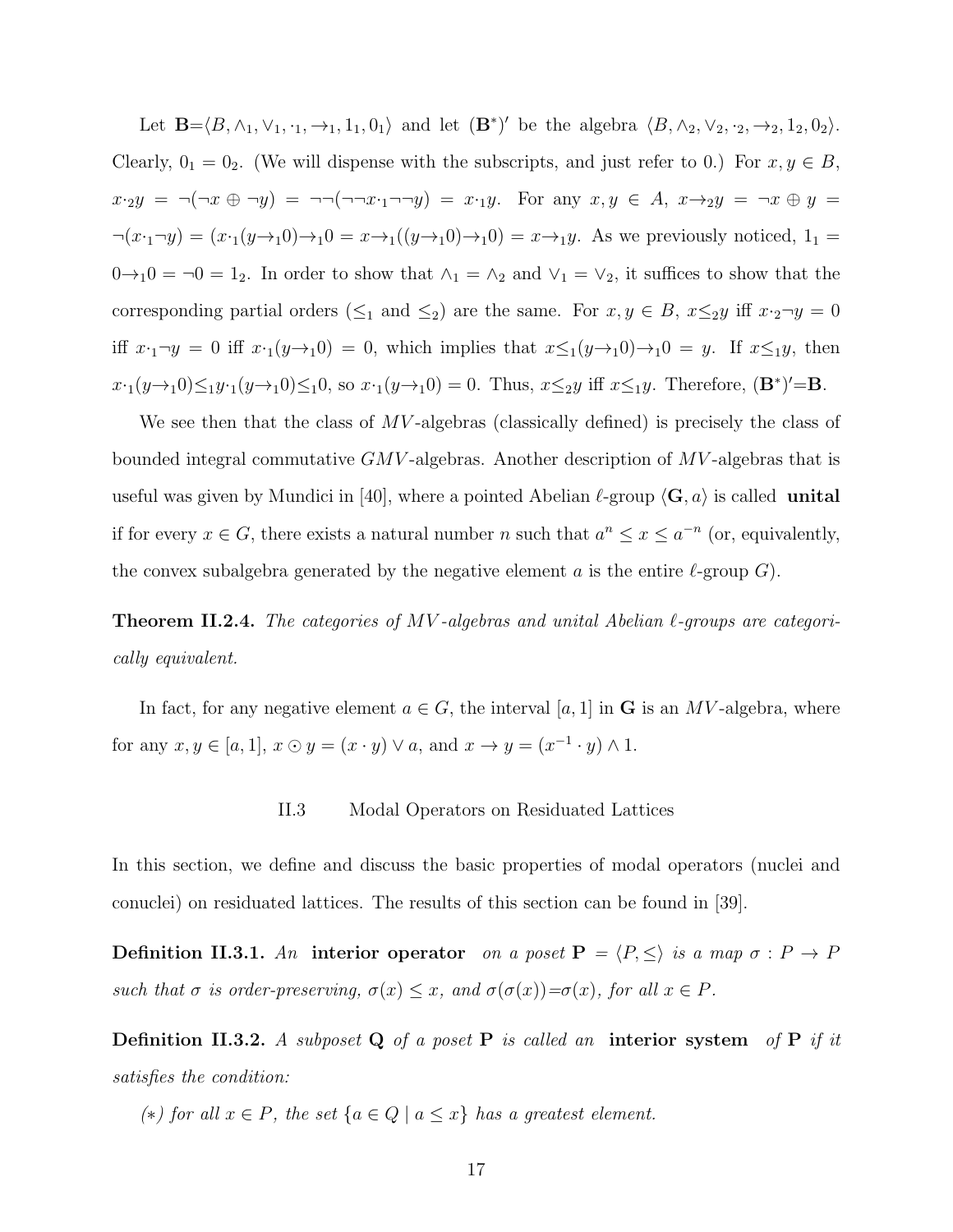Let $\mathbf{B}=\langle B, \wedge_1, \vee_1, \cdot_1, \rightarrow_1, 1_1, 0_1\rangle$ and let $(\mathbf{B}^*)'$ be the algebra $\langle B, \wedge_2, \vee_2, \cdot_2, \rightarrow_2, 1_2, 0_2\rangle$. Clearly, $0_1 = 0_2$. (We will dispense with the subscripts, and just refer to 0.) For $x, y \in B$, $x \cdot_2 y = \neg(\neg x \oplus \neg y) = \neg\neg(\neg\neg x \cdot_1 \neg\neg y) = x \cdot_1 y$. For any $x, y \in A$, $x \rightarrow_2 y = \neg x \oplus y = \neg(x \cdot_1 \neg y) = (x \cdot_1 (y \rightarrow_1 0) \rightarrow_1 0 = x \rightarrow_1 ((y \rightarrow_1 0) \rightarrow_1 0) = x \rightarrow_1 y$. As we previously noticed, $1_1 = 0 \rightarrow_1 0 = \neg 0 = 1_2$. In order to show that $\wedge_1 = \wedge_2$ and $\vee_1 = \vee_2$, it suffices to show that the corresponding partial orders ($\leq_1$ and $\leq_2$) are the same. For $x, y \in B$, $x \leq_2 y$ iff $x \cdot_2 \neg y = 0$ iff $x \cdot_1 \neg y = 0$ iff $x \cdot_1 (y \rightarrow_1 0) = 0$, which implies that $x \leq_1 (y \rightarrow_1 0) \rightarrow_1 0 = y$. If $x \leq_1 y$, then $x \cdot_1 (y \rightarrow_1 0) \leq_1 y \cdot_1 (y \rightarrow_1 0) \leq_1 0$, so $x \cdot_1 (y \rightarrow_1 0) = 0$. Thus, $x \leq_2 y$ iff $x \leq_1 y$. Therefore, $(\mathbf{B}^*)' = \mathbf{B}$.

We see then that the class of $MV$-algebras (classically defined) is precisely the class of bounded integral commutative $GMV$-algebras. Another description of $MV$-algebras that is useful was given by Mundici in [40], where a pointed Abelian $\ell$-group $\langle \mathbf{G}, a\rangle$ is called **unital** if for every $x \in G$, there exists a natural number $n$ such that $a^n \leq x \leq a^{-n}$ (or, equivalently, the convex subalgebra generated by the negative element $a$ is the entire $\ell$-group $G$).

**Theorem II.2.4.** *The categories of $MV$-algebras and unital Abelian $\ell$-groups are categorically equivalent.*

In fact, for any negative element $a \in G$, the interval $[a, 1]$ in $\mathbf{G}$ is an $MV$-algebra, where for any $x, y \in [a, 1]$, $x \odot y = (x \cdot y) \vee a$, and $x \rightarrow y = (x^{-1} \cdot y) \wedge 1$.

## II.3 Modal Operators on Residuated Lattices

In this section, we define and discuss the basic properties of modal operators (nuclei and conuclei) on residuated lattices. The results of this section can be found in [39].

**Definition II.3.1.** *An* **interior operator** *on a poset $\mathbf{P} = \langle P, \leq\rangle$ is a map $\sigma : P \rightarrow P$ such that $\sigma$ is order-preserving, $\sigma(x) \leq x$, and $\sigma(\sigma(x))=\sigma(x)$, for all $x \in P$.*

**Definition II.3.2.** *A subposet $\mathbf{Q}$ of a poset $\mathbf{P}$ is called an* **interior system** *of $\mathbf{P}$ if it satisfies the condition:*

*($*$) for all $x \in P$, the set $\{a \in Q \mid a \leq x\}$ has a greatest element.*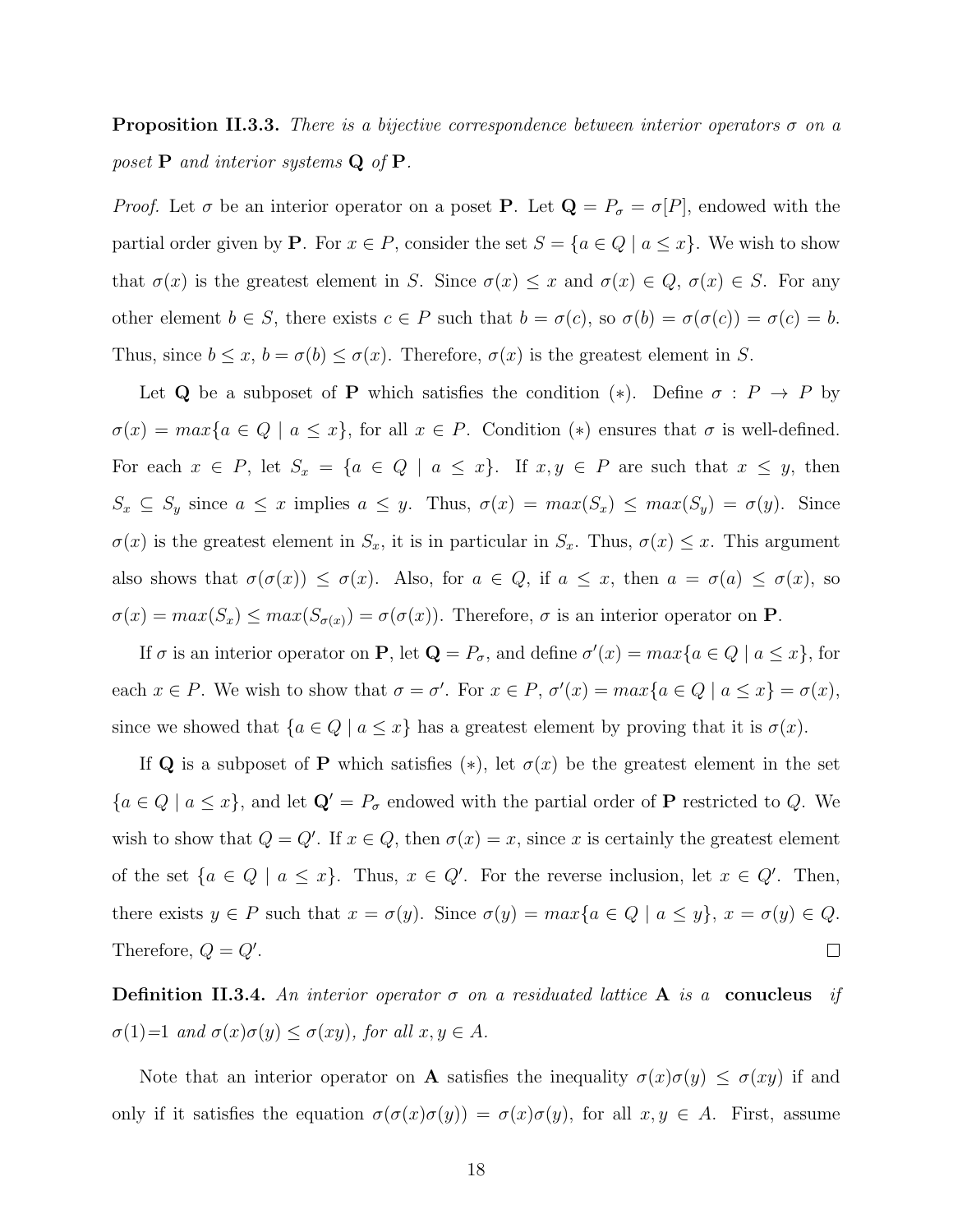**Proposition II.3.3.** *There is a bijective correspondence between interior operators $\sigma$ on a poset $\mathbf{P}$ and interior systems $\mathbf{Q}$ of $\mathbf{P}$.*

*Proof.* Let $\sigma$ be an interior operator on a poset $\mathbf{P}$. Let $\mathbf{Q} = P_\sigma = \sigma[P]$, endowed with the partial order given by $\mathbf{P}$. For $x \in P$, consider the set $S = \{a \in Q \mid a \leq x\}$. We wish to show that $\sigma(x)$ is the greatest element in $S$. Since $\sigma(x) \leq x$ and $\sigma(x) \in Q$, $\sigma(x) \in S$. For any other element $b \in S$, there exists $c \in P$ such that $b = \sigma(c)$, so $\sigma(b) = \sigma(\sigma(c)) = \sigma(c) = b$. Thus, since $b \leq x$, $b = \sigma(b) \leq \sigma(x)$. Therefore, $\sigma(x)$ is the greatest element in $S$.

Let $\mathbf{Q}$ be a subposet of $\mathbf{P}$ which satisfies the condition $(*)$. Define $\sigma : P \to P$ by $\sigma(x) = max\{a \in Q \mid a \leq x\}$, for all $x \in P$. Condition $(*)$ ensures that $\sigma$ is well-defined. For each $x \in P$, let $S_x = \{a \in Q \mid a \leq x\}$. If $x, y \in P$ are such that $x \leq y$, then $S_x \subseteq S_y$ since $a \leq x$ implies $a \leq y$. Thus, $\sigma(x) = max(S_x) \leq max(S_y) = \sigma(y)$. Since $\sigma(x)$ is the greatest element in $S_x$, it is in particular in $S_x$. Thus, $\sigma(x) \leq x$. This argument also shows that $\sigma(\sigma(x)) \leq \sigma(x)$. Also, for $a \in Q$, if $a \leq x$, then $a = \sigma(a) \leq \sigma(x)$, so $\sigma(x) = max(S_x) \leq max(S_{\sigma(x)}) = \sigma(\sigma(x))$. Therefore, $\sigma$ is an interior operator on $\mathbf{P}$.

If $\sigma$ is an interior operator on $\mathbf{P}$, let $\mathbf{Q} = P_\sigma$, and define $\sigma'(x) = max\{a \in Q \mid a \leq x\}$, for each $x \in P$. We wish to show that $\sigma = \sigma'$. For $x \in P$, $\sigma'(x) = max\{a \in Q \mid a \leq x\} = \sigma(x)$, since we showed that $\{a \in Q \mid a \leq x\}$ has a greatest element by proving that it is $\sigma(x)$.

If $\mathbf{Q}$ is a subposet of $\mathbf{P}$ which satisfies $(*)$, let $\sigma(x)$ be the greatest element in the set $\{a \in Q \mid a \leq x\}$, and let $\mathbf{Q}' = P_\sigma$ endowed with the partial order of $\mathbf{P}$ restricted to $Q$. We wish to show that $Q = Q'$. If $x \in Q$, then $\sigma(x) = x$, since $x$ is certainly the greatest element of the set $\{a \in Q \mid a \leq x\}$. Thus, $x \in Q'$. For the reverse inclusion, let $x \in Q'$. Then, there exists $y \in P$ such that $x = \sigma(y)$. Since $\sigma(y) = max\{a \in Q \mid a \leq y\}$, $x = \sigma(y) \in Q$. Therefore, $Q = Q'$. $\square$

**Definition II.3.4.** *An interior operator $\sigma$ on a residuated lattice $\mathbf{A}$ is a* **conucleus** *if $\sigma(1)=1$ and $\sigma(x)\sigma(y) \leq \sigma(xy)$, for all $x, y \in A$.*

Note that an interior operator on $\mathbf{A}$ satisfies the inequality $\sigma(x)\sigma(y) \leq \sigma(xy)$ if and only if it satisfies the equation $\sigma(\sigma(x)\sigma(y)) = \sigma(x)\sigma(y)$, for all $x, y \in A$. First, assume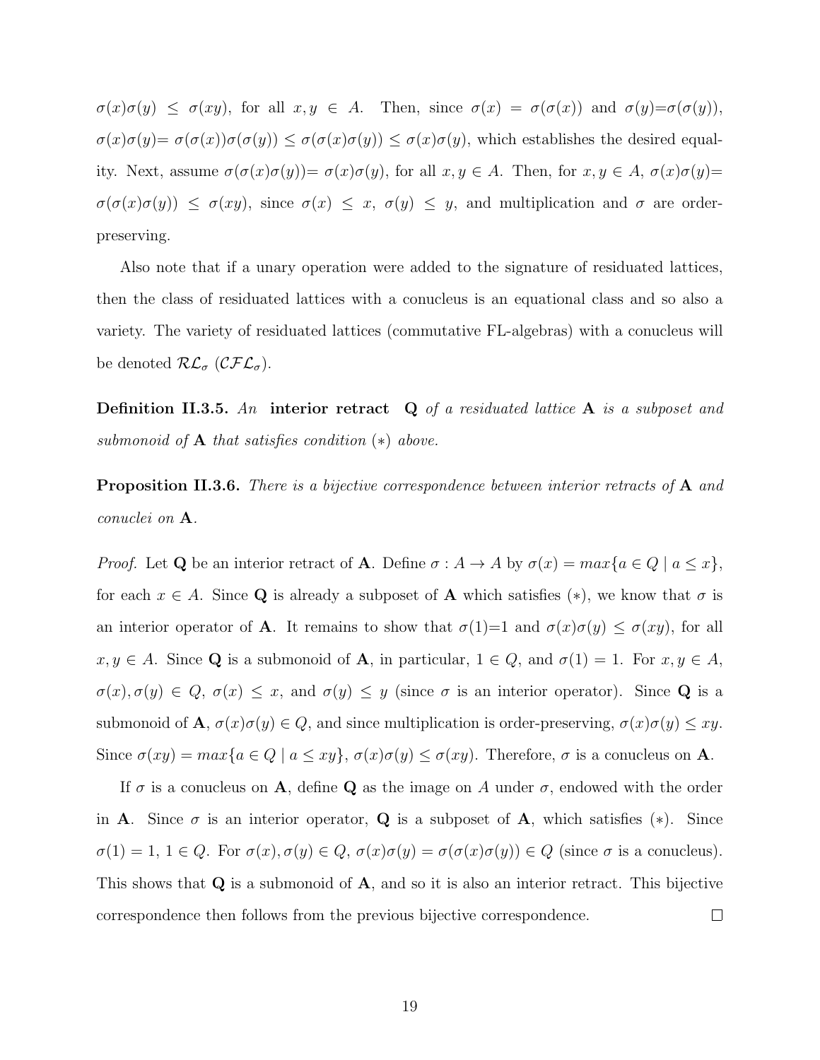$\sigma(x)\sigma(y) \leq \sigma(xy)$, for all $x, y \in A$. Then, since $\sigma(x) = \sigma(\sigma(x))$ and $\sigma(y)=\sigma(\sigma(y))$, $\sigma(x)\sigma(y)= \sigma(\sigma(x))\sigma(\sigma(y)) \leq \sigma(\sigma(x)\sigma(y)) \leq \sigma(x)\sigma(y)$, which establishes the desired equality. Next, assume $\sigma(\sigma(x)\sigma(y))= \sigma(x)\sigma(y)$, for all $x, y \in A$. Then, for $x, y \in A$, $\sigma(x)\sigma(y)= \sigma(\sigma(x)\sigma(y)) \leq \sigma(xy)$, since $\sigma(x) \leq x$, $\sigma(y) \leq y$, and multiplication and $\sigma$ are order-preserving.

Also note that if a unary operation were added to the signature of residuated lattices, then the class of residuated lattices with a conucleus is an equational class and so also a variety. The variety of residuated lattices (commutative FL-algebras) with a conucleus will be denoted $\mathcal{RL}_\sigma$ ($\mathcal{CFL}_\sigma$).

**Definition II.3.5.** *An* **interior retract** $\mathbf{Q}$ *of a residuated lattice* $\mathbf{A}$ *is a subposet and submonoid of* $\mathbf{A}$ *that satisfies condition* $(*)$ *above.*

**Proposition II.3.6.** *There is a bijective correspondence between interior retracts of* $\mathbf{A}$ *and conuclei on* $\mathbf{A}$*.*

*Proof.* Let $\mathbf{Q}$ be an interior retract of $\mathbf{A}$. Define $\sigma : A \to A$ by $\sigma(x) = max\{a \in Q \mid a \leq x\}$, for each $x \in A$. Since $\mathbf{Q}$ is already a subposet of $\mathbf{A}$ which satisfies $(*)$, we know that $\sigma$ is an interior operator of $\mathbf{A}$. It remains to show that $\sigma(1)=1$ and $\sigma(x)\sigma(y) \leq \sigma(xy)$, for all $x, y \in A$. Since $\mathbf{Q}$ is a submonoid of $\mathbf{A}$, in particular, $1 \in Q$, and $\sigma(1) = 1$. For $x, y \in A$, $\sigma(x), \sigma(y) \in Q$, $\sigma(x) \leq x$, and $\sigma(y) \leq y$ (since $\sigma$ is an interior operator). Since $\mathbf{Q}$ is a submonoid of $\mathbf{A}$, $\sigma(x)\sigma(y) \in Q$, and since multiplication is order-preserving, $\sigma(x)\sigma(y) \leq xy$. Since $\sigma(xy) = max\{a \in Q \mid a \leq xy\}$, $\sigma(x)\sigma(y) \leq \sigma(xy)$. Therefore, $\sigma$ is a conucleus on $\mathbf{A}$.

If $\sigma$ is a conucleus on $\mathbf{A}$, define $\mathbf{Q}$ as the image on $A$ under $\sigma$, endowed with the order in $\mathbf{A}$. Since $\sigma$ is an interior operator, $\mathbf{Q}$ is a subposet of $\mathbf{A}$, which satisfies $(*)$. Since $\sigma(1) = 1$, $1 \in Q$. For $\sigma(x), \sigma(y) \in Q$, $\sigma(x)\sigma(y) = \sigma(\sigma(x)\sigma(y)) \in Q$ (since $\sigma$ is a conucleus). This shows that $\mathbf{Q}$ is a submonoid of $\mathbf{A}$, and so it is also an interior retract. This bijective correspondence then follows from the previous bijective correspondence. $\square$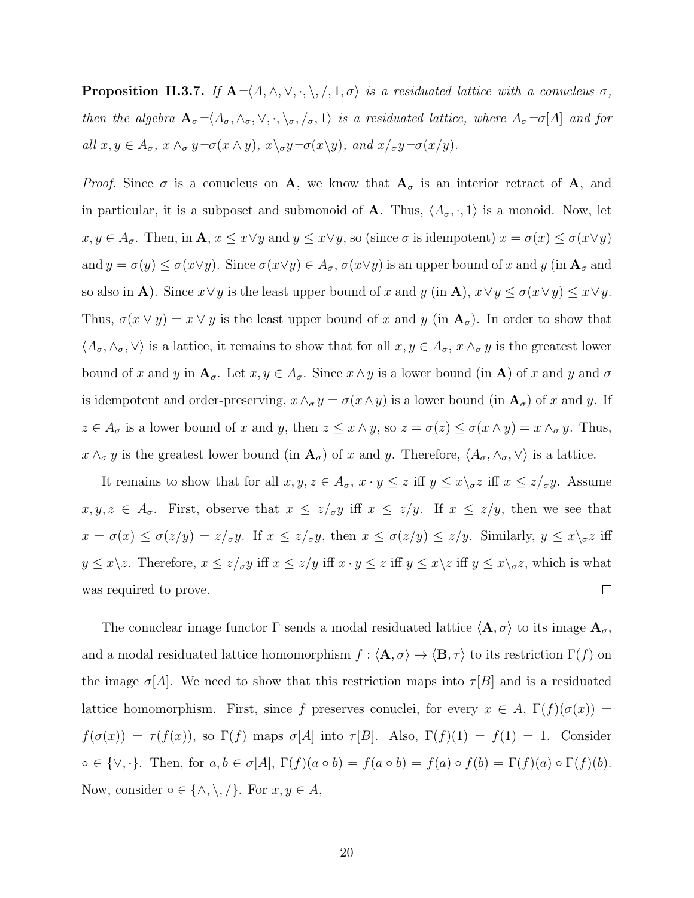**Proposition II.3.7.** *If* $\mathbf{A}=\langle A, \wedge, \vee, \cdot, \backslash, /, 1, \sigma\rangle$ *is a residuated lattice with a conucleus* $\sigma$*, then the algebra* $\mathbf{A}_\sigma=\langle A_\sigma, \wedge_\sigma, \vee, \cdot, \backslash_\sigma, /_\sigma, 1\rangle$ *is a residuated lattice, where* $A_\sigma=\sigma[A]$ *and for all* $x, y \in A_\sigma$*,* $x \wedge_\sigma y=\sigma(x \wedge y)$*,* $x\backslash_\sigma y=\sigma(x\backslash y)$*, and* $x/_\sigma y=\sigma(x/y)$*.*

*Proof.* Since $\sigma$ is a conucleus on $\mathbf{A}$, we know that $\mathbf{A}_\sigma$ is an interior retract of $\mathbf{A}$, and in particular, it is a subposet and submonoid of $\mathbf{A}$. Thus, $\langle A_\sigma, \cdot, 1\rangle$ is a monoid. Now, let $x, y \in A_\sigma$. Then, in $\mathbf{A}$, $x \leq x\vee y$ and $y \leq x\vee y$, so (since $\sigma$ is idempotent) $x = \sigma(x) \leq \sigma(x\vee y)$ and $y = \sigma(y) \leq \sigma(x\vee y)$. Since $\sigma(x\vee y) \in A_\sigma$, $\sigma(x\vee y)$ is an upper bound of $x$ and $y$ (in $\mathbf{A}_\sigma$ and so also in $\mathbf{A}$). Since $x\vee y$ is the least upper bound of $x$ and $y$ (in $\mathbf{A}$), $x\vee y \leq \sigma(x\vee y) \leq x\vee y$. Thus, $\sigma(x \vee y) = x \vee y$ is the least upper bound of $x$ and $y$ (in $\mathbf{A}_\sigma$). In order to show that $\langle A_\sigma, \wedge_\sigma, \vee\rangle$ is a lattice, it remains to show that for all $x, y \in A_\sigma$, $x \wedge_\sigma y$ is the greatest lower bound of $x$ and $y$ in $\mathbf{A}_\sigma$. Let $x, y \in A_\sigma$. Since $x\wedge y$ is a lower bound (in $\mathbf{A}$) of $x$ and $y$ and $\sigma$ is idempotent and order-preserving, $x \wedge_\sigma y = \sigma(x\wedge y)$ is a lower bound (in $\mathbf{A}_\sigma$) of $x$ and $y$. If $z \in A_\sigma$ is a lower bound of $x$ and $y$, then $z \leq x \wedge y$, so $z = \sigma(z) \leq \sigma(x \wedge y) = x \wedge_\sigma y$. Thus, $x \wedge_\sigma y$ is the greatest lower bound (in $\mathbf{A}_\sigma$) of $x$ and $y$. Therefore, $\langle A_\sigma, \wedge_\sigma, \vee\rangle$ is a lattice.

It remains to show that for all $x, y, z \in A_\sigma$, $x \cdot y \leq z$ iff $y \leq x\backslash_\sigma z$ iff $x \leq z/_\sigma y$. Assume $x, y, z \in A_\sigma$. First, observe that $x \leq z/_\sigma y$ iff $x \leq z/y$. If $x \leq z/y$, then we see that $x = \sigma(x) \leq \sigma(z/y) = z/_\sigma y$. If $x \leq z/_\sigma y$, then $x \leq \sigma(z/y) \leq z/y$. Similarly, $y \leq x\backslash_\sigma z$ iff $y \leq x\backslash z$. Therefore, $x \leq z/_\sigma y$ iff $x \leq z/y$ iff $x \cdot y \leq z$ iff $y \leq x\backslash z$ iff $y \leq x\backslash_\sigma z$, which is what was required to prove. □

The conuclear image functor $\Gamma$ sends a modal residuated lattice $\langle \mathbf{A}, \sigma\rangle$ to its image $\mathbf{A}_\sigma$, and a modal residuated lattice homomorphism $f : \langle \mathbf{A}, \sigma\rangle \to \langle \mathbf{B}, \tau\rangle$ to its restriction $\Gamma(f)$ on the image $\sigma[A]$. We need to show that this restriction maps into $\tau[B]$ and is a residuated lattice homomorphism. First, since $f$ preserves conuclei, for every $x \in A$, $\Gamma(f)(\sigma(x)) = f(\sigma(x)) = \tau(f(x))$, so $\Gamma(f)$ maps $\sigma[A]$ into $\tau[B]$. Also, $\Gamma(f)(1) = f(1) = 1$. Consider $\circ \in \{\vee, \cdot\}$. Then, for $a, b \in \sigma[A]$, $\Gamma(f)(a \circ b) = f(a \circ b) = f(a) \circ f(b) = \Gamma(f)(a) \circ \Gamma(f)(b)$. Now, consider $\circ \in \{\wedge, \backslash, /\}$. For $x, y \in A$,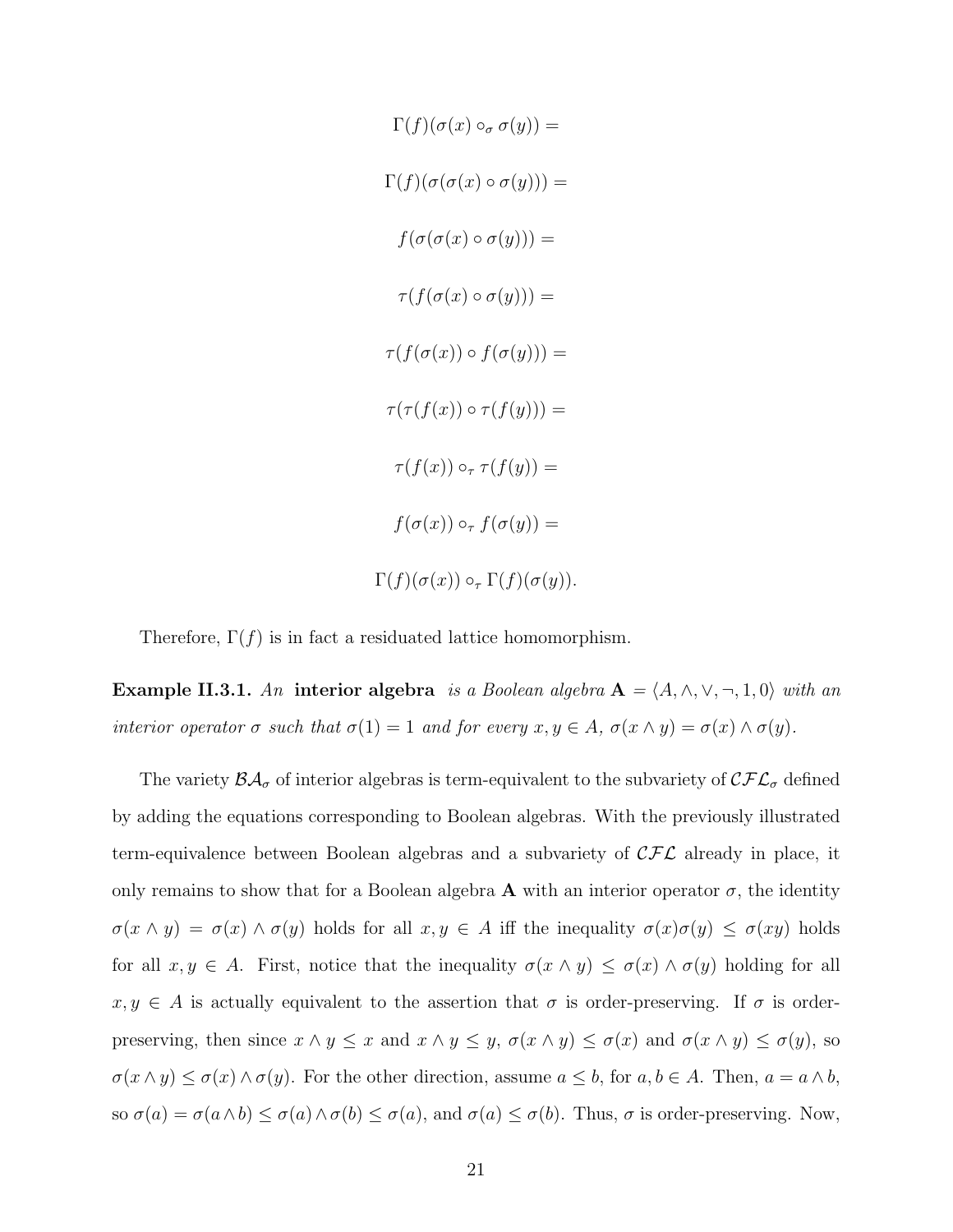$$\Gamma(f)(\sigma(x) \circ_\sigma \sigma(y)) =$$

$$\Gamma(f)(\sigma(\sigma(x) \circ \sigma(y))) =$$

$$f(\sigma(\sigma(x) \circ \sigma(y))) =$$

$$\tau(f(\sigma(x) \circ \sigma(y))) =$$

$$\tau(f(\sigma(x)) \circ f(\sigma(y))) =$$

$$\tau(\tau(f(x)) \circ \tau(f(y))) =$$

$$\tau(f(x)) \circ_\tau \tau(f(y)) =$$

$$f(\sigma(x)) \circ_\tau f(\sigma(y)) =$$

$$\Gamma(f)(\sigma(x)) \circ_\tau \Gamma(f)(\sigma(y)).$$

Therefore, $\Gamma(f)$ is in fact a residuated lattice homomorphism.

**Example II.3.1.** *An* **interior algebra** *is a Boolean algebra* $\mathbf{A} = \langle A, \wedge, \vee, \neg, 1, 0\rangle$ *with an interior operator* $\sigma$ *such that* $\sigma(1) = 1$ *and for every* $x, y \in A$, $\sigma(x \wedge y) = \sigma(x) \wedge \sigma(y)$.

The variety $\mathcal{BA}_\sigma$ of interior algebras is term-equivalent to the subvariety of $\mathcal{CFL}_\sigma$ defined by adding the equations corresponding to Boolean algebras. With the previously illustrated term-equivalence between Boolean algebras and a subvariety of $\mathcal{CFL}$ already in place, it only remains to show that for a Boolean algebra $\mathbf{A}$ with an interior operator $\sigma$, the identity $\sigma(x \wedge y) = \sigma(x) \wedge \sigma(y)$ holds for all $x, y \in A$ iff the inequality $\sigma(x)\sigma(y) \leq \sigma(xy)$ holds for all $x, y \in A$. First, notice that the inequality $\sigma(x \wedge y) \leq \sigma(x) \wedge \sigma(y)$ holding for all $x, y \in A$ is actually equivalent to the assertion that $\sigma$ is order-preserving. If $\sigma$ is order-preserving, then since $x \wedge y \leq x$ and $x \wedge y \leq y$, $\sigma(x \wedge y) \leq \sigma(x)$ and $\sigma(x \wedge y) \leq \sigma(y)$, so $\sigma(x \wedge y) \leq \sigma(x) \wedge \sigma(y)$. For the other direction, assume $a \leq b$, for $a, b \in A$. Then, $a = a \wedge b$, so $\sigma(a) = \sigma(a \wedge b) \leq \sigma(a) \wedge \sigma(b) \leq \sigma(a)$, and $\sigma(a) \leq \sigma(b)$. Thus, $\sigma$ is order-preserving. Now,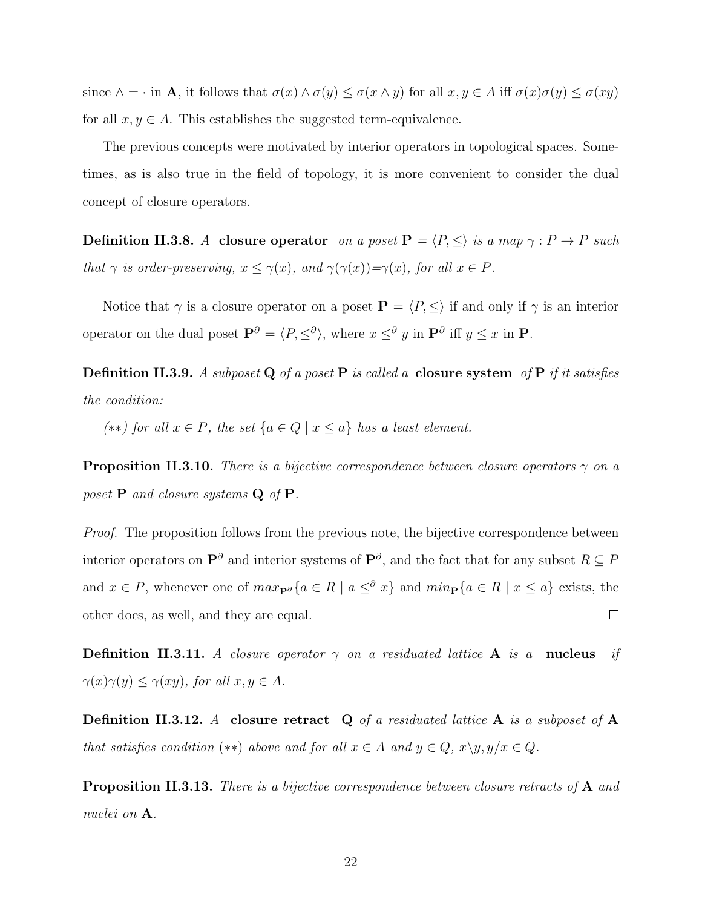since $\wedge = \cdot$ in $\mathbf{A}$, it follows that $\sigma(x) \wedge \sigma(y) \leq \sigma(x \wedge y)$ for all $x, y \in A$ iff $\sigma(x)\sigma(y) \leq \sigma(xy)$ for all $x, y \in A$. This establishes the suggested term-equivalence.

The previous concepts were motivated by interior operators in topological spaces. Sometimes, as is also true in the field of topology, it is more convenient to consider the dual concept of closure operators.

**Definition II.3.8.** *A* **closure operator** *on a poset $\mathbf{P} = \langle P, \leq \rangle$ is a map $\gamma : P \to P$ such that $\gamma$ is order-preserving, $x \leq \gamma(x)$, and $\gamma(\gamma(x)) = \gamma(x)$, for all $x \in P$.*

Notice that $\gamma$ is a closure operator on a poset $\mathbf{P} = \langle P, \leq \rangle$ if and only if $\gamma$ is an interior operator on the dual poset $\mathbf{P}^\partial = \langle P, \leq^\partial \rangle$, where $x \leq^\partial y$ in $\mathbf{P}^\partial$ iff $y \leq x$ in $\mathbf{P}$.

**Definition II.3.9.** *A subposet $\mathbf{Q}$ of a poset $\mathbf{P}$ is called a* **closure system** *of $\mathbf{P}$ if it satisfies the condition:*

*$(**)$ for all $x \in P$, the set $\{a \in Q \mid x \leq a\}$ has a least element.*

**Proposition II.3.10.** *There is a bijective correspondence between closure operators $\gamma$ on a poset $\mathbf{P}$ and closure systems $\mathbf{Q}$ of $\mathbf{P}$.*

*Proof.* The proposition follows from the previous note, the bijective correspondence between interior operators on $\mathbf{P}^\partial$ and interior systems of $\mathbf{P}^\partial$, and the fact that for any subset $R \subseteq P$ and $x \in P$, whenever one of $max_{\mathbf{P}^\partial}\{a \in R \mid a \leq^\partial x\}$ and $min_{\mathbf{P}}\{a \in R \mid x \leq a\}$ exists, the other does, as well, and they are equal. $\square$

**Definition II.3.11.** *A closure operator $\gamma$ on a residuated lattice $\mathbf{A}$ is a* **nucleus** *if $\gamma(x)\gamma(y) \leq \gamma(xy)$, for all $x, y \in A$.*

**Definition II.3.12.** *A* **closure retract** $\mathbf{Q}$ *of a residuated lattice $\mathbf{A}$ is a subposet of $\mathbf{A}$ that satisfies condition $(**)$ above and for all $x \in A$ and $y \in Q$, $x \backslash y, y/x \in Q$.*

**Proposition II.3.13.** *There is a bijective correspondence between closure retracts of $\mathbf{A}$ and nuclei on $\mathbf{A}$.*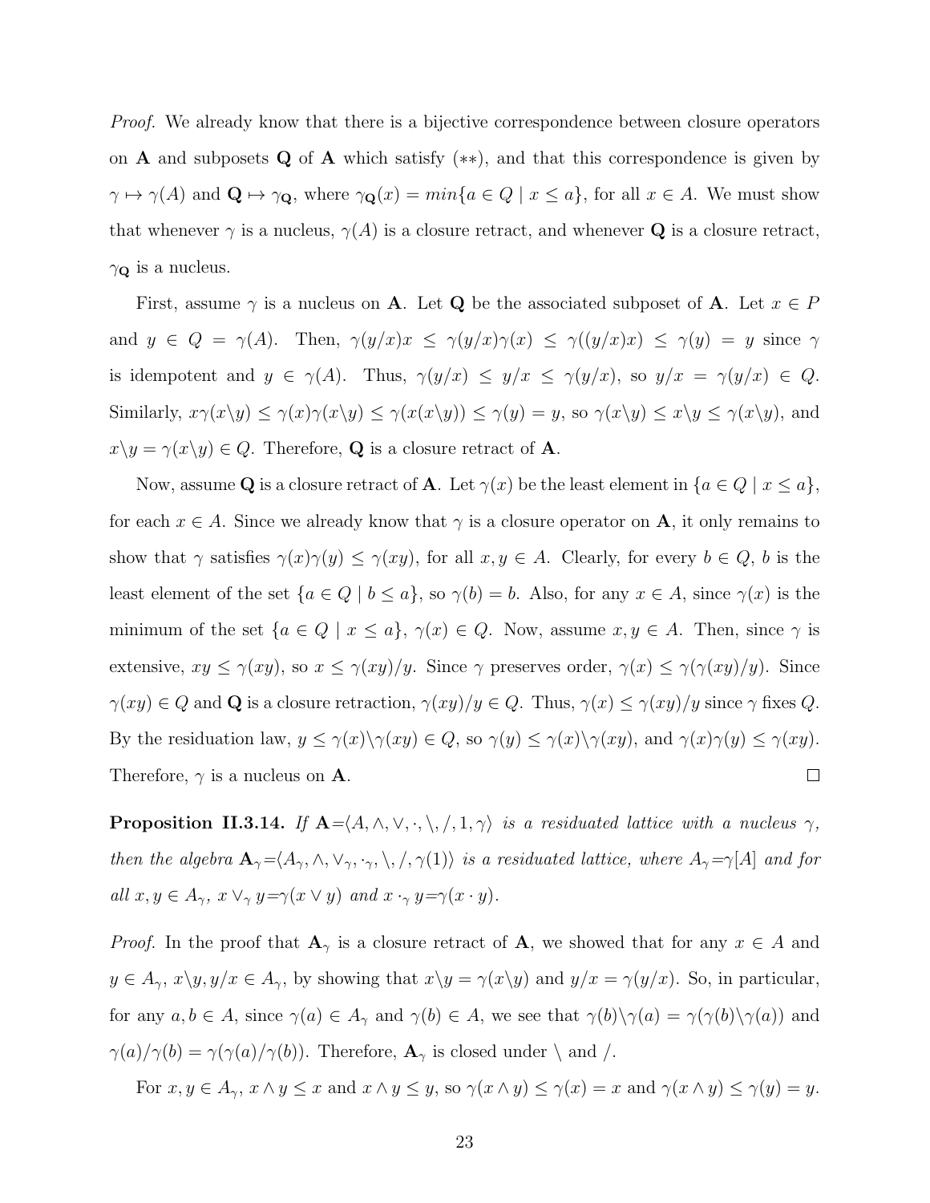*Proof.* We already know that there is a bijective correspondence between closure operators on $\mathbf{A}$ and subposets $\mathbf{Q}$ of $\mathbf{A}$ which satisfy $(**)$, and that this correspondence is given by $\gamma \mapsto \gamma(A)$ and $\mathbf{Q} \mapsto \gamma_{\mathbf{Q}}$, where $\gamma_{\mathbf{Q}}(x) = min\{a \in Q \mid x \leq a\}$, for all $x \in A$. We must show that whenever $\gamma$ is a nucleus, $\gamma(A)$ is a closure retract, and whenever $\mathbf{Q}$ is a closure retract, $\gamma_{\mathbf{Q}}$ is a nucleus.

First, assume $\gamma$ is a nucleus on $\mathbf{A}$. Let $\mathbf{Q}$ be the associated subposet of $\mathbf{A}$. Let $x \in P$ and $y \in Q = \gamma(A)$. Then, $\gamma(y/x)x \leq \gamma(y/x)\gamma(x) \leq \gamma((y/x)x) \leq \gamma(y) = y$ since $\gamma$ is idempotent and $y \in \gamma(A)$. Thus, $\gamma(y/x) \leq y/x \leq \gamma(y/x)$, so $y/x = \gamma(y/x) \in Q$. Similarly, $x\gamma(x\backslash y) \leq \gamma(x)\gamma(x\backslash y) \leq \gamma(x(x\backslash y)) \leq \gamma(y) = y$, so $\gamma(x\backslash y) \leq x\backslash y \leq \gamma(x\backslash y)$, and $x\backslash y = \gamma(x\backslash y) \in Q$. Therefore, $\mathbf{Q}$ is a closure retract of $\mathbf{A}$.

Now, assume $\mathbf{Q}$ is a closure retract of $\mathbf{A}$. Let $\gamma(x)$ be the least element in $\{a \in Q \mid x \leq a\}$, for each $x \in A$. Since we already know that $\gamma$ is a closure operator on $\mathbf{A}$, it only remains to show that $\gamma$ satisfies $\gamma(x)\gamma(y) \leq \gamma(xy)$, for all $x, y \in A$. Clearly, for every $b \in Q$, $b$ is the least element of the set $\{a \in Q \mid b \leq a\}$, so $\gamma(b) = b$. Also, for any $x \in A$, since $\gamma(x)$ is the minimum of the set $\{a \in Q \mid x \leq a\}$, $\gamma(x) \in Q$. Now, assume $x, y \in A$. Then, since $\gamma$ is extensive, $xy \leq \gamma(xy)$, so $x \leq \gamma(xy)/y$. Since $\gamma$ preserves order, $\gamma(x) \leq \gamma(\gamma(xy)/y)$. Since $\gamma(xy) \in Q$ and $\mathbf{Q}$ is a closure retraction, $\gamma(xy)/y \in Q$. Thus, $\gamma(x) \leq \gamma(xy)/y$ since $\gamma$ fixes $Q$. By the residuation law, $y \leq \gamma(x)\backslash\gamma(xy) \in Q$, so $\gamma(y) \leq \gamma(x)\backslash\gamma(xy)$, and $\gamma(x)\gamma(y) \leq \gamma(xy)$. Therefore, $\gamma$ is a nucleus on $\mathbf{A}$. $\square$

**Proposition II.3.14.** *If $\mathbf{A}=\langle A, \wedge, \vee, \cdot, \backslash, /, 1, \gamma\rangle$ is a residuated lattice with a nucleus $\gamma$, then the algebra $\mathbf{A}_\gamma=\langle A_\gamma, \wedge, \vee_\gamma, \cdot_\gamma, \backslash, /, \gamma(1)\rangle$ is a residuated lattice, where $A_\gamma=\gamma[A]$ and for all $x, y \in A_\gamma$, $x \vee_\gamma y=\gamma(x \vee y)$ and $x \cdot_\gamma y=\gamma(x \cdot y)$.*

*Proof.* In the proof that $\mathbf{A}_\gamma$ is a closure retract of $\mathbf{A}$, we showed that for any $x \in A$ and $y \in A_\gamma$, $x\backslash y, y/x \in A_\gamma$, by showing that $x\backslash y = \gamma(x\backslash y)$ and $y/x = \gamma(y/x)$. So, in particular, for any $a, b \in A$, since $\gamma(a) \in A_\gamma$ and $\gamma(b) \in A$, we see that $\gamma(b)\backslash\gamma(a) = \gamma(\gamma(b)\backslash\gamma(a))$ and $\gamma(a)/\gamma(b) = \gamma(\gamma(a)/\gamma(b))$. Therefore, $\mathbf{A}_\gamma$ is closed under $\backslash$ and $/$.

For $x, y \in A_\gamma$, $x \wedge y \leq x$ and $x \wedge y \leq y$, so $\gamma(x \wedge y) \leq \gamma(x) = x$ and $\gamma(x \wedge y) \leq \gamma(y) = y$.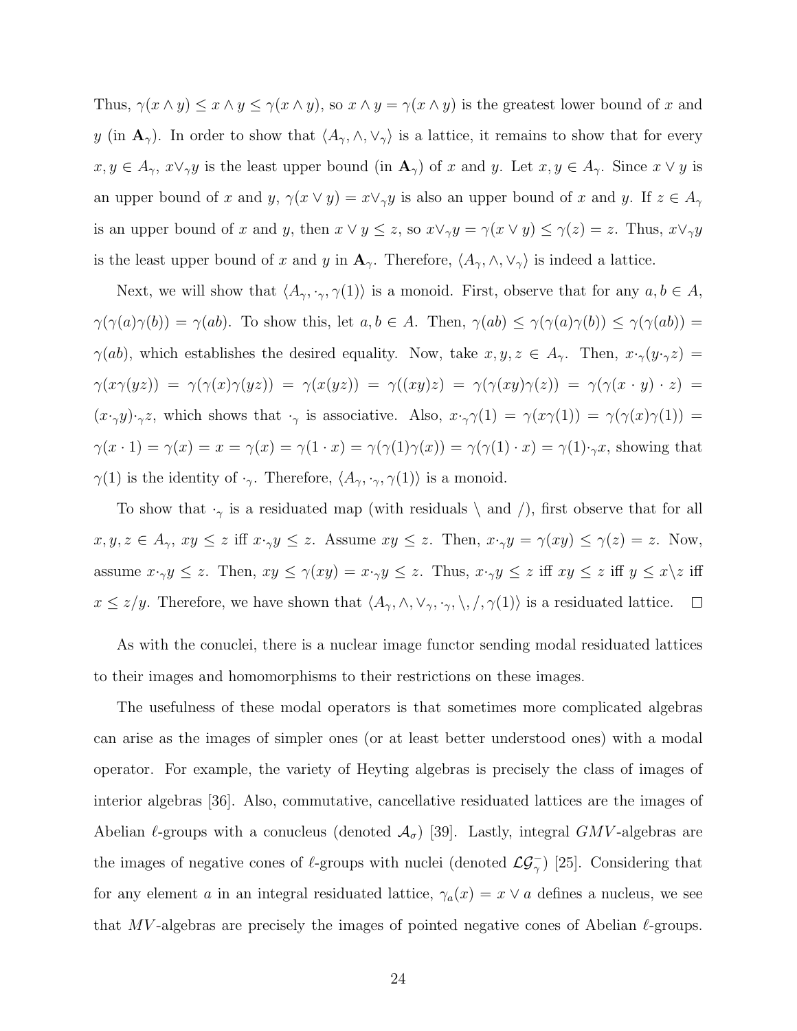Thus, $\gamma(x \wedge y) \leq x \wedge y \leq \gamma(x \wedge y)$, so $x \wedge y = \gamma(x \wedge y)$ is the greatest lower bound of $x$ and $y$ (in $\mathbf{A}_\gamma$). In order to show that $\langle A_\gamma, \wedge, \vee_\gamma \rangle$ is a lattice, it remains to show that for every $x, y \in A_\gamma$, $x \vee_\gamma y$ is the least upper bound (in $\mathbf{A}_\gamma$) of $x$ and $y$. Let $x, y \in A_\gamma$. Since $x \vee y$ is an upper bound of $x$ and $y$, $\gamma(x \vee y) = x \vee_\gamma y$ is also an upper bound of $x$ and $y$. If $z \in A_\gamma$ is an upper bound of $x$ and $y$, then $x \vee y \leq z$, so $x \vee_\gamma y = \gamma(x \vee y) \leq \gamma(z) = z$. Thus, $x \vee_\gamma y$ is the least upper bound of $x$ and $y$ in $\mathbf{A}_\gamma$. Therefore, $\langle A_\gamma, \wedge, \vee_\gamma \rangle$ is indeed a lattice.

Next, we will show that $\langle A_\gamma, \cdot_\gamma, \gamma(1) \rangle$ is a monoid. First, observe that for any $a, b \in A$, $\gamma(\gamma(a)\gamma(b)) = \gamma(ab)$. To show this, let $a, b \in A$. Then, $\gamma(ab) \leq \gamma(\gamma(a)\gamma(b)) \leq \gamma(\gamma(ab)) = \gamma(ab)$, which establishes the desired equality. Now, take $x, y, z \in A_\gamma$. Then, $x \cdot_\gamma (y \cdot_\gamma z) = \gamma(x\gamma(yz)) = \gamma(\gamma(x)\gamma(yz)) = \gamma(x(yz)) = \gamma((xy)z) = \gamma(\gamma(xy)\gamma(z)) = \gamma(\gamma(x \cdot y) \cdot z) = (x \cdot_\gamma y) \cdot_\gamma z$, which shows that $\cdot_\gamma$ is associative. Also, $x \cdot_\gamma \gamma(1) = \gamma(x\gamma(1)) = \gamma(\gamma(x)\gamma(1)) = \gamma(x \cdot 1) = \gamma(x) = x = \gamma(x) = \gamma(1 \cdot x) = \gamma(\gamma(1)\gamma(x)) = \gamma(\gamma(1) \cdot x) = \gamma(1) \cdot_\gamma x$, showing that $\gamma(1)$ is the identity of $\cdot_\gamma$. Therefore, $\langle A_\gamma, \cdot_\gamma, \gamma(1) \rangle$ is a monoid.

To show that $\cdot_\gamma$ is a residuated map (with residuals $\backslash$ and $/$), first observe that for all $x, y, z \in A_\gamma$, $xy \leq z$ iff $x \cdot_\gamma y \leq z$. Assume $xy \leq z$. Then, $x \cdot_\gamma y = \gamma(xy) \leq \gamma(z) = z$. Now, assume $x \cdot_\gamma y \leq z$. Then, $xy \leq \gamma(xy) = x \cdot_\gamma y \leq z$. Thus, $x \cdot_\gamma y \leq z$ iff $xy \leq z$ iff $y \leq x \backslash z$ iff $x \leq z / y$. Therefore, we have shown that $\langle A_\gamma, \wedge, \vee_\gamma, \cdot_\gamma, \backslash, /, \gamma(1) \rangle$ is a residuated lattice. $\square$

As with the conuclei, there is a nuclear image functor sending modal residuated lattices to their images and homomorphisms to their restrictions on these images.

The usefulness of these modal operators is that sometimes more complicated algebras can arise as the images of simpler ones (or at least better understood ones) with a modal operator. For example, the variety of Heyting algebras is precisely the class of images of interior algebras [36]. Also, commutative, cancellative residuated lattices are the images of Abelian $\ell$-groups with a conucleus (denoted $\mathcal{A}_\sigma$) [39]. Lastly, integral $GMV$-algebras are the images of negative cones of $\ell$-groups with nuclei (denoted $\mathcal{LG}^-_\gamma$) [25]. Considering that for any element $a$ in an integral residuated lattice, $\gamma_a(x) = x \vee a$ defines a nucleus, we see that $MV$-algebras are precisely the images of pointed negative cones of Abelian $\ell$-groups.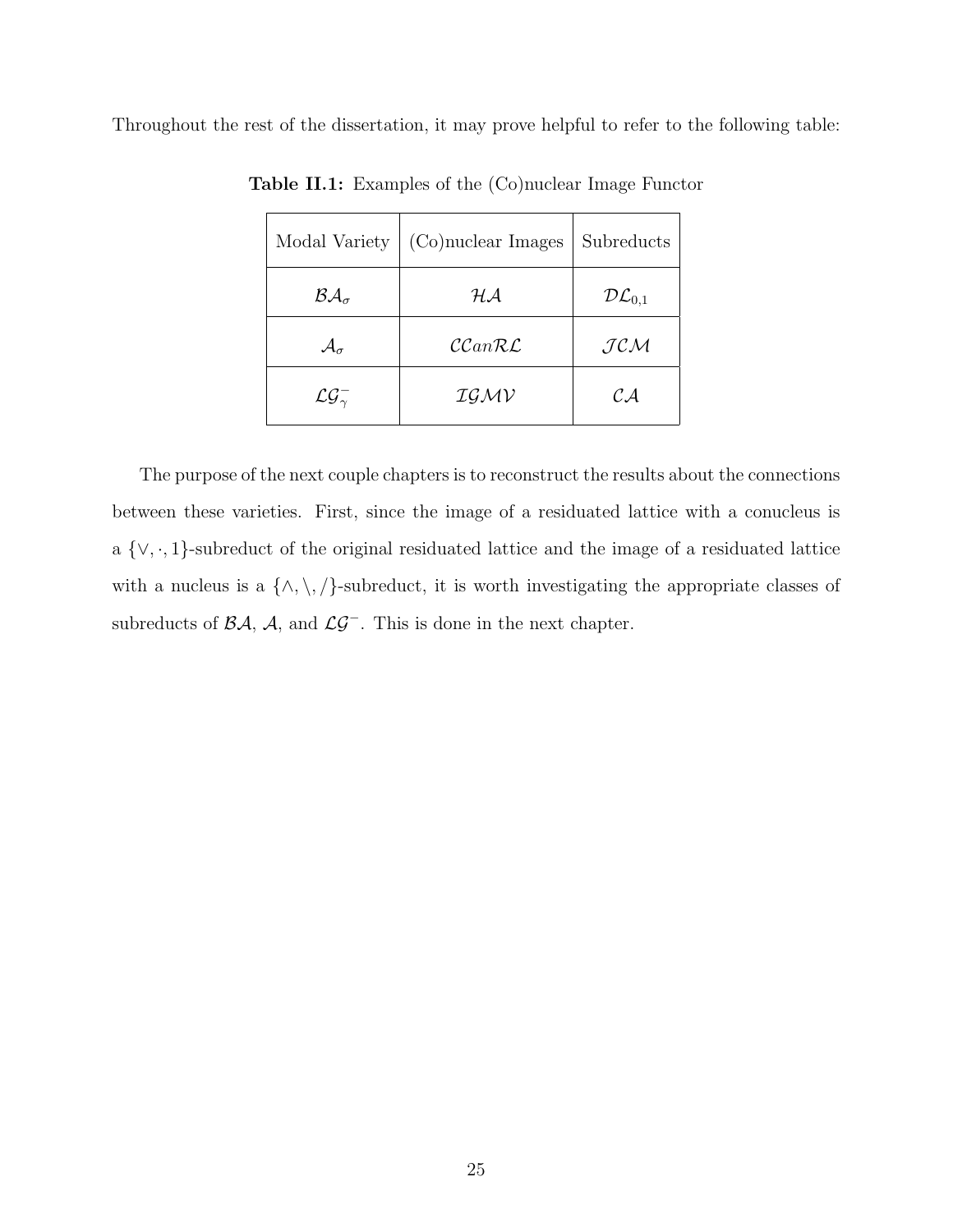Throughout the rest of the dissertation, it may prove helpful to refer to the following table:

**Table II.1:** Examples of the (Co)nuclear Image Functor

| Modal Variety | (Co)nuclear Images | Subreducts |
| --- | --- | --- |
| $\mathcal{BA}_\sigma$ | $\mathcal{HA}$ | $\mathcal{DL}_{0,1}$ |
| $\mathcal{A}_\sigma$ | $\mathcal{CC}an\mathcal{RL}$ | $\mathcal{JCM}$ |
| $\mathcal{LG}^-_\gamma$ | $\mathcal{IGMV}$ | $\mathcal{CA}$ |

The purpose of the next couple chapters is to reconstruct the results about the connections between these varieties. First, since the image of a residuated lattice with a conucleus is a $\{\vee, \cdot, 1\}$-subreduct of the original residuated lattice and the image of a residuated lattice with a nucleus is a $\{\wedge, \backslash, /\}$-subreduct, it is worth investigating the appropriate classes of subreducts of $\mathcal{BA}$, $\mathcal{A}$, and $\mathcal{LG}^-$. This is done in the next chapter.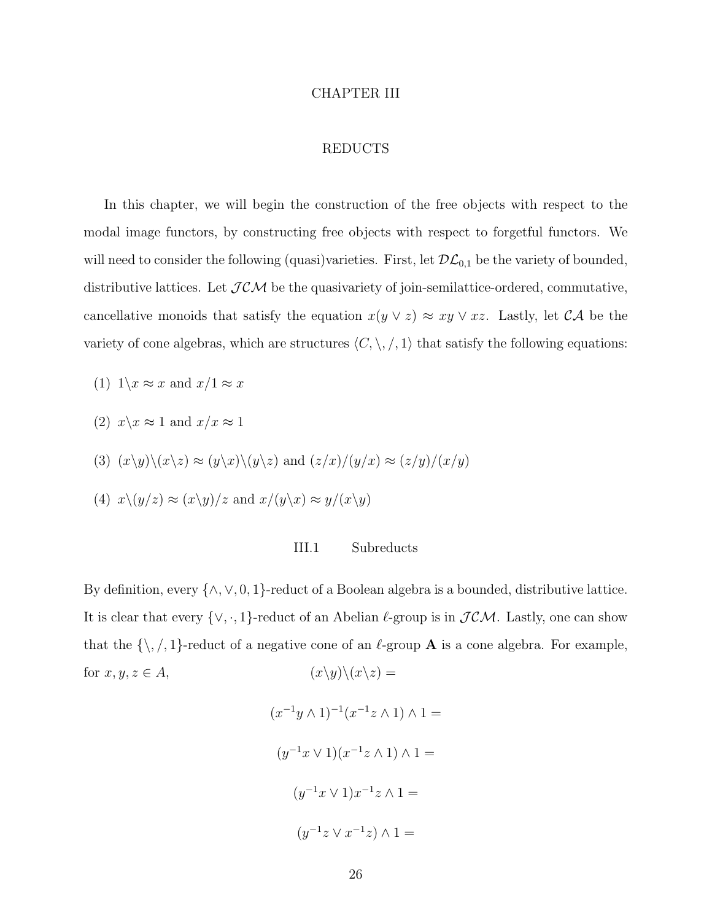# CHAPTER III

# REDUCTS

In this chapter, we will begin the construction of the free objects with respect to the modal image functors, by constructing free objects with respect to forgetful functors. We will need to consider the following (quasi)varieties. First, let $\mathcal{DL}_{0,1}$ be the variety of bounded, distributive lattices. Let $\mathcal{JCM}$ be the quasivariety of join-semilattice-ordered, commutative, cancellative monoids that satisfy the equation $x(y \vee z) \approx xy \vee xz$. Lastly, let $\mathcal{CA}$ be the variety of cone algebras, which are structures $\langle C, \backslash, /, 1 \rangle$ that satisfy the following equations:

(1) $1\backslash x \approx x$ and $x/1 \approx x$

(2) $x\backslash x \approx 1$ and $x/x \approx 1$

(3) $(x\backslash y)\backslash(x\backslash z) \approx (y\backslash x)\backslash(y\backslash z)$ and $(z/x)/(y/x) \approx (z/y)/(x/y)$

(4) $x\backslash(y/z) \approx (x\backslash y)/z$ and $x/(y\backslash x) \approx y/(x\backslash y)$

## III.1 Subreducts

By definition, every $\{\wedge, \vee, 0, 1\}$-reduct of a Boolean algebra is a bounded, distributive lattice. It is clear that every $\{\vee, \cdot, 1\}$-reduct of an Abelian $\ell$-group is in $\mathcal{JCM}$. Lastly, one can show that the $\{\backslash, /, 1\}$-reduct of a negative cone of an $\ell$-group $\mathbf{A}$ is a cone algebra. For example, for $x, y, z \in A$,

$$(x\backslash y)\backslash(x\backslash z) =$$

$$(x^{-1}y \wedge 1)^{-1}(x^{-1}z \wedge 1) \wedge 1 =$$

$$(y^{-1}x \vee 1)(x^{-1}z \wedge 1) \wedge 1 =$$

$$(y^{-1}x \vee 1)x^{-1}z \wedge 1 =$$

$$(y^{-1}z \vee x^{-1}z) \wedge 1 =$$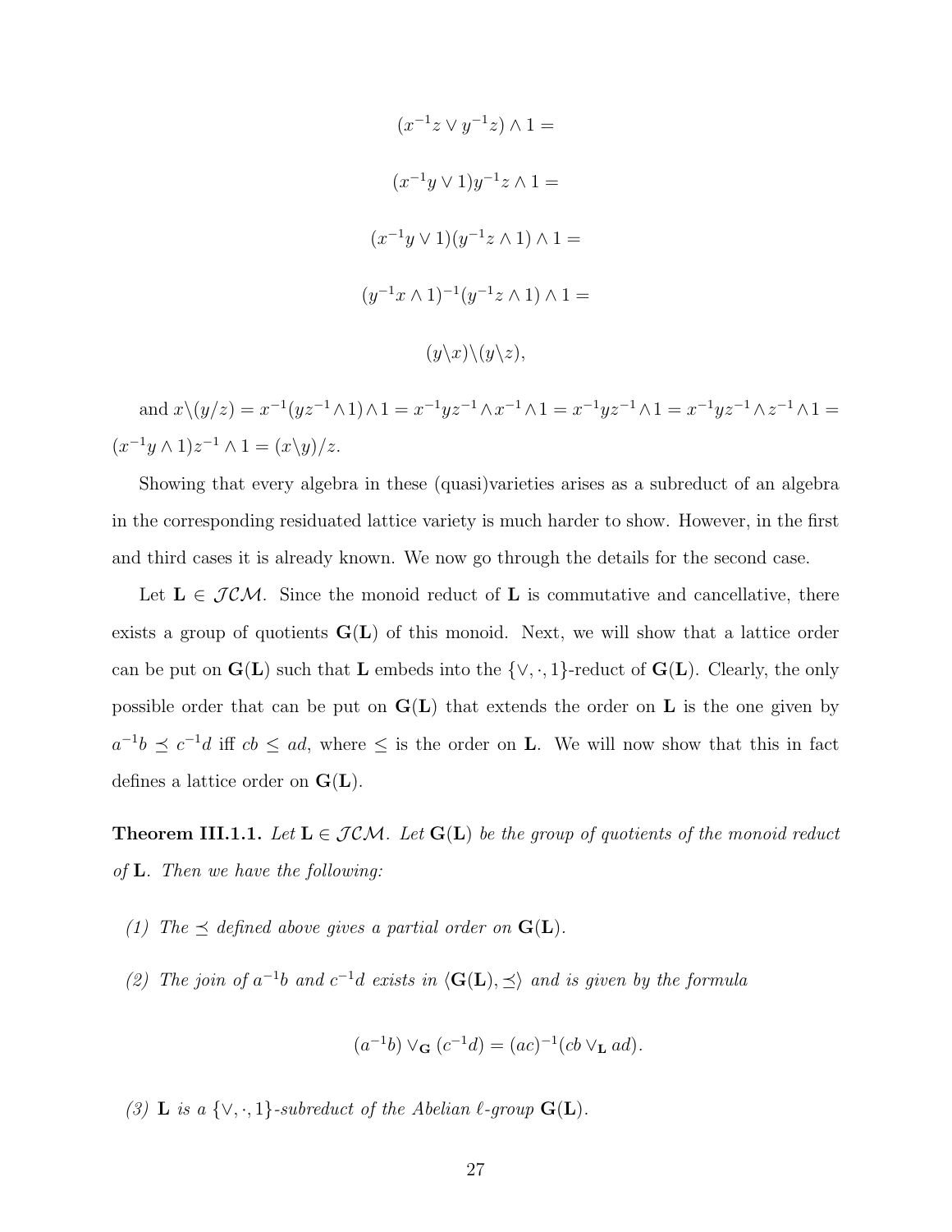$$(x^{-1}z \vee y^{-1}z) \wedge 1 =$$

$$(x^{-1}y \vee 1)y^{-1}z \wedge 1 =$$

$$(x^{-1}y \vee 1)(y^{-1}z \wedge 1) \wedge 1 =$$

$$(y^{-1}x \wedge 1)^{-1}(y^{-1}z \wedge 1) \wedge 1 =$$

$$(y\backslash x)\backslash(y\backslash z),$$

and $x\backslash(y/z) = x^{-1}(yz^{-1} \wedge 1) \wedge 1 = x^{-1}yz^{-1} \wedge x^{-1} \wedge 1 = x^{-1}yz^{-1} \wedge 1 = x^{-1}yz^{-1} \wedge z^{-1} \wedge 1 = (x^{-1}y \wedge 1)z^{-1} \wedge 1 = (x\backslash y)/z$.

Showing that every algebra in these (quasi)varieties arises as a subreduct of an algebra in the corresponding residuated lattice variety is much harder to show. However, in the first and third cases it is already known. We now go through the details for the second case.

Let $\mathbf{L} \in \mathcal{JCM}$. Since the monoid reduct of $\mathbf{L}$ is commutative and cancellative, there exists a group of quotients $\mathbf{G}(\mathbf{L})$ of this monoid. Next, we will show that a lattice order can be put on $\mathbf{G}(\mathbf{L})$ such that $\mathbf{L}$ embeds into the $\{\vee, \cdot, 1\}$-reduct of $\mathbf{G}(\mathbf{L})$. Clearly, the only possible order that can be put on $\mathbf{G}(\mathbf{L})$ that extends the order on $\mathbf{L}$ is the one given by $a^{-1}b \preceq c^{-1}d$ iff $cb \leq ad$, where $\leq$ is the order on $\mathbf{L}$. We will now show that this in fact defines a lattice order on $\mathbf{G}(\mathbf{L})$.

**Theorem III.1.1.** *Let $\mathbf{L} \in \mathcal{JCM}$. Let $\mathbf{G}(\mathbf{L})$ be the group of quotients of the monoid reduct of $\mathbf{L}$. Then we have the following:*

*(1) The $\preceq$ defined above gives a partial order on $\mathbf{G}(\mathbf{L})$.*

*(2) The join of $a^{-1}b$ and $c^{-1}d$ exists in $\langle \mathbf{G}(\mathbf{L}), \preceq \rangle$ and is given by the formula*

$$(a^{-1}b) \vee_{\mathbf{G}} (c^{-1}d) = (ac)^{-1}(cb \vee_{\mathbf{L}} ad).$$

*(3) $\mathbf{L}$ is a $\{\vee, \cdot, 1\}$-subreduct of the Abelian $\ell$-group $\mathbf{G}(\mathbf{L})$.*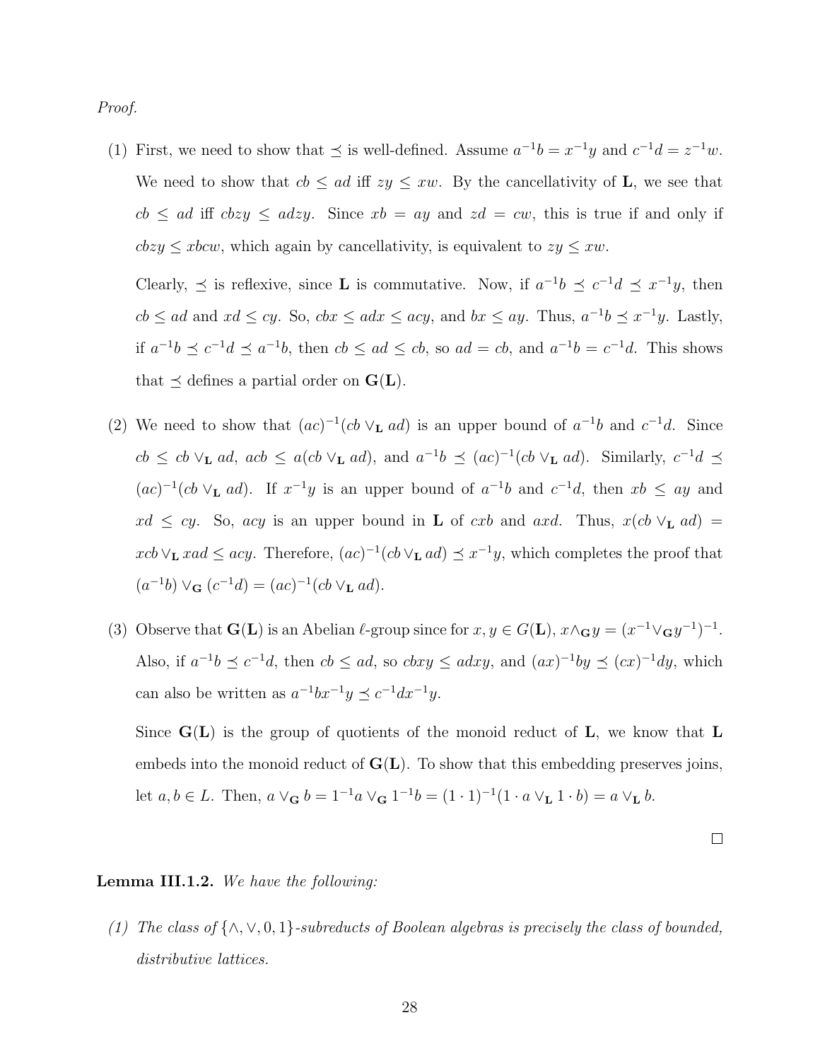*Proof.*

(1) First, we need to show that $\preceq$ is well-defined. Assume $a^{-1}b = x^{-1}y$ and $c^{-1}d = z^{-1}w$. We need to show that $cb \leq ad$ iff $zy \leq xw$. By the cancellativity of $\mathbf{L}$, we see that $cb \leq ad$ iff $cbzy \leq adzy$. Since $xb = ay$ and $zd = cw$, this is true if and only if $cbzy \leq xbcw$, which again by cancellativity, is equivalent to $zy \leq xw$.

Clearly, $\preceq$ is reflexive, since $\mathbf{L}$ is commutative. Now, if $a^{-1}b \preceq c^{-1}d \preceq x^{-1}y$, then $cb \leq ad$ and $xd \leq cy$. So, $cbx \leq adx \leq acy$, and $bx \leq ay$. Thus, $a^{-1}b \preceq x^{-1}y$. Lastly, if $a^{-1}b \preceq c^{-1}d \preceq a^{-1}b$, then $cb \leq ad \leq cb$, so $ad = cb$, and $a^{-1}b = c^{-1}d$. This shows that $\preceq$ defines a partial order on $\mathbf{G}(\mathbf{L})$.

(2) We need to show that $(ac)^{-1}(cb \vee_{\mathbf{L}} ad)$ is an upper bound of $a^{-1}b$ and $c^{-1}d$. Since $cb \leq cb \vee_{\mathbf{L}} ad$, $acb \leq a(cb \vee_{\mathbf{L}} ad)$, and $a^{-1}b \preceq (ac)^{-1}(cb \vee_{\mathbf{L}} ad)$. Similarly, $c^{-1}d \preceq (ac)^{-1}(cb \vee_{\mathbf{L}} ad)$. If $x^{-1}y$ is an upper bound of $a^{-1}b$ and $c^{-1}d$, then $xb \leq ay$ and $xd \leq cy$. So, $acy$ is an upper bound in $\mathbf{L}$ of $cxb$ and $axd$. Thus, $x(cb \vee_{\mathbf{L}} ad) = xcb \vee_{\mathbf{L}} xad \leq acy$. Therefore, $(ac)^{-1}(cb \vee_{\mathbf{L}} ad) \preceq x^{-1}y$, which completes the proof that $(a^{-1}b) \vee_{\mathbf{G}} (c^{-1}d) = (ac)^{-1}(cb \vee_{\mathbf{L}} ad)$.

(3) Observe that $\mathbf{G}(\mathbf{L})$ is an Abelian $\ell$-group since for $x, y \in G(\mathbf{L})$, $x \wedge_{\mathbf{G}} y = (x^{-1} \vee_{\mathbf{G}} y^{-1})^{-1}$. Also, if $a^{-1}b \preceq c^{-1}d$, then $cb \leq ad$, so $cbxy \leq adxy$, and $(ax)^{-1}by \preceq (cx)^{-1}dy$, which can also be written as $a^{-1}bx^{-1}y \preceq c^{-1}dx^{-1}y$.

Since $\mathbf{G}(\mathbf{L})$ is the group of quotients of the monoid reduct of $\mathbf{L}$, we know that $\mathbf{L}$ embeds into the monoid reduct of $\mathbf{G}(\mathbf{L})$. To show that this embedding preserves joins, let $a, b \in L$. Then, $a \vee_{\mathbf{G}} b = 1^{-1}a \vee_{\mathbf{G}} 1^{-1}b = (1 \cdot 1)^{-1}(1 \cdot a \vee_{\mathbf{L}} 1 \cdot b) = a \vee_{\mathbf{L}} b$.

□

**Lemma III.1.2.** *We have the following:*

*(1) The class of $\{\wedge, \vee, 0, 1\}$-subreducts of Boolean algebras is precisely the class of bounded, distributive lattices.*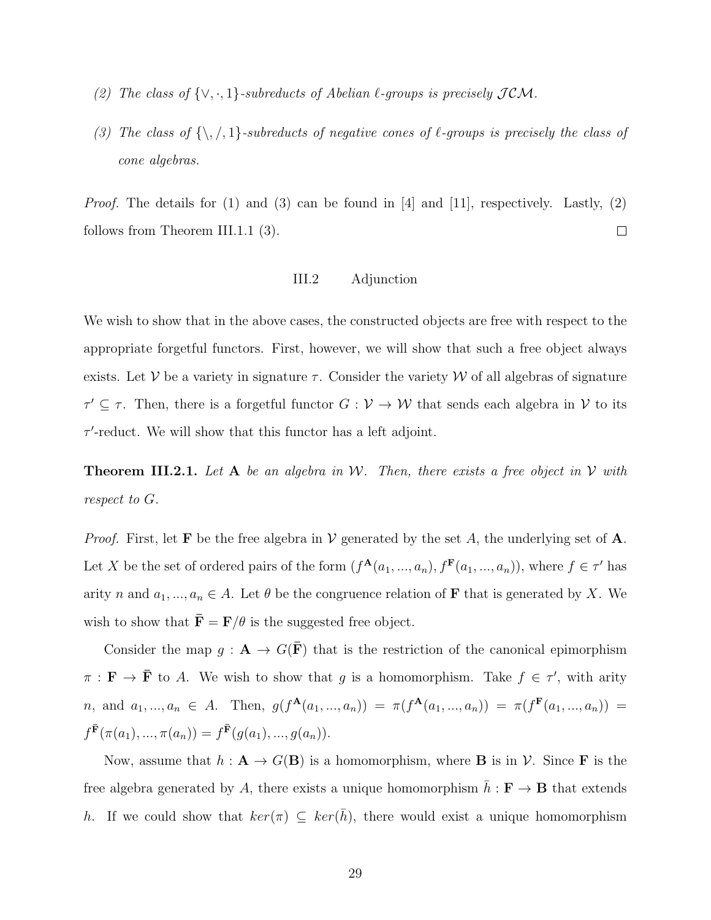*(2) The class of $\{\vee, \cdot, 1\}$-subreducts of Abelian $\ell$-groups is precisely $\mathcal{JCM}$.*

*(3) The class of $\{\backslash, /, 1\}$-subreducts of negative cones of $\ell$-groups is precisely the class of cone algebras.*

*Proof.* The details for (1) and (3) can be found in [4] and [11], respectively. Lastly, (2) follows from Theorem III.1.1 (3). $\square$

## III.2 Adjunction

We wish to show that in the above cases, the constructed objects are free with respect to the appropriate forgetful functors. First, however, we will show that such a free object always exists. Let $\mathcal{V}$ be a variety in signature $\tau$. Consider the variety $\mathcal{W}$ of all algebras of signature $\tau' \subseteq \tau$. Then, there is a forgetful functor $G : \mathcal{V} \to \mathcal{W}$ that sends each algebra in $\mathcal{V}$ to its $\tau'$-reduct. We will show that this functor has a left adjoint.

**Theorem III.2.1.** *Let $\mathbf{A}$ be an algebra in $\mathcal{W}$. Then, there exists a free object in $\mathcal{V}$ with respect to $G$.*

*Proof.* First, let $\mathbf{F}$ be the free algebra in $\mathcal{V}$ generated by the set $A$, the underlying set of $\mathbf{A}$. Let $X$ be the set of ordered pairs of the form $(f^{\mathbf{A}}(a_1, ..., a_n), f^{\mathbf{F}}(a_1, ..., a_n))$, where $f \in \tau'$ has arity $n$ and $a_1, ..., a_n \in A$. Let $\theta$ be the congruence relation of $\mathbf{F}$ that is generated by $X$. We wish to show that $\bar{\mathbf{F}} = \mathbf{F}/\theta$ is the suggested free object.

Consider the map $g : \mathbf{A} \to G(\bar{\mathbf{F}})$ that is the restriction of the canonical epimorphism $\pi : \mathbf{F} \to \bar{\mathbf{F}}$ to $A$. We wish to show that $g$ is a homomorphism. Take $f \in \tau'$, with arity $n$, and $a_1, ..., a_n \in A$. Then, $g(f^{\mathbf{A}}(a_1, ..., a_n)) = \pi(f^{\mathbf{A}}(a_1, ..., a_n)) = \pi(f^{\mathbf{F}}(a_1, ..., a_n)) = f^{\bar{\mathbf{F}}}(\pi(a_1), ..., \pi(a_n)) = f^{\bar{\mathbf{F}}}(g(a_1), ..., g(a_n))$.

Now, assume that $h : \mathbf{A} \to G(\mathbf{B})$ is a homomorphism, where $\mathbf{B}$ is in $\mathcal{V}$. Since $\mathbf{F}$ is the free algebra generated by $A$, there exists a unique homomorphism $\bar{h} : \mathbf{F} \to \mathbf{B}$ that extends $h$. If we could show that $ker(\pi) \subseteq ker(\bar{h})$, there would exist a unique homomorphism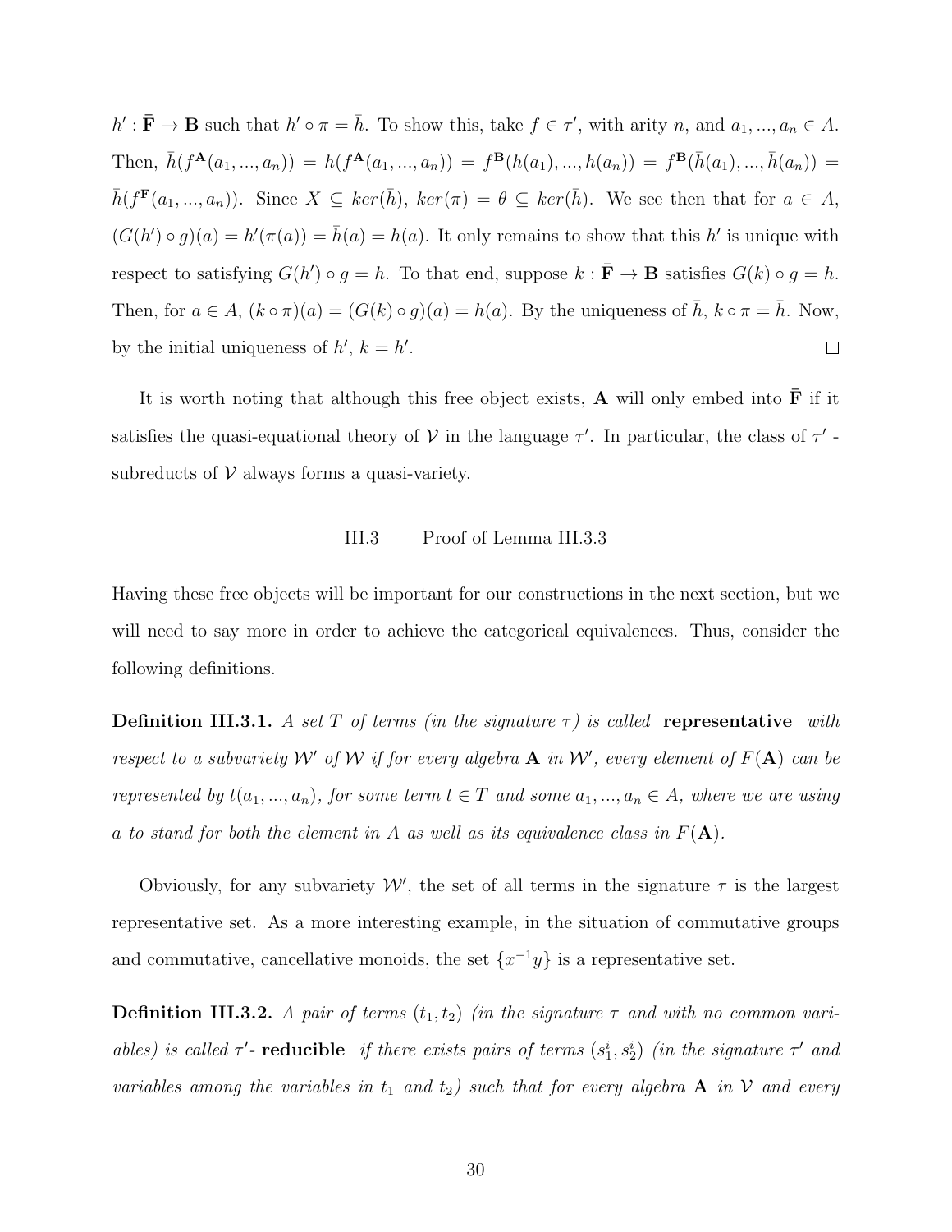$h' : \bar{\mathbf{F}} \to \mathbf{B}$ such that $h' \circ \pi = \bar{h}$. To show this, take $f \in \tau'$, with arity $n$, and $a_1, ..., a_n \in A$. Then, $\bar{h}(f^{\mathbf{A}}(a_1, ..., a_n)) = h(f^{\mathbf{A}}(a_1, ..., a_n)) = f^{\mathbf{B}}(h(a_1), ..., h(a_n)) = f^{\mathbf{B}}(\bar{h}(a_1), ..., \bar{h}(a_n)) = \bar{h}(f^{\mathbf{F}}(a_1, ..., a_n))$. Since $X \subseteq ker(\bar{h})$, $ker(\pi) = \theta \subseteq ker(\bar{h})$. We see then that for $a \in A$, $(G(h') \circ g)(a) = h'(\pi(a)) = \bar{h}(a) = h(a)$. It only remains to show that this $h'$ is unique with respect to satisfying $G(h') \circ g = h$. To that end, suppose $k : \bar{\mathbf{F}} \to \mathbf{B}$ satisfies $G(k) \circ g = h$. Then, for $a \in A$, $(k \circ \pi)(a) = (G(k) \circ g)(a) = h(a)$. By the uniqueness of $\bar{h}$, $k \circ \pi = \bar{h}$. Now, by the initial uniqueness of $h'$, $k = h'$. □

It is worth noting that although this free object exists, $\mathbf{A}$ will only embed into $\bar{\mathbf{F}}$ if it satisfies the quasi-equational theory of $\mathcal{V}$ in the language $\tau'$. In particular, the class of $\tau'$ - subreducts of $\mathcal{V}$ always forms a quasi-variety.

## III.3 Proof of Lemma III.3.3

Having these free objects will be important for our constructions in the next section, but we will need to say more in order to achieve the categorical equivalences. Thus, consider the following definitions.

**Definition III.3.1.** *A set $T$ of terms (in the signature $\tau$) is called* **representative** *with respect to a subvariety $\mathcal{W}'$ of $\mathcal{W}$ if for every algebra $\mathbf{A}$ in $\mathcal{W}'$, every element of $F(\mathbf{A})$ can be represented by $t(a_1, ..., a_n)$, for some term $t \in T$ and some $a_1, ..., a_n \in A$, where we are using $a$ to stand for both the element in $A$ as well as its equivalence class in $F(\mathbf{A})$.*

Obviously, for any subvariety $\mathcal{W}'$, the set of all terms in the signature $\tau$ is the largest representative set. As a more interesting example, in the situation of commutative groups and commutative, cancellative monoids, the set $\{x^{-1}y\}$ is a representative set.

**Definition III.3.2.** *A pair of terms $(t_1, t_2)$ (in the signature $\tau$ and with no common variables) is called $\tau'$-* **reducible** *if there exists pairs of terms $(s_1^i, s_2^i)$ (in the signature $\tau'$ and variables among the variables in $t_1$ and $t_2$) such that for every algebra $\mathbf{A}$ in $\mathcal{V}$ and every*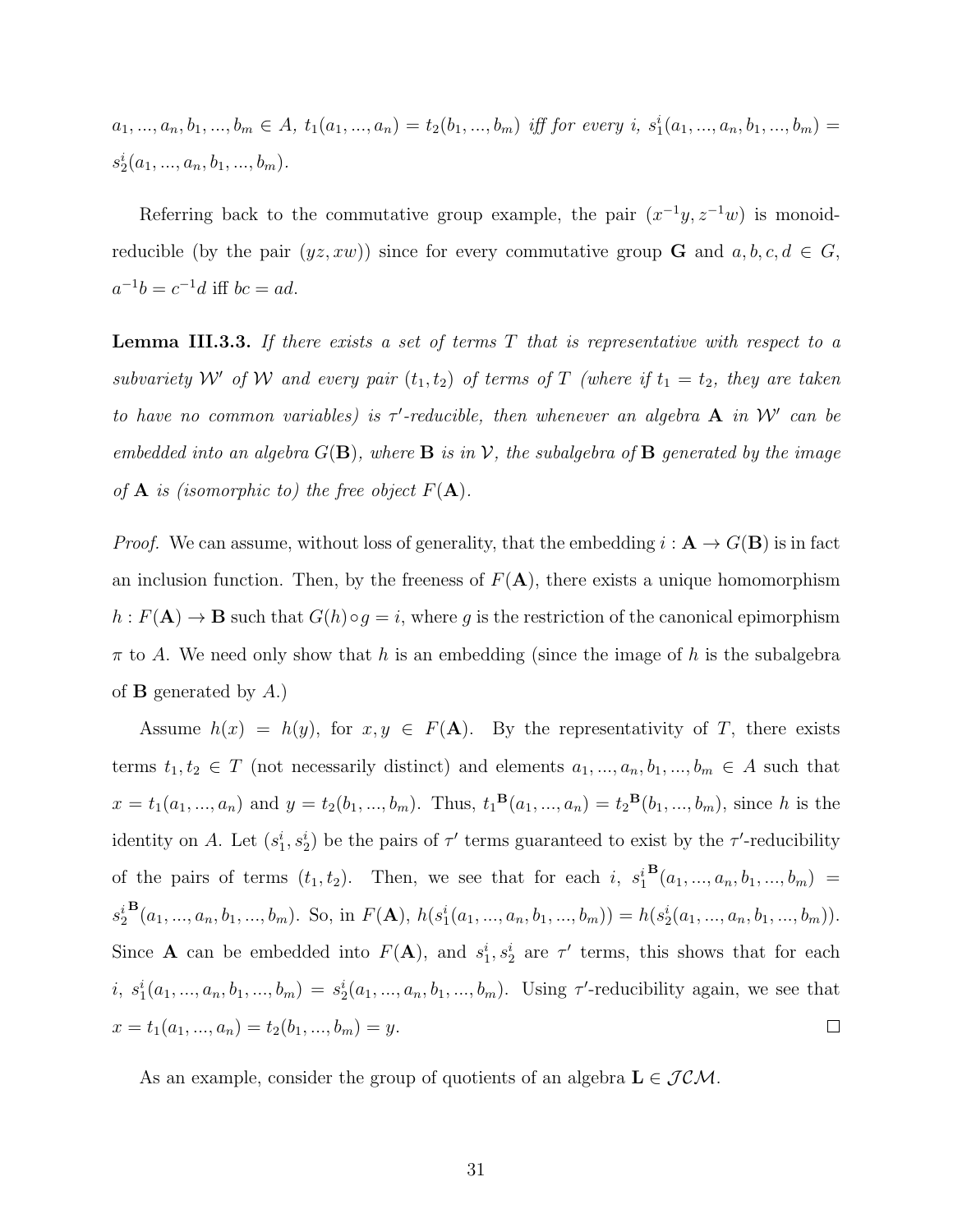$a_1, ..., a_n, b_1, ..., b_m \in A$, $t_1(a_1, ..., a_n) = t_2(b_1, ..., b_m)$ *iff for every* $i$, $s_1^i(a_1, ..., a_n, b_1, ..., b_m) = s_2^i(a_1, ..., a_n, b_1, ..., b_m)$.

Referring back to the commutative group example, the pair $(x^{-1}y, z^{-1}w)$ is monoid-reducible (by the pair $(yz, xw)$) since for every commutative group $\mathbf{G}$ and $a, b, c, d \in G$, $a^{-1}b = c^{-1}d$ iff $bc = ad$.

**Lemma III.3.3.** *If there exists a set of terms $T$ that is representative with respect to a subvariety $\mathcal{W}'$ of $\mathcal{W}$ and every pair $(t_1, t_2)$ of terms of $T$ (where if $t_1 = t_2$, they are taken to have no common variables) is $\tau'$-reducible, then whenever an algebra $\mathbf{A}$ in $\mathcal{W}'$ can be embedded into an algebra $G(\mathbf{B})$, where $\mathbf{B}$ is in $\mathcal{V}$, the subalgebra of $\mathbf{B}$ generated by the image of $\mathbf{A}$ is (isomorphic to) the free object $F(\mathbf{A})$.*

*Proof.* We can assume, without loss of generality, that the embedding $i : \mathbf{A} \to G(\mathbf{B})$ is in fact an inclusion function. Then, by the freeness of $F(\mathbf{A})$, there exists a unique homomorphism $h : F(\mathbf{A}) \to \mathbf{B}$ such that $G(h) \circ g = i$, where $g$ is the restriction of the canonical epimorphism $\pi$ to $A$. We need only show that $h$ is an embedding (since the image of $h$ is the subalgebra of $\mathbf{B}$ generated by $A$.)

Assume $h(x) = h(y)$, for $x, y \in F(\mathbf{A})$. By the representativity of $T$, there exists terms $t_1, t_2 \in T$ (not necessarily distinct) and elements $a_1, ..., a_n, b_1, ..., b_m \in A$ such that $x = t_1(a_1, ..., a_n)$ and $y = t_2(b_1, ..., b_m)$. Thus, ${t_1}^{\mathbf{B}}(a_1, ..., a_n) = {t_2}^{\mathbf{B}}(b_1, ..., b_m)$, since $h$ is the identity on $A$. Let $(s_1^i, s_2^i)$ be the pairs of $\tau'$ terms guaranteed to exist by the $\tau'$-reducibility of the pairs of terms $(t_1, t_2)$. Then, we see that for each $i$, ${s_1^i}^{\mathbf{B}}(a_1, ..., a_n, b_1, ..., b_m) = {s_2^i}^{\mathbf{B}}(a_1, ..., a_n, b_1, ..., b_m)$. So, in $F(\mathbf{A})$, $h(s_1^i(a_1, ..., a_n, b_1, ..., b_m)) = h(s_2^i(a_1, ..., a_n, b_1, ..., b_m))$. Since $\mathbf{A}$ can be embedded into $F(\mathbf{A})$, and $s_1^i, s_2^i$ are $\tau'$ terms, this shows that for each $i$, $s_1^i(a_1, ..., a_n, b_1, ..., b_m) = s_2^i(a_1, ..., a_n, b_1, ..., b_m)$. Using $\tau'$-reducibility again, we see that $x = t_1(a_1, ..., a_n) = t_2(b_1, ..., b_m) = y$. ☐

As an example, consider the group of quotients of an algebra $\mathbf{L} \in \mathcal{JCM}$.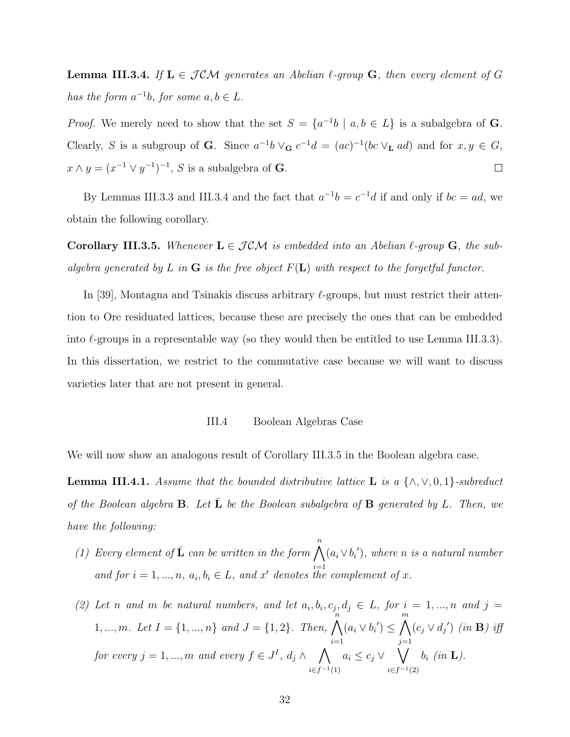**Lemma III.3.4.** *If $\mathbf{L} \in \mathcal{JCM}$ generates an Abelian $\ell$-group $\mathbf{G}$, then every element of $G$ has the form $a^{-1}b$, for some $a, b \in L$.*

*Proof.* We merely need to show that the set $S = \{a^{-1}b \mid a, b \in L\}$ is a subalgebra of $\mathbf{G}$. Clearly, $S$ is a subgroup of $\mathbf{G}$. Since $a^{-1}b \vee_{\mathbf{G}} c^{-1}d = (ac)^{-1}(bc \vee_{\mathbf{L}} ad)$ and for $x, y \in G$, $x \wedge y = (x^{-1} \vee y^{-1})^{-1}$, $S$ is a subalgebra of $\mathbf{G}$. □

By Lemmas III.3.3 and III.3.4 and the fact that $a^{-1}b = c^{-1}d$ if and only if $bc = ad$, we obtain the following corollary.

**Corollary III.3.5.** *Whenever $\mathbf{L} \in \mathcal{JCM}$ is embedded into an Abelian $\ell$-group $\mathbf{G}$, the subalgebra generated by $L$ in $\mathbf{G}$ is the free object $F(\mathbf{L})$ with respect to the forgetful functor.*

In [39], Montagna and Tsinakis discuss arbitrary $\ell$-groups, but must restrict their attention to Ore residuated lattices, because these are precisely the ones that can be embedded into $\ell$-groups in a representable way (so they would then be entitled to use Lemma III.3.3). In this dissertation, we restrict to the commutative case because we will want to discuss varieties later that are not present in general.

## III.4 Boolean Algebras Case

We will now show an analogous result of Corollary III.3.5 in the Boolean algebra case.

**Lemma III.4.1.** *Assume that the bounded distributive lattice $\mathbf{L}$ is a $\{\wedge, \vee, 0, 1\}$-subreduct of the Boolean algebra $\mathbf{B}$. Let $\bar{\mathbf{L}}$ be the Boolean subalgebra of $\mathbf{B}$ generated by $L$. Then, we have the following:*

*(1) Every element of $\bar{\mathbf{L}}$ can be written in the form $\bigwedge_{i=1}^{n}(a_i \vee {b_i}')$, where $n$ is a natural number and for $i = 1, ..., n$, $a_i, b_i \in L$, and $x'$ denotes the complement of $x$.*

*(2) Let $n$ and $m$ be natural numbers, and let $a_i, b_i, c_j, d_j \in L$, for $i = 1, ..., n$ and $j = 1, ..., m$. Let $I = \{1, ..., n\}$ and $J = \{1, 2\}$. Then, $\bigwedge_{i=1}^{n}(a_i \vee {b_i}') \leq \bigwedge_{j=1}^{m}(c_j \vee {d_j}')$ (in $\mathbf{B}$) iff for every $j = 1, ..., m$ and every $f \in J^I$, $d_j \wedge \bigwedge_{i \in f^{-1}(1)} a_i \leq c_j \vee \bigvee_{i \in f^{-1}(2)} b_i$ (in $\mathbf{L}$).*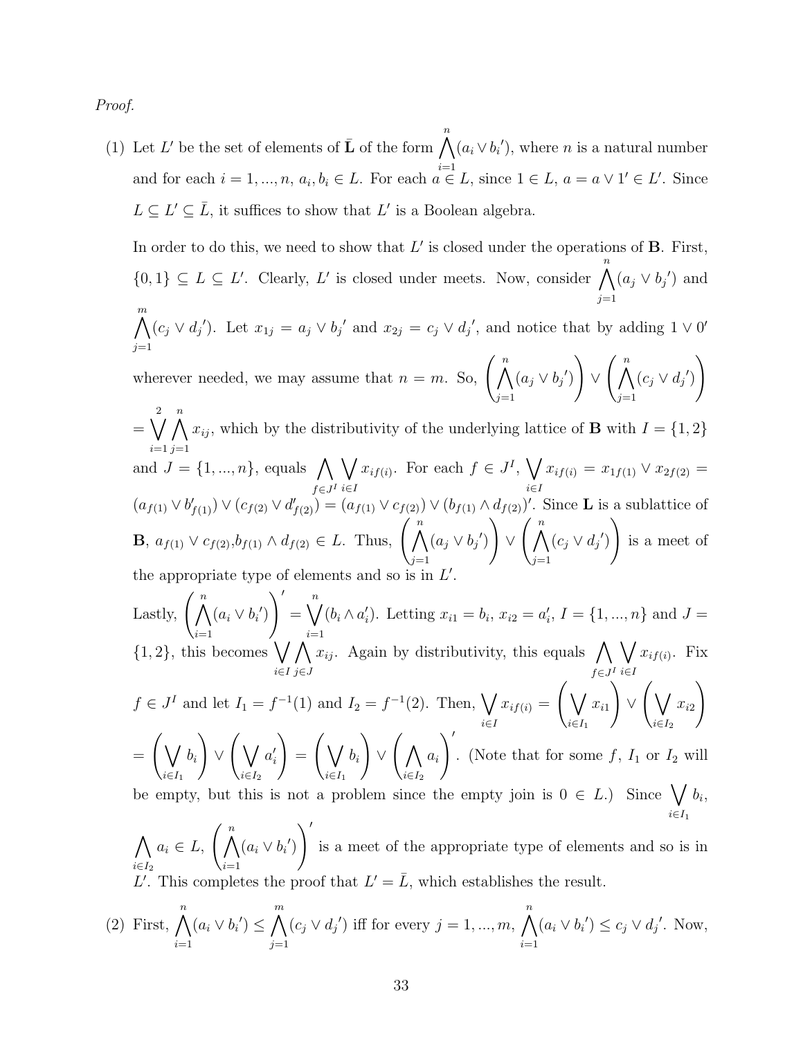*Proof.*

(1) Let $L'$ be the set of elements of $\bar{\mathbf{L}}$ of the form $\bigwedge_{i=1}^{n}(a_i \vee b_i{}')$, where $n$ is a natural number and for each $i = 1, ..., n$, $a_i, b_i \in L$. For each $a \in L$, since $1 \in L$, $a = a \vee 1' \in L'$. Since $L \subseteq L' \subseteq \bar{L}$, it suffices to show that $L'$ is a Boolean algebra.

In order to do this, we need to show that $L'$ is closed under the operations of $\mathbf{B}$. First, $\{0, 1\} \subseteq L \subseteq L'$. Clearly, $L'$ is closed under meets. Now, consider $\bigwedge_{j=1}^{n}(a_j \vee b_j{}')$ and $\bigwedge_{j=1}^{m}(c_j \vee d_j{}')$. Let $x_{1j} = a_j \vee b_j{}'$ and $x_{2j} = c_j \vee d_j{}'$, and notice that by adding $1 \vee 0'$ wherever needed, we may assume that $n = m$. So, $\left(\bigwedge_{j=1}^{n}(a_j \vee b_j{}')\right) \vee \left(\bigwedge_{j=1}^{n}(c_j \vee d_j{}')\right)$ $= \bigvee_{i=1}^{2}\bigwedge_{j=1}^{n} x_{ij}$, which by the distributivity of the underlying lattice of $\mathbf{B}$ with $I = \{1, 2\}$ and $J = \{1, ..., n\}$, equals $\bigwedge_{f \in J^I}\bigvee_{i \in I} x_{if(i)}$. For each $f \in J^I$, $\bigvee_{i \in I} x_{if(i)} = x_{1f(1)} \vee x_{2f(2)} =$ $(a_{f(1)} \vee b'_{f(1)}) \vee (c_{f(2)} \vee d'_{f(2)}) = (a_{f(1)} \vee c_{f(2)}) \vee (b_{f(1)} \wedge d_{f(2)})'$. Since $\mathbf{L}$ is a sublattice of $\mathbf{B}$, $a_{f(1)} \vee c_{f(2)}, b_{f(1)} \wedge d_{f(2)} \in L$. Thus, $\left(\bigwedge_{j=1}^{n}(a_j \vee b_j{}')\right) \vee \left(\bigwedge_{j=1}^{n}(c_j \vee d_j{}')\right)$ is a meet of the appropriate type of elements and so is in $L'$.

Lastly, $\left(\bigwedge_{i=1}^{n}(a_i \vee b_i{}')\right)' = \bigvee_{i=1}^{n}(b_i \wedge a_i')$. Letting $x_{i1} = b_i$, $x_{i2} = a_i'$, $I = \{1, ..., n\}$ and $J = \{1, 2\}$, this becomes $\bigvee_{i \in I}\bigwedge_{j \in J} x_{ij}$. Again by distributivity, this equals $\bigwedge_{f \in J^I}\bigvee_{i \in I} x_{if(i)}$. Fix $f \in J^I$ and let $I_1 = f^{-1}(1)$ and $I_2 = f^{-1}(2)$. Then, $\bigvee_{i \in I} x_{if(i)} = \left(\bigvee_{i \in I_1} x_{i1}\right) \vee \left(\bigvee_{i \in I_2} x_{i2}\right)$ $= \left(\bigvee_{i \in I_1} b_i\right) \vee \left(\bigvee_{i \in I_2} a_i'\right) = \left(\bigvee_{i \in I_1} b_i\right) \vee \left(\bigwedge_{i \in I_2} a_i\right)'$. (Note that for some $f$, $I_1$ or $I_2$ will be empty, but this is not a problem since the empty join is $0 \in L$.) Since $\bigvee_{i \in I_1} b_i$, $\bigwedge_{i \in I_2} a_i \in L$, $\left(\bigwedge_{i=1}^{n}(a_i \vee b_i{}')\right)'$ is a meet of the appropriate type of elements and so is in $L'$. This completes the proof that $L' = \bar{L}$, which establishes the result.

(2) First, $\bigwedge_{i=1}^{n}(a_i \vee b_i{}') \leq \bigwedge_{j=1}^{m}(c_j \vee d_j{}')$ iff for every $j = 1, ..., m$, $\bigwedge_{i=1}^{n}(a_i \vee b_i{}') \leq c_j \vee d_j{}'$. Now,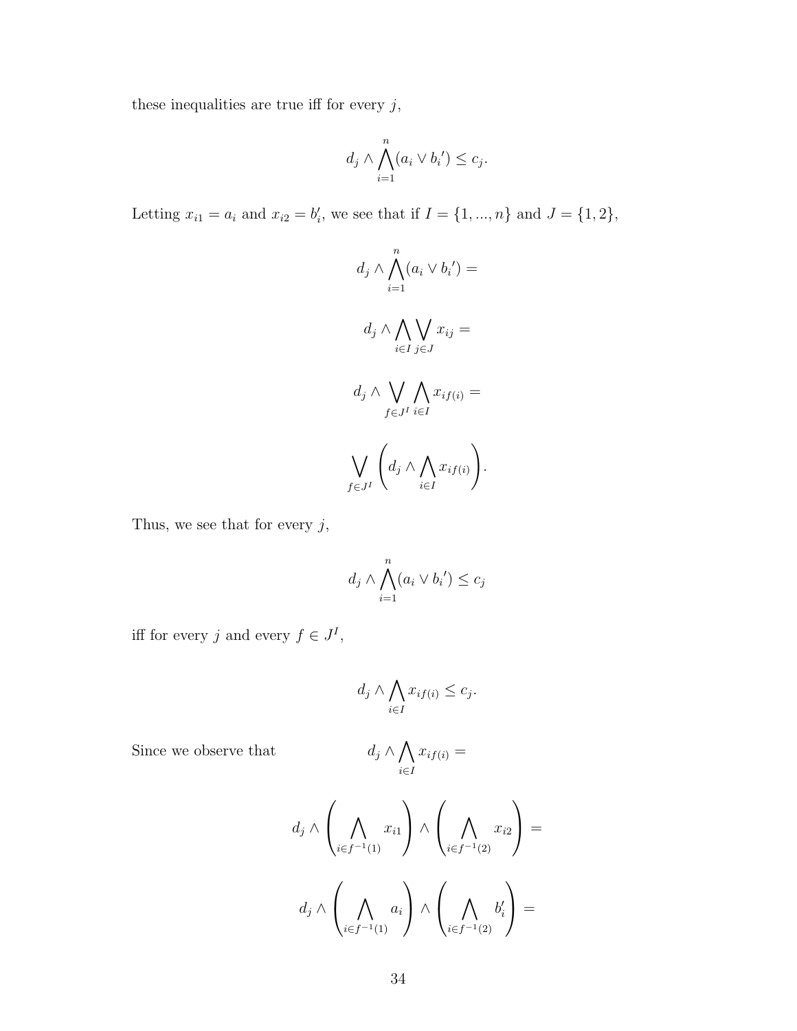these inequalities are true iff for every $j$,

$$d_j \wedge \bigwedge_{i=1}^{n} (a_i \vee {b_i}') \leq c_j.$$

Letting $x_{i1} = a_i$ and $x_{i2} = b_i'$, we see that if $I = \{1, ..., n\}$ and $J = \{1, 2\}$,

$$d_j \wedge \bigwedge_{i=1}^{n} (a_i \vee {b_i}') =$$

$$d_j \wedge \bigwedge_{i \in I} \bigvee_{j \in J} x_{ij} =$$

$$d_j \wedge \bigvee_{f \in J^I} \bigwedge_{i \in I} x_{if(i)} =$$

$$\bigvee_{f \in J^I} \left( d_j \wedge \bigwedge_{i \in I} x_{if(i)} \right).$$

Thus, we see that for every $j$,

$$d_j \wedge \bigwedge_{i=1}^{n} (a_i \vee {b_i}') \leq c_j$$

iff for every $j$ and every $f \in J^I$,

$$d_j \wedge \bigwedge_{i \in I} x_{if(i)} \leq c_j.$$

Since we observe that

$$d_j \wedge \bigwedge_{i \in I} x_{if(i)} =$$

$$d_j \wedge \left( \bigwedge_{i \in f^{-1}(1)} x_{i1} \right) \wedge \left( \bigwedge_{i \in f^{-1}(2)} x_{i2} \right) =$$

$$d_j \wedge \left( \bigwedge_{i \in f^{-1}(1)} a_i \right) \wedge \left( \bigwedge_{i \in f^{-1}(2)} b_i' \right) =$$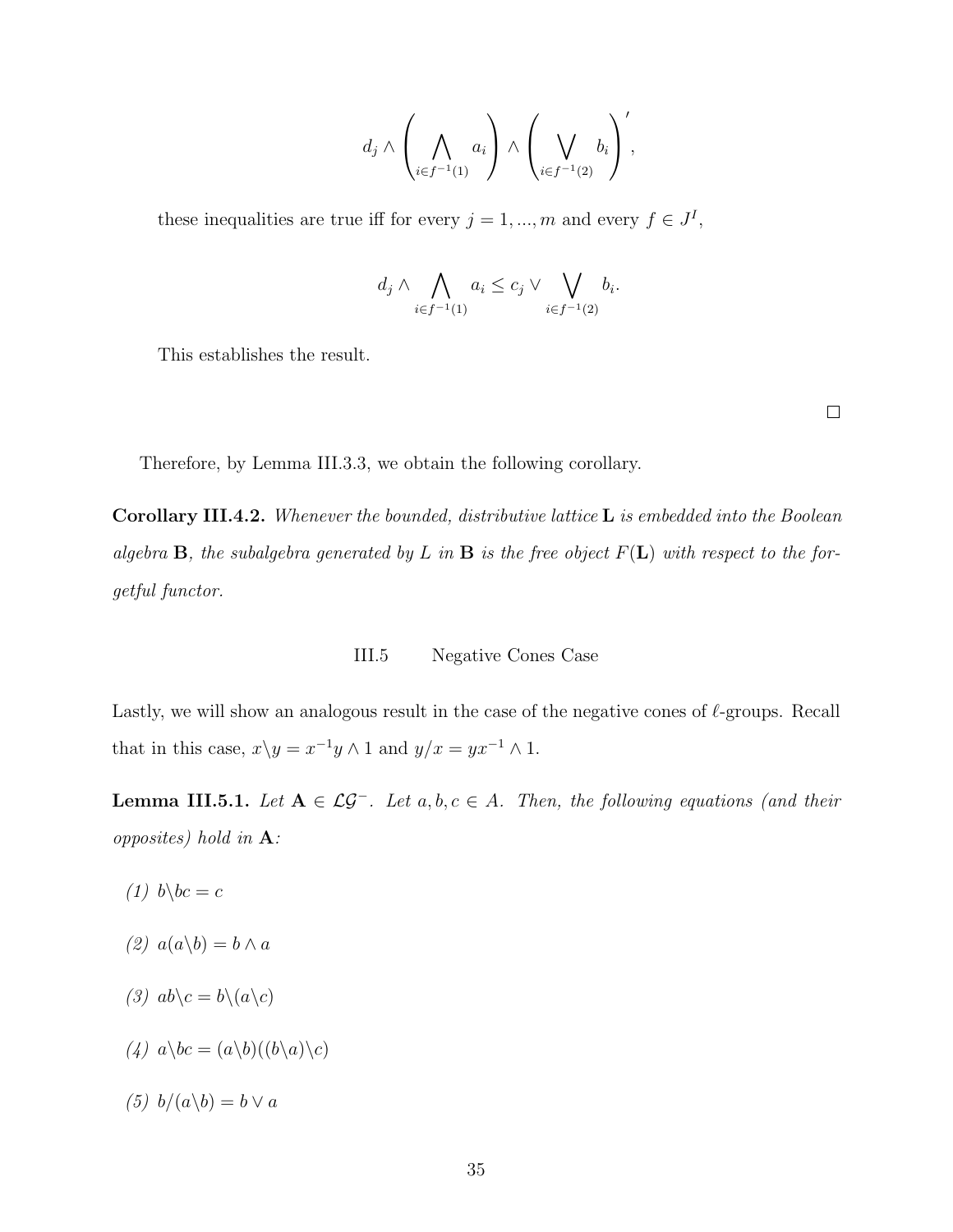$$d_j \wedge \left( \bigwedge_{i \in f^{-1}(1)} a_i \right) \wedge \left( \bigvee_{i \in f^{-1}(2)} b_i \right)',$$

these inequalities are true iff for every $j = 1, ..., m$ and every $f \in J^I$,

$$d_j \wedge \bigwedge_{i \in f^{-1}(1)} a_i \leq c_j \vee \bigvee_{i \in f^{-1}(2)} b_i.$$

This establishes the result.

□

Therefore, by Lemma III.3.3, we obtain the following corollary.

**Corollary III.4.2.** *Whenever the bounded, distributive lattice $\mathbf{L}$ is embedded into the Boolean algebra $\mathbf{B}$, the subalgebra generated by $L$ in $\mathbf{B}$ is the free object $F(\mathbf{L})$ with respect to the forgetful functor.*

## III.5 Negative Cones Case

Lastly, we will show an analogous result in the case of the negative cones of $\ell$-groups. Recall that in this case, $x \backslash y = x^{-1}y \wedge 1$ and $y/x = yx^{-1} \wedge 1$.

**Lemma III.5.1.** *Let $\mathbf{A} \in \mathcal{LG}^-$. Let $a, b, c \in A$. Then, the following equations (and their opposites) hold in $\mathbf{A}$:*

1. $b \backslash bc = c$
2. $a(a \backslash b) = b \wedge a$
3. $ab \backslash c = b \backslash (a \backslash c)$
4. $a \backslash bc = (a \backslash b)((b \backslash a) \backslash c)$
5. $b/(a \backslash b) = b \vee a$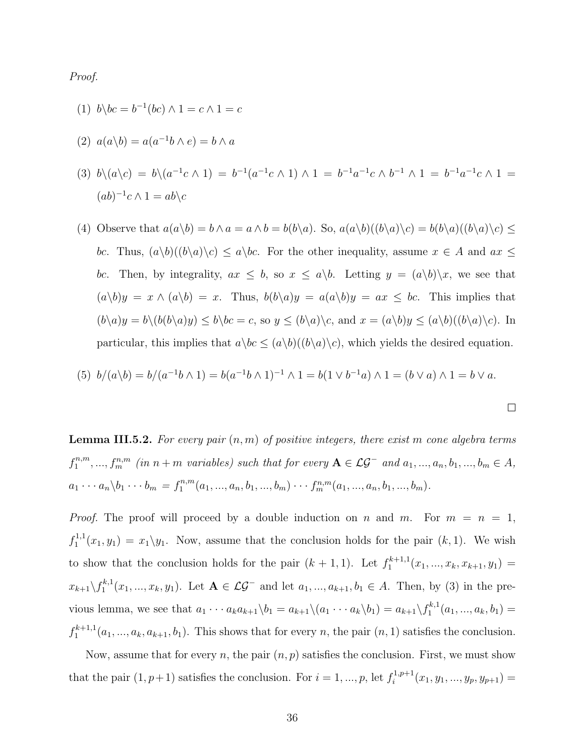*Proof.*

(1) $b\backslash bc = b^{-1}(bc) \wedge 1 = c \wedge 1 = c$

(2) $a(a\backslash b) = a(a^{-1}b \wedge e) = b \wedge a$

(3) $b\backslash(a\backslash c) = b\backslash(a^{-1}c \wedge 1) = b^{-1}(a^{-1}c \wedge 1) \wedge 1 = b^{-1}a^{-1}c \wedge b^{-1} \wedge 1 = b^{-1}a^{-1}c \wedge 1 = (ab)^{-1}c \wedge 1 = ab\backslash c$

(4) Observe that $a(a\backslash b) = b \wedge a = a \wedge b = b(b\backslash a)$. So, $a(a\backslash b)((b\backslash a)\backslash c) = b(b\backslash a)((b\backslash a)\backslash c) \leq bc$. Thus, $(a\backslash b)((b\backslash a)\backslash c) \leq a\backslash bc$. For the other inequality, assume $x \in A$ and $ax \leq bc$. Then, by integrality, $ax \leq b$, so $x \leq a\backslash b$. Letting $y = (a\backslash b)\backslash x$, we see that $(a\backslash b)y = x \wedge (a\backslash b) = x$. Thus, $b(b\backslash a)y = a(a\backslash b)y = ax \leq bc$. This implies that $(b\backslash a)y = b\backslash(b(b\backslash a)y) \leq b\backslash bc = c$, so $y \leq (b\backslash a)\backslash c$, and $x = (a\backslash b)y \leq (a\backslash b)((b\backslash a)\backslash c)$. In particular, this implies that $a\backslash bc \leq (a\backslash b)((b\backslash a)\backslash c)$, which yields the desired equation.

(5) $b/(a\backslash b) = b/(a^{-1}b \wedge 1) = b(a^{-1}b \wedge 1)^{-1} \wedge 1 = b(1 \vee b^{-1}a) \wedge 1 = (b \vee a) \wedge 1 = b \vee a$.

□

**Lemma III.5.2.** *For every pair $(n, m)$ of positive integers, there exist $m$ cone algebra terms $f_1^{n,m}, ..., f_m^{n,m}$ (in $n+m$ variables) such that for every $\mathbf{A} \in \mathcal{LG}^-$ and $a_1, ..., a_n, b_1, ..., b_m \in A$, $a_1 \cdots a_n\backslash b_1 \cdots b_m = f_1^{n,m}(a_1, ..., a_n, b_1, ..., b_m) \cdots f_m^{n,m}(a_1, ..., a_n, b_1, ..., b_m)$.*

*Proof.* The proof will proceed by a double induction on $n$ and $m$. For $m = n = 1$, $f_1^{1,1}(x_1, y_1) = x_1\backslash y_1$. Now, assume that the conclusion holds for the pair $(k, 1)$. We wish to show that the conclusion holds for the pair $(k+1, 1)$. Let $f_1^{k+1,1}(x_1, ..., x_k, x_{k+1}, y_1) = x_{k+1}\backslash f_1^{k,1}(x_1, ..., x_k, y_1)$. Let $\mathbf{A} \in \mathcal{LG}^-$ and let $a_1, ..., a_{k+1}, b_1 \in A$. Then, by (3) in the previous lemma, we see that $a_1 \cdots a_k a_{k+1}\backslash b_1 = a_{k+1}\backslash(a_1 \cdots a_k\backslash b_1) = a_{k+1}\backslash f_1^{k,1}(a_1, ..., a_k, b_1) = f_1^{k+1,1}(a_1, ..., a_k, a_{k+1}, b_1)$. This shows that for every $n$, the pair $(n, 1)$ satisfies the conclusion.

Now, assume that for every $n$, the pair $(n, p)$ satisfies the conclusion. First, we must show that the pair $(1, p+1)$ satisfies the conclusion. For $i = 1, ..., p$, let $f_i^{1,p+1}(x_1, y_1, ..., y_p, y_{p+1}) =$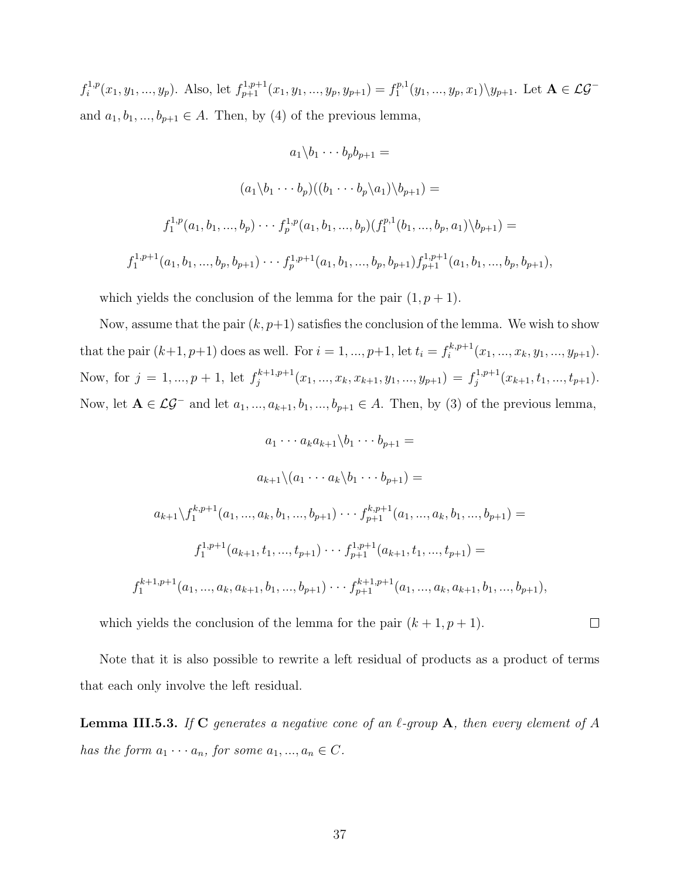$f_i^{1,p}(x_1, y_1, ..., y_p)$. Also, let $f_{p+1}^{1,p+1}(x_1, y_1, ..., y_p, y_{p+1}) = f_1^{p,1}(y_1, ..., y_p, x_1)\backslash y_{p+1}$. Let $\mathbf{A} \in \mathcal{LG}^-$ and $a_1, b_1, ..., b_{p+1} \in A$. Then, by (4) of the previous lemma,

$$a_1\backslash b_1 \cdots b_p b_{p+1} =$$

$$(a_1\backslash b_1 \cdots b_p)((b_1 \cdots b_p\backslash a_1)\backslash b_{p+1}) =$$

$$f_1^{1,p}(a_1, b_1, ..., b_p) \cdots f_p^{1,p}(a_1, b_1, ..., b_p)(f_1^{p,1}(b_1, ..., b_p, a_1)\backslash b_{p+1}) =$$

$$f_1^{1,p+1}(a_1, b_1, ..., b_p, b_{p+1}) \cdots f_p^{1,p+1}(a_1, b_1, ..., b_p, b_{p+1}) f_{p+1}^{1,p+1}(a_1, b_1, ..., b_p, b_{p+1}),$$

which yields the conclusion of the lemma for the pair $(1, p+1)$.

Now, assume that the pair $(k, p+1)$ satisfies the conclusion of the lemma. We wish to show that the pair $(k+1, p+1)$ does as well. For $i = 1, ..., p+1$, let $t_i = f_i^{k,p+1}(x_1, ..., x_k, y_1, ..., y_{p+1})$. Now, for $j = 1, ..., p+1$, let $f_j^{k+1,p+1}(x_1, ..., x_k, x_{k+1}, y_1, ..., y_{p+1}) = f_j^{1,p+1}(x_{k+1}, t_1, ..., t_{p+1})$. Now, let $\mathbf{A} \in \mathcal{LG}^-$ and let $a_1, ..., a_{k+1}, b_1, ..., b_{p+1} \in A$. Then, by (3) of the previous lemma,

$$a_1 \cdots a_k a_{k+1}\backslash b_1 \cdots b_{p+1} =$$

$$a_{k+1}\backslash(a_1 \cdots a_k\backslash b_1 \cdots b_{p+1}) =$$

$$a_{k+1}\backslash f_1^{k,p+1}(a_1, ..., a_k, b_1, ..., b_{p+1}) \cdots f_{p+1}^{k,p+1}(a_1, ..., a_k, b_1, ..., b_{p+1}) =$$

$$f_1^{1,p+1}(a_{k+1}, t_1, ..., t_{p+1}) \cdots f_{p+1}^{1,p+1}(a_{k+1}, t_1, ..., t_{p+1}) =$$

$$f_1^{k+1,p+1}(a_1, ..., a_k, a_{k+1}, b_1, ..., b_{p+1}) \cdots f_{p+1}^{k+1,p+1}(a_1, ..., a_k, a_{k+1}, b_1, ..., b_{p+1}),$$

which yields the conclusion of the lemma for the pair $(k+1, p+1)$. □

Note that it is also possible to rewrite a left residual of products as a product of terms that each only involve the left residual.

**Lemma III.5.3.** *If* $\mathbf{C}$ *generates a negative cone of an* $\ell$*-group* $\mathbf{A}$*, then every element of* $A$ *has the form* $a_1 \cdots a_n$*, for some* $a_1, ..., a_n \in C$*.*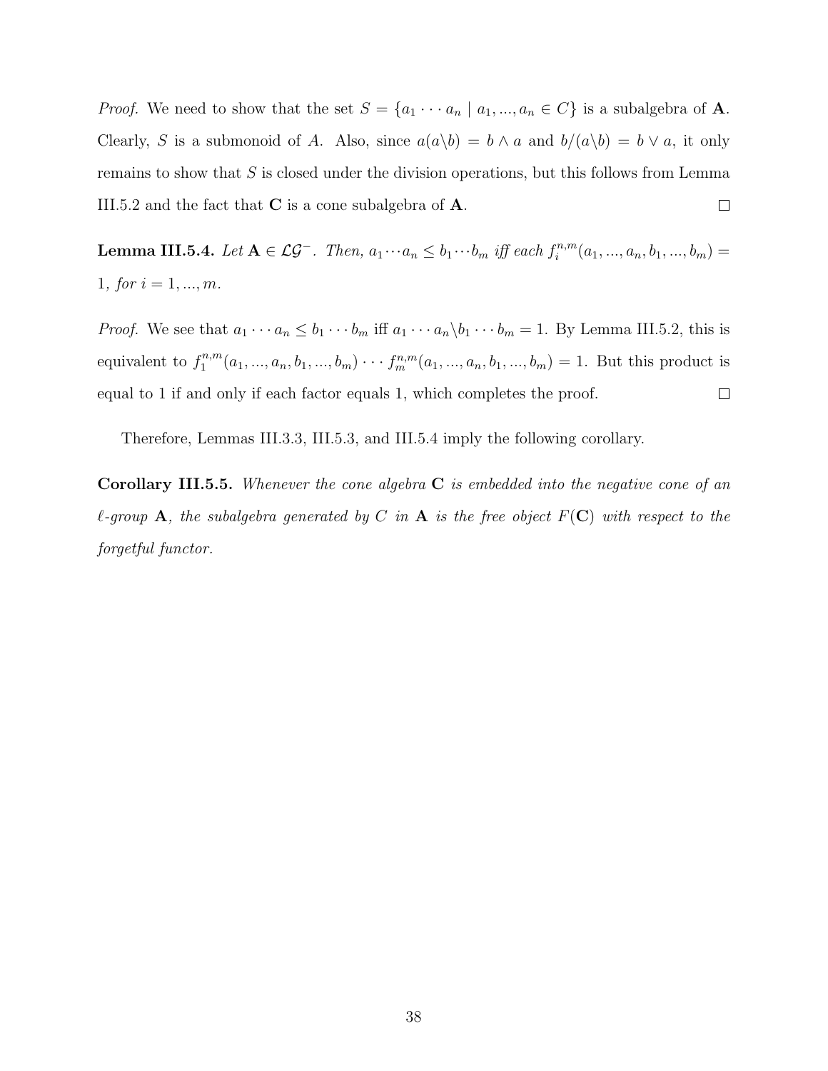*Proof.* We need to show that the set $S = \{a_1 \cdots a_n \mid a_1, ..., a_n \in C\}$ is a subalgebra of $\mathbf{A}$. Clearly, $S$ is a submonoid of $A$. Also, since $a(a\backslash b) = b \wedge a$ and $b/(a\backslash b) = b \vee a$, it only remains to show that $S$ is closed under the division operations, but this follows from Lemma III.5.2 and the fact that $\mathbf{C}$ is a cone subalgebra of $\mathbf{A}$. □

**Lemma III.5.4.** *Let $\mathbf{A} \in \mathcal{LG}^-$. Then, $a_1 \cdots a_n \leq b_1 \cdots b_m$ iff each $f_i^{n,m}(a_1, ..., a_n, b_1, ..., b_m) = 1$, for $i = 1, ..., m$.*

*Proof.* We see that $a_1 \cdots a_n \leq b_1 \cdots b_m$ iff $a_1 \cdots a_n \backslash b_1 \cdots b_m = 1$. By Lemma III.5.2, this is equivalent to $f_1^{n,m}(a_1, ..., a_n, b_1, ..., b_m) \cdots f_m^{n,m}(a_1, ..., a_n, b_1, ..., b_m) = 1$. But this product is equal to 1 if and only if each factor equals 1, which completes the proof. □

Therefore, Lemmas III.3.3, III.5.3, and III.5.4 imply the following corollary.

**Corollary III.5.5.** *Whenever the cone algebra $\mathbf{C}$ is embedded into the negative cone of an $\ell$-group $\mathbf{A}$, the subalgebra generated by $C$ in $\mathbf{A}$ is the free object $F(\mathbf{C})$ with respect to the forgetful functor.*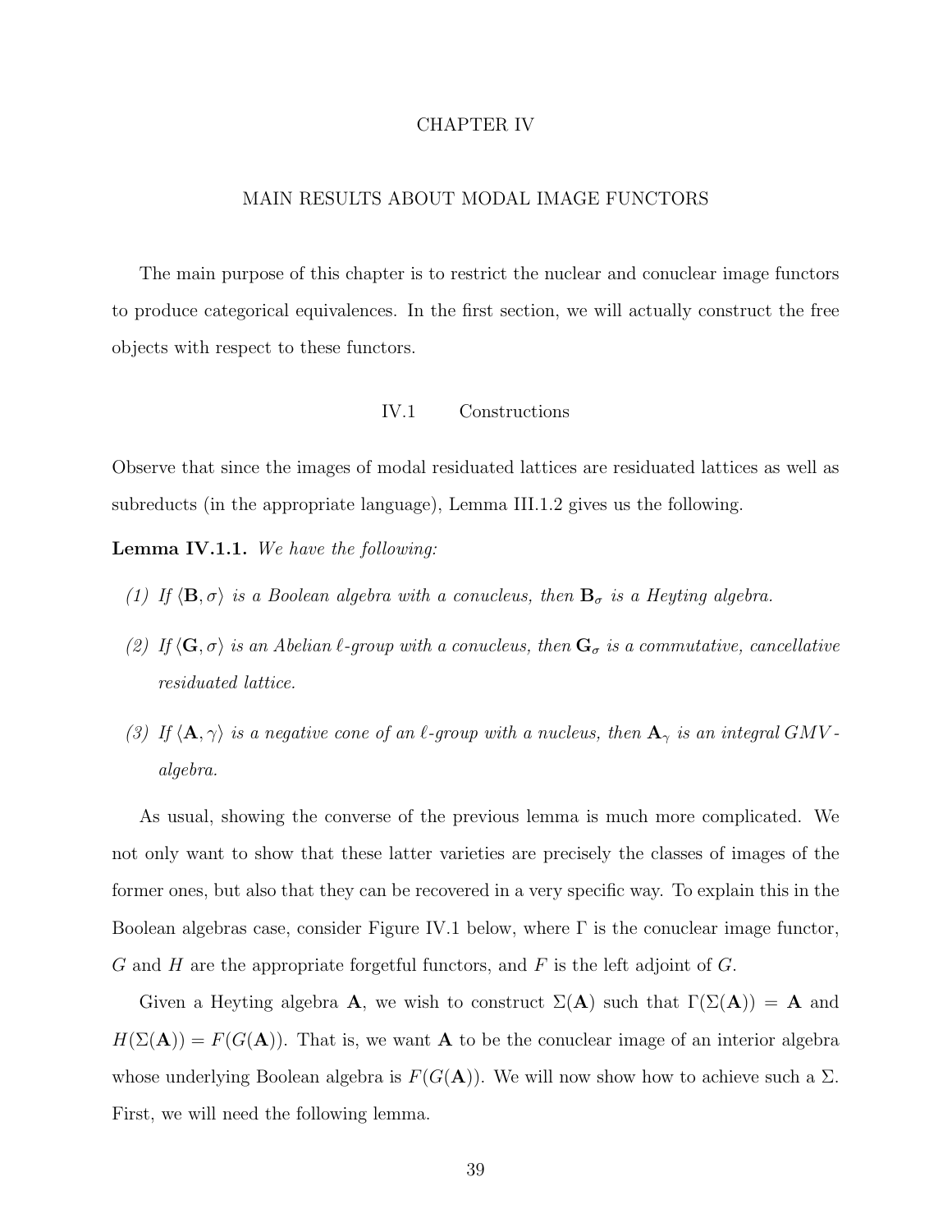# CHAPTER IV

# MAIN RESULTS ABOUT MODAL IMAGE FUNCTORS

The main purpose of this chapter is to restrict the nuclear and conuclear image functors to produce categorical equivalences. In the first section, we will actually construct the free objects with respect to these functors.

## IV.1 Constructions

Observe that since the images of modal residuated lattices are residuated lattices as well as subreducts (in the appropriate language), Lemma III.1.2 gives us the following.

**Lemma IV.1.1.** *We have the following:*

*(1) If $\langle \mathbf{B}, \sigma \rangle$ is a Boolean algebra with a conucleus, then $\mathbf{B}_\sigma$ is a Heyting algebra.*

*(2) If $\langle \mathbf{G}, \sigma \rangle$ is an Abelian $\ell$-group with a conucleus, then $\mathbf{G}_\sigma$ is a commutative, cancellative residuated lattice.*

*(3) If $\langle \mathbf{A}, \gamma \rangle$ is a negative cone of an $\ell$-group with a nucleus, then $\mathbf{A}_\gamma$ is an integral GMV-algebra.*

As usual, showing the converse of the previous lemma is much more complicated. We not only want to show that these latter varieties are precisely the classes of images of the former ones, but also that they can be recovered in a very specific way. To explain this in the Boolean algebras case, consider Figure IV.1 below, where $\Gamma$ is the conuclear image functor, $G$ and $H$ are the appropriate forgetful functors, and $F$ is the left adjoint of $G$.

Given a Heyting algebra $\mathbf{A}$, we wish to construct $\Sigma(\mathbf{A})$ such that $\Gamma(\Sigma(\mathbf{A})) = \mathbf{A}$ and $H(\Sigma(\mathbf{A})) = F(G(\mathbf{A}))$. That is, we want $\mathbf{A}$ to be the conuclear image of an interior algebra whose underlying Boolean algebra is $F(G(\mathbf{A}))$. We will now show how to achieve such a $\Sigma$. First, we will need the following lemma.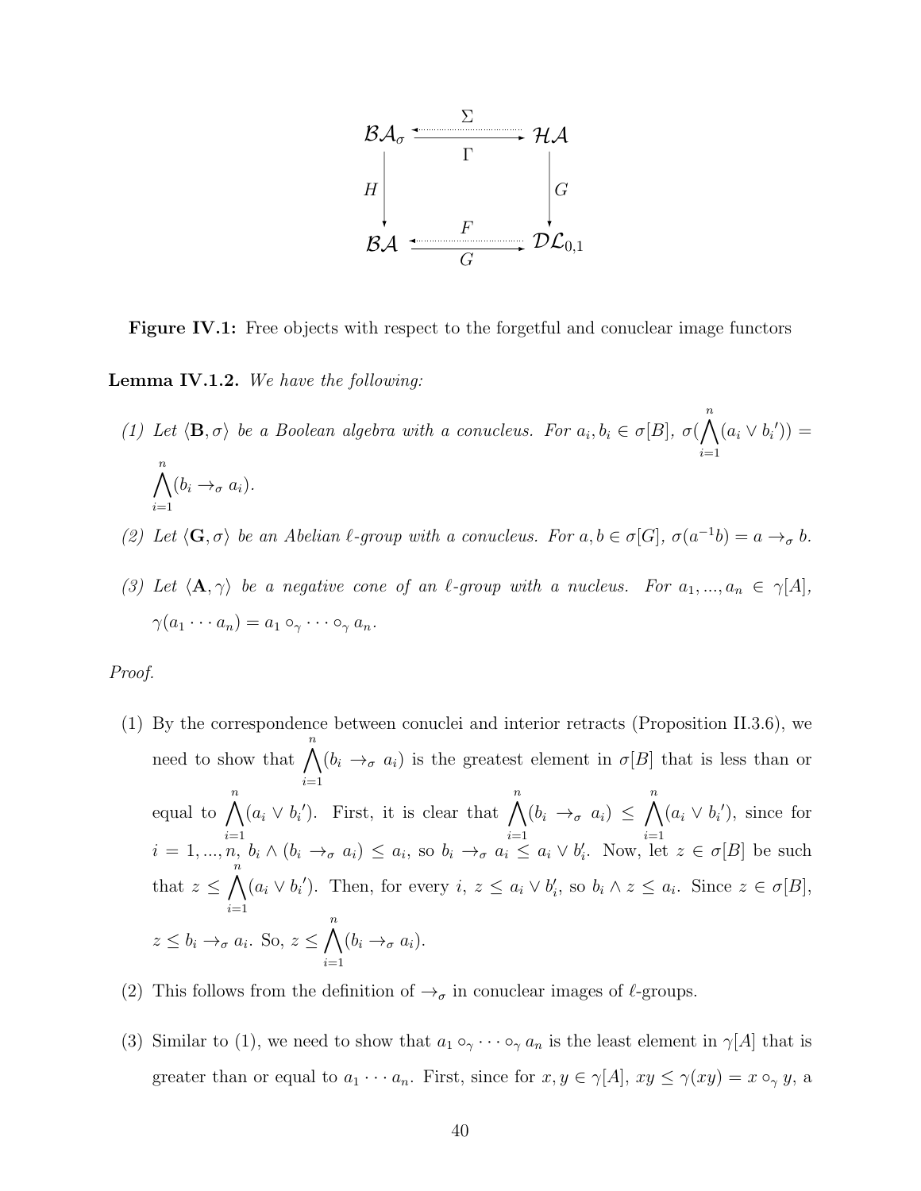$$
\begin{array}{ccc}
\mathcal{BA}_\sigma & \underset{\Gamma}{\overset{\Sigma}{\rightleftarrows}} & \mathcal{HA} \\
\Big\downarrow H & & \Big\downarrow G \\
\mathcal{BA} & \underset{G}{\overset{F}{\rightleftarrows}} & \mathcal{DL}_{0,1}
\end{array}
$$

**Figure IV.1:** Free objects with respect to the forgetful and conuclear image functors

**Lemma IV.1.2.** *We have the following:*

*(1) Let $\langle \mathbf{B}, \sigma \rangle$ be a Boolean algebra with a conucleus. For $a_i, b_i \in \sigma[B]$, $\sigma(\bigwedge_{i=1}^{n}(a_i \vee b_i')) = \bigwedge_{i=1}^{n}(b_i \to_\sigma a_i)$.*

*(2) Let $\langle \mathbf{G}, \sigma \rangle$ be an Abelian $\ell$-group with a conucleus. For $a, b \in \sigma[G]$, $\sigma(a^{-1}b) = a \to_\sigma b$.*

*(3) Let $\langle \mathbf{A}, \gamma \rangle$ be a negative cone of an $\ell$-group with a nucleus. For $a_1, ..., a_n \in \gamma[A]$, $\gamma(a_1 \cdots a_n) = a_1 \circ_\gamma \cdots \circ_\gamma a_n$.*

*Proof.*

(1) By the correspondence between conuclei and interior retracts (Proposition II.3.6), we need to show that $\bigwedge_{i=1}^{n}(b_i \to_\sigma a_i)$ is the greatest element in $\sigma[B]$ that is less than or equal to $\bigwedge_{i=1}^{n}(a_i \vee b_i')$. First, it is clear that $\bigwedge_{i=1}^{n}(b_i \to_\sigma a_i) \leq \bigwedge_{i=1}^{n}(a_i \vee b_i')$, since for $i = 1, ..., n$, $b_i \wedge (b_i \to_\sigma a_i) \leq a_i$, so $b_i \to_\sigma a_i \leq a_i \vee b_i'$. Now, let $z \in \sigma[B]$ be such that $z \leq \bigwedge_{i=1}^{n}(a_i \vee b_i')$. Then, for every $i$, $z \leq a_i \vee b_i'$, so $b_i \wedge z \leq a_i$. Since $z \in \sigma[B]$, $z \leq b_i \to_\sigma a_i$. So, $z \leq \bigwedge_{i=1}^{n}(b_i \to_\sigma a_i)$.

(2) This follows from the definition of $\to_\sigma$ in conuclear images of $\ell$-groups.

(3) Similar to (1), we need to show that $a_1 \circ_\gamma \cdots \circ_\gamma a_n$ is the least element in $\gamma[A]$ that is greater than or equal to $a_1 \cdots a_n$. First, since for $x, y \in \gamma[A]$, $xy \leq \gamma(xy) = x \circ_\gamma y$, a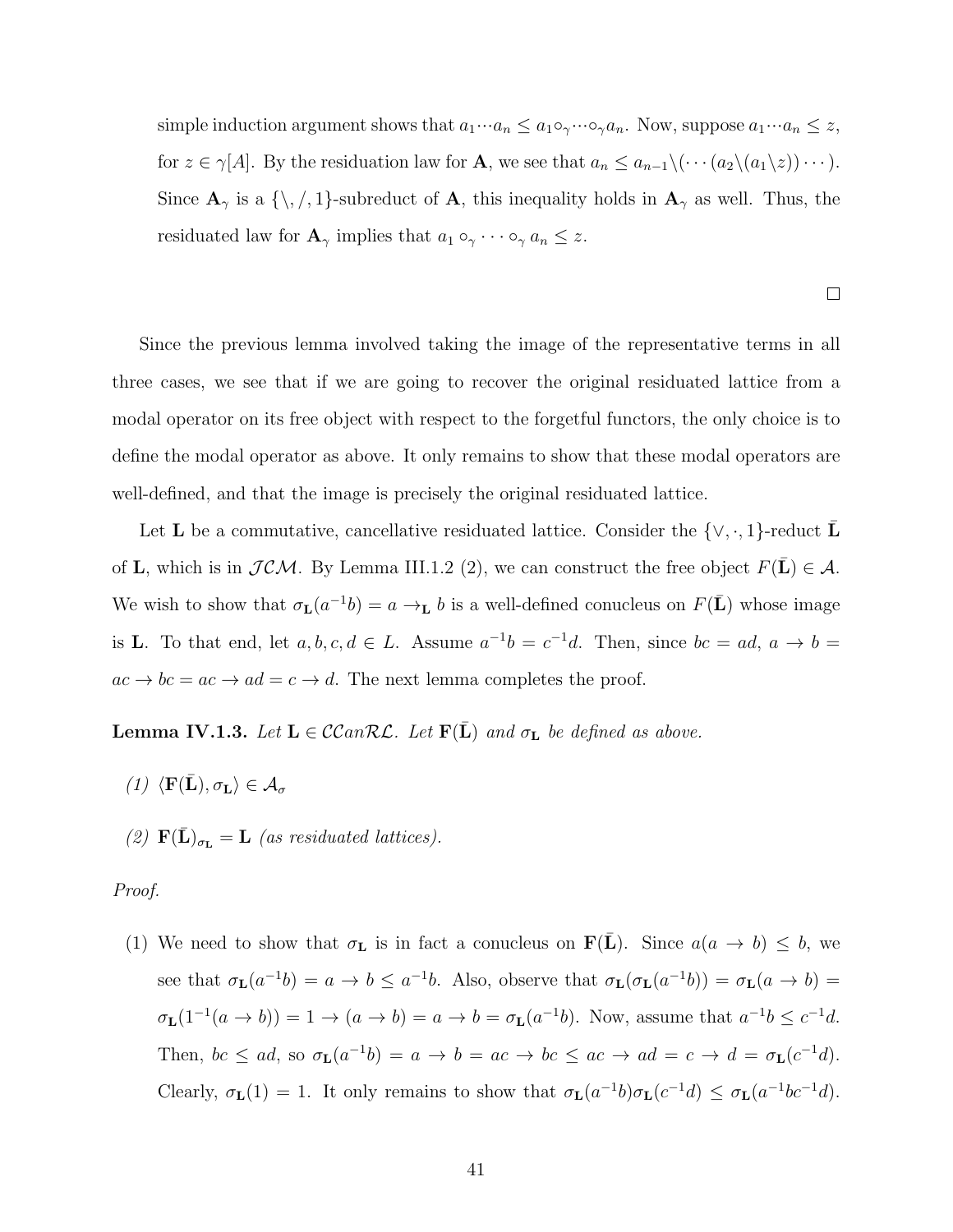simple induction argument shows that $a_1 \cdots a_n \leq a_1 \circ_\gamma \cdots \circ_\gamma a_n$. Now, suppose $a_1 \cdots a_n \leq z$, for $z \in \gamma[A]$. By the residuation law for $\mathbf{A}$, we see that $a_n \leq a_{n-1} \backslash (\cdots (a_2 \backslash (a_1 \backslash z)) \cdots)$. Since $\mathbf{A}_\gamma$ is a $\{\backslash, /, 1\}$-subreduct of $\mathbf{A}$, this inequality holds in $\mathbf{A}_\gamma$ as well. Thus, the residuated law for $\mathbf{A}_\gamma$ implies that $a_1 \circ_\gamma \cdots \circ_\gamma a_n \leq z$.

□

Since the previous lemma involved taking the image of the representative terms in all three cases, we see that if we are going to recover the original residuated lattice from a modal operator on its free object with respect to the forgetful functors, the only choice is to define the modal operator as above. It only remains to show that these modal operators are well-defined, and that the image is precisely the original residuated lattice.

Let $\mathbf{L}$ be a commutative, cancellative residuated lattice. Consider the $\{\vee, \cdot, 1\}$-reduct $\bar{\mathbf{L}}$ of $\mathbf{L}$, which is in $\mathcal{JCM}$. By Lemma III.1.2 (2), we can construct the free object $F(\bar{\mathbf{L}}) \in \mathcal{A}$. We wish to show that $\sigma_{\mathbf{L}}(a^{-1}b) = a \to_{\mathbf{L}} b$ is a well-defined conucleus on $F(\bar{\mathbf{L}})$ whose image is $\mathbf{L}$. To that end, let $a, b, c, d \in L$. Assume $a^{-1}b = c^{-1}d$. Then, since $bc = ad$, $a \to b = ac \to bc = ac \to ad = c \to d$. The next lemma completes the proof.

**Lemma IV.1.3.** *Let $\mathbf{L} \in \mathcal{CC}an\mathcal{RL}$. Let $\mathbf{F}(\bar{\mathbf{L}})$ and $\sigma_{\mathbf{L}}$ be defined as above.*

*(1) $\langle \mathbf{F}(\bar{\mathbf{L}}), \sigma_{\mathbf{L}} \rangle \in \mathcal{A}_\sigma$*

*(2) $\mathbf{F}(\bar{\mathbf{L}})_{\sigma_{\mathbf{L}}} = \mathbf{L}$ (as residuated lattices).*

*Proof.*

(1) We need to show that $\sigma_{\mathbf{L}}$ is in fact a conucleus on $\mathbf{F}(\bar{\mathbf{L}})$. Since $a(a \to b) \leq b$, we see that $\sigma_{\mathbf{L}}(a^{-1}b) = a \to b \leq a^{-1}b$. Also, observe that $\sigma_{\mathbf{L}}(\sigma_{\mathbf{L}}(a^{-1}b)) = \sigma_{\mathbf{L}}(a \to b) = \sigma_{\mathbf{L}}(1^{-1}(a \to b)) = 1 \to (a \to b) = a \to b = \sigma_{\mathbf{L}}(a^{-1}b)$. Now, assume that $a^{-1}b \leq c^{-1}d$. Then, $bc \leq ad$, so $\sigma_{\mathbf{L}}(a^{-1}b) = a \to b = ac \to bc \leq ac \to ad = c \to d = \sigma_{\mathbf{L}}(c^{-1}d)$. Clearly, $\sigma_{\mathbf{L}}(1) = 1$. It only remains to show that $\sigma_{\mathbf{L}}(a^{-1}b)\sigma_{\mathbf{L}}(c^{-1}d) \leq \sigma_{\mathbf{L}}(a^{-1}bc^{-1}d)$.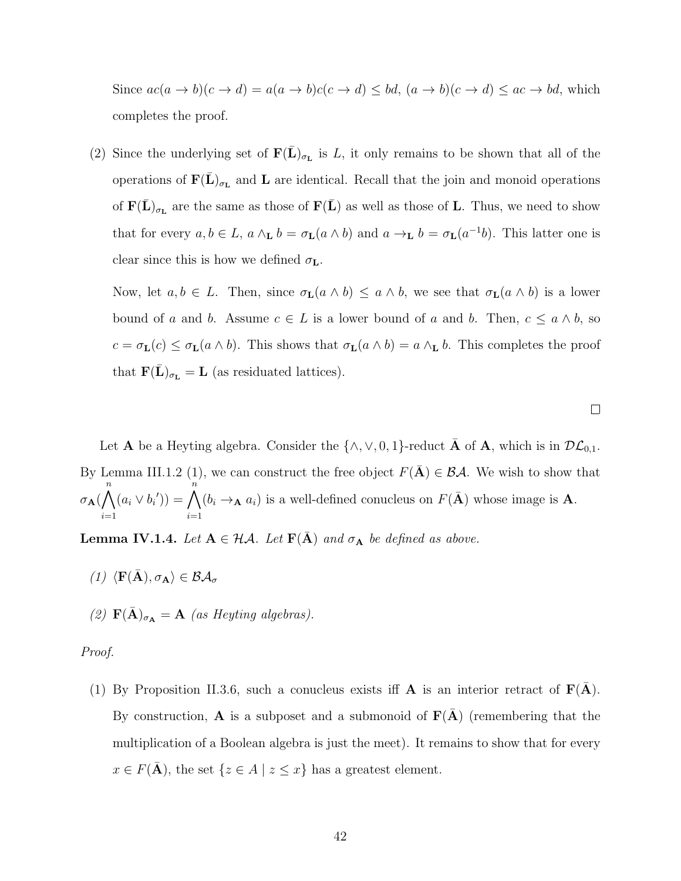Since $ac(a \to b)(c \to d) = a(a \to b)c(c \to d) \leq bd$, $(a \to b)(c \to d) \leq ac \to bd$, which completes the proof.

(2) Since the underlying set of $\mathbf{F}(\bar{\mathbf{L}})_{\sigma_{\mathbf{L}}}$ is $L$, it only remains to be shown that all of the operations of $\mathbf{F}(\bar{\mathbf{L}})_{\sigma_{\mathbf{L}}}$ and $\mathbf{L}$ are identical. Recall that the join and monoid operations of $\mathbf{F}(\bar{\mathbf{L}})_{\sigma_{\mathbf{L}}}$ are the same as those of $\mathbf{F}(\bar{\mathbf{L}})$ as well as those of $\mathbf{L}$. Thus, we need to show that for every $a, b \in L$, $a \wedge_{\mathbf{L}} b = \sigma_{\mathbf{L}}(a \wedge b)$ and $a \to_{\mathbf{L}} b = \sigma_{\mathbf{L}}(a^{-1}b)$. This latter one is clear since this is how we defined $\sigma_{\mathbf{L}}$.

Now, let $a, b \in L$. Then, since $\sigma_{\mathbf{L}}(a \wedge b) \leq a \wedge b$, we see that $\sigma_{\mathbf{L}}(a \wedge b)$ is a lower bound of $a$ and $b$. Assume $c \in L$ is a lower bound of $a$ and $b$. Then, $c \leq a \wedge b$, so $c = \sigma_{\mathbf{L}}(c) \leq \sigma_{\mathbf{L}}(a \wedge b)$. This shows that $\sigma_{\mathbf{L}}(a \wedge b) = a \wedge_{\mathbf{L}} b$. This completes the proof that $\mathbf{F}(\bar{\mathbf{L}})_{\sigma_{\mathbf{L}}} = \mathbf{L}$ (as residuated lattices).

□

Let $\mathbf{A}$ be a Heyting algebra. Consider the $\{\wedge, \vee, 0, 1\}$-reduct $\bar{\mathbf{A}}$ of $\mathbf{A}$, which is in $\mathcal{DL}_{0,1}$. By Lemma III.1.2 (1), we can construct the free object $F(\bar{\mathbf{A}}) \in \mathcal{BA}$. We wish to show that $\sigma_{\mathbf{A}}(\bigwedge_{i=1}^{n}(a_i \vee b_i{}')) = \bigwedge_{i=1}^{n}(b_i \to_{\mathbf{A}} a_i)$ is a well-defined conucleus on $F(\bar{\mathbf{A}})$ whose image is $\mathbf{A}$.

**Lemma IV.1.4.** *Let $\mathbf{A} \in \mathcal{HA}$. Let $\mathbf{F}(\bar{\mathbf{A}})$ and $\sigma_{\mathbf{A}}$ be defined as above.*

*(1) $\langle \mathbf{F}(\bar{\mathbf{A}}), \sigma_{\mathbf{A}} \rangle \in \mathcal{BA}_{\sigma}$*

*(2) $\mathbf{F}(\bar{\mathbf{A}})_{\sigma_{\mathbf{A}}} = \mathbf{A}$ (as Heyting algebras).*

*Proof.*

(1) By Proposition II.3.6, such a conucleus exists iff $\mathbf{A}$ is an interior retract of $\mathbf{F}(\bar{\mathbf{A}})$. By construction, $\mathbf{A}$ is a subposet and a submonoid of $\mathbf{F}(\bar{\mathbf{A}})$ (remembering that the multiplication of a Boolean algebra is just the meet). It remains to show that for every $x \in F(\bar{\mathbf{A}})$, the set $\{z \in A \mid z \leq x\}$ has a greatest element.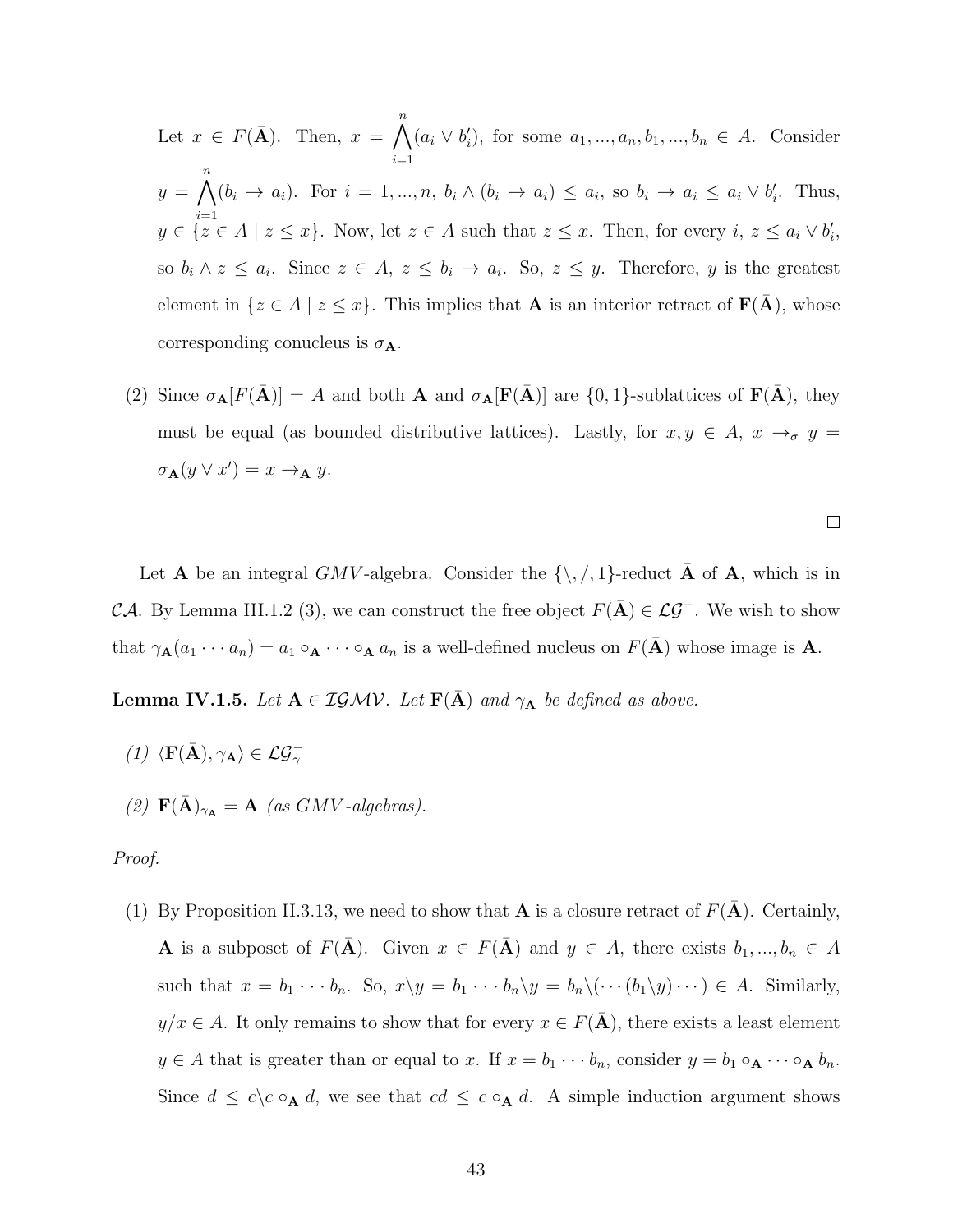Let $x \in F(\bar{\mathbf{A}})$. Then, $x = \bigwedge_{i=1}^{n}(a_i \vee b_i')$, for some $a_1, ..., a_n, b_1, ..., b_n \in A$. Consider $y = \bigwedge_{i=1}^{n}(b_i \to a_i)$. For $i = 1, ..., n$, $b_i \wedge (b_i \to a_i) \leq a_i$, so $b_i \to a_i \leq a_i \vee b_i'$. Thus, $y \in \{z \in A \mid z \leq x\}$. Now, let $z \in A$ such that $z \leq x$. Then, for every $i$, $z \leq a_i \vee b_i'$, so $b_i \wedge z \leq a_i$. Since $z \in A$, $z \leq b_i \to a_i$. So, $z \leq y$. Therefore, $y$ is the greatest element in $\{z \in A \mid z \leq x\}$. This implies that $\mathbf{A}$ is an interior retract of $\mathbf{F}(\bar{\mathbf{A}})$, whose corresponding conucleus is $\sigma_{\mathbf{A}}$.

(2) Since $\sigma_{\mathbf{A}}[F(\bar{\mathbf{A}})] = A$ and both $\mathbf{A}$ and $\sigma_{\mathbf{A}}[\mathbf{F}(\bar{\mathbf{A}})]$ are $\{0,1\}$-sublattices of $\mathbf{F}(\bar{\mathbf{A}})$, they must be equal (as bounded distributive lattices). Lastly, for $x, y \in A$, $x \to_{\sigma} y = \sigma_{\mathbf{A}}(y \vee x') = x \to_{\mathbf{A}} y$.

□

Let $\mathbf{A}$ be an integral $GMV$-algebra. Consider the $\{\backslash, /, 1\}$-reduct $\bar{\mathbf{A}}$ of $\mathbf{A}$, which is in $\mathcal{CA}$. By Lemma III.1.2 (3), we can construct the free object $F(\bar{\mathbf{A}}) \in \mathcal{LG}^-$. We wish to show that $\gamma_{\mathbf{A}}(a_1 \cdots a_n) = a_1 \circ_{\mathbf{A}} \cdots \circ_{\mathbf{A}} a_n$ is a well-defined nucleus on $F(\bar{\mathbf{A}})$ whose image is $\mathbf{A}$.

**Lemma IV.1.5.** *Let $\mathbf{A} \in \mathcal{IGMV}$. Let $\mathbf{F}(\bar{\mathbf{A}})$ and $\gamma_{\mathbf{A}}$ be defined as above.*

*(1) $\langle \mathbf{F}(\bar{\mathbf{A}}), \gamma_{\mathbf{A}} \rangle \in \mathcal{LG}^-_{\gamma}$*

*(2) $\mathbf{F}(\bar{\mathbf{A}})_{\gamma_{\mathbf{A}}} = \mathbf{A}$ (as GMV-algebras).*

*Proof.*

(1) By Proposition II.3.13, we need to show that $\mathbf{A}$ is a closure retract of $F(\bar{\mathbf{A}})$. Certainly, $\mathbf{A}$ is a subposet of $F(\bar{\mathbf{A}})$. Given $x \in F(\bar{\mathbf{A}})$ and $y \in A$, there exists $b_1, ..., b_n \in A$ such that $x = b_1 \cdots b_n$. So, $x \backslash y = b_1 \cdots b_n \backslash y = b_n \backslash (\cdots (b_1 \backslash y) \cdots) \in A$. Similarly, $y/x \in A$. It only remains to show that for every $x \in F(\bar{\mathbf{A}})$, there exists a least element $y \in A$ that is greater than or equal to $x$. If $x = b_1 \cdots b_n$, consider $y = b_1 \circ_{\mathbf{A}} \cdots \circ_{\mathbf{A}} b_n$. Since $d \leq c \backslash c \circ_{\mathbf{A}} d$, we see that $cd \leq c \circ_{\mathbf{A}} d$. A simple induction argument shows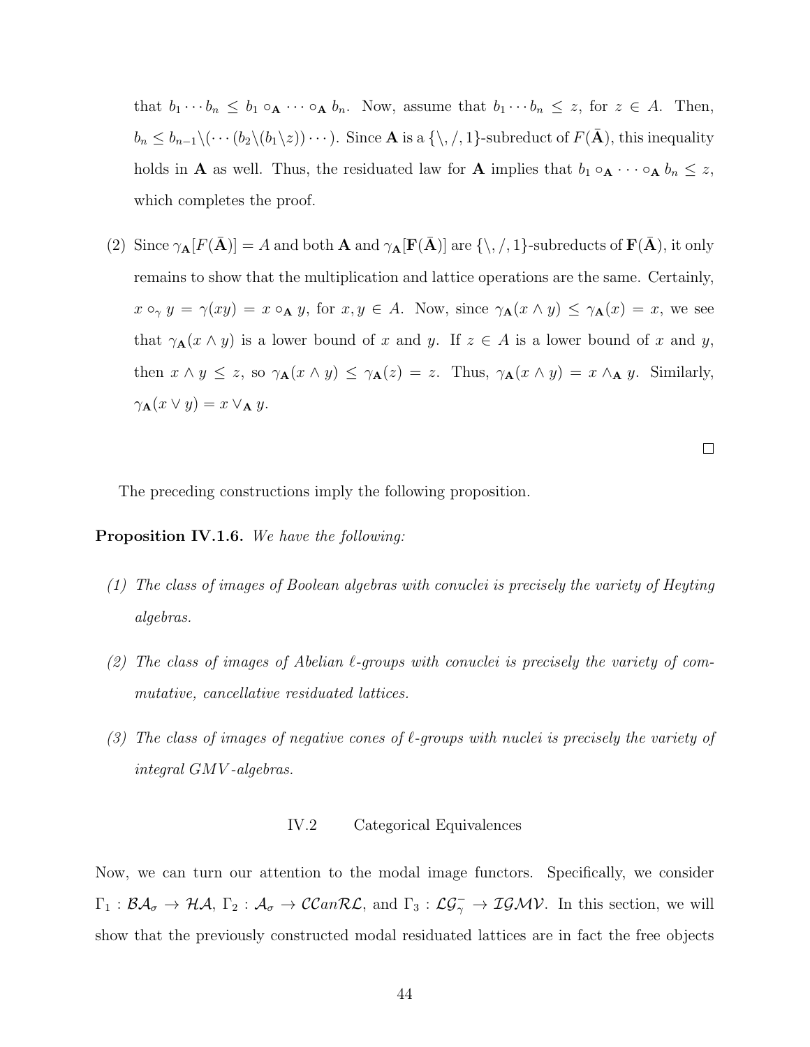that $b_1 \cdots b_n \leq b_1 \circ_{\mathbf{A}} \cdots \circ_{\mathbf{A}} b_n$. Now, assume that $b_1 \cdots b_n \leq z$, for $z \in A$. Then, $b_n \leq b_{n-1} \backslash (\cdots (b_2 \backslash (b_1 \backslash z)) \cdots)$. Since $\mathbf{A}$ is a $\{\backslash, /, 1\}$-subreduct of $F(\bar{\mathbf{A}})$, this inequality holds in $\mathbf{A}$ as well. Thus, the residuated law for $\mathbf{A}$ implies that $b_1 \circ_{\mathbf{A}} \cdots \circ_{\mathbf{A}} b_n \leq z$, which completes the proof.

(2) Since $\gamma_{\mathbf{A}}[F(\bar{\mathbf{A}})] = A$ and both $\mathbf{A}$ and $\gamma_{\mathbf{A}}[\mathbf{F}(\bar{\mathbf{A}})]$ are $\{\backslash, /, 1\}$-subreducts of $\mathbf{F}(\bar{\mathbf{A}})$, it only remains to show that the multiplication and lattice operations are the same. Certainly, $x \circ_\gamma y = \gamma(xy) = x \circ_{\mathbf{A}} y$, for $x, y \in A$. Now, since $\gamma_{\mathbf{A}}(x \wedge y) \leq \gamma_{\mathbf{A}}(x) = x$, we see that $\gamma_{\mathbf{A}}(x \wedge y)$ is a lower bound of $x$ and $y$. If $z \in A$ is a lower bound of $x$ and $y$, then $x \wedge y \leq z$, so $\gamma_{\mathbf{A}}(x \wedge y) \leq \gamma_{\mathbf{A}}(z) = z$. Thus, $\gamma_{\mathbf{A}}(x \wedge y) = x \wedge_{\mathbf{A}} y$. Similarly, $\gamma_{\mathbf{A}}(x \vee y) = x \vee_{\mathbf{A}} y$.

□

The preceding constructions imply the following proposition.

**Proposition IV.1.6.** *We have the following:*

*(1) The class of images of Boolean algebras with conuclei is precisely the variety of Heyting algebras.*

*(2) The class of images of Abelian $\ell$-groups with conuclei is precisely the variety of commutative, cancellative residuated lattices.*

*(3) The class of images of negative cones of $\ell$-groups with nuclei is precisely the variety of integral GMV-algebras.*

## IV.2 Categorical Equivalences

Now, we can turn our attention to the modal image functors. Specifically, we consider $\Gamma_1 : \mathcal{BA}_\sigma \to \mathcal{HA}$, $\Gamma_2 : \mathcal{A}_\sigma \to \mathcal{CC}an\mathcal{RL}$, and $\Gamma_3 : \mathcal{LG}^-_\gamma \to \mathcal{IGMV}$. In this section, we will show that the previously constructed modal residuated lattices are in fact the free objects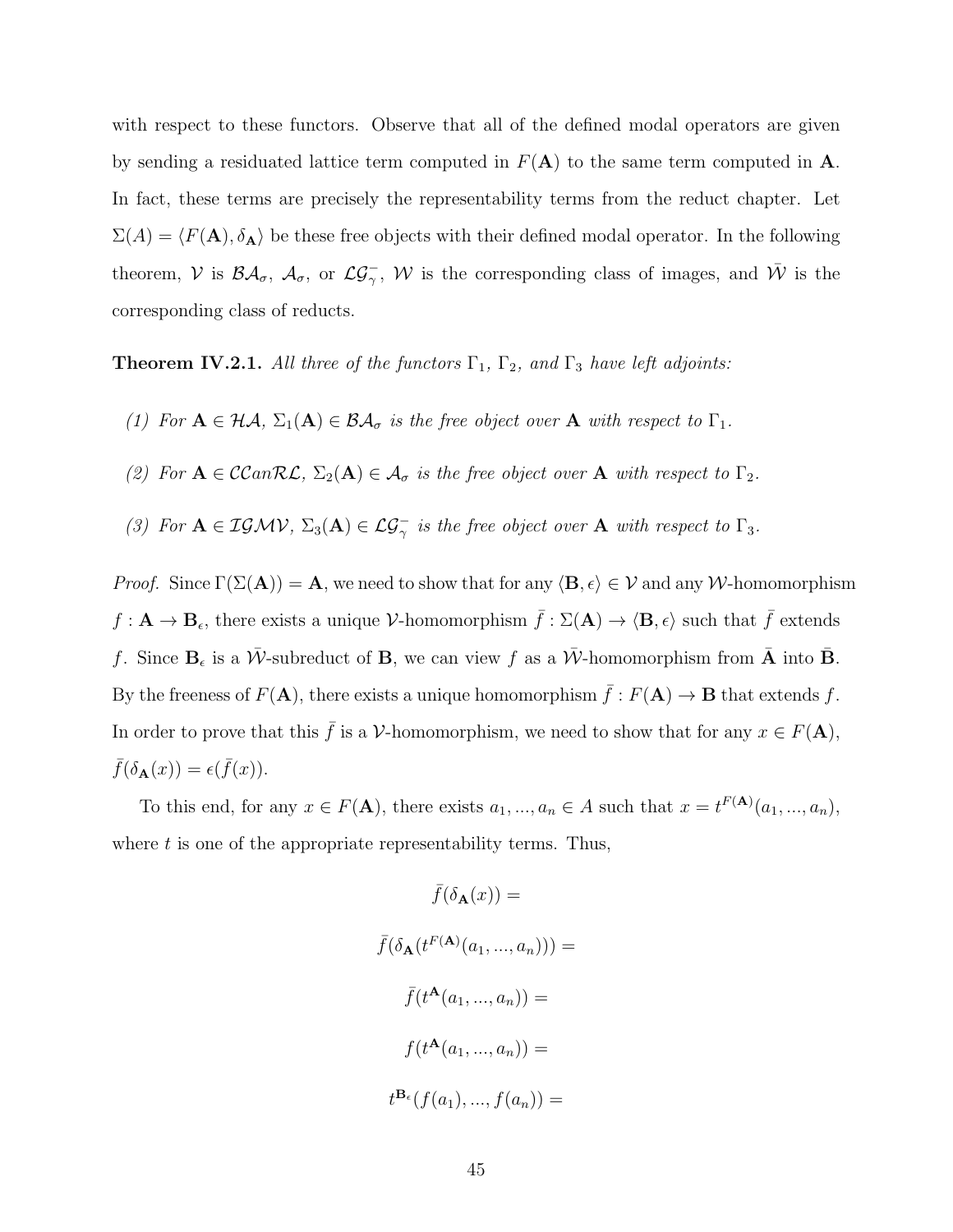with respect to these functors. Observe that all of the defined modal operators are given by sending a residuated lattice term computed in $F(\mathbf{A})$ to the same term computed in $\mathbf{A}$. In fact, these terms are precisely the representability terms from the reduct chapter. Let $\Sigma(A) = \langle F(\mathbf{A}), \delta_{\mathbf{A}} \rangle$ be these free objects with their defined modal operator. In the following theorem, $\mathcal{V}$ is $\mathcal{BA}_\sigma$, $\mathcal{A}_\sigma$, or $\mathcal{LG}_\gamma^-$, $\mathcal{W}$ is the corresponding class of images, and $\bar{\mathcal{W}}$ is the corresponding class of reducts.

**Theorem IV.2.1.** *All three of the functors $\Gamma_1$, $\Gamma_2$, and $\Gamma_3$ have left adjoints:*

*(1) For $\mathbf{A} \in \mathcal{HA}$, $\Sigma_1(\mathbf{A}) \in \mathcal{BA}_\sigma$ is the free object over $\mathbf{A}$ with respect to $\Gamma_1$.*

*(2) For $\mathbf{A} \in \mathcal{CC}an\mathcal{RL}$, $\Sigma_2(\mathbf{A}) \in \mathcal{A}_\sigma$ is the free object over $\mathbf{A}$ with respect to $\Gamma_2$.*

*(3) For $\mathbf{A} \in \mathcal{IGMV}$, $\Sigma_3(\mathbf{A}) \in \mathcal{LG}_\gamma^-$ is the free object over $\mathbf{A}$ with respect to $\Gamma_3$.*

*Proof.* Since $\Gamma(\Sigma(\mathbf{A})) = \mathbf{A}$, we need to show that for any $\langle \mathbf{B}, \epsilon \rangle \in \mathcal{V}$ and any $\mathcal{W}$-homomorphism $f : \mathbf{A} \to \mathbf{B}_\epsilon$, there exists a unique $\mathcal{V}$-homomorphism $\bar{f} : \Sigma(\mathbf{A}) \to \langle \mathbf{B}, \epsilon \rangle$ such that $\bar{f}$ extends $f$. Since $\mathbf{B}_\epsilon$ is a $\bar{\mathcal{W}}$-subreduct of $\mathbf{B}$, we can view $f$ as a $\bar{\mathcal{W}}$-homomorphism from $\bar{\mathbf{A}}$ into $\bar{\mathbf{B}}$. By the freeness of $F(\mathbf{A})$, there exists a unique homomorphism $\bar{f} : F(\mathbf{A}) \to \mathbf{B}$ that extends $f$. In order to prove that this $\bar{f}$ is a $\mathcal{V}$-homomorphism, we need to show that for any $x \in F(\mathbf{A})$, $\bar{f}(\delta_{\mathbf{A}}(x)) = \epsilon(\bar{f}(x))$.

To this end, for any $x \in F(\mathbf{A})$, there exists $a_1, ..., a_n \in A$ such that $x = t^{F(\mathbf{A})}(a_1, ..., a_n)$, where $t$ is one of the appropriate representability terms. Thus,

$$\bar{f}(\delta_{\mathbf{A}}(x)) =$$

$$\bar{f}(\delta_{\mathbf{A}}(t^{F(\mathbf{A})}(a_1, ..., a_n))) =$$

$$\bar{f}(t^{\mathbf{A}}(a_1, ..., a_n)) =$$

$$f(t^{\mathbf{A}}(a_1, ..., a_n)) =$$

$$t^{\mathbf{B}_\epsilon}(f(a_1), ..., f(a_n)) =$$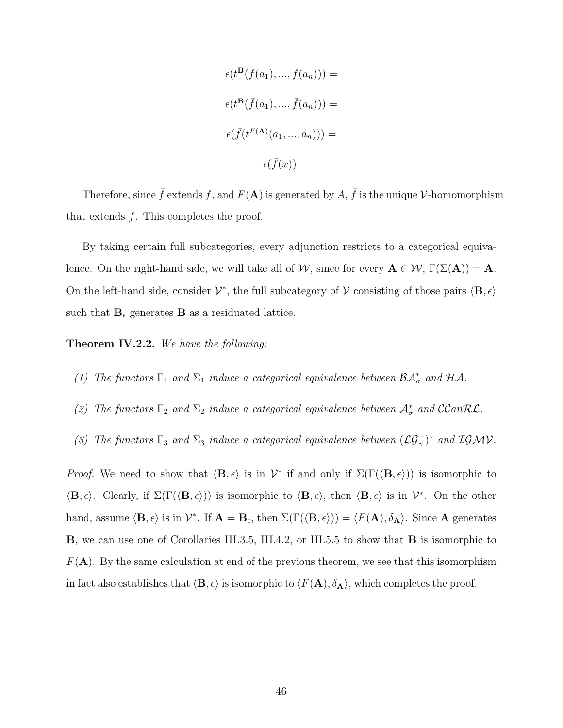$$\epsilon(t^{\mathbf{B}}(f(a_1), ..., f(a_n))) =$$

$$\epsilon(t^{\mathbf{B}}(\bar{f}(a_1), ..., \bar{f}(a_n))) =$$

$$\epsilon(\bar{f}(t^{F(\mathbf{A})}(a_1, ..., a_n))) =$$

$$\epsilon(\bar{f}(x)).$$

Therefore, since $\bar{f}$ extends $f$, and $F(\mathbf{A})$ is generated by $A$, $\bar{f}$ is the unique $\mathcal{V}$-homomorphism that extends $f$. This completes the proof. $\square$

By taking certain full subcategories, every adjunction restricts to a categorical equivalence. On the right-hand side, we will take all of $\mathcal{W}$, since for every $\mathbf{A} \in \mathcal{W}$, $\Gamma(\Sigma(\mathbf{A})) = \mathbf{A}$. On the left-hand side, consider $\mathcal{V}^*$, the full subcategory of $\mathcal{V}$ consisting of those pairs $\langle \mathbf{B}, \epsilon \rangle$ such that $\mathbf{B}_\epsilon$ generates $\mathbf{B}$ as a residuated lattice.

**Theorem IV.2.2.** *We have the following:*

1. *The functors $\Gamma_1$ and $\Sigma_1$ induce a categorical equivalence between $\mathcal{BA}_\sigma^*$ and $\mathcal{HA}$.*
2. *The functors $\Gamma_2$ and $\Sigma_2$ induce a categorical equivalence between $\mathcal{A}_\sigma^*$ and $\mathcal{CC}an\mathcal{RL}$.*
3. *The functors $\Gamma_3$ and $\Sigma_3$ induce a categorical equivalence between $(\mathcal{LG}_\gamma^-)^*$ and $\mathcal{IGMV}$.*

*Proof.* We need to show that $\langle \mathbf{B}, \epsilon \rangle$ is in $\mathcal{V}^*$ if and only if $\Sigma(\Gamma(\langle \mathbf{B}, \epsilon \rangle))$ is isomorphic to $\langle \mathbf{B}, \epsilon \rangle$. Clearly, if $\Sigma(\Gamma(\langle \mathbf{B}, \epsilon \rangle))$ is isomorphic to $\langle \mathbf{B}, \epsilon \rangle$, then $\langle \mathbf{B}, \epsilon \rangle$ is in $\mathcal{V}^*$. On the other hand, assume $\langle \mathbf{B}, \epsilon \rangle$ is in $\mathcal{V}^*$. If $\mathbf{A} = \mathbf{B}_\epsilon$, then $\Sigma(\Gamma(\langle \mathbf{B}, \epsilon \rangle)) = \langle F(\mathbf{A}), \delta_{\mathbf{A}} \rangle$. Since $\mathbf{A}$ generates $\mathbf{B}$, we can use one of Corollaries III.3.5, III.4.2, or III.5.5 to show that $\mathbf{B}$ is isomorphic to $F(\mathbf{A})$. By the same calculation at end of the previous theorem, we see that this isomorphism in fact also establishes that $\langle \mathbf{B}, \epsilon \rangle$ is isomorphic to $\langle F(\mathbf{A}), \delta_{\mathbf{A}} \rangle$, which completes the proof. $\square$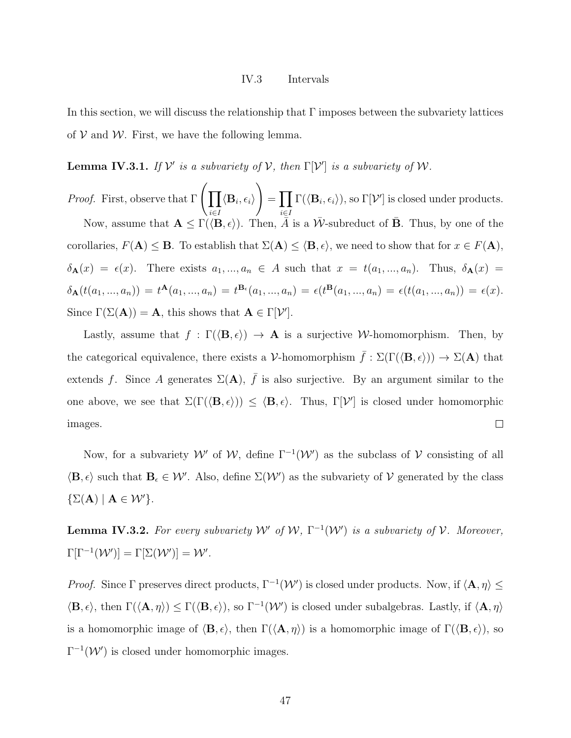## IV.3 Intervals

In this section, we will discuss the relationship that $\Gamma$ imposes between the subvariety lattices of $\mathcal{V}$ and $\mathcal{W}$. First, we have the following lemma.

**Lemma IV.3.1.** *If $\mathcal{V}'$ is a subvariety of $\mathcal{V}$, then $\Gamma[\mathcal{V}']$ is a subvariety of $\mathcal{W}$.*

*Proof.* First, observe that $\Gamma\left(\prod_{i\in I}\langle \mathbf{B}_i, \epsilon_i\rangle\right) = \prod_{i\in I}\Gamma(\langle \mathbf{B}_i, \epsilon_i\rangle)$, so $\Gamma[\mathcal{V}']$ is closed under products.

Now, assume that $\mathbf{A} \leq \Gamma(\langle \mathbf{B}, \epsilon\rangle)$. Then, $\bar{A}$ is a $\bar{\mathcal{W}}$-subreduct of $\bar{\mathbf{B}}$. Thus, by one of the corollaries, $F(\mathbf{A}) \leq \mathbf{B}$. To establish that $\Sigma(\mathbf{A}) \leq \langle \mathbf{B}, \epsilon\rangle$, we need to show that for $x \in F(\mathbf{A})$, $\delta_{\mathbf{A}}(x) = \epsilon(x)$. There exists $a_1, ..., a_n \in A$ such that $x = t(a_1, ..., a_n)$. Thus, $\delta_{\mathbf{A}}(x) = \delta_{\mathbf{A}}(t(a_1, ..., a_n)) = t^{\mathbf{A}}(a_1, ..., a_n) = t^{\mathbf{B}_\epsilon}(a_1, ..., a_n) = \epsilon(t^{\mathbf{B}}(a_1, ..., a_n) = \epsilon(t(a_1, ..., a_n)) = \epsilon(x)$. Since $\Gamma(\Sigma(\mathbf{A})) = \mathbf{A}$, this shows that $\mathbf{A} \in \Gamma[\mathcal{V}']$.

Lastly, assume that $f : \Gamma(\langle \mathbf{B}, \epsilon\rangle) \to \mathbf{A}$ is a surjective $\mathcal{W}$-homomorphism. Then, by the categorical equivalence, there exists a $\mathcal{V}$-homomorphism $\bar{f} : \Sigma(\Gamma(\langle \mathbf{B}, \epsilon\rangle)) \to \Sigma(\mathbf{A})$ that extends $f$. Since $A$ generates $\Sigma(\mathbf{A})$, $\bar{f}$ is also surjective. By an argument similar to the one above, we see that $\Sigma(\Gamma(\langle \mathbf{B}, \epsilon\rangle)) \leq \langle \mathbf{B}, \epsilon\rangle$. Thus, $\Gamma[\mathcal{V}']$ is closed under homomorphic images. □

Now, for a subvariety $\mathcal{W}'$ of $\mathcal{W}$, define $\Gamma^{-1}(\mathcal{W}')$ as the subclass of $\mathcal{V}$ consisting of all $\langle \mathbf{B}, \epsilon\rangle$ such that $\mathbf{B}_\epsilon \in \mathcal{W}'$. Also, define $\Sigma(\mathcal{W}')$ as the subvariety of $\mathcal{V}$ generated by the class $\{\Sigma(\mathbf{A}) \mid \mathbf{A} \in \mathcal{W}'\}$.

**Lemma IV.3.2.** *For every subvariety $\mathcal{W}'$ of $\mathcal{W}$, $\Gamma^{-1}(\mathcal{W}')$ is a subvariety of $\mathcal{V}$. Moreover, $\Gamma[\Gamma^{-1}(\mathcal{W}')] = \Gamma[\Sigma(\mathcal{W}')] = \mathcal{W}'$.*

*Proof.* Since $\Gamma$ preserves direct products, $\Gamma^{-1}(\mathcal{W}')$ is closed under products. Now, if $\langle \mathbf{A}, \eta\rangle \leq \langle \mathbf{B}, \epsilon\rangle$, then $\Gamma(\langle \mathbf{A}, \eta\rangle) \leq \Gamma(\langle \mathbf{B}, \epsilon\rangle)$, so $\Gamma^{-1}(\mathcal{W}')$ is closed under subalgebras. Lastly, if $\langle \mathbf{A}, \eta\rangle$ is a homomorphic image of $\langle \mathbf{B}, \epsilon\rangle$, then $\Gamma(\langle \mathbf{A}, \eta\rangle)$ is a homomorphic image of $\Gamma(\langle \mathbf{B}, \epsilon\rangle)$, so $\Gamma^{-1}(\mathcal{W}')$ is closed under homomorphic images.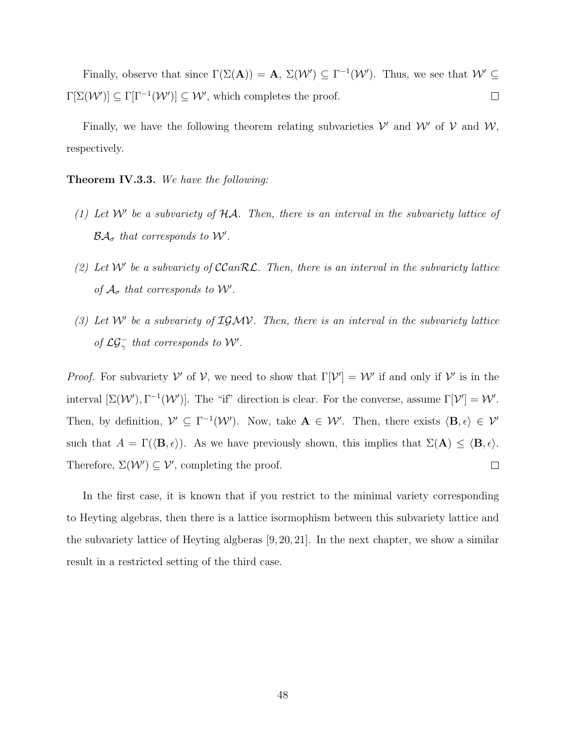Finally, observe that since $\Gamma(\Sigma(\mathbf{A})) = \mathbf{A}$, $\Sigma(\mathcal{W}') \subseteq \Gamma^{-1}(\mathcal{W}')$. Thus, we see that $\mathcal{W}' \subseteq \Gamma[\Sigma(\mathcal{W}')] \subseteq \Gamma[\Gamma^{-1}(\mathcal{W}')] \subseteq \mathcal{W}'$, which completes the proof. $\square$

Finally, we have the following theorem relating subvarieties $\mathcal{V}'$ and $\mathcal{W}'$ of $\mathcal{V}$ and $\mathcal{W}$, respectively.

**Theorem IV.3.3.** *We have the following:*

1. *Let $\mathcal{W}'$ be a subvariety of $\mathcal{HA}$. Then, there is an interval in the subvariety lattice of $\mathcal{BA}_\sigma$ that corresponds to $\mathcal{W}'$.*
2. *Let $\mathcal{W}'$ be a subvariety of $\mathcal{CCanRL}$. Then, there is an interval in the subvariety lattice of $\mathcal{A}_\sigma$ that corresponds to $\mathcal{W}'$.*
3. *Let $\mathcal{W}'$ be a subvariety of $\mathcal{IGMV}$. Then, there is an interval in the subvariety lattice of $\mathcal{LG}^-_\gamma$ that corresponds to $\mathcal{W}'$.*

*Proof.* For subvariety $\mathcal{V}'$ of $\mathcal{V}$, we need to show that $\Gamma[\mathcal{V}'] = \mathcal{W}'$ if and only if $\mathcal{V}'$ is in the interval $[\Sigma(\mathcal{W}'), \Gamma^{-1}(\mathcal{W}')]$. The "if" direction is clear. For the converse, assume $\Gamma[\mathcal{V}'] = \mathcal{W}'$. Then, by definition, $\mathcal{V}' \subseteq \Gamma^{-1}(\mathcal{W}')$. Now, take $\mathbf{A} \in \mathcal{W}'$. Then, there exists $\langle \mathbf{B}, \epsilon \rangle \in \mathcal{V}'$ such that $A = \Gamma(\langle \mathbf{B}, \epsilon \rangle)$. As we have previously shown, this implies that $\Sigma(\mathbf{A}) \leq \langle \mathbf{B}, \epsilon \rangle$. Therefore, $\Sigma(\mathcal{W}') \subseteq \mathcal{V}'$, completing the proof. $\square$

In the first case, it is known that if you restrict to the minimal variety corresponding to Heyting algebras, then there is a lattice isormophism between this subvariety lattice and the subvariety lattice of Heyting algbeeras [9, 20, 21]. In the next chapter, we show a similar result in a restricted setting of the third case.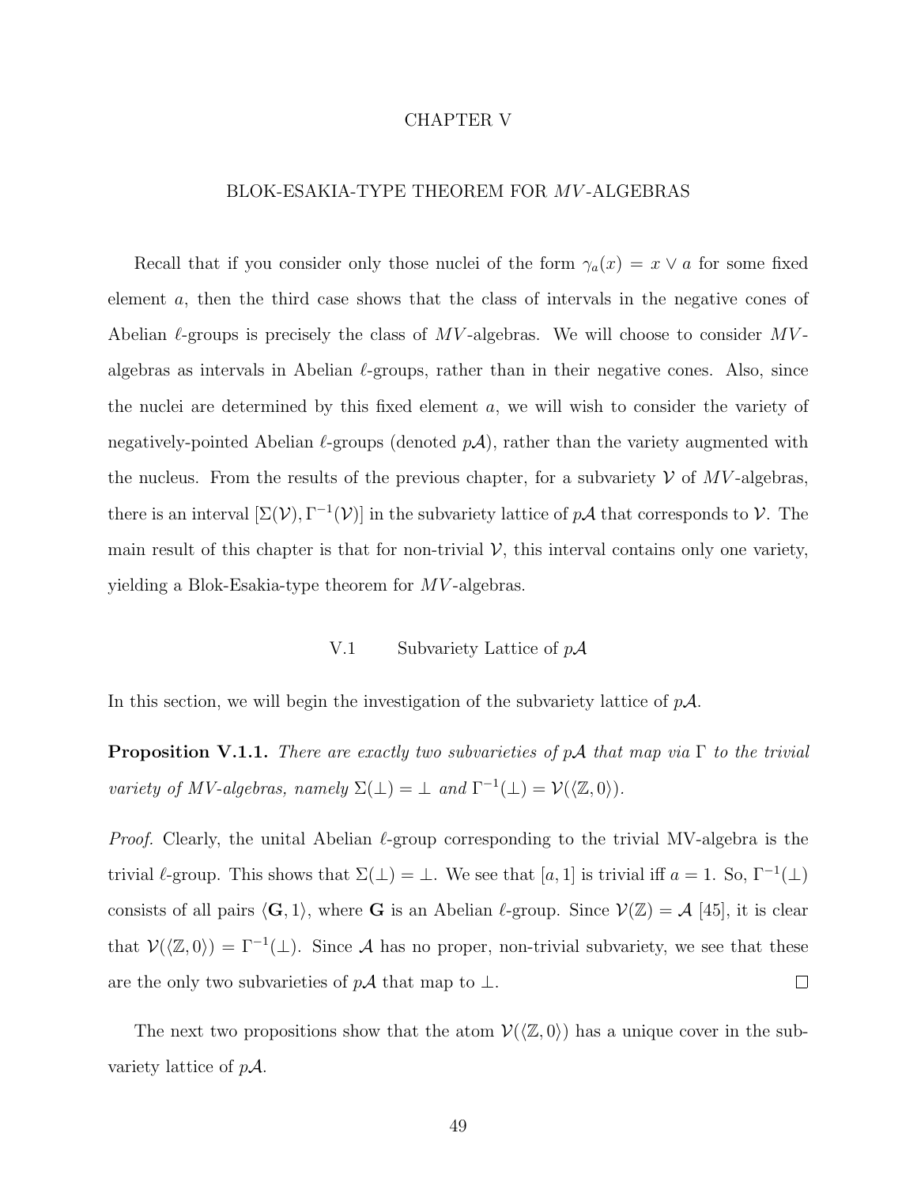# CHAPTER V

## BLOK-ESAKIA-TYPE THEOREM FOR $MV$-ALGEBRAS

Recall that if you consider only those nuclei of the form $\gamma_a(x) = x \vee a$ for some fixed element $a$, then the third case shows that the class of intervals in the negative cones of Abelian $\ell$-groups is precisely the class of $MV$-algebras. We will choose to consider $MV$-algebras as intervals in Abelian $\ell$-groups, rather than in their negative cones. Also, since the nuclei are determined by this fixed element $a$, we will wish to consider the variety of negatively-pointed Abelian $\ell$-groups (denoted $p\mathcal{A}$), rather than the variety augmented with the nucleus. From the results of the previous chapter, for a subvariety $\mathcal{V}$ of $MV$-algebras, there is an interval $[\Sigma(\mathcal{V}), \Gamma^{-1}(\mathcal{V})]$ in the subvariety lattice of $p\mathcal{A}$ that corresponds to $\mathcal{V}$. The main result of this chapter is that for non-trivial $\mathcal{V}$, this interval contains only one variety, yielding a Blok-Esakia-type theorem for $MV$-algebras.

### V.1 Subvariety Lattice of $p\mathcal{A}$

In this section, we will begin the investigation of the subvariety lattice of $p\mathcal{A}$.

**Proposition V.1.1.** *There are exactly two subvarieties of $p\mathcal{A}$ that map via $\Gamma$ to the trivial variety of MV-algebras, namely $\Sigma(\bot) = \bot$ and $\Gamma^{-1}(\bot) = \mathcal{V}(\langle \mathbb{Z}, 0\rangle)$.*

*Proof.* Clearly, the unital Abelian $\ell$-group corresponding to the trivial MV-algebra is the trivial $\ell$-group. This shows that $\Sigma(\bot) = \bot$. We see that $[a, 1]$ is trivial iff $a = 1$. So, $\Gamma^{-1}(\bot)$ consists of all pairs $\langle \mathbf{G}, 1\rangle$, where $\mathbf{G}$ is an Abelian $\ell$-group. Since $\mathcal{V}(\mathbb{Z}) = \mathcal{A}$ [45], it is clear that $\mathcal{V}(\langle \mathbb{Z}, 0\rangle) = \Gamma^{-1}(\bot)$. Since $\mathcal{A}$ has no proper, non-trivial subvariety, we see that these are the only two subvarieties of $p\mathcal{A}$ that map to $\bot$. $\square$

The next two propositions show that the atom $\mathcal{V}(\langle \mathbb{Z}, 0\rangle)$ has a unique cover in the subvariety lattice of $p\mathcal{A}$.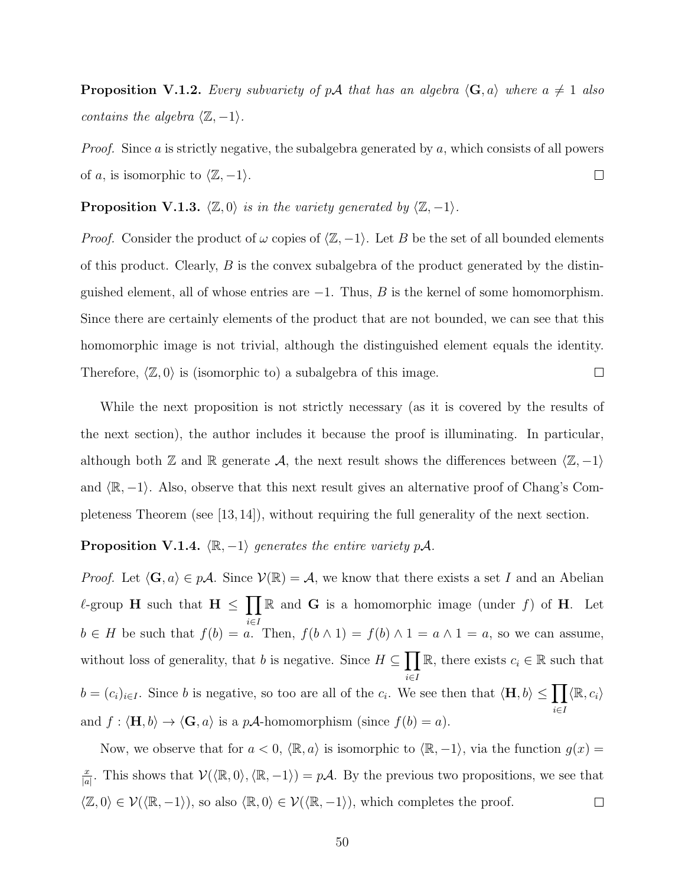**Proposition V.1.2.** *Every subvariety of $p\mathcal{A}$ that has an algebra $\langle \mathbf{G}, a\rangle$ where $a \neq 1$ also contains the algebra $\langle \mathbb{Z}, -1\rangle$.*

*Proof.* Since $a$ is strictly negative, the subalgebra generated by $a$, which consists of all powers of $a$, is isomorphic to $\langle \mathbb{Z}, -1\rangle$. □

**Proposition V.1.3.** *$\langle \mathbb{Z}, 0\rangle$ is in the variety generated by $\langle \mathbb{Z}, -1\rangle$.*

*Proof.* Consider the product of $\omega$ copies of $\langle \mathbb{Z}, -1\rangle$. Let $B$ be the set of all bounded elements of this product. Clearly, $B$ is the convex subalgebra of the product generated by the distinguished element, all of whose entries are $-1$. Thus, $B$ is the kernel of some homomorphism. Since there are certainly elements of the product that are not bounded, we can see that this homomorphic image is not trivial, although the distinguished element equals the identity. Therefore, $\langle \mathbb{Z}, 0\rangle$ is (isomorphic to) a subalgebra of this image. □

While the next proposition is not strictly necessary (as it is covered by the results of the next section), the author includes it because the proof is illuminating. In particular, although both $\mathbb{Z}$ and $\mathbb{R}$ generate $\mathcal{A}$, the next result shows the differences between $\langle \mathbb{Z}, -1\rangle$ and $\langle \mathbb{R}, -1\rangle$. Also, observe that this next result gives an alternative proof of Chang's Completeness Theorem (see [13, 14]), without requiring the full generality of the next section.

**Proposition V.1.4.** *$\langle \mathbb{R}, -1\rangle$ generates the entire variety $p\mathcal{A}$.*

*Proof.* Let $\langle \mathbf{G}, a\rangle \in p\mathcal{A}$. Since $\mathcal{V}(\mathbb{R}) = \mathcal{A}$, we know that there exists a set $I$ and an Abelian $\ell$-group $\mathbf{H}$ such that $\mathbf{H} \leq \prod_{i\in I} \mathbb{R}$ and $\mathbf{G}$ is a homomorphic image (under $f$) of $\mathbf{H}$. Let $b \in H$ be such that $f(b) = a$. Then, $f(b \wedge 1) = f(b) \wedge 1 = a \wedge 1 = a$, so we can assume, without loss of generality, that $b$ is negative. Since $H \subseteq \prod_{i\in I} \mathbb{R}$, there exists $c_i \in \mathbb{R}$ such that $b = (c_i)_{i\in I}$. Since $b$ is negative, so too are all of the $c_i$. We see then that $\langle \mathbf{H}, b\rangle \leq \prod_{i\in I} \langle \mathbb{R}, c_i\rangle$ and $f : \langle \mathbf{H}, b\rangle \to \langle \mathbf{G}, a\rangle$ is a $p\mathcal{A}$-homomorphism (since $f(b) = a$).

Now, we observe that for $a < 0$, $\langle \mathbb{R}, a\rangle$ is isomorphic to $\langle \mathbb{R}, -1\rangle$, via the function $g(x) = \frac{x}{|a|}$. This shows that $\mathcal{V}(\langle \mathbb{R}, 0\rangle, \langle \mathbb{R}, -1\rangle) = p\mathcal{A}$. By the previous two propositions, we see that $\langle \mathbb{Z}, 0\rangle \in \mathcal{V}(\langle \mathbb{R}, -1\rangle)$, so also $\langle \mathbb{R}, 0\rangle \in \mathcal{V}(\langle \mathbb{R}, -1\rangle)$, which completes the proof. □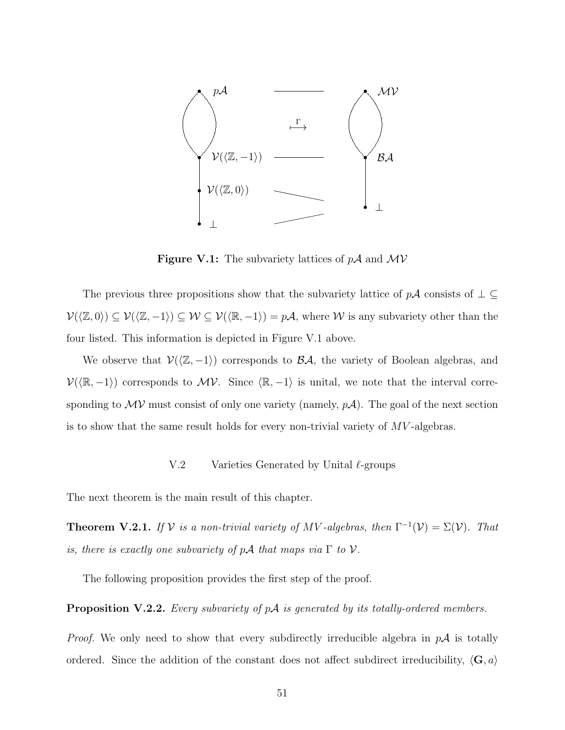**Figure V.1:** The subvariety lattices of $p\mathcal{A}$ and $\mathcal{MV}$

The previous three propositions show that the subvariety lattice of $p\mathcal{A}$ consists of $\perp \subseteq \mathcal{V}(\langle \mathbb{Z}, 0\rangle) \subseteq \mathcal{V}(\langle \mathbb{Z}, -1\rangle) \subseteq \mathcal{W} \subseteq \mathcal{V}(\langle \mathbb{R}, -1\rangle) = p\mathcal{A}$, where $\mathcal{W}$ is any subvariety other than the four listed. This information is depicted in Figure V.1 above.

We observe that $\mathcal{V}(\langle \mathbb{Z}, -1\rangle)$ corresponds to $\mathcal{BA}$, the variety of Boolean algebras, and $\mathcal{V}(\langle \mathbb{R}, -1\rangle)$ corresponds to $\mathcal{MV}$. Since $\langle \mathbb{R}, -1\rangle$ is unital, we note that the interval corresponding to $\mathcal{MV}$ must consist of only one variety (namely, $p\mathcal{A}$). The goal of the next section is to show that the same result holds for every non-trivial variety of $MV$-algebras.

## V.2 Varieties Generated by Unital $\ell$-groups

The next theorem is the main result of this chapter.

**Theorem V.2.1.** *If $\mathcal{V}$ is a non-trivial variety of MV-algebras, then $\Gamma^{-1}(\mathcal{V}) = \Sigma(\mathcal{V})$. That is, there is exactly one subvariety of $p\mathcal{A}$ that maps via $\Gamma$ to $\mathcal{V}$.*

The following proposition provides the first step of the proof.

**Proposition V.2.2.** *Every subvariety of $p\mathcal{A}$ is generated by its totally-ordered members.*

*Proof.* We only need to show that every subdirectly irreducible algebra in $p\mathcal{A}$ is totally ordered. Since the addition of the constant does not affect subdirect irreducibility, $\langle \mathbf{G}, a\rangle$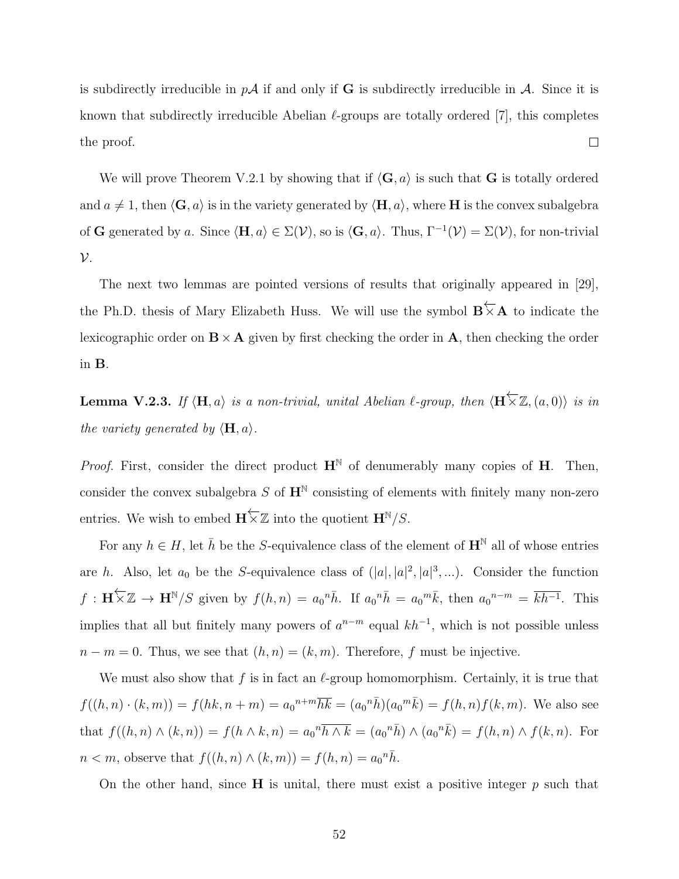is subdirectly irreducible in $p\mathcal{A}$ if and only if $\mathbf{G}$ is subdirectly irreducible in $\mathcal{A}$. Since it is known that subdirectly irreducible Abelian $\ell$-groups are totally ordered [7], this completes the proof. $\square$

We will prove Theorem V.2.1 by showing that if $\langle \mathbf{G}, a\rangle$ is such that $\mathbf{G}$ is totally ordered and $a \neq 1$, then $\langle \mathbf{G}, a\rangle$ is in the variety generated by $\langle \mathbf{H}, a\rangle$, where $\mathbf{H}$ is the convex subalgebra of $\mathbf{G}$ generated by $a$. Since $\langle \mathbf{H}, a\rangle \in \Sigma(\mathcal{V})$, so is $\langle \mathbf{G}, a\rangle$. Thus, $\Gamma^{-1}(\mathcal{V}) = \Sigma(\mathcal{V})$, for non-trivial $\mathcal{V}$.

The next two lemmas are pointed versions of results that originally appeared in [29], the Ph.D. thesis of Mary Elizabeth Huss. We will use the symbol $\mathbf{B}\overleftarrow{\times}\mathbf{A}$ to indicate the lexicographic order on $\mathbf{B} \times \mathbf{A}$ given by first checking the order in $\mathbf{A}$, then checking the order in $\mathbf{B}$.

**Lemma V.2.3.** *If $\langle \mathbf{H}, a\rangle$ is a non-trivial, unital Abelian $\ell$-group, then $\langle \mathbf{H}\overleftarrow{\times}\mathbb{Z}, (a, 0)\rangle$ is in the variety generated by $\langle \mathbf{H}, a\rangle$.*

*Proof.* First, consider the direct product $\mathbf{H}^{\mathbb{N}}$ of denumerably many copies of $\mathbf{H}$. Then, consider the convex subalgebra $S$ of $\mathbf{H}^{\mathbb{N}}$ consisting of elements with finitely many non-zero entries. We wish to embed $\mathbf{H}\overleftarrow{\times}\mathbb{Z}$ into the quotient $\mathbf{H}^{\mathbb{N}}/S$.

For any $h \in H$, let $\bar{h}$ be the $S$-equivalence class of the element of $\mathbf{H}^{\mathbb{N}}$ all of whose entries are $h$. Also, let $a_0$ be the $S$-equivalence class of $(|a|, |a|^2, |a|^3, ...)$. Consider the function $f : \mathbf{H}\overleftarrow{\times}\mathbb{Z} \to \mathbf{H}^{\mathbb{N}}/S$ given by $f(h, n) = {a_0}^n\bar{h}$. If ${a_0}^n\bar{h} = {a_0}^m\bar{k}$, then ${a_0}^{n-m} = \overline{kh^{-1}}$. This implies that all but finitely many powers of $a^{n-m}$ equal $kh^{-1}$, which is not possible unless $n - m = 0$. Thus, we see that $(h, n) = (k, m)$. Therefore, $f$ must be injective.

We must also show that $f$ is in fact an $\ell$-group homomorphism. Certainly, it is true that $f((h, n) \cdot (k, m)) = f(hk, n + m) = {a_0}^{n+m}\overline{hk} = ({a_0}^n\bar{h})({a_0}^m\bar{k}) = f(h, n)f(k, m)$. We also see that $f((h, n) \wedge (k, n)) = f(h \wedge k, n) = {a_0}^n\overline{h \wedge k} = ({a_0}^n\bar{h}) \wedge ({a_0}^n\bar{k}) = f(h, n) \wedge f(k, n)$. For $n < m$, observe that $f((h, n) \wedge (k, m)) = f(h, n) = {a_0}^n\bar{h}$.

On the other hand, since $\mathbf{H}$ is unital, there must exist a positive integer $p$ such that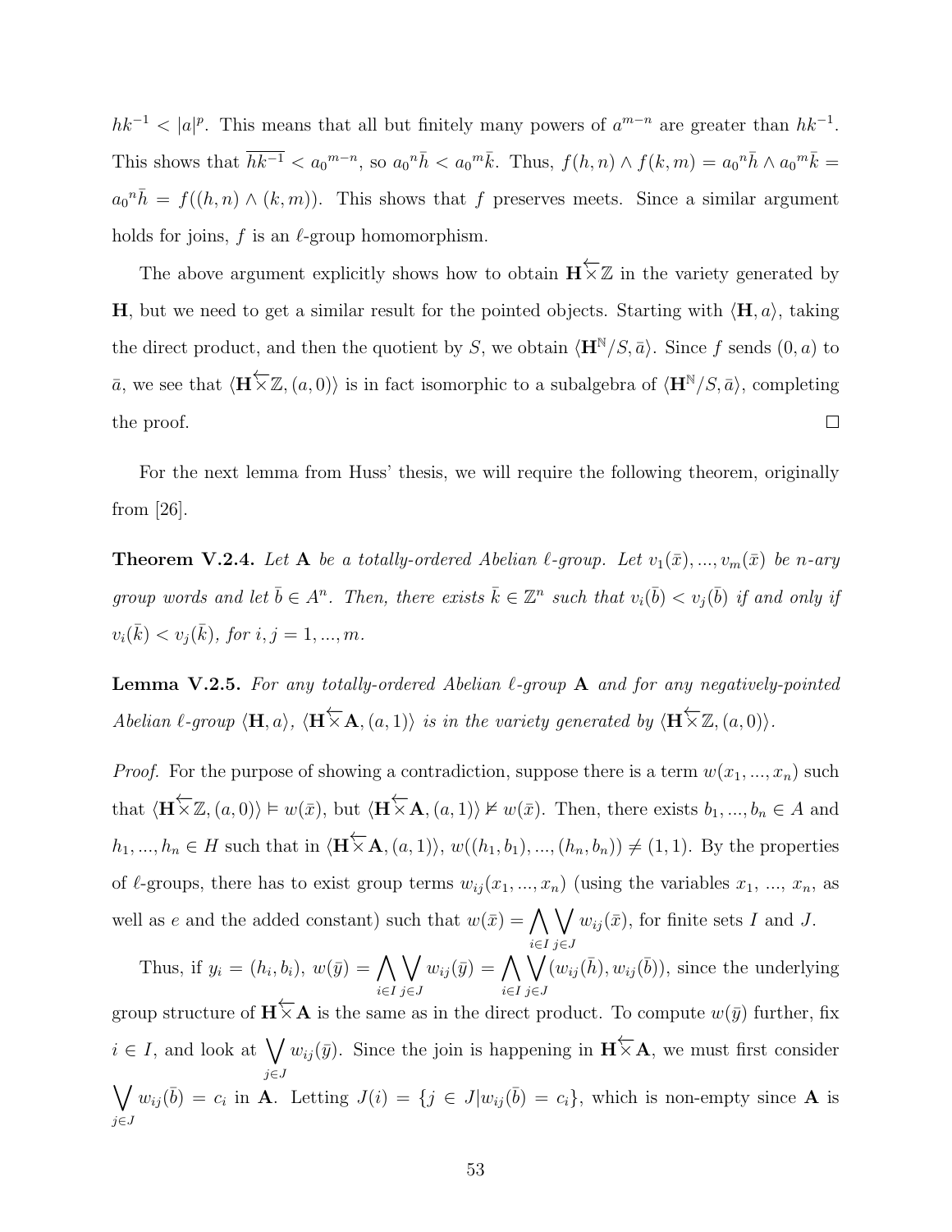$hk^{-1} < |a|^p$. This means that all but finitely many powers of $a^{m-n}$ are greater than $hk^{-1}$. This shows that $\overline{hk^{-1}} < {a_0}^{m-n}$, so ${a_0}^n\bar{h} < {a_0}^m\bar{k}$. Thus, $f(h,n) \wedge f(k,m) = {a_0}^n\bar{h} \wedge {a_0}^m\bar{k} = {a_0}^n\bar{h} = f((h,n) \wedge (k,m))$. This shows that $f$ preserves meets. Since a similar argument holds for joins, $f$ is an $\ell$-group homomorphism.

The above argument explicitly shows how to obtain $\mathbf{H}\overleftarrow{\times}\mathbb{Z}$ in the variety generated by $\mathbf{H}$, but we need to get a similar result for the pointed objects. Starting with $\langle \mathbf{H}, a\rangle$, taking the direct product, and then the quotient by $S$, we obtain $\langle \mathbf{H}^{\mathbb{N}}/S, \bar{a}\rangle$. Since $f$ sends $(0, a)$ to $\bar{a}$, we see that $\langle \mathbf{H}\overleftarrow{\times}\mathbb{Z}, (a, 0)\rangle$ is in fact isomorphic to a subalgebra of $\langle \mathbf{H}^{\mathbb{N}}/S, \bar{a}\rangle$, completing the proof. $\square$

For the next lemma from Huss' thesis, we will require the following theorem, originally from [26].

**Theorem V.2.4.** *Let $\mathbf{A}$ be a totally-ordered Abelian $\ell$-group. Let $v_1(\bar{x}), ..., v_m(\bar{x})$ be $n$-ary group words and let $\bar{b} \in A^n$. Then, there exists $\bar{k} \in \mathbb{Z}^n$ such that $v_i(\bar{b}) < v_j(\bar{b})$ if and only if $v_i(\bar{k}) < v_j(\bar{k})$, for $i, j = 1, ..., m$.*

**Lemma V.2.5.** *For any totally-ordered Abelian $\ell$-group $\mathbf{A}$ and for any negatively-pointed Abelian $\ell$-group $\langle \mathbf{H}, a\rangle$, $\langle \mathbf{H}\overleftarrow{\times}\mathbf{A}, (a, 1)\rangle$ is in the variety generated by $\langle \mathbf{H}\overleftarrow{\times}\mathbb{Z}, (a, 0)\rangle$.*

*Proof.* For the purpose of showing a contradiction, suppose there is a term $w(x_1, ..., x_n)$ such that $\langle \mathbf{H}\overleftarrow{\times}\mathbb{Z}, (a, 0)\rangle \vDash w(\bar{x})$, but $\langle \mathbf{H}\overleftarrow{\times}\mathbf{A}, (a, 1)\rangle \nvDash w(\bar{x})$. Then, there exists $b_1, ..., b_n \in A$ and $h_1, ..., h_n \in H$ such that in $\langle \mathbf{H}\overleftarrow{\times}\mathbf{A}, (a, 1)\rangle$, $w((h_1, b_1), ..., (h_n, b_n)) \neq (1, 1)$. By the properties of $\ell$-groups, there has to exist group terms $w_{ij}(x_1, ..., x_n)$ (using the variables $x_1$, ..., $x_n$, as well as $e$ and the added constant) such that $w(\bar{x}) = \bigwedge_{i\in I}\bigvee_{j\in J} w_{ij}(\bar{x})$, for finite sets $I$ and $J$.

Thus, if $y_i = (h_i, b_i)$, $w(\bar{y}) = \bigwedge_{i\in I}\bigvee_{j\in J} w_{ij}(\bar{y}) = \bigwedge_{i\in I}\bigvee_{j\in J}(w_{ij}(\bar{h}), w_{ij}(\bar{b}))$, since the underlying group structure of $\mathbf{H}\overleftarrow{\times}\mathbf{A}$ is the same as in the direct product. To compute $w(\bar{y})$ further, fix $i \in I$, and look at $\bigvee_{j\in J} w_{ij}(\bar{y})$. Since the join is happening in $\mathbf{H}\overleftarrow{\times}\mathbf{A}$, we must first consider $\bigvee_{j\in J} w_{ij}(\bar{b}) = c_i$ in $\mathbf{A}$. Letting $J(i) = \{j \in J | w_{ij}(\bar{b}) = c_i\}$, which is non-empty since $\mathbf{A}$ is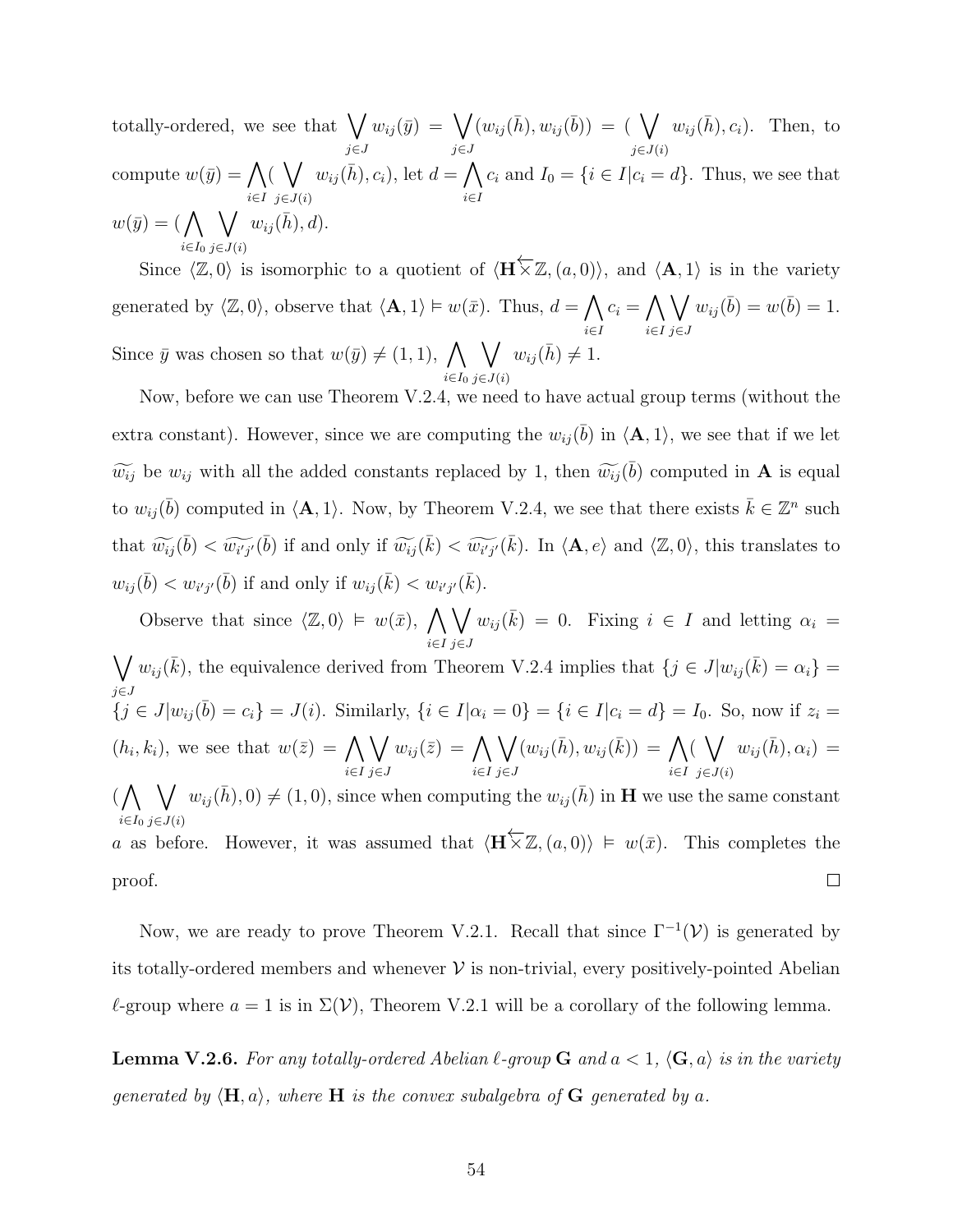totally-ordered, we see that $\bigvee_{j\in J} w_{ij}(\bar{y}) = \bigvee_{j\in J}(w_{ij}(\bar{h}), w_{ij}(\bar{b})) = (\bigvee_{j\in J(i)} w_{ij}(\bar{h}), c_i)$. Then, to compute $w(\bar{y}) = \bigwedge_{i\in I}(\bigvee_{j\in J(i)} w_{ij}(\bar{h}), c_i)$, let $d = \bigwedge_{i\in I} c_i$ and $I_0 = \{i \in I | c_i = d\}$. Thus, we see that $w(\bar{y}) = (\bigwedge_{i\in I_0}\bigvee_{j\in J(i)} w_{ij}(\bar{h}), d)$.

Since $\langle \mathbb{Z}, 0\rangle$ is isomorphic to a quotient of $\langle \mathbf{H}\overleftarrow{\times}\mathbb{Z}, (a, 0)\rangle$, and $\langle \mathbf{A}, 1\rangle$ is in the variety generated by $\langle \mathbb{Z}, 0\rangle$, observe that $\langle \mathbf{A}, 1\rangle \vDash w(\bar{x})$. Thus, $d = \bigwedge_{i\in I} c_i = \bigwedge_{i\in I}\bigvee_{j\in J} w_{ij}(\bar{b}) = w(\bar{b}) = 1$. Since $\bar{y}$ was chosen so that $w(\bar{y}) \neq (1, 1)$, $\bigwedge_{i\in I_0}\bigvee_{j\in J(i)} w_{ij}(\bar{h}) \neq 1$.

Now, before we can use Theorem V.2.4, we need to have actual group terms (without the extra constant). However, since we are computing the $w_{ij}(\bar{b})$ in $\langle \mathbf{A}, 1\rangle$, we see that if we let $\widetilde{w_{ij}}$ be $w_{ij}$ with all the added constants replaced by 1, then $\widetilde{w_{ij}}(\bar{b})$ computed in $\mathbf{A}$ is equal to $w_{ij}(\bar{b})$ computed in $\langle \mathbf{A}, 1\rangle$. Now, by Theorem V.2.4, we see that there exists $\bar{k} \in \mathbb{Z}^n$ such that $\widetilde{w_{ij}}(\bar{b}) < \widetilde{w_{i'j'}}(\bar{b})$ if and only if $\widetilde{w_{ij}}(\bar{k}) < \widetilde{w_{i'j'}}(\bar{k})$. In $\langle \mathbf{A}, e\rangle$ and $\langle \mathbb{Z}, 0\rangle$, this translates to $w_{ij}(\bar{b}) < w_{i'j'}(\bar{b})$ if and only if $w_{ij}(\bar{k}) < w_{i'j'}(\bar{k})$.

Observe that since $\langle \mathbb{Z}, 0\rangle \vDash w(\bar{x})$, $\bigwedge_{i\in I}\bigvee_{j\in J} w_{ij}(\bar{k}) = 0$. Fixing $i \in I$ and letting $\alpha_i = \bigvee_{j\in J} w_{ij}(\bar{k})$, the equivalence derived from Theorem V.2.4 implies that $\{j \in J | w_{ij}(\bar{k}) = \alpha_i\} = \{j \in J | w_{ij}(\bar{b}) = c_i\} = J(i)$. Similarly, $\{i \in I | \alpha_i = 0\} = \{i \in I | c_i = d\} = I_0$. So, now if $z_i = (h_i, k_i)$, we see that $w(\bar{z}) = \bigwedge_{i\in I}\bigvee_{j\in J} w_{ij}(\bar{z}) = \bigwedge_{i\in I}\bigvee_{j\in J}(w_{ij}(\bar{h}), w_{ij}(\bar{k})) = \bigwedge_{i\in I}(\bigvee_{j\in J(i)} w_{ij}(\bar{h}), \alpha_i) = (\bigwedge_{i\in I_0}\bigvee_{j\in J(i)} w_{ij}(\bar{h}), 0) \neq (1, 0)$, since when computing the $w_{ij}(\bar{h})$ in $\mathbf{H}$ we use the same constant $a$ as before. However, it was assumed that $\langle \mathbf{H}\overleftarrow{\times}\mathbb{Z}, (a, 0)\rangle \vDash w(\bar{x})$. This completes the proof. $\square$

Now, we are ready to prove Theorem V.2.1. Recall that since $\Gamma^{-1}(\mathcal{V})$ is generated by its totally-ordered members and whenever $\mathcal{V}$ is non-trivial, every positively-pointed Abelian $\ell$-group where $a = 1$ is in $\Sigma(\mathcal{V})$, Theorem V.2.1 will be a corollary of the following lemma.

**Lemma V.2.6.** *For any totally-ordered Abelian $\ell$-group $\mathbf{G}$ and $a < 1$, $\langle \mathbf{G}, a\rangle$ is in the variety generated by $\langle \mathbf{H}, a\rangle$, where $\mathbf{H}$ is the convex subalgebra of $\mathbf{G}$ generated by $a$.*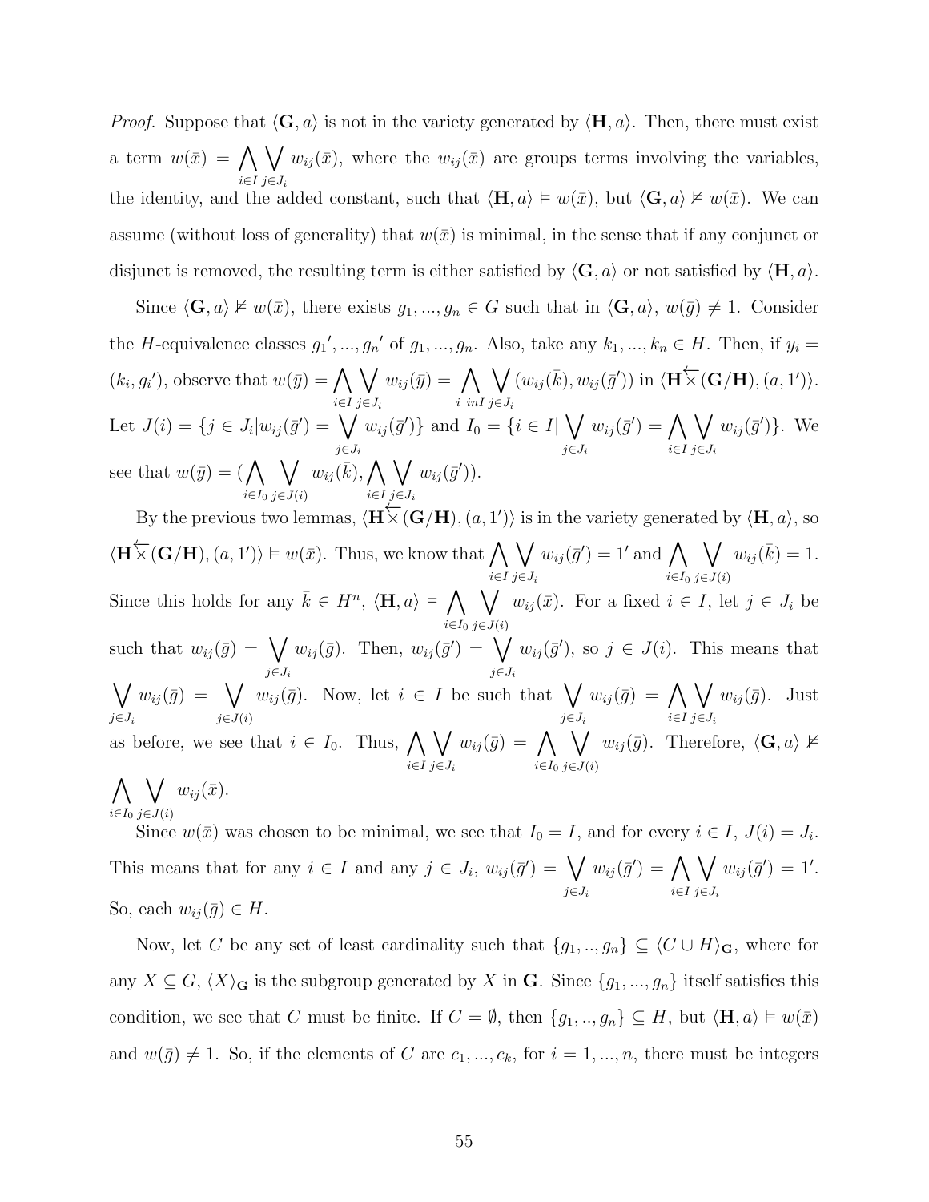*Proof.* Suppose that $\langle \mathbf{G}, a\rangle$ is not in the variety generated by $\langle \mathbf{H}, a\rangle$. Then, there must exist a term $w(\bar{x}) = \bigwedge_{i\in I}\bigvee_{j\in J_i} w_{ij}(\bar{x})$, where the $w_{ij}(\bar{x})$ are groups terms involving the variables, the identity, and the added constant, such that $\langle \mathbf{H}, a\rangle \vDash w(\bar{x})$, but $\langle \mathbf{G}, a\rangle \nvDash w(\bar{x})$. We can assume (without loss of generality) that $w(\bar{x})$ is minimal, in the sense that if any conjunct or disjunct is removed, the resulting term is either satisfied by $\langle \mathbf{G}, a\rangle$ or not satisfied by $\langle \mathbf{H}, a\rangle$.

Since $\langle \mathbf{G}, a\rangle \nvDash w(\bar{x})$, there exists $g_1, ..., g_n \in G$ such that in $\langle \mathbf{G}, a\rangle$, $w(\bar{g}) \neq 1$. Consider the $H$-equivalence classes ${g_1}', ..., {g_n}'$ of $g_1, ..., g_n$. Also, take any $k_1, ..., k_n \in H$. Then, if $y_i = (k_i, g_i')$, observe that $w(\bar{y}) = \bigwedge_{i\in I}\bigvee_{j\in J_i} w_{ij}(\bar{y}) = \bigwedge_{i\ inI}\bigvee_{j\in J_i} (w_{ij}(\bar{k}), w_{ij}(\bar{g}'))$ in $\langle \mathbf{H}\overleftarrow{\times}(\mathbf{G}/\mathbf{H}), (a, 1')\rangle$. Let $J(i) = \{j \in J_i | w_{ij}(\bar{g}') = \bigvee_{j\in J_i} w_{ij}(\bar{g}')\}$ and $I_0 = \{i \in I | \bigvee_{j\in J_i} w_{ij}(\bar{g}') = \bigwedge_{i\in I}\bigvee_{j\in J_i} w_{ij}(\bar{g}')\}$. We see that $w(\bar{y}) = (\bigwedge_{i\in I_0}\bigvee_{j\in J(i)} w_{ij}(\bar{k}), \bigwedge_{i\in I}\bigvee_{j\in J_i} w_{ij}(\bar{g}'))$.

By the previous two lemmas, $\langle \mathbf{H}\overleftarrow{\times}(\mathbf{G}/\mathbf{H}), (a, 1')\rangle$ is in the variety generated by $\langle \mathbf{H}, a\rangle$, so $\langle \mathbf{H}\overleftarrow{\times}(\mathbf{G}/\mathbf{H}), (a, 1')\rangle \vDash w(\bar{x})$. Thus, we know that $\bigwedge_{i\in I}\bigvee_{j\in J_i} w_{ij}(\bar{g}') = 1'$ and $\bigwedge_{i\in I_0}\bigvee_{j\in J(i)} w_{ij}(\bar{k}) = 1$. Since this holds for any $\bar{k} \in H^n$, $\langle \mathbf{H}, a\rangle \vDash \bigwedge_{i\in I_0}\bigvee_{j\in J(i)} w_{ij}(\bar{x})$. For a fixed $i \in I$, let $j \in J_i$ be such that $w_{ij}(\bar{g}) = \bigvee_{j\in J_i} w_{ij}(\bar{g})$. Then, $w_{ij}(\bar{g}') = \bigvee_{j\in J_i} w_{ij}(\bar{g}')$, so $j \in J(i)$. This means that $\bigvee_{j\in J_i} w_{ij}(\bar{g}) = \bigvee_{j\in J(i)} w_{ij}(\bar{g})$. Now, let $i \in I$ be such that $\bigvee_{j\in J_i} w_{ij}(\bar{g}) = \bigwedge_{i\in I}\bigvee_{j\in J_i} w_{ij}(\bar{g})$. Just as before, we see that $i \in I_0$. Thus, $\bigwedge_{i\in I}\bigvee_{j\in J_i} w_{ij}(\bar{g}) = \bigwedge_{i\in I_0}\bigvee_{j\in J(i)} w_{ij}(\bar{g})$. Therefore, $\langle \mathbf{G}, a\rangle \nvDash \bigwedge_{i\in I_0}\bigvee_{j\in J(i)} w_{ij}(\bar{x})$.

Since $w(\bar{x})$ was chosen to be minimal, we see that $I_0 = I$, and for every $i \in I$, $J(i) = J_i$. This means that for any $i \in I$ and any $j \in J_i$, $w_{ij}(\bar{g}') = \bigvee_{j\in J_i} w_{ij}(\bar{g}') = \bigwedge_{i\in I}\bigvee_{j\in J_i} w_{ij}(\bar{g}') = 1'$. So, each $w_{ij}(\bar{g}) \in H$.

Now, let $C$ be any set of least cardinality such that $\{g_1, .., g_n\} \subseteq \langle C \cup H\rangle_{\mathbf{G}}$, where for any $X \subseteq G$, $\langle X\rangle_{\mathbf{G}}$ is the subgroup generated by $X$ in $\mathbf{G}$. Since $\{g_1, ..., g_n\}$ itself satisfies this condition, we see that $C$ must be finite. If $C = \emptyset$, then $\{g_1, .., g_n\} \subseteq H$, but $\langle \mathbf{H}, a\rangle \vDash w(\bar{x})$ and $w(\bar{g}) \neq 1$. So, if the elements of $C$ are $c_1, ..., c_k$, for $i = 1, ..., n$, there must be integers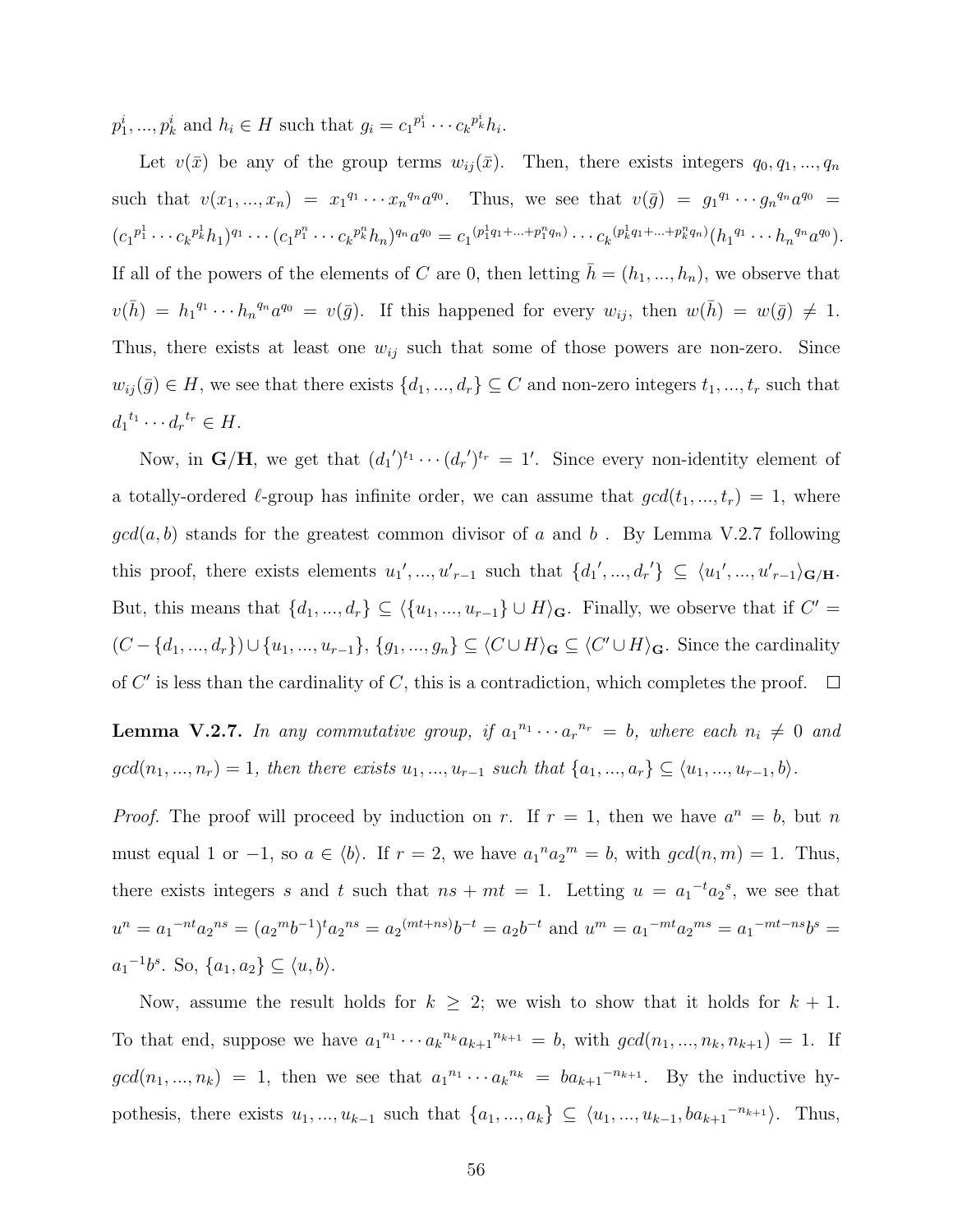$p_1^i, ..., p_k^i$ and $h_i \in H$ such that $g_i = {c_1}^{p_1^i} \cdots {c_k}^{p_k^i} h_i$.

Let $v(\bar{x})$ be any of the group terms $w_{ij}(\bar{x})$. Then, there exists integers $q_0, q_1, ..., q_n$ such that $v(x_1, ..., x_n) = {x_1}^{q_1} \cdots {x_n}^{q_n} a^{q_0}$. Thus, we see that $v(\bar{g}) = {g_1}^{q_1} \cdots {g_n}^{q_n} a^{q_0} = ({c_1}^{p_1^1} \cdots {c_k}^{p_k^1} h_1)^{q_1} \cdots ({c_1}^{p_1^n} \cdots {c_k}^{p_k^n} h_n)^{q_n} a^{q_0} = {c_1}^{(p_1^1 q_1 + ... + p_1^n q_n)} \cdots {c_k}^{(p_k^1 q_1 + ... + p_k^n q_n)} ({h_1}^{q_1} \cdots {h_n}^{q_n} a^{q_0})$. If all of the powers of the elements of $C$ are 0, then letting $\bar{h} = (h_1, ..., h_n)$, we observe that $v(\bar{h}) = {h_1}^{q_1} \cdots {h_n}^{q_n} a^{q_0} = v(\bar{g})$. If this happened for every $w_{ij}$, then $w(\bar{h}) = w(\bar{g}) \neq 1$. Thus, there exists at least one $w_{ij}$ such that some of those powers are non-zero. Since $w_{ij}(\bar{g}) \in H$, we see that there exists $\{d_1, ..., d_r\} \subseteq C$ and non-zero integers $t_1, ..., t_r$ such that ${d_1}^{t_1} \cdots {d_r}^{t_r} \in H$.

Now, in $\mathbf{G}/\mathbf{H}$, we get that $({d_1}')^{t_1} \cdots ({d_r}')^{t_r} = 1'$. Since every non-identity element of a totally-ordered $\ell$-group has infinite order, we can assume that $gcd(t_1, ..., t_r) = 1$, where $gcd(a, b)$ stands for the greatest common divisor of $a$ and $b$ . By Lemma V.2.7 following this proof, there exists elements ${u_1}', ..., {u'}_{r-1}$ such that $\{{d_1}', ..., {d_r}'\} \subseteq \langle {u_1}', ..., {u'}_{r-1} \rangle_{\mathbf{G}/\mathbf{H}}$. But, this means that $\{d_1, ..., d_r\} \subseteq \langle \{u_1, ..., u_{r-1}\} \cup H \rangle_{\mathbf{G}}$. Finally, we observe that if $C' = (C - \{d_1, ..., d_r\}) \cup \{u_1, ..., u_{r-1}\}$, $\{g_1, ..., g_n\} \subseteq \langle C \cup H \rangle_{\mathbf{G}} \subseteq \langle C' \cup H \rangle_{\mathbf{G}}$. Since the cardinality of $C'$ is less than the cardinality of $C$, this is a contradiction, which completes the proof. ☐

**Lemma V.2.7.** *In any commutative group, if ${a_1}^{n_1} \cdots {a_r}^{n_r} = b$, where each $n_i \neq 0$ and $gcd(n_1, ..., n_r) = 1$, then there exists $u_1, ..., u_{r-1}$ such that $\{a_1, ..., a_r\} \subseteq \langle u_1, ..., u_{r-1}, b \rangle$.*

*Proof.* The proof will proceed by induction on $r$. If $r = 1$, then we have $a^n = b$, but $n$ must equal 1 or $-1$, so $a \in \langle b \rangle$. If $r = 2$, we have ${a_1}^n {a_2}^m = b$, with $gcd(n, m) = 1$. Thus, there exists integers $s$ and $t$ such that $ns + mt = 1$. Letting $u = {a_1}^{-t} {a_2}^s$, we see that $u^n = {a_1}^{-nt} {a_2}^{ns} = ({a_2}^m b^{-1})^t {a_2}^{ns} = {a_2}^{(mt+ns)} b^{-t} = a_2 b^{-t}$ and $u^m = {a_1}^{-mt} {a_2}^{ms} = {a_1}^{-mt-ns} b^s = {a_1}^{-1} b^s$. So, $\{a_1, a_2\} \subseteq \langle u, b \rangle$.

Now, assume the result holds for $k \geq 2$; we wish to show that it holds for $k+1$. To that end, suppose we have ${a_1}^{n_1} \cdots {a_k}^{n_k} {a_{k+1}}^{n_{k+1}} = b$, with $gcd(n_1, ..., n_k, n_{k+1}) = 1$. If $gcd(n_1, ..., n_k) = 1$, then we see that ${a_1}^{n_1} \cdots {a_k}^{n_k} = b {a_{k+1}}^{-n_{k+1}}$. By the inductive hypothesis, there exists $u_1, ..., u_{k-1}$ such that $\{a_1, ..., a_k\} \subseteq \langle u_1, ..., u_{k-1}, b{a_{k+1}}^{-n_{k+1}} \rangle$. Thus,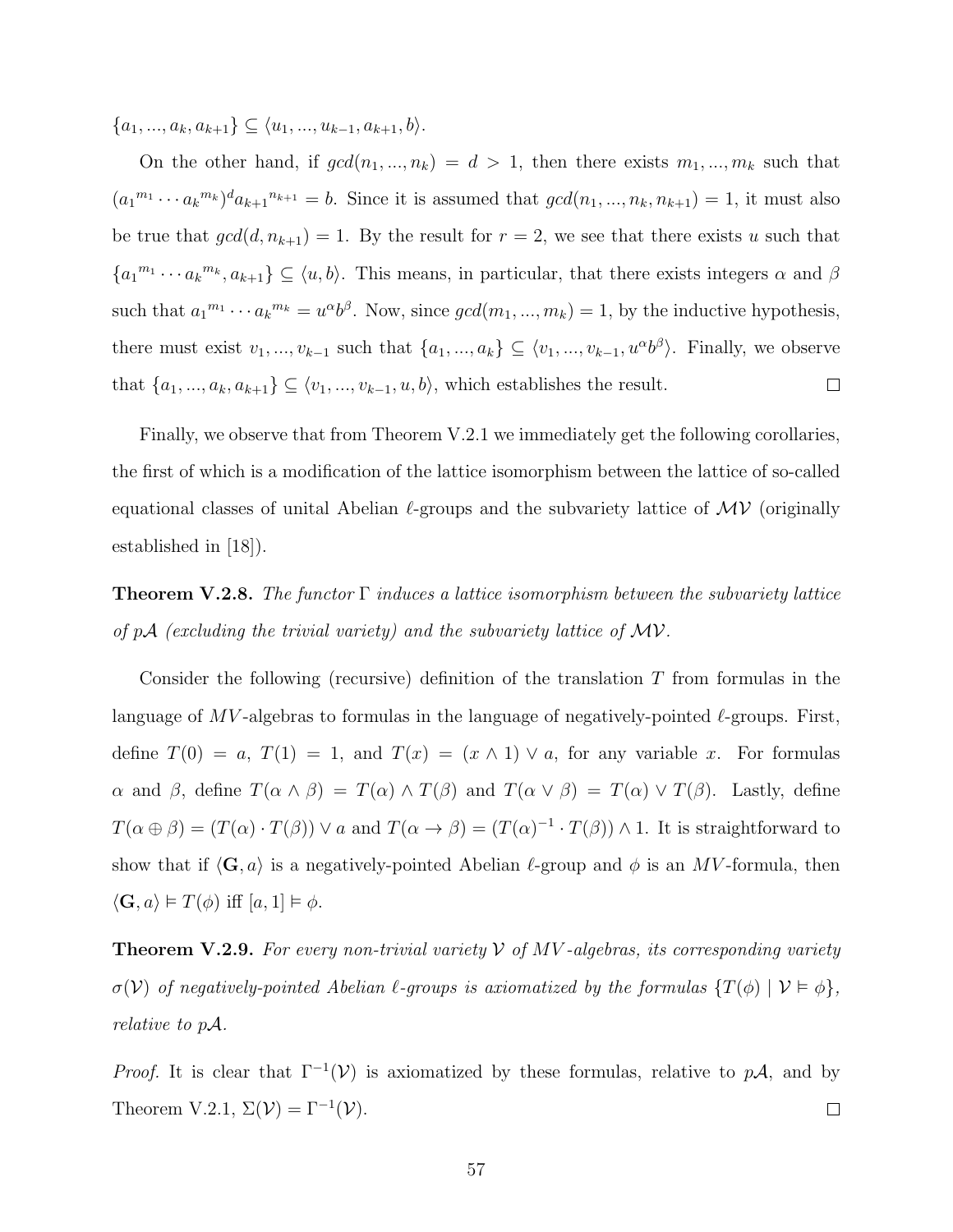$\{a_1, ..., a_k, a_{k+1}\} \subseteq \langle u_1, ..., u_{k-1}, a_{k+1}, b\rangle$.

On the other hand, if $gcd(n_1, ..., n_k) = d > 1$, then there exists $m_1, ..., m_k$ such that $(a_1{}^{m_1} \cdots a_k{}^{m_k})^d a_{k+1}{}^{n_{k+1}} = b$. Since it is assumed that $gcd(n_1, ..., n_k, n_{k+1}) = 1$, it must also be true that $gcd(d, n_{k+1}) = 1$. By the result for $r = 2$, we see that there exists $u$ such that $\{a_1{}^{m_1} \cdots a_k{}^{m_k}, a_{k+1}\} \subseteq \langle u, b\rangle$. This means, in particular, that there exists integers $\alpha$ and $\beta$ such that $a_1{}^{m_1} \cdots a_k{}^{m_k} = u^\alpha b^\beta$. Now, since $gcd(m_1, ..., m_k) = 1$, by the inductive hypothesis, there must exist $v_1, ..., v_{k-1}$ such that $\{a_1, ..., a_k\} \subseteq \langle v_1, ..., v_{k-1}, u^\alpha b^\beta\rangle$. Finally, we observe that $\{a_1, ..., a_k, a_{k+1}\} \subseteq \langle v_1, ..., v_{k-1}, u, b\rangle$, which establishes the result. ◻

Finally, we observe that from Theorem V.2.1 we immediately get the following corollaries, the first of which is a modification of the lattice isomorphism between the lattice of so-called equational classes of unital Abelian $\ell$-groups and the subvariety lattice of $\mathcal{MV}$ (originally established in [18]).

**Theorem V.2.8.** *The functor $\Gamma$ induces a lattice isomorphism between the subvariety lattice of $p\mathcal{A}$ (excluding the trivial variety) and the subvariety lattice of $\mathcal{MV}$.*

Consider the following (recursive) definition of the translation $T$ from formulas in the language of $MV$-algebras to formulas in the language of negatively-pointed $\ell$-groups. First, define $T(0) = a$, $T(1) = 1$, and $T(x) = (x \wedge 1) \vee a$, for any variable $x$. For formulas $\alpha$ and $\beta$, define $T(\alpha \wedge \beta) = T(\alpha) \wedge T(\beta)$ and $T(\alpha \vee \beta) = T(\alpha) \vee T(\beta)$. Lastly, define $T(\alpha \oplus \beta) = (T(\alpha) \cdot T(\beta)) \vee a$ and $T(\alpha \to \beta) = (T(\alpha)^{-1} \cdot T(\beta)) \wedge 1$. It is straightforward to show that if $\langle \mathbf{G}, a\rangle$ is a negatively-pointed Abelian $\ell$-group and $\phi$ is an $MV$-formula, then $\langle \mathbf{G}, a\rangle \vDash T(\phi)$ iff $[a, 1] \vDash \phi$.

**Theorem V.2.9.** *For every non-trivial variety $\mathcal{V}$ of $MV$-algebras, its corresponding variety $\sigma(\mathcal{V})$ of negatively-pointed Abelian $\ell$-groups is axiomatized by the formulas $\{T(\phi) \mid \mathcal{V} \vDash \phi\}$, relative to $p\mathcal{A}$.*

*Proof.* It is clear that $\Gamma^{-1}(\mathcal{V})$ is axiomatized by these formulas, relative to $p\mathcal{A}$, and by Theorem V.2.1, $\Sigma(\mathcal{V}) = \Gamma^{-1}(\mathcal{V})$. ◻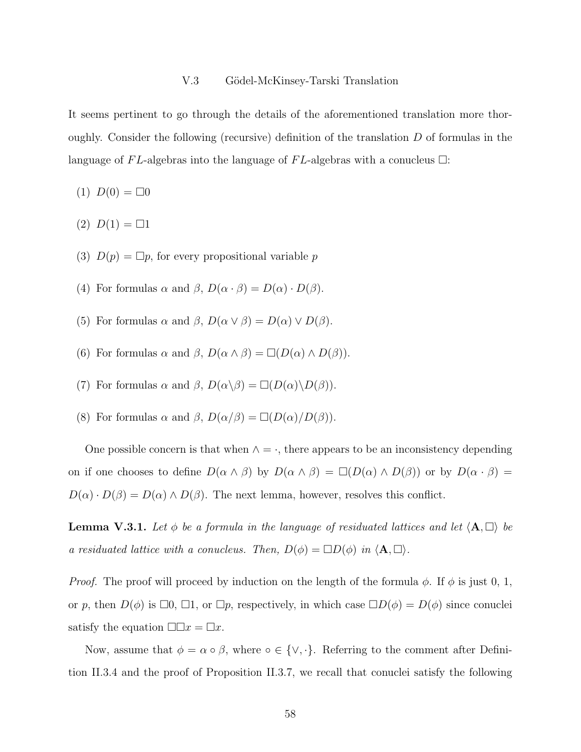## V.3 Gödel-McKinsey-Tarski Translation

It seems pertinent to go through the details of the aforementioned translation more thoroughly. Consider the following (recursive) definition of the translation $D$ of formulas in the language of $FL$-algebras into the language of $FL$-algebras with a conucleus $\Box$:

(1) $D(0) = \Box 0$

(2) $D(1) = \Box 1$

(3) $D(p) = \Box p$, for every propositional variable $p$

(4) For formulas $\alpha$ and $\beta$, $D(\alpha \cdot \beta) = D(\alpha) \cdot D(\beta)$.

(5) For formulas $\alpha$ and $\beta$, $D(\alpha \vee \beta) = D(\alpha) \vee D(\beta)$.

(6) For formulas $\alpha$ and $\beta$, $D(\alpha \wedge \beta) = \Box(D(\alpha) \wedge D(\beta))$.

(7) For formulas $\alpha$ and $\beta$, $D(\alpha \backslash \beta) = \Box(D(\alpha) \backslash D(\beta))$.

(8) For formulas $\alpha$ and $\beta$, $D(\alpha / \beta) = \Box(D(\alpha) / D(\beta))$.

One possible concern is that when $\wedge = \cdot$, there appears to be an inconsistency depending on if one chooses to define $D(\alpha \wedge \beta)$ by $D(\alpha \wedge \beta) = \Box(D(\alpha) \wedge D(\beta))$ or by $D(\alpha \cdot \beta) = D(\alpha) \cdot D(\beta) = D(\alpha) \wedge D(\beta)$. The next lemma, however, resolves this conflict.

**Lemma V.3.1.** *Let $\phi$ be a formula in the language of residuated lattices and let $\langle \mathbf{A}, \Box \rangle$ be a residuated lattice with a conucleus. Then, $D(\phi) = \Box D(\phi)$ in $\langle \mathbf{A}, \Box \rangle$.*

*Proof.* The proof will proceed by induction on the length of the formula $\phi$. If $\phi$ is just 0, 1, or $p$, then $D(\phi)$ is $\Box 0$, $\Box 1$, or $\Box p$, respectively, in which case $\Box D(\phi) = D(\phi)$ since conuclei satisfy the equation $\Box\Box x = \Box x$.

Now, assume that $\phi = \alpha \circ \beta$, where $\circ \in \{\vee, \cdot\}$. Referring to the comment after Definition II.3.4 and the proof of Proposition II.3.7, we recall that conuclei satisfy the following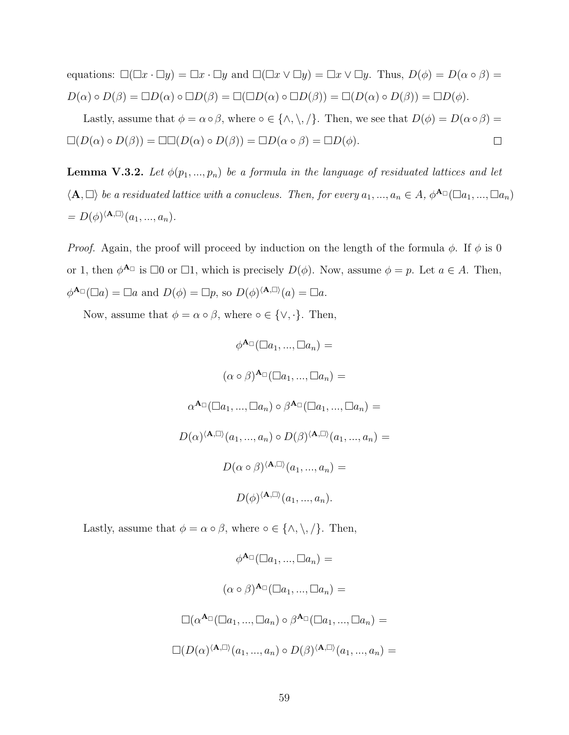equations: $\Box(\Box x \cdot \Box y) = \Box x \cdot \Box y$ and $\Box(\Box x \vee \Box y) = \Box x \vee \Box y$. Thus, $D(\phi) = D(\alpha \circ \beta) = D(\alpha) \circ D(\beta) = \Box D(\alpha) \circ \Box D(\beta) = \Box(\Box D(\alpha) \circ \Box D(\beta)) = \Box(D(\alpha) \circ D(\beta)) = \Box D(\phi)$.

Lastly, assume that $\phi = \alpha \circ \beta$, where $\circ \in \{\wedge, \backslash, /\}$. Then, we see that $D(\phi) = D(\alpha \circ \beta) = \Box(D(\alpha) \circ D(\beta)) = \Box\Box(D(\alpha) \circ D(\beta)) = \Box D(\alpha \circ \beta) = \Box D(\phi)$. $\Box$

**Lemma V.3.2.** *Let $\phi(p_1, ..., p_n)$ be a formula in the language of residuated lattices and let $\langle \mathbf{A}, \Box \rangle$ be a residuated lattice with a conucleus. Then, for every $a_1, ..., a_n \in A$, $\phi^{\mathbf{A}_\Box}(\Box a_1, ..., \Box a_n) = D(\phi)^{\langle \mathbf{A}, \Box \rangle}(a_1, ..., a_n)$.*

*Proof.* Again, the proof will proceed by induction on the length of the formula $\phi$. If $\phi$ is 0 or 1, then $\phi^{\mathbf{A}_\Box}$ is $\Box 0$ or $\Box 1$, which is precisely $D(\phi)$. Now, assume $\phi = p$. Let $a \in A$. Then, $\phi^{\mathbf{A}_\Box}(\Box a) = \Box a$ and $D(\phi) = \Box p$, so $D(\phi)^{\langle \mathbf{A}, \Box \rangle}(a) = \Box a$.

Now, assume that $\phi = \alpha \circ \beta$, where $\circ \in \{\vee, \cdot\}$. Then,

$$\phi^{\mathbf{A}_\Box}(\Box a_1, ..., \Box a_n) =$$

$$(\alpha \circ \beta)^{\mathbf{A}_\Box}(\Box a_1, ..., \Box a_n) =$$

$$\alpha^{\mathbf{A}_\Box}(\Box a_1, ..., \Box a_n) \circ \beta^{\mathbf{A}_\Box}(\Box a_1, ..., \Box a_n) =$$

$$D(\alpha)^{\langle \mathbf{A}, \Box \rangle}(a_1, ..., a_n) \circ D(\beta)^{\langle \mathbf{A}, \Box \rangle}(a_1, ..., a_n) =$$

$$D(\alpha \circ \beta)^{\langle \mathbf{A}, \Box \rangle}(a_1, ..., a_n) =$$

$$D(\phi)^{\langle \mathbf{A}, \Box \rangle}(a_1, ..., a_n).$$

Lastly, assume that $\phi = \alpha \circ \beta$, where $\circ \in \{\wedge, \backslash, /\}$. Then,

$$\phi^{\mathbf{A}_\Box}(\Box a_1, ..., \Box a_n) =$$

$$(\alpha \circ \beta)^{\mathbf{A}_\Box}(\Box a_1, ..., \Box a_n) =$$

$$\Box(\alpha^{\mathbf{A}_\Box}(\Box a_1, ..., \Box a_n) \circ \beta^{\mathbf{A}_\Box}(\Box a_1, ..., \Box a_n) =$$

$$\Box(D(\alpha)^{\langle \mathbf{A}, \Box \rangle}(a_1, ..., a_n) \circ D(\beta)^{\langle \mathbf{A}, \Box \rangle}(a_1, ..., a_n) =$$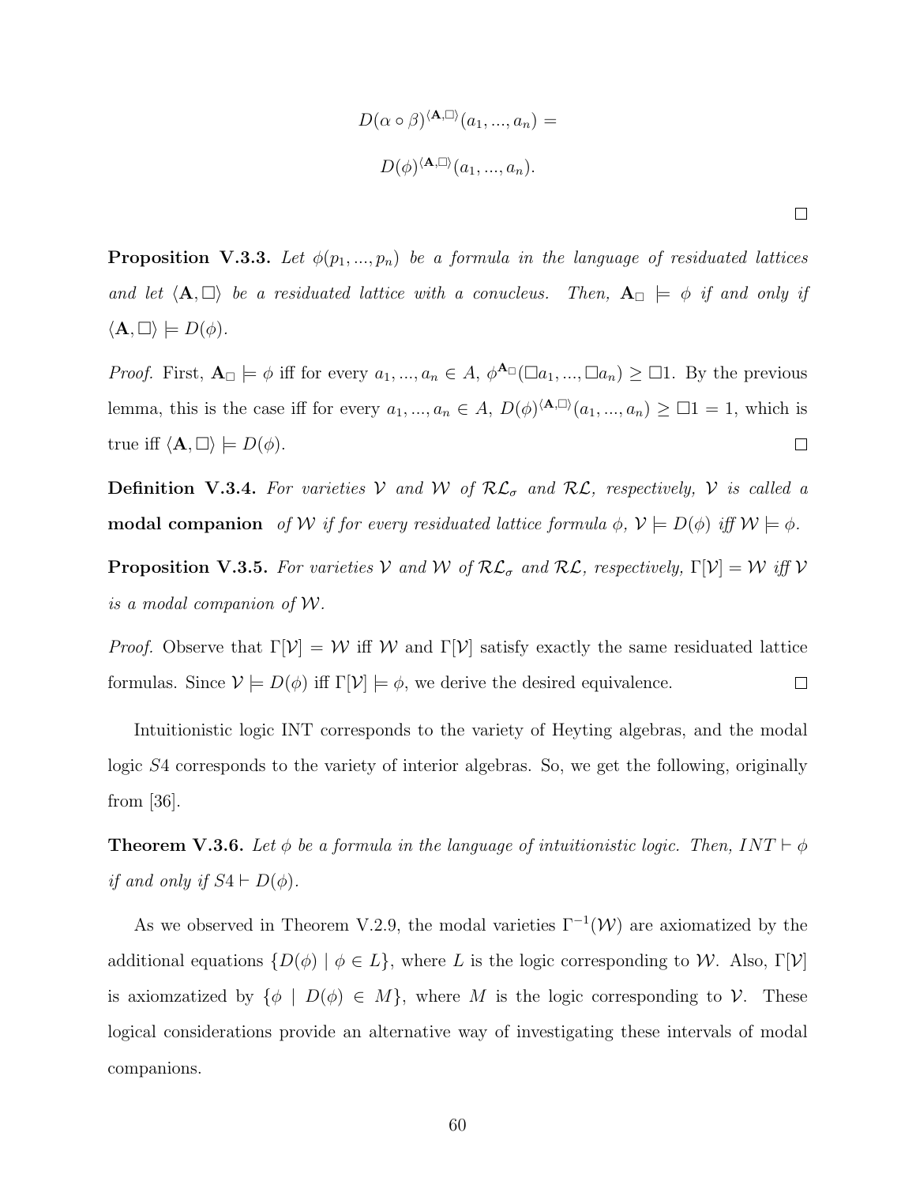$$D(\alpha \circ \beta)^{\langle \mathbf{A}, \Box \rangle}(a_1, ..., a_n) =$$

$$D(\phi)^{\langle \mathbf{A}, \Box \rangle}(a_1, ..., a_n).$$

□

**Proposition V.3.3.** *Let $\phi(p_1, ..., p_n)$ be a formula in the language of residuated lattices and let $\langle \mathbf{A}, \Box \rangle$ be a residuated lattice with a conucleus. Then, $\mathbf{A}_\Box \models \phi$ if and only if $\langle \mathbf{A}, \Box \rangle \models D(\phi)$.*

*Proof.* First, $\mathbf{A}_\Box \models \phi$ iff for every $a_1, ..., a_n \in A$, $\phi^{\mathbf{A}_\Box}(\Box a_1, ..., \Box a_n) \geq \Box 1$. By the previous lemma, this is the case iff for every $a_1, ..., a_n \in A$, $D(\phi)^{\langle \mathbf{A}, \Box \rangle}(a_1, ..., a_n) \geq \Box 1 = 1$, which is true iff $\langle \mathbf{A}, \Box \rangle \models D(\phi)$. □

**Definition V.3.4.** *For varieties $\mathcal{V}$ and $\mathcal{W}$ of $\mathcal{RL}_\sigma$ and $\mathcal{RL}$, respectively, $\mathcal{V}$ is called a* **modal companion** *of $\mathcal{W}$ if for every residuated lattice formula $\phi$, $\mathcal{V} \models D(\phi)$ iff $\mathcal{W} \models \phi$.*

**Proposition V.3.5.** *For varieties $\mathcal{V}$ and $\mathcal{W}$ of $\mathcal{RL}_\sigma$ and $\mathcal{RL}$, respectively, $\Gamma[\mathcal{V}] = \mathcal{W}$ iff $\mathcal{V}$ is a modal companion of $\mathcal{W}$.*

*Proof.* Observe that $\Gamma[\mathcal{V}] = \mathcal{W}$ iff $\mathcal{W}$ and $\Gamma[\mathcal{V}]$ satisfy exactly the same residuated lattice formulas. Since $\mathcal{V} \models D(\phi)$ iff $\Gamma[\mathcal{V}] \models \phi$, we derive the desired equivalence. □

Intuitionistic logic INT corresponds to the variety of Heyting algebras, and the modal logic $S4$ corresponds to the variety of interior algebras. So, we get the following, originally from [36].

**Theorem V.3.6.** *Let $\phi$ be a formula in the language of intuitionistic logic. Then, $INT \vdash \phi$ if and only if $S4 \vdash D(\phi)$.*

As we observed in Theorem V.2.9, the modal varieties $\Gamma^{-1}(\mathcal{W})$ are axiomatized by the additional equations $\{D(\phi) \mid \phi \in L\}$, where $L$ is the logic corresponding to $\mathcal{W}$. Also, $\Gamma[\mathcal{V}]$ is axiomzatized by $\{\phi \mid D(\phi) \in M\}$, where $M$ is the logic corresponding to $\mathcal{V}$. These logical considerations provide an alternative way of investigating these intervals of modal companions.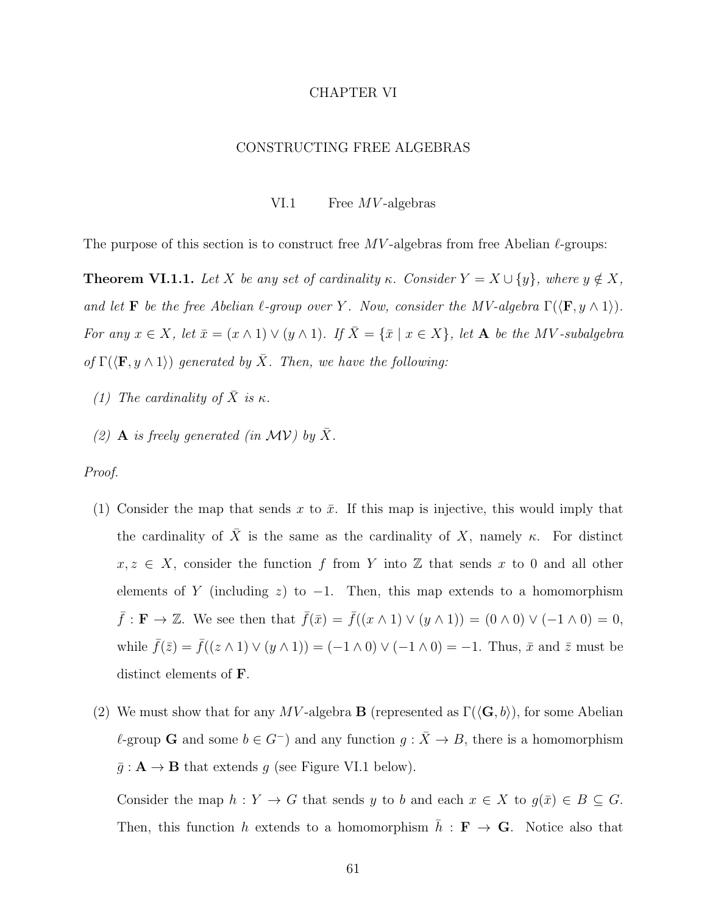# CHAPTER VI

# CONSTRUCTING FREE ALGEBRAS

## VI.1 Free $MV$-algebras

The purpose of this section is to construct free $MV$-algebras from free Abelian $\ell$-groups:

**Theorem VI.1.1.** *Let $X$ be any set of cardinality $\kappa$. Consider $Y = X \cup \{y\}$, where $y \notin X$, and let $\mathbf{F}$ be the free Abelian $\ell$-group over $Y$. Now, consider the MV-algebra $\Gamma(\langle \mathbf{F}, y \wedge 1 \rangle)$. For any $x \in X$, let $\bar{x} = (x \wedge 1) \vee (y \wedge 1)$. If $\bar{X} = \{\bar{x} \mid x \in X\}$, let $\mathbf{A}$ be the $MV$-subalgebra of $\Gamma(\langle \mathbf{F}, y \wedge 1 \rangle)$ generated by $\bar{X}$. Then, we have the following:*

1. *The cardinality of $\bar{X}$ is $\kappa$.*
2. *$\mathbf{A}$ is freely generated (in $\mathcal{MV}$) by $\bar{X}$.*

*Proof.*

1. Consider the map that sends $x$ to $\bar{x}$. If this map is injective, this would imply that the cardinality of $\bar{X}$ is the same as the cardinality of $X$, namely $\kappa$. For distinct $x, z \in X$, consider the function $f$ from $Y$ into $\mathbb{Z}$ that sends $x$ to 0 and all other elements of $Y$ (including $z$) to $-1$. Then, this map extends to a homomorphism $\bar{f} : \mathbf{F} \to \mathbb{Z}$. We see then that $\bar{f}(\bar{x}) = \bar{f}((x \wedge 1) \vee (y \wedge 1)) = (0 \wedge 0) \vee (-1 \wedge 0) = 0$, while $\bar{f}(\bar{z}) = \bar{f}((z \wedge 1) \vee (y \wedge 1)) = (-1 \wedge 0) \vee (-1 \wedge 0) = -1$. Thus, $\bar{x}$ and $\bar{z}$ must be distinct elements of $\mathbf{F}$.

2. We must show that for any $MV$-algebra $\mathbf{B}$ (represented as $\Gamma(\langle \mathbf{G}, b \rangle)$, for some Abelian $\ell$-group $\mathbf{G}$ and some $b \in G^{-}$) and any function $g : \bar{X} \to B$, there is a homomorphism $\bar{g} : \mathbf{A} \to \mathbf{B}$ that extends $g$ (see Figure VI.1 below).

   Consider the map $h : Y \to G$ that sends $y$ to $b$ and each $x \in X$ to $g(\bar{x}) \in B \subseteq G$. Then, this function $h$ extends to a homomorphism $\bar{h} : \mathbf{F} \to \mathbf{G}$. Notice also that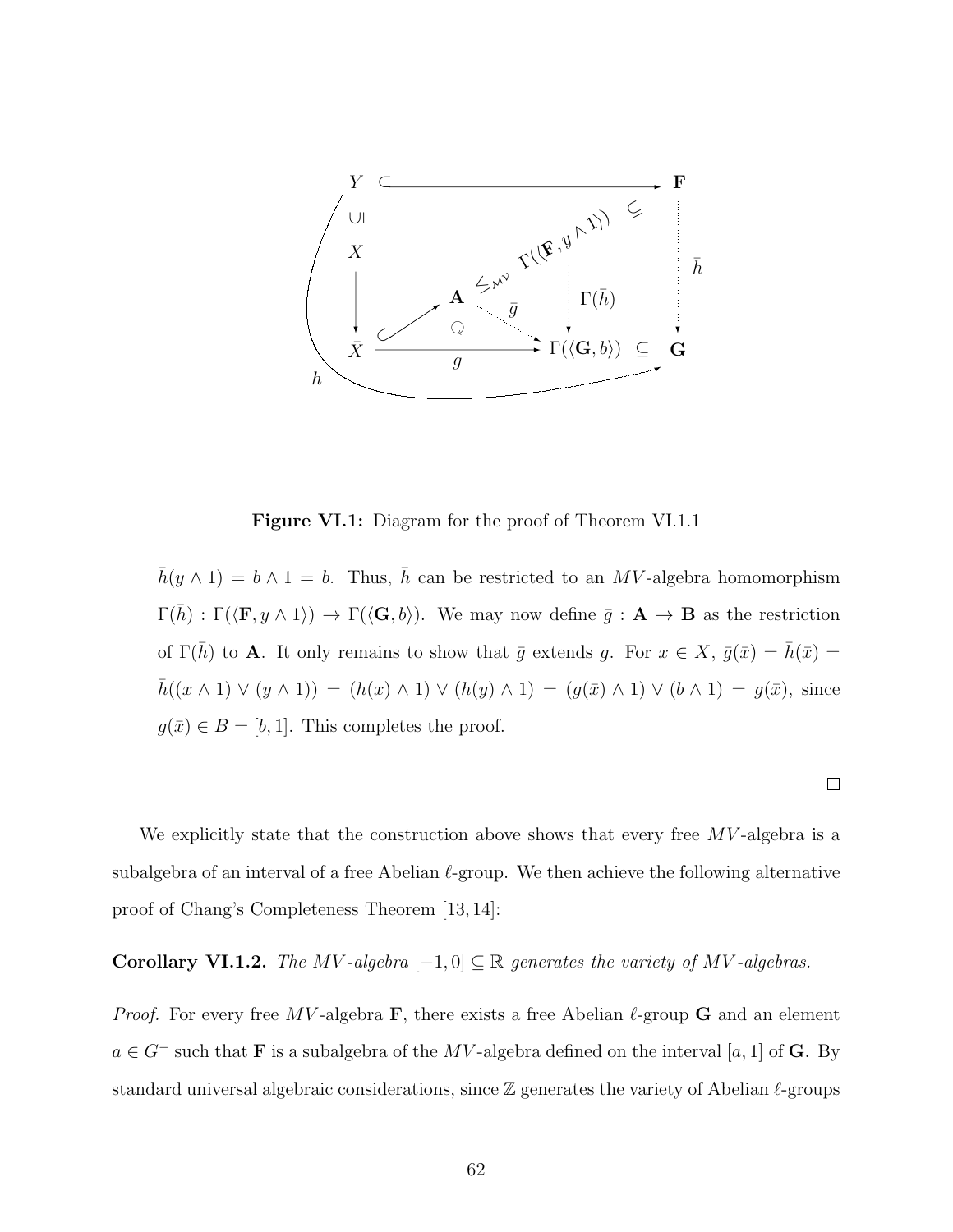Figure VI.1: Diagram for the proof of Theorem VI.1.1

$\bar{h}(y \wedge 1) = b \wedge 1 = b$. Thus, $\bar{h}$ can be restricted to an $MV$-algebra homomorphism $\Gamma(\bar{h}) : \Gamma(\langle \mathbf{F}, y \wedge 1 \rangle) \to \Gamma(\langle \mathbf{G}, b \rangle)$. We may now define $\bar{g} : \mathbf{A} \to \mathbf{B}$ as the restriction of $\Gamma(\bar{h})$ to $\mathbf{A}$. It only remains to show that $\bar{g}$ extends $g$. For $x \in X$, $\bar{g}(\bar{x}) = \bar{h}(\bar{x}) = \bar{h}((x \wedge 1) \vee (y \wedge 1)) = (h(x) \wedge 1) \vee (h(y) \wedge 1) = (g(\bar{x}) \wedge 1) \vee (b \wedge 1) = g(\bar{x})$, since $g(\bar{x}) \in B = [b, 1]$. This completes the proof.

□

We explicitly state that the construction above shows that every free $MV$-algebra is a subalgebra of an interval of a free Abelian $\ell$-group. We then achieve the following alternative proof of Chang's Completeness Theorem [13, 14]:

**Corollary VI.1.2.** *The $MV$-algebra $[-1, 0] \subseteq \mathbb{R}$ generates the variety of $MV$-algebras.*

*Proof.* For every free $MV$-algebra $\mathbf{F}$, there exists a free Abelian $\ell$-group $\mathbf{G}$ and an element $a \in G^-$ such that $\mathbf{F}$ is a subalgebra of the $MV$-algebra defined on the interval $[a, 1]$ of $\mathbf{G}$. By standard universal algebraic considerations, since $\mathbb{Z}$ generates the variety of Abelian $\ell$-groups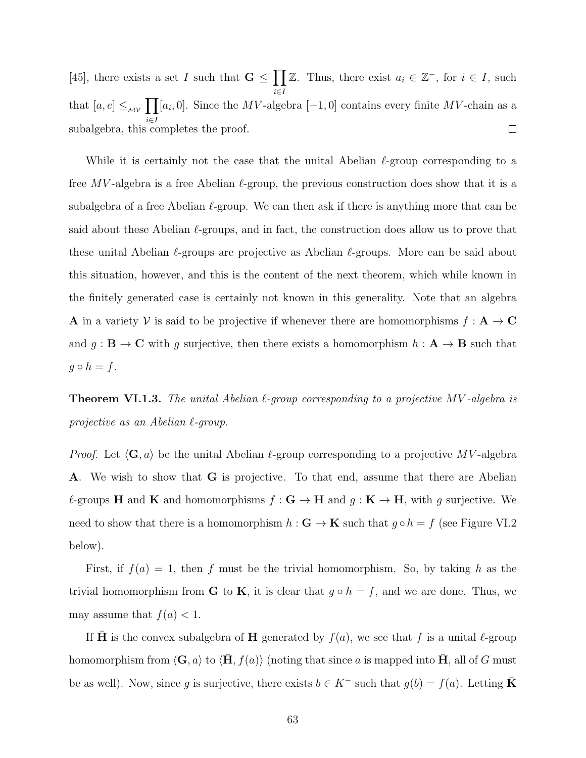[45], there exists a set $I$ such that $\mathbf{G} \leq \prod_{i \in I} \mathbb{Z}$. Thus, there exist $a_i \in \mathbb{Z}^-$, for $i \in I$, such that $[a, e] \leq_{\mathcal{MV}} \prod_{i \in I} [a_i, 0]$. Since the $MV$-algebra $[-1, 0]$ contains every finite $MV$-chain as a subalgebra, this completes the proof. $\square$

While it is certainly not the case that the unital Abelian $\ell$-group corresponding to a free $MV$-algebra is a free Abelian $\ell$-group, the previous construction does show that it is a subalgebra of a free Abelian $\ell$-group. We can then ask if there is anything more that can be said about these Abelian $\ell$-groups, and in fact, the construction does allow us to prove that these unital Abelian $\ell$-groups are projective as Abelian $\ell$-groups. More can be said about this situation, however, and this is the content of the next theorem, which while known in the finitely generated case is certainly not known in this generality. Note that an algebra $\mathbf{A}$ in a variety $\mathcal{V}$ is said to be projective if whenever there are homomorphisms $f : \mathbf{A} \to \mathbf{C}$ and $g : \mathbf{B} \to \mathbf{C}$ with $g$ surjective, then there exists a homomorphism $h : \mathbf{A} \to \mathbf{B}$ such that $g \circ h = f$.

**Theorem VI.1.3.** *The unital Abelian $\ell$-group corresponding to a projective $MV$-algebra is projective as an Abelian $\ell$-group.*

*Proof.* Let $\langle \mathbf{G}, a \rangle$ be the unital Abelian $\ell$-group corresponding to a projective $MV$-algebra $\mathbf{A}$. We wish to show that $\mathbf{G}$ is projective. To that end, assume that there are Abelian $\ell$-groups $\mathbf{H}$ and $\mathbf{K}$ and homomorphisms $f : \mathbf{G} \to \mathbf{H}$ and $g : \mathbf{K} \to \mathbf{H}$, with $g$ surjective. We need to show that there is a homomorphism $h : \mathbf{G} \to \mathbf{K}$ such that $g \circ h = f$ (see Figure VI.2 below).

First, if $f(a) = 1$, then $f$ must be the trivial homomorphism. So, by taking $h$ as the trivial homomorphism from $\mathbf{G}$ to $\mathbf{K}$, it is clear that $g \circ h = f$, and we are done. Thus, we may assume that $f(a) < 1$.

If $\bar{\mathbf{H}}$ is the convex subalgebra of $\mathbf{H}$ generated by $f(a)$, we see that $f$ is a unital $\ell$-group homomorphism from $\langle \mathbf{G}, a \rangle$ to $\langle \bar{\mathbf{H}}, f(a) \rangle$ (noting that since $a$ is mapped into $\bar{\mathbf{H}}$, all of $G$ must be as well). Now, since $g$ is surjective, there exists $b \in K^-$ such that $g(b) = f(a)$. Letting $\bar{\mathbf{K}}$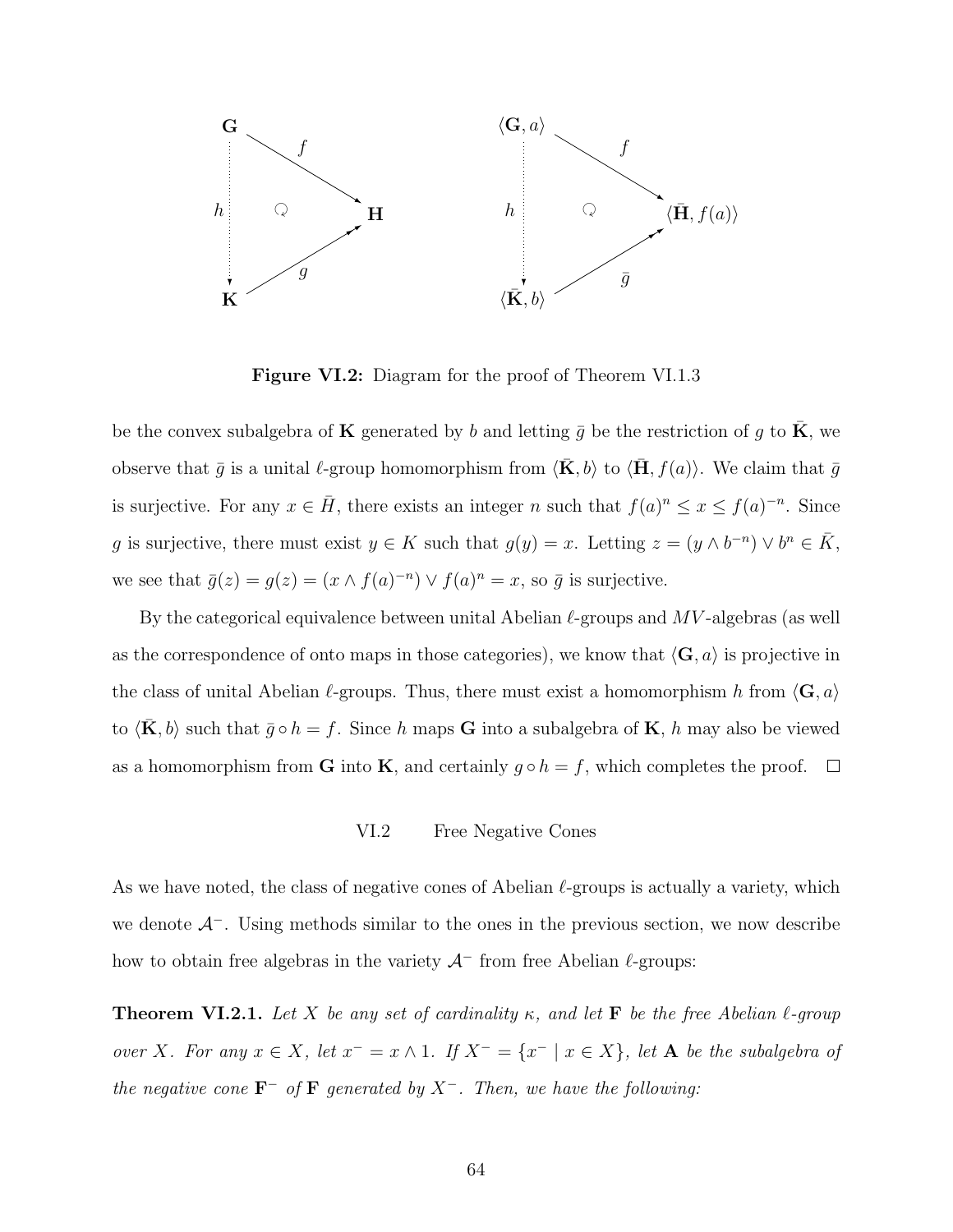**Figure VI.2:** Diagram for the proof of Theorem VI.1.3

be the convex subalgebra of $\mathbf{K}$ generated by $b$ and letting $\bar{g}$ be the restriction of $g$ to $\bar{\mathbf{K}}$, we observe that $\bar{g}$ is a unital $\ell$-group homomorphism from $\langle \bar{\mathbf{K}}, b\rangle$ to $\langle \bar{\mathbf{H}}, f(a)\rangle$. We claim that $\bar{g}$ is surjective. For any $x \in \bar{H}$, there exists an integer $n$ such that $f(a)^n \leq x \leq f(a)^{-n}$. Since $g$ is surjective, there must exist $y \in K$ such that $g(y) = x$. Letting $z = (y \wedge b^{-n}) \vee b^n \in \bar{K}$, we see that $\bar{g}(z) = g(z) = (x \wedge f(a)^{-n}) \vee f(a)^n = x$, so $\bar{g}$ is surjective.

By the categorical equivalence between unital Abelian $\ell$-groups and $MV$-algebras (as well as the correspondence of onto maps in those categories), we know that $\langle \mathbf{G}, a\rangle$ is projective in the class of unital Abelian $\ell$-groups. Thus, there must exist a homomorphism $h$ from $\langle \mathbf{G}, a\rangle$ to $\langle \bar{\mathbf{K}}, b\rangle$ such that $\bar{g} \circ h = f$. Since $h$ maps $\mathbf{G}$ into a subalgebra of $\mathbf{K}$, $h$ may also be viewed as a homomorphism from $\mathbf{G}$ into $\mathbf{K}$, and certainly $g \circ h = f$, which completes the proof. □

## VI.2 Free Negative Cones

As we have noted, the class of negative cones of Abelian $\ell$-groups is actually a variety, which we denote $\mathcal{A}^-$. Using methods similar to the ones in the previous section, we now describe how to obtain free algebras in the variety $\mathcal{A}^-$ from free Abelian $\ell$-groups:

**Theorem VI.2.1.** *Let $X$ be any set of cardinality $\kappa$, and let $\mathbf{F}$ be the free Abelian $\ell$-group over $X$. For any $x \in X$, let $x^- = x \wedge 1$. If $X^- = \{x^- \mid x \in X\}$, let $\mathbf{A}$ be the subalgebra of the negative cone $\mathbf{F}^-$ of $\mathbf{F}$ generated by $X^-$. Then, we have the following:*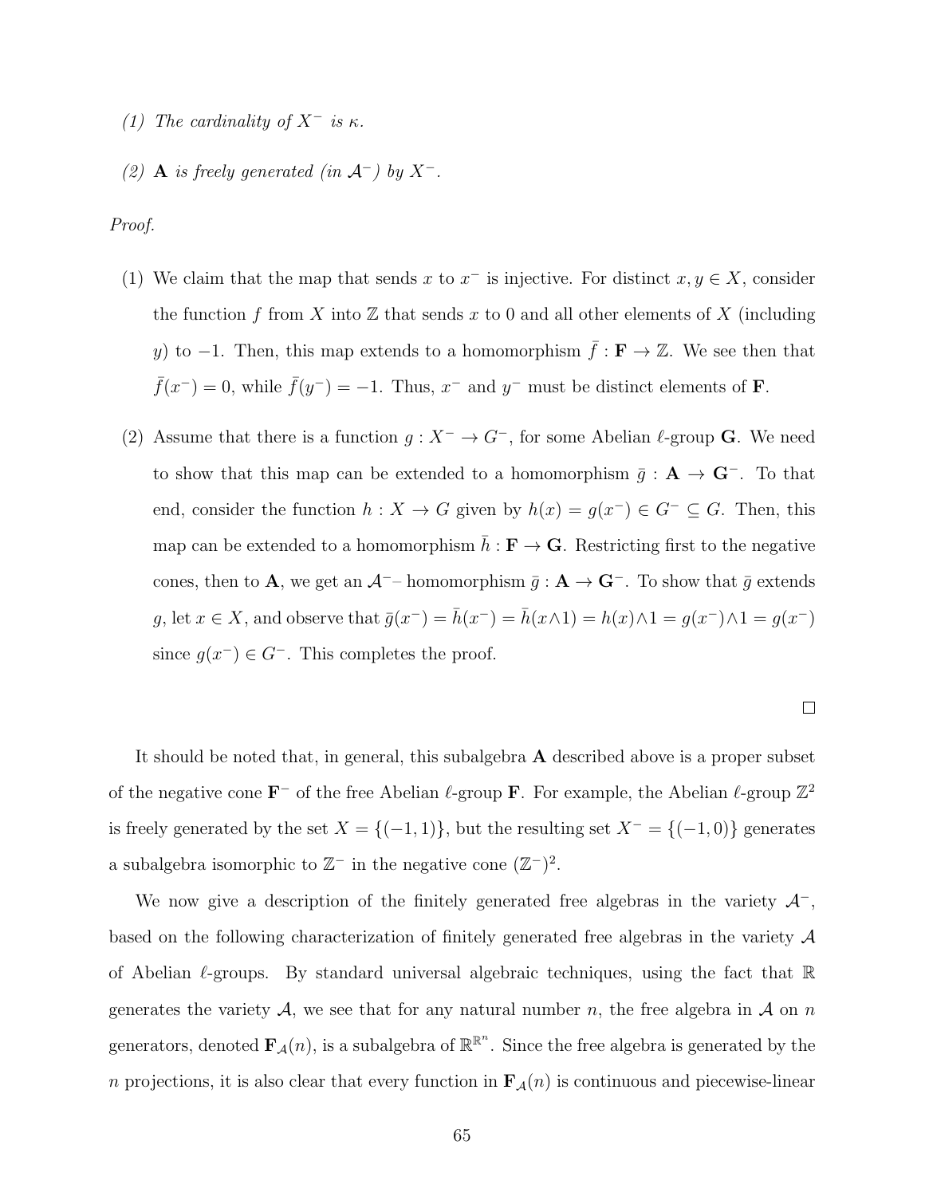*(1) The cardinality of $X^-$ is $\kappa$.*

*(2) $\mathbf{A}$ is freely generated (in $\mathcal{A}^-$) by $X^-$.*

*Proof.*

(1) We claim that the map that sends $x$ to $x^-$ is injective. For distinct $x, y \in X$, consider the function $f$ from $X$ into $\mathbb{Z}$ that sends $x$ to 0 and all other elements of $X$ (including $y$) to $-1$. Then, this map extends to a homomorphism $\bar{f} : \mathbf{F} \to \mathbb{Z}$. We see then that $\bar{f}(x^-) = 0$, while $\bar{f}(y^-) = -1$. Thus, $x^-$ and $y^-$ must be distinct elements of $\mathbf{F}$.

(2) Assume that there is a function $g : X^- \to G^-$, for some Abelian $\ell$-group $\mathbf{G}$. We need to show that this map can be extended to a homomorphism $\bar{g} : \mathbf{A} \to \mathbf{G}^-$. To that end, consider the function $h : X \to G$ given by $h(x) = g(x^-) \in G^- \subseteq G$. Then, this map can be extended to a homomorphism $\bar{h} : \mathbf{F} \to \mathbf{G}$. Restricting first to the negative cones, then to $\mathbf{A}$, we get an $\mathcal{A}^-$– homomorphism $\bar{g} : \mathbf{A} \to \mathbf{G}^-$. To show that $\bar{g}$ extends $g$, let $x \in X$, and observe that $\bar{g}(x^-) = \bar{h}(x^-) = \bar{h}(x \wedge 1) = h(x) \wedge 1 = g(x^-) \wedge 1 = g(x^-)$ since $g(x^-) \in G^-$. This completes the proof.

□

It should be noted that, in general, this subalgebra $\mathbf{A}$ described above is a proper subset of the negative cone $\mathbf{F}^-$ of the free Abelian $\ell$-group $\mathbf{F}$. For example, the Abelian $\ell$-group $\mathbb{Z}^2$ is freely generated by the set $X = \{(-1, 1)\}$, but the resulting set $X^- = \{(-1, 0)\}$ generates a subalgebra isomorphic to $\mathbb{Z}^-$ in the negative cone $(\mathbb{Z}^-)^2$.

We now give a description of the finitely generated free algebras in the variety $\mathcal{A}^-$, based on the following characterization of finitely generated free algebras in the variety $\mathcal{A}$ of Abelian $\ell$-groups. By standard universal algebraic techniques, using the fact that $\mathbb{R}$ generates the variety $\mathcal{A}$, we see that for any natural number $n$, the free algebra in $\mathcal{A}$ on $n$ generators, denoted $\mathbf{F}_{\mathcal{A}}(n)$, is a subalgebra of $\mathbb{R}^{\mathbb{R}^n}$. Since the free algebra is generated by the $n$ projections, it is also clear that every function in $\mathbf{F}_{\mathcal{A}}(n)$ is continuous and piecewise-linear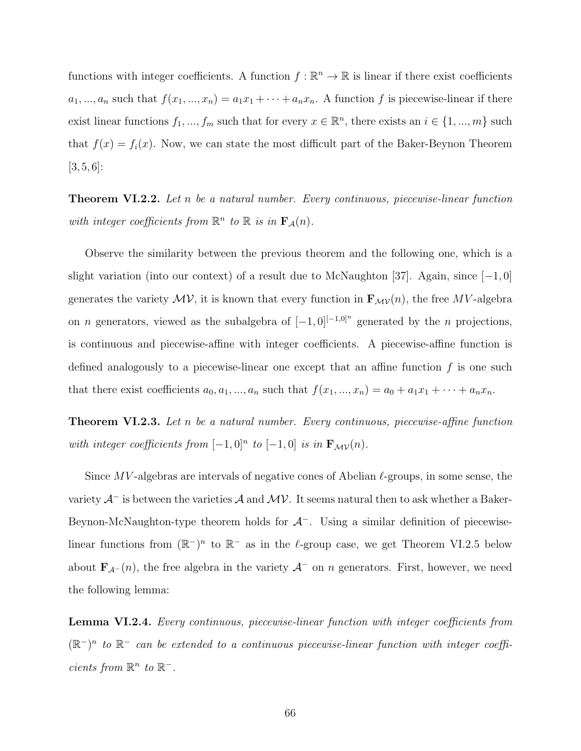functions with integer coefficients. A function $f : \mathbb{R}^n \to \mathbb{R}$ is linear if there exist coefficients $a_1, ..., a_n$ such that $f(x_1, ..., x_n) = a_1x_1 + \cdots + a_nx_n$. A function $f$ is piecewise-linear if there exist linear functions $f_1, ..., f_m$ such that for every $x \in \mathbb{R}^n$, there exists an $i \in \{1, ..., m\}$ such that $f(x) = f_i(x)$. Now, we can state the most difficult part of the Baker-Beynon Theorem [3, 5, 6]:

**Theorem VI.2.2.** *Let $n$ be a natural number. Every continuous, piecewise-linear function with integer coefficients from $\mathbb{R}^n$ to $\mathbb{R}$ is in $\mathbf{F}_{\mathcal{A}}(n)$.*

Observe the similarity between the previous theorem and the following one, which is a slight variation (into our context) of a result due to McNaughton [37]. Again, since $[-1, 0]$ generates the variety $\mathcal{MV}$, it is known that every function in $\mathbf{F}_{\mathcal{MV}}(n)$, the free $MV$-algebra on $n$ generators, viewed as the subalgebra of $[-1, 0]^{[-1,0]^n}$ generated by the $n$ projections, is continuous and piecewise-affine with integer coefficients. A piecewise-affine function is defined analogously to a piecewise-linear one except that an affine function $f$ is one such that there exist coefficients $a_0, a_1, ..., a_n$ such that $f(x_1, ..., x_n) = a_0 + a_1x_1 + \cdots + a_nx_n$.

**Theorem VI.2.3.** *Let $n$ be a natural number. Every continuous, piecewise-affine function with integer coefficients from $[-1, 0]^n$ to $[-1, 0]$ is in $\mathbf{F}_{\mathcal{MV}}(n)$.*

Since $MV$-algebras are intervals of negative cones of Abelian $\ell$-groups, in some sense, the variety $\mathcal{A}^-$ is between the varieties $\mathcal{A}$ and $\mathcal{MV}$. It seems natural then to ask whether a Baker-Beynon-McNaughton-type theorem holds for $\mathcal{A}^-$. Using a similar definition of piecewise-linear functions from $(\mathbb{R}^-)^n$ to $\mathbb{R}^-$ as in the $\ell$-group case, we get Theorem VI.2.5 below about $\mathbf{F}_{\mathcal{A}^-}(n)$, the free algebra in the variety $\mathcal{A}^-$ on $n$ generators. First, however, we need the following lemma:

**Lemma VI.2.4.** *Every continuous, piecewise-linear function with integer coefficients from $(\mathbb{R}^-)^n$ to $\mathbb{R}^-$ can be extended to a continuous piecewise-linear function with integer coefficients from $\mathbb{R}^n$ to $\mathbb{R}^-$.*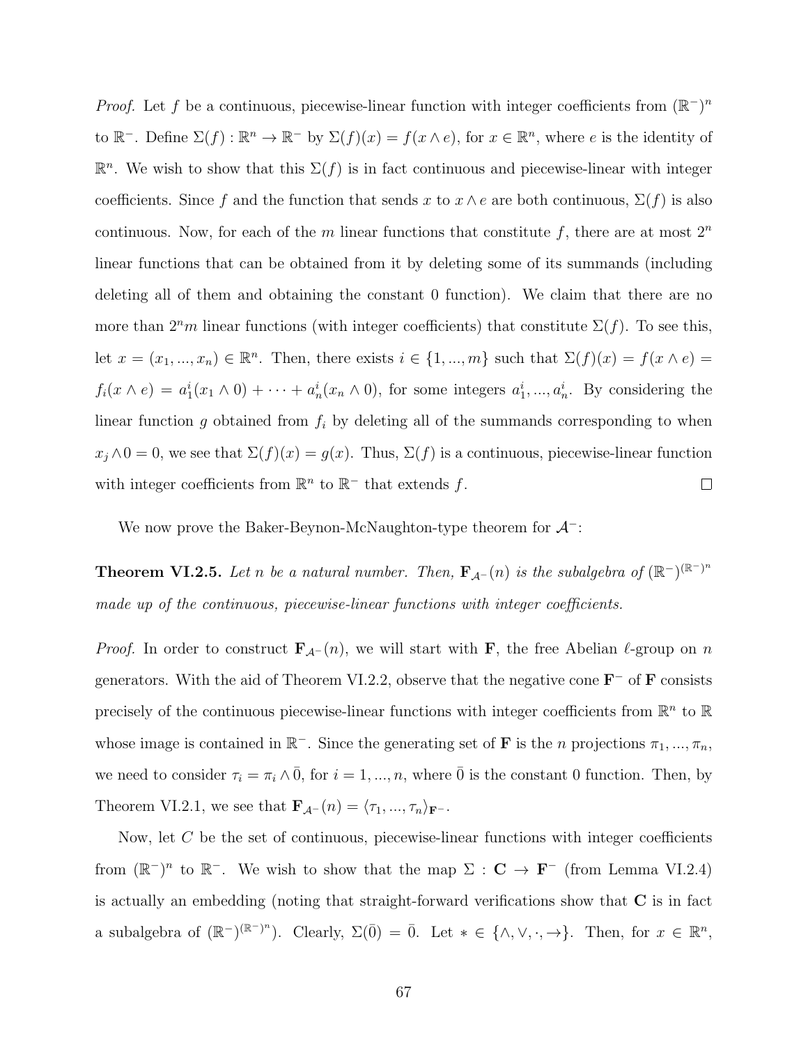*Proof.* Let $f$ be a continuous, piecewise-linear function with integer coefficients from $(\mathbb{R}^-)^n$ to $\mathbb{R}^-$. Define $\Sigma(f) : \mathbb{R}^n \to \mathbb{R}^-$ by $\Sigma(f)(x) = f(x \wedge e)$, for $x \in \mathbb{R}^n$, where $e$ is the identity of $\mathbb{R}^n$. We wish to show that this $\Sigma(f)$ is in fact continuous and piecewise-linear with integer coefficients. Since $f$ and the function that sends $x$ to $x \wedge e$ are both continuous, $\Sigma(f)$ is also continuous. Now, for each of the $m$ linear functions that constitute $f$, there are at most $2^n$ linear functions that can be obtained from it by deleting some of its summands (including deleting all of them and obtaining the constant 0 function). We claim that there are no more than $2^n m$ linear functions (with integer coefficients) that constitute $\Sigma(f)$. To see this, let $x = (x_1, ..., x_n) \in \mathbb{R}^n$. Then, there exists $i \in \{1, ..., m\}$ such that $\Sigma(f)(x) = f(x \wedge e) = f_i(x \wedge e) = a_1^i(x_1 \wedge 0) + \cdots + a_n^i(x_n \wedge 0)$, for some integers $a_1^i, ..., a_n^i$. By considering the linear function $g$ obtained from $f_i$ by deleting all of the summands corresponding to when $x_j \wedge 0 = 0$, we see that $\Sigma(f)(x) = g(x)$. Thus, $\Sigma(f)$ is a continuous, piecewise-linear function with integer coefficients from $\mathbb{R}^n$ to $\mathbb{R}^-$ that extends $f$. $\square$

We now prove the Baker-Beynon-McNaughton-type theorem for $\mathcal{A}^-$:

**Theorem VI.2.5.** *Let $n$ be a natural number. Then, $\mathbf{F}_{\mathcal{A}^-}(n)$ is the subalgebra of $(\mathbb{R}^-)^{(\mathbb{R}^-)^n}$ made up of the continuous, piecewise-linear functions with integer coefficients.*

*Proof.* In order to construct $\mathbf{F}_{\mathcal{A}^-}(n)$, we will start with $\mathbf{F}$, the free Abelian $\ell$-group on $n$ generators. With the aid of Theorem VI.2.2, observe that the negative cone $\mathbf{F}^-$ of $\mathbf{F}$ consists precisely of the continuous piecewise-linear functions with integer coefficients from $\mathbb{R}^n$ to $\mathbb{R}$ whose image is contained in $\mathbb{R}^-$. Since the generating set of $\mathbf{F}$ is the $n$ projections $\pi_1, ..., \pi_n$, we need to consider $\tau_i = \pi_i \wedge \bar{0}$, for $i = 1, ..., n$, where $\bar{0}$ is the constant 0 function. Then, by Theorem VI.2.1, we see that $\mathbf{F}_{\mathcal{A}^-}(n) = \langle \tau_1, ..., \tau_n \rangle_{\mathbf{F}^-}$.

Now, let $C$ be the set of continuous, piecewise-linear functions with integer coefficients from $(\mathbb{R}^-)^n$ to $\mathbb{R}^-$. We wish to show that the map $\Sigma : \mathbf{C} \to \mathbf{F}^-$ (from Lemma VI.2.4) is actually an embedding (noting that straight-forward verifications show that $\mathbf{C}$ is in fact a subalgebra of $(\mathbb{R}^-)^{(\mathbb{R}^-)^n}$). Clearly, $\Sigma(\bar{0}) = \bar{0}$. Let $* \in \{\wedge, \vee, \cdot, \to\}$. Then, for $x \in \mathbb{R}^n$,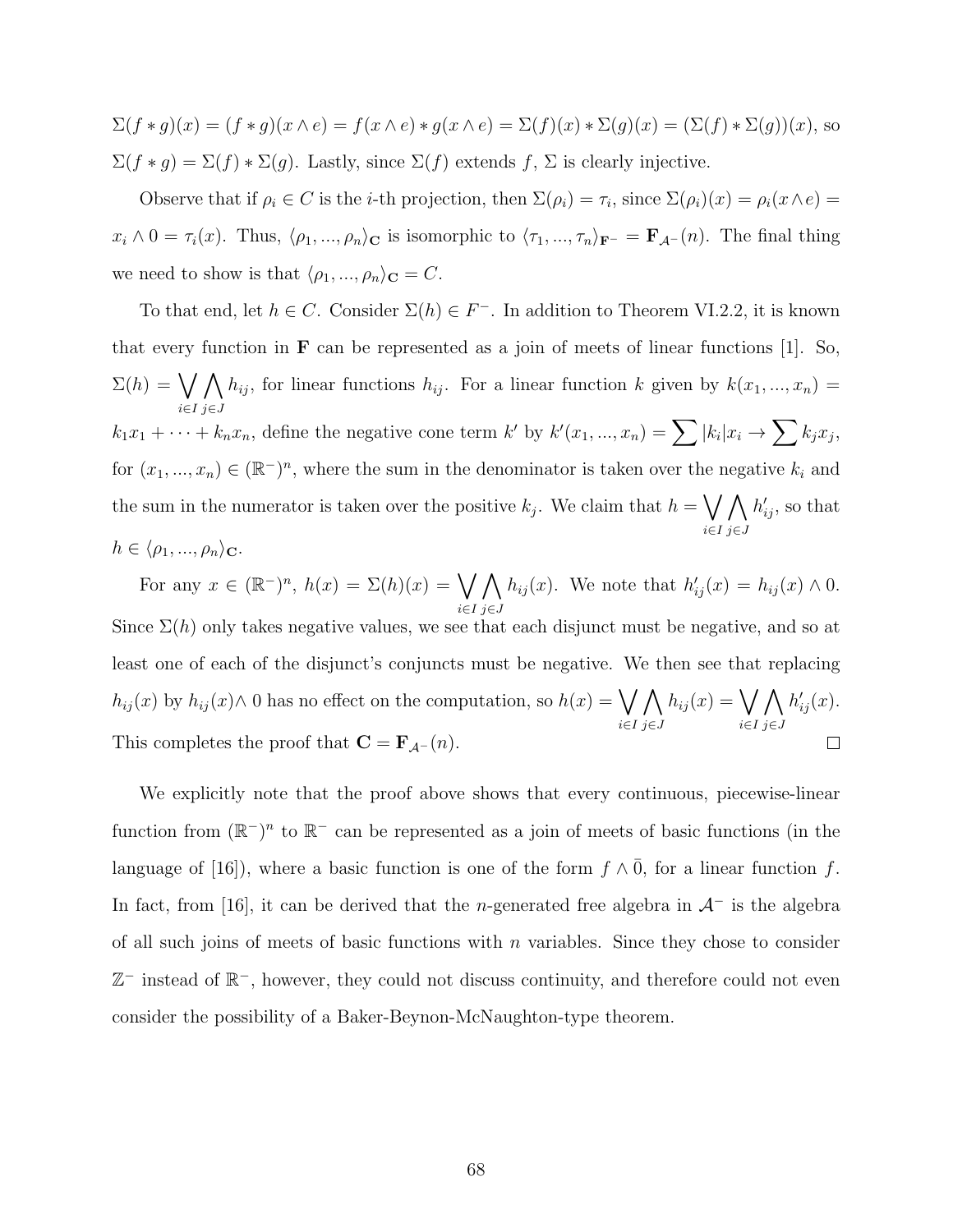$\Sigma(f * g)(x) = (f * g)(x \wedge e) = f(x \wedge e) * g(x \wedge e) = \Sigma(f)(x) * \Sigma(g)(x) = (\Sigma(f) * \Sigma(g))(x)$, so $\Sigma(f * g) = \Sigma(f) * \Sigma(g)$. Lastly, since $\Sigma(f)$ extends $f$, $\Sigma$ is clearly injective.

Observe that if $\rho_i \in C$ is the $i$-th projection, then $\Sigma(\rho_i) = \tau_i$, since $\Sigma(\rho_i)(x) = \rho_i(x \wedge e) = x_i \wedge 0 = \tau_i(x)$. Thus, $\langle \rho_1, ..., \rho_n \rangle_{\mathbf{C}}$ is isomorphic to $\langle \tau_1, ..., \tau_n \rangle_{\mathbf{F}^-} = \mathbf{F}_{\mathcal{A}^-}(n)$. The final thing we need to show is that $\langle \rho_1, ..., \rho_n \rangle_{\mathbf{C}} = C$.

To that end, let $h \in C$. Consider $\Sigma(h) \in F^-$. In addition to Theorem VI.2.2, it is known that every function in $\mathbf{F}$ can be represented as a join of meets of linear functions [1]. So, $\Sigma(h) = \bigvee_{i \in I} \bigwedge_{j \in J} h_{ij}$, for linear functions $h_{ij}$. For a linear function $k$ given by $k(x_1, ..., x_n) = k_1 x_1 + \cdots + k_n x_n$, define the negative cone term $k'$ by $k'(x_1, ..., x_n) = \sum |k_i| x_i \to \sum k_j x_j$, for $(x_1, ..., x_n) \in (\mathbb{R}^-)^n$, where the sum in the denominator is taken over the negative $k_i$ and the sum in the numerator is taken over the positive $k_j$. We claim that $h = \bigvee_{i \in I} \bigwedge_{j \in J} h'_{ij}$, so that $h \in \langle \rho_1, ..., \rho_n \rangle_{\mathbf{C}}$.

For any $x \in (\mathbb{R}^-)^n$, $h(x) = \Sigma(h)(x) = \bigvee_{i \in I} \bigwedge_{j \in J} h_{ij}(x)$. We note that $h'_{ij}(x) = h_{ij}(x) \wedge 0$. Since $\Sigma(h)$ only takes negative values, we see that each disjunct must be negative, and so at least one of each of the disjunct's conjuncts must be negative. We then see that replacing $h_{ij}(x)$ by $h_{ij}(x) \wedge 0$ has no effect on the computation, so $h(x) = \bigvee_{i \in I} \bigwedge_{j \in J} h_{ij}(x) = \bigvee_{i \in I} \bigwedge_{j \in J} h'_{ij}(x)$. This completes the proof that $\mathbf{C} = \mathbf{F}_{\mathcal{A}^-}(n)$. $\square$

We explicitly note that the proof above shows that every continuous, piecewise-linear function from $(\mathbb{R}^-)^n$ to $\mathbb{R}^-$ can be represented as a join of meets of basic functions (in the language of [16]), where a basic function is one of the form $f \wedge \bar{0}$, for a linear function $f$. In fact, from [16], it can be derived that the $n$-generated free algebra in $\mathcal{A}^-$ is the algebra of all such joins of meets of basic functions with $n$ variables. Since they chose to consider $\mathbb{Z}^-$ instead of $\mathbb{R}^-$, however, they could not discuss continuity, and therefore could not even consider the possibility of a Baker-Beynon-McNaughton-type theorem.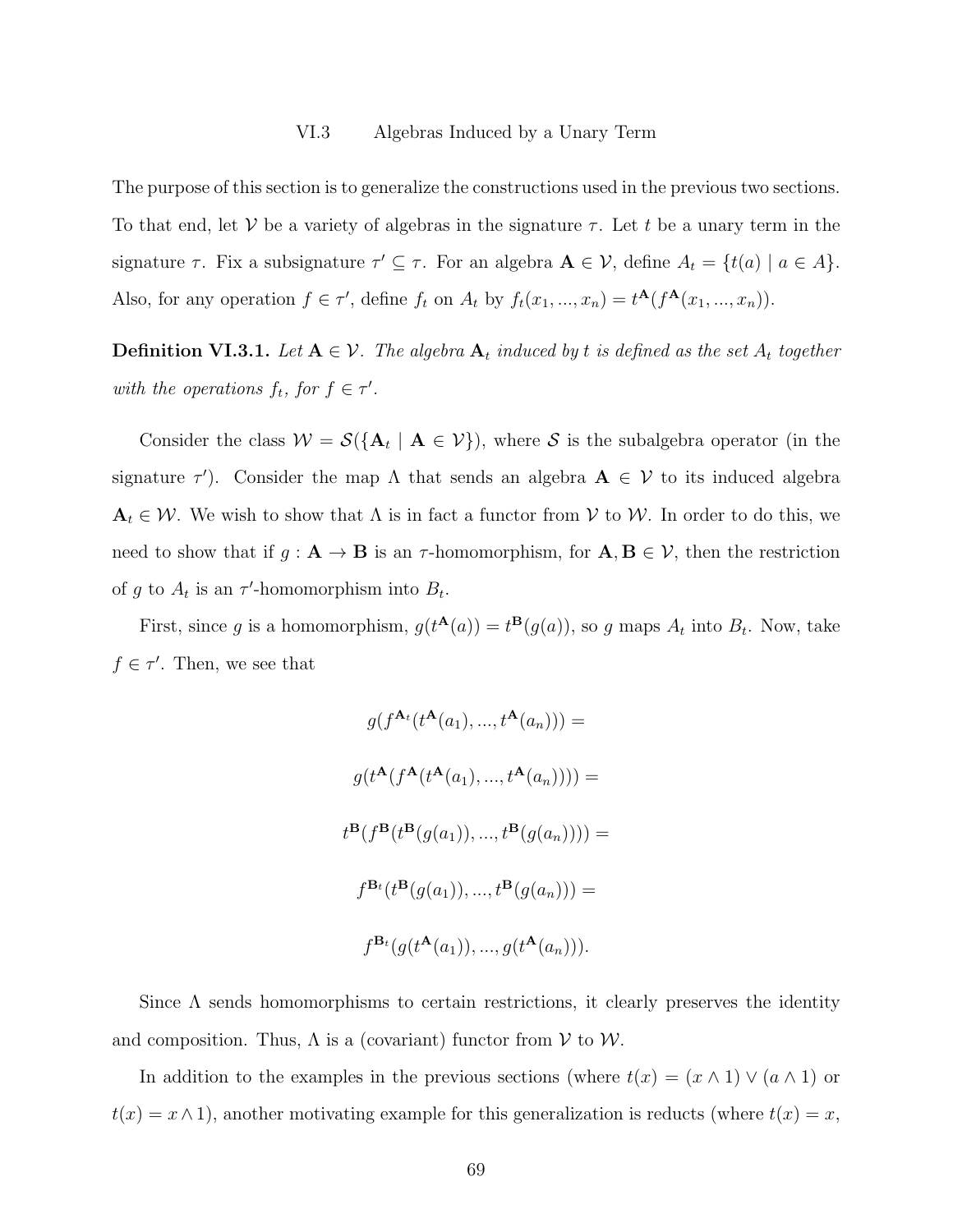## VI.3 Algebras Induced by a Unary Term

The purpose of this section is to generalize the constructions used in the previous two sections. To that end, let $\mathcal{V}$ be a variety of algebras in the signature $\tau$. Let $t$ be a unary term in the signature $\tau$. Fix a subsignature $\tau' \subseteq \tau$. For an algebra $\mathbf{A} \in \mathcal{V}$, define $A_t = \{t(a) \mid a \in A\}$. Also, for any operation $f \in \tau'$, define $f_t$ on $A_t$ by $f_t(x_1, ..., x_n) = t^{\mathbf{A}}(f^{\mathbf{A}}(x_1, ..., x_n))$.

**Definition VI.3.1.** *Let $\mathbf{A} \in \mathcal{V}$. The algebra $\mathbf{A}_t$ induced by $t$ is defined as the set $A_t$ together with the operations $f_t$, for $f \in \tau'$.*

Consider the class $\mathcal{W} = \mathcal{S}(\{\mathbf{A}_t \mid \mathbf{A} \in \mathcal{V}\})$, where $\mathcal{S}$ is the subalgebra operator (in the signature $\tau'$). Consider the map $\Lambda$ that sends an algebra $\mathbf{A} \in \mathcal{V}$ to its induced algebra $\mathbf{A}_t \in \mathcal{W}$. We wish to show that $\Lambda$ is in fact a functor from $\mathcal{V}$ to $\mathcal{W}$. In order to do this, we need to show that if $g : \mathbf{A} \to \mathbf{B}$ is an $\tau$-homomorphism, for $\mathbf{A}, \mathbf{B} \in \mathcal{V}$, then the restriction of $g$ to $A_t$ is an $\tau'$-homomorphism into $B_t$.

First, since $g$ is a homomorphism, $g(t^{\mathbf{A}}(a)) = t^{\mathbf{B}}(g(a))$, so $g$ maps $A_t$ into $B_t$. Now, take $f \in \tau'$. Then, we see that

$$g(f^{\mathbf{A}_t}(t^{\mathbf{A}}(a_1), ..., t^{\mathbf{A}}(a_n))) =$$

$$g(t^{\mathbf{A}}(f^{\mathbf{A}}(t^{\mathbf{A}}(a_1), ..., t^{\mathbf{A}}(a_n)))) =$$

$$t^{\mathbf{B}}(f^{\mathbf{B}}(t^{\mathbf{B}}(g(a_1)), ..., t^{\mathbf{B}}(g(a_n)))) =$$

$$f^{\mathbf{B}_t}(t^{\mathbf{B}}(g(a_1)), ..., t^{\mathbf{B}}(g(a_n))) =$$

$$f^{\mathbf{B}_t}(g(t^{\mathbf{A}}(a_1)), ..., g(t^{\mathbf{A}}(a_n))).$$

Since $\Lambda$ sends homomorphisms to certain restrictions, it clearly preserves the identity and composition. Thus, $\Lambda$ is a (covariant) functor from $\mathcal{V}$ to $\mathcal{W}$.

In addition to the examples in the previous sections (where $t(x) = (x \wedge 1) \vee (a \wedge 1)$ or $t(x) = x \wedge 1$), another motivating example for this generalization is reducts (where $t(x) = x$,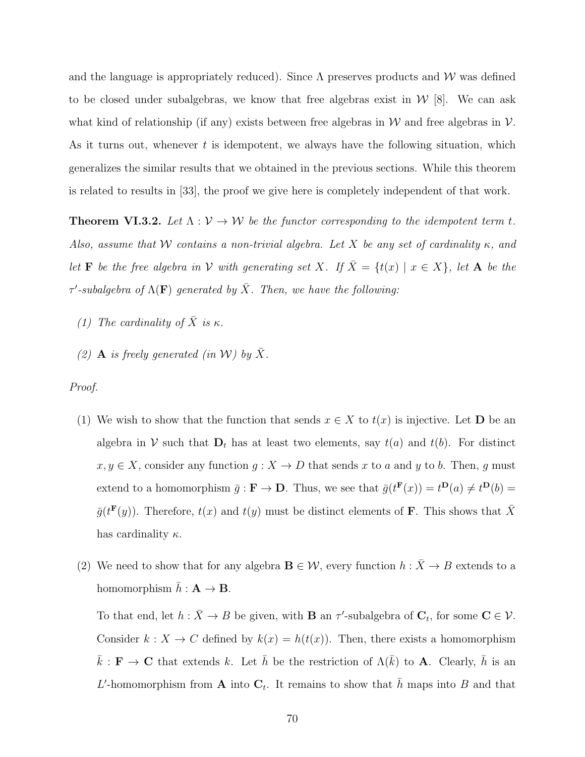and the language is appropriately reduced). Since $\Lambda$ preserves products and $\mathcal{W}$ was defined to be closed under subalgebras, we know that free algebras exist in $\mathcal{W}$ [8]. We can ask what kind of relationship (if any) exists between free algebras in $\mathcal{W}$ and free algebras in $\mathcal{V}$. As it turns out, whenever $t$ is idempotent, we always have the following situation, which generalizes the similar results that we obtained in the previous sections. While this theorem is related to results in [33], the proof we give here is completely independent of that work.

**Theorem VI.3.2.** *Let $\Lambda : \mathcal{V} \to \mathcal{W}$ be the functor corresponding to the idempotent term $t$. Also, assume that $\mathcal{W}$ contains a non-trivial algebra. Let $X$ be any set of cardinality $\kappa$, and let $\mathbf{F}$ be the free algebra in $\mathcal{V}$ with generating set $X$. If $\bar{X} = \{t(x) \mid x \in X\}$, let $\mathbf{A}$ be the $\tau'$-subalgebra of $\Lambda(\mathbf{F})$ generated by $\bar{X}$. Then, we have the following:*

*(1) The cardinality of $\bar{X}$ is $\kappa$.*

*(2) $\mathbf{A}$ is freely generated (in $\mathcal{W}$) by $\bar{X}$.*

*Proof.*

(1) We wish to show that the function that sends $x \in X$ to $t(x)$ is injective. Let $\mathbf{D}$ be an algebra in $\mathcal{V}$ such that $\mathbf{D}_t$ has at least two elements, say $t(a)$ and $t(b)$. For distinct $x, y \in X$, consider any function $g : X \to D$ that sends $x$ to $a$ and $y$ to $b$. Then, $g$ must extend to a homomorphism $\bar{g} : \mathbf{F} \to \mathbf{D}$. Thus, we see that $\bar{g}(t^{\mathbf{F}}(x)) = t^{\mathbf{D}}(a) \neq t^{\mathbf{D}}(b) = \bar{g}(t^{\mathbf{F}}(y))$. Therefore, $t(x)$ and $t(y)$ must be distinct elements of $\mathbf{F}$. This shows that $\bar{X}$ has cardinality $\kappa$.

(2) We need to show that for any algebra $\mathbf{B} \in \mathcal{W}$, every function $h : \bar{X} \to B$ extends to a homomorphism $\bar{h} : \mathbf{A} \to \mathbf{B}$.

To that end, let $h : \bar{X} \to B$ be given, with $\mathbf{B}$ an $\tau'$-subalgebra of $\mathbf{C}_t$, for some $\mathbf{C} \in \mathcal{V}$. Consider $k : X \to C$ defined by $k(x) = h(t(x))$. Then, there exists a homomorphism $\bar{k} : \mathbf{F} \to \mathbf{C}$ that extends $k$. Let $\bar{h}$ be the restriction of $\Lambda(\bar{k})$ to $\mathbf{A}$. Clearly, $\bar{h}$ is an $L'$-homomorphism from $\mathbf{A}$ into $\mathbf{C}_t$. It remains to show that $\bar{h}$ maps into $B$ and that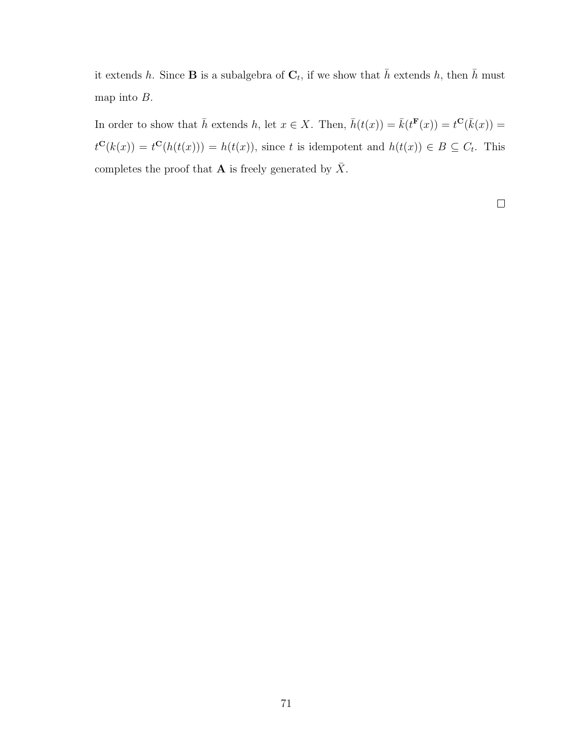it extends $h$. Since $\mathbf{B}$ is a subalgebra of $\mathbf{C}_t$, if we show that $\bar{h}$ extends $h$, then $\bar{h}$ must map into $B$.

In order to show that $\bar{h}$ extends $h$, let $x \in X$. Then, $\bar{h}(t(x)) = \bar{k}(t^{\mathbf{F}}(x)) = t^{\mathbf{C}}(\bar{k}(x)) = t^{\mathbf{C}}(k(x)) = t^{\mathbf{C}}(h(t(x))) = h(t(x))$, since $t$ is idempotent and $h(t(x)) \in B \subseteq C_t$. This completes the proof that $\mathbf{A}$ is freely generated by $\bar{X}$.

□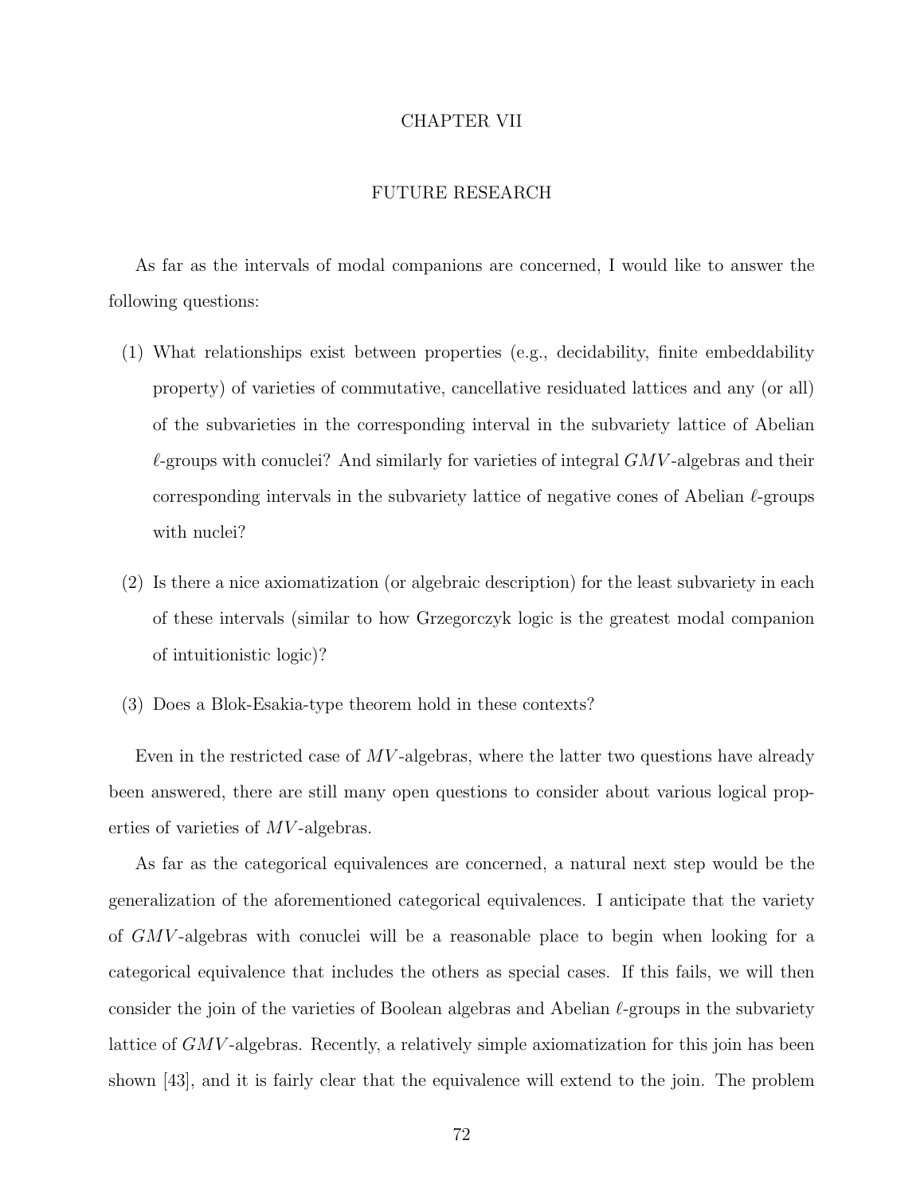# CHAPTER VII

## FUTURE RESEARCH

As far as the intervals of modal companions are concerned, I would like to answer the following questions:

1. What relationships exist between properties (e.g., decidability, finite embeddability property) of varieties of commutative, cancellative residuated lattices and any (or all) of the subvarieties in the corresponding interval in the subvariety lattice of Abelian $\ell$-groups with conuclei? And similarly for varieties of integral $GMV$-algebras and their corresponding intervals in the subvariety lattice of negative cones of Abelian $\ell$-groups with nuclei?
2. Is there a nice axiomatization (or algebraic description) for the least subvariety in each of these intervals (similar to how Grzegorczyk logic is the greatest modal companion of intuitionistic logic)?
3. Does a Blok-Esakia-type theorem hold in these contexts?

Even in the restricted case of $MV$-algebras, where the latter two questions have already been answered, there are still many open questions to consider about various logical properties of varieties of $MV$-algebras.

As far as the categorical equivalences are concerned, a natural next step would be the generalization of the aforementioned categorical equivalences. I anticipate that the variety of $GMV$-algebras with conuclei will be a reasonable place to begin when looking for a categorical equivalence that includes the others as special cases. If this fails, we will then consider the join of the varieties of Boolean algebras and Abelian $\ell$-groups in the subvariety lattice of $GMV$-algebras. Recently, a relatively simple axiomatization for this join has been shown [43], and it is fairly clear that the equivalence will extend to the join. The problem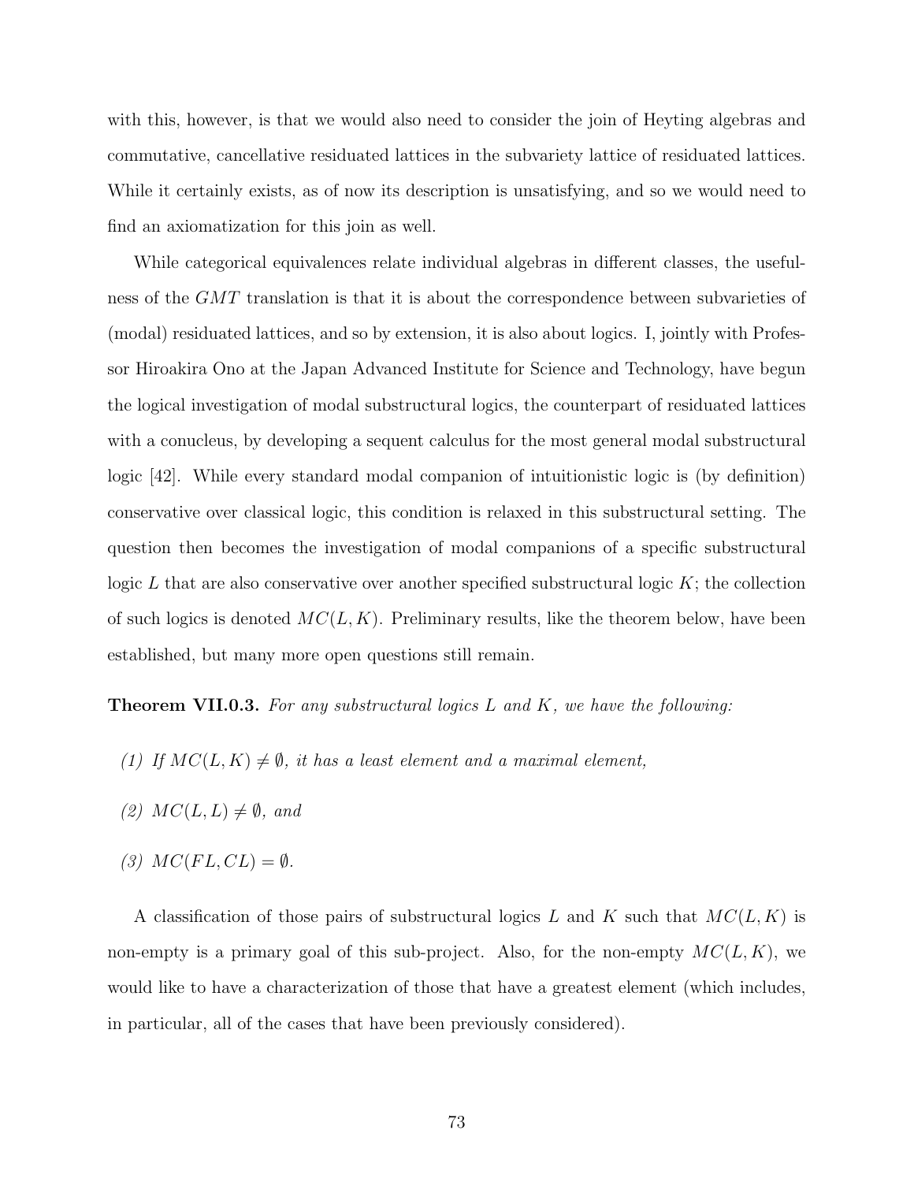with this, however, is that we would also need to consider the join of Heyting algebras and commutative, cancellative residuated lattices in the subvariety lattice of residuated lattices. While it certainly exists, as of now its description is unsatisfying, and so we would need to find an axiomatization for this join as well.

While categorical equivalences relate individual algebras in different classes, the usefulness of the $GMT$ translation is that it is about the correspondence between subvarieties of (modal) residuated lattices, and so by extension, it is also about logics. I, jointly with Professor Hiroakira Ono at the Japan Advanced Institute for Science and Technology, have begun the logical investigation of modal substructural logics, the counterpart of residuated lattices with a conucleus, by developing a sequent calculus for the most general modal substructural logic [42]. While every standard modal companion of intuitionistic logic is (by definition) conservative over classical logic, this condition is relaxed in this substructural setting. The question then becomes the investigation of modal companions of a specific substructural logic $L$ that are also conservative over another specified substructural logic $K$; the collection of such logics is denoted $MC(L, K)$. Preliminary results, like the theorem below, have been established, but many more open questions still remain.

**Theorem VII.0.3.** *For any substructural logics $L$ and $K$, we have the following:*

*(1) If $MC(L, K) \neq \emptyset$, it has a least element and a maximal element,*

*(2) $MC(L, L) \neq \emptyset$, and*

*(3) $MC(FL, CL) = \emptyset$.*

A classification of those pairs of substructural logics $L$ and $K$ such that $MC(L, K)$ is non-empty is a primary goal of this sub-project. Also, for the non-empty $MC(L, K)$, we would like to have a characterization of those that have a greatest element (which includes, in particular, all of the cases that have been previously considered).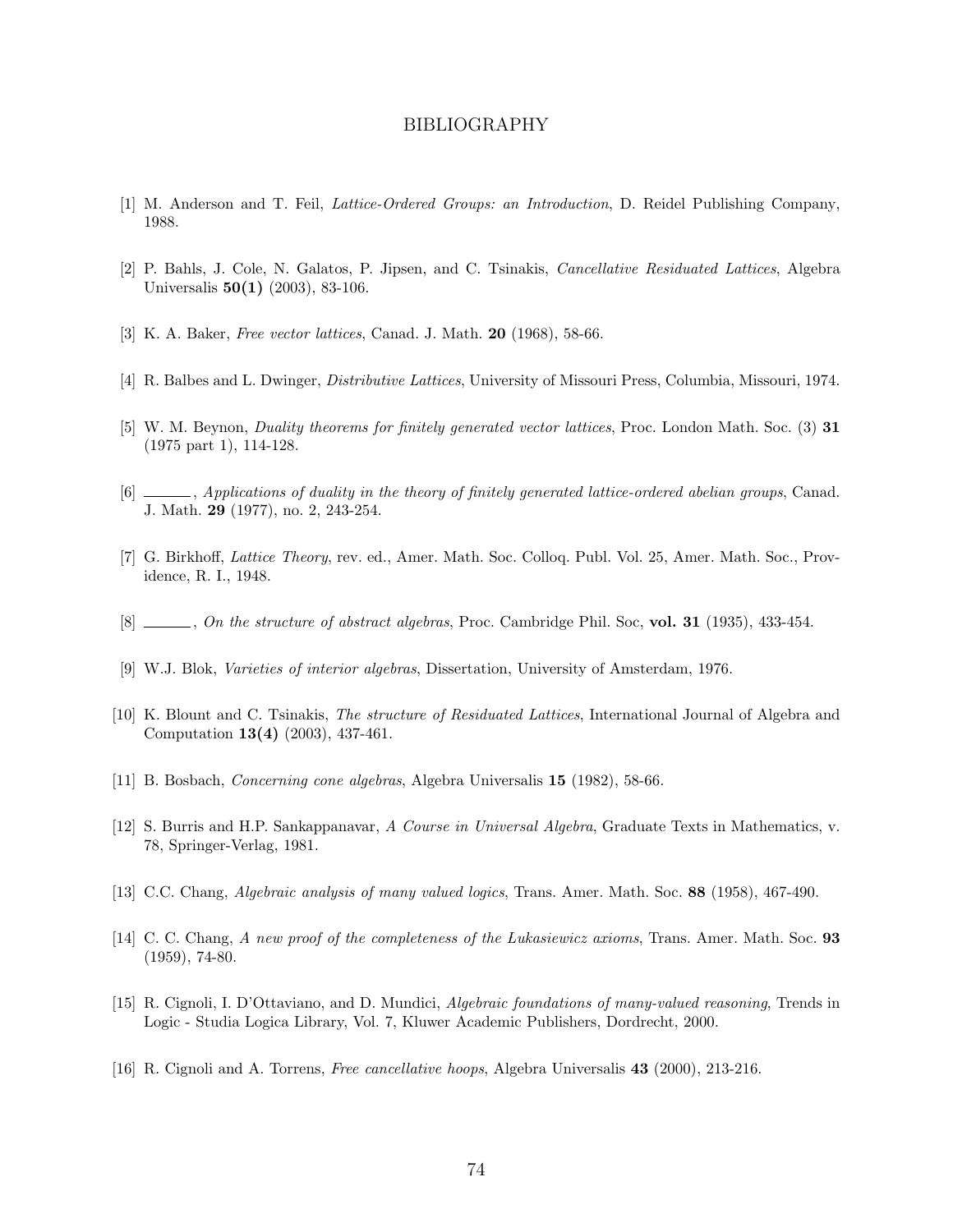# BIBLIOGRAPHY

[1] M. Anderson and T. Feil, *Lattice-Ordered Groups: an Introduction*, D. Reidel Publishing Company, 1988.

[2] P. Bahls, J. Cole, N. Galatos, P. Jipsen, and C. Tsinakis, *Cancellative Residuated Lattices*, Algebra Universalis **50(1)** (2003), 83-106.

[3] K. A. Baker, *Free vector lattices*, Canad. J. Math. **20** (1968), 58-66.

[4] R. Balbes and L. Dwinger, *Distributive Lattices*, University of Missouri Press, Columbia, Missouri, 1974.

[5] W. M. Beynon, *Duality theorems for finitely generated vector lattices*, Proc. London Math. Soc. (3) **31** (1975 part 1), 114-128.

[6] ______, *Applications of duality in the theory of finitely generated lattice-ordered abelian groups*, Canad. J. Math. **29** (1977), no. 2, 243-254.

[7] G. Birkhoff, *Lattice Theory*, rev. ed., Amer. Math. Soc. Colloq. Publ. Vol. 25, Amer. Math. Soc., Providence, R. I., 1948.

[8] ______, *On the structure of abstract algebras*, Proc. Cambridge Phil. Soc, **vol. 31** (1935), 433-454.

[9] W.J. Blok, *Varieties of interior algebras*, Dissertation, University of Amsterdam, 1976.

[10] K. Blount and C. Tsinakis, *The structure of Residuated Lattices*, International Journal of Algebra and Computation **13(4)** (2003), 437-461.

[11] B. Bosbach, *Concerning cone algebras*, Algebra Universalis **15** (1982), 58-66.

[12] S. Burris and H.P. Sankappanavar, *A Course in Universal Algebra*, Graduate Texts in Mathematics, v. 78, Springer-Verlag, 1981.

[13] C.C. Chang, *Algebraic analysis of many valued logics*, Trans. Amer. Math. Soc. **88** (1958), 467-490.

[14] C. C. Chang, *A new proof of the completeness of the Lukasiewicz axioms*, Trans. Amer. Math. Soc. **93** (1959), 74-80.

[15] R. Cignoli, I. D'Ottaviano, and D. Mundici, *Algebraic foundations of many-valued reasoning*, Trends in Logic - Studia Logica Library, Vol. 7, Kluwer Academic Publishers, Dordrecht, 2000.

[16] R. Cignoli and A. Torrens, *Free cancellative hoops*, Algebra Universalis **43** (2000), 213-216.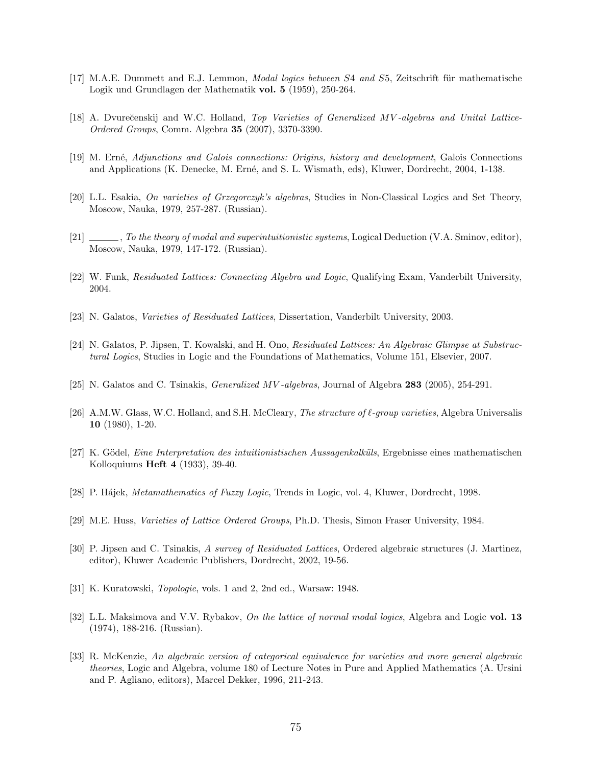[17] M.A.E. Dummett and E.J. Lemmon, *Modal logics between S4 and S5*, Zeitschrift für mathematische Logik und Grundlagen der Mathematik **vol. 5** (1959), 250-264.

[18] A. Dvurečenskij and W.C. Holland, *Top Varieties of Generalized MV-algebras and Unital Lattice-Ordered Groups*, Comm. Algebra **35** (2007), 3370-3390.

[19] M. Erné, *Adjunctions and Galois connections: Origins, history and development*, Galois Connections and Applications (K. Denecke, M. Erné, and S. L. Wismath, eds), Kluwer, Dordrecht, 2004, 1-138.

[20] L.L. Esakia, *On varieties of Grzegorczyk's algebras*, Studies in Non-Classical Logics and Set Theory, Moscow, Nauka, 1979, 257-287. (Russian).

[21] ______, *To the theory of modal and superintuitionistic systems*, Logical Deduction (V.A. Sminov, editor), Moscow, Nauka, 1979, 147-172. (Russian).

[22] W. Funk, *Residuated Lattices: Connecting Algebra and Logic*, Qualifying Exam, Vanderbilt University, 2004.

[23] N. Galatos, *Varieties of Residuated Lattices*, Dissertation, Vanderbilt University, 2003.

[24] N. Galatos, P. Jipsen, T. Kowalski, and H. Ono, *Residuated Lattices: An Algebraic Glimpse at Substructural Logics*, Studies in Logic and the Foundations of Mathematics, Volume 151, Elsevier, 2007.

[25] N. Galatos and C. Tsinakis, *Generalized MV-algebras*, Journal of Algebra **283** (2005), 254-291.

[26] A.M.W. Glass, W.C. Holland, and S.H. McCleary, *The structure of $\ell$-group varieties*, Algebra Universalis **10** (1980), 1-20.

[27] K. Gödel, *Eine Interpretation des intuitionistischen Aussagenkalküls*, Ergebnisse eines mathematischen Kolloquiums **Heft 4** (1933), 39-40.

[28] P. Hájek, *Metamathematics of Fuzzy Logic*, Trends in Logic, vol. 4, Kluwer, Dordrecht, 1998.

[29] M.E. Huss, *Varieties of Lattice Ordered Groups*, Ph.D. Thesis, Simon Fraser University, 1984.

[30] P. Jipsen and C. Tsinakis, *A survey of Residuated Lattices*, Ordered algebraic structures (J. Martinez, editor), Kluwer Academic Publishers, Dordrecht, 2002, 19-56.

[31] K. Kuratowski, *Topologie*, vols. 1 and 2, 2nd ed., Warsaw: 1948.

[32] L.L. Maksimova and V.V. Rybakov, *On the lattice of normal modal logics*, Algebra and Logic **vol. 13** (1974), 188-216. (Russian).

[33] R. McKenzie, *An algebraic version of categorical equivalence for varieties and more general algebraic theories*, Logic and Algebra, volume 180 of Lecture Notes in Pure and Applied Mathematics (A. Ursini and P. Agliano, editors), Marcel Dekker, 1996, 211-243.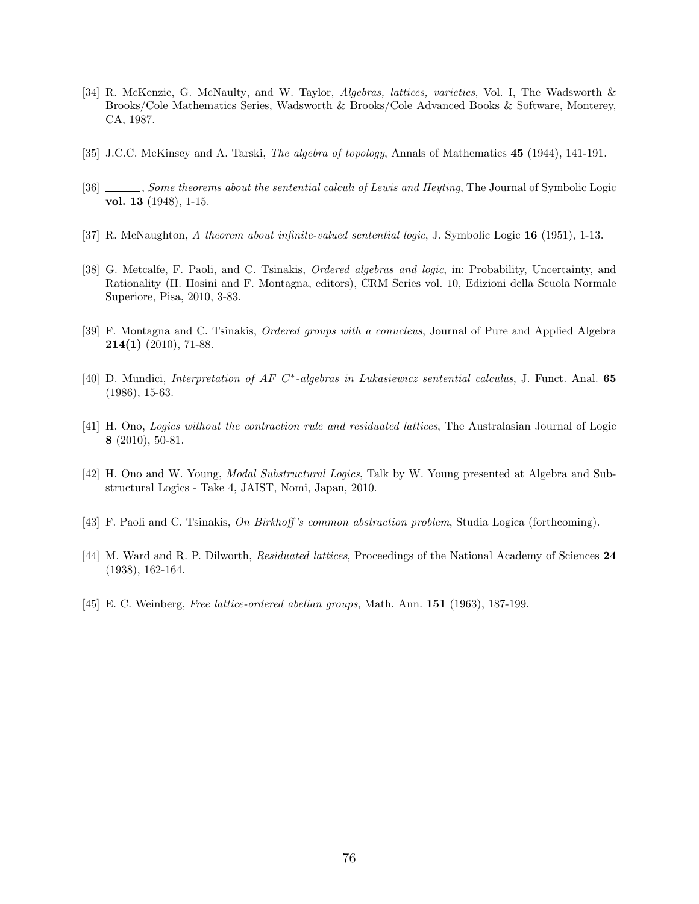[34] R. McKenzie, G. McNaulty, and W. Taylor, *Algebras, lattices, varieties*, Vol. I, The Wadsworth & Brooks/Cole Mathematics Series, Wadsworth & Brooks/Cole Advanced Books & Software, Monterey, CA, 1987.

[35] J.C.C. McKinsey and A. Tarski, *The algebra of topology*, Annals of Mathematics **45** (1944), 141-191.

[36] ______, *Some theorems about the sentential calculi of Lewis and Heyting*, The Journal of Symbolic Logic **vol. 13** (1948), 1-15.

[37] R. McNaughton, *A theorem about infinite-valued sentential logic*, J. Symbolic Logic **16** (1951), 1-13.

[38] G. Metcalfe, F. Paoli, and C. Tsinakis, *Ordered algebras and logic*, in: Probability, Uncertainty, and Rationality (H. Hosini and F. Montagna, editors), CRM Series vol. 10, Edizioni della Scuola Normale Superiore, Pisa, 2010, 3-83.

[39] F. Montagna and C. Tsinakis, *Ordered groups with a conucleus*, Journal of Pure and Applied Algebra **214(1)** (2010), 71-88.

[40] D. Mundici, *Interpretation of AF $C^*$-algebras in Lukasiewicz sentential calculus*, J. Funct. Anal. **65** (1986), 15-63.

[41] H. Ono, *Logics without the contraction rule and residuated lattices*, The Australasian Journal of Logic **8** (2010), 50-81.

[42] H. Ono and W. Young, *Modal Substructural Logics*, Talk by W. Young presented at Algebra and Substructural Logics - Take 4, JAIST, Nomi, Japan, 2010.

[43] F. Paoli and C. Tsinakis, *On Birkhoff's common abstraction problem*, Studia Logica (forthcoming).

[44] M. Ward and R. P. Dilworth, *Residuated lattices*, Proceedings of the National Academy of Sciences **24** (1938), 162-164.

[45] E. C. Weinberg, *Free lattice-ordered abelian groups*, Math. Ann. **151** (1963), 187-199.